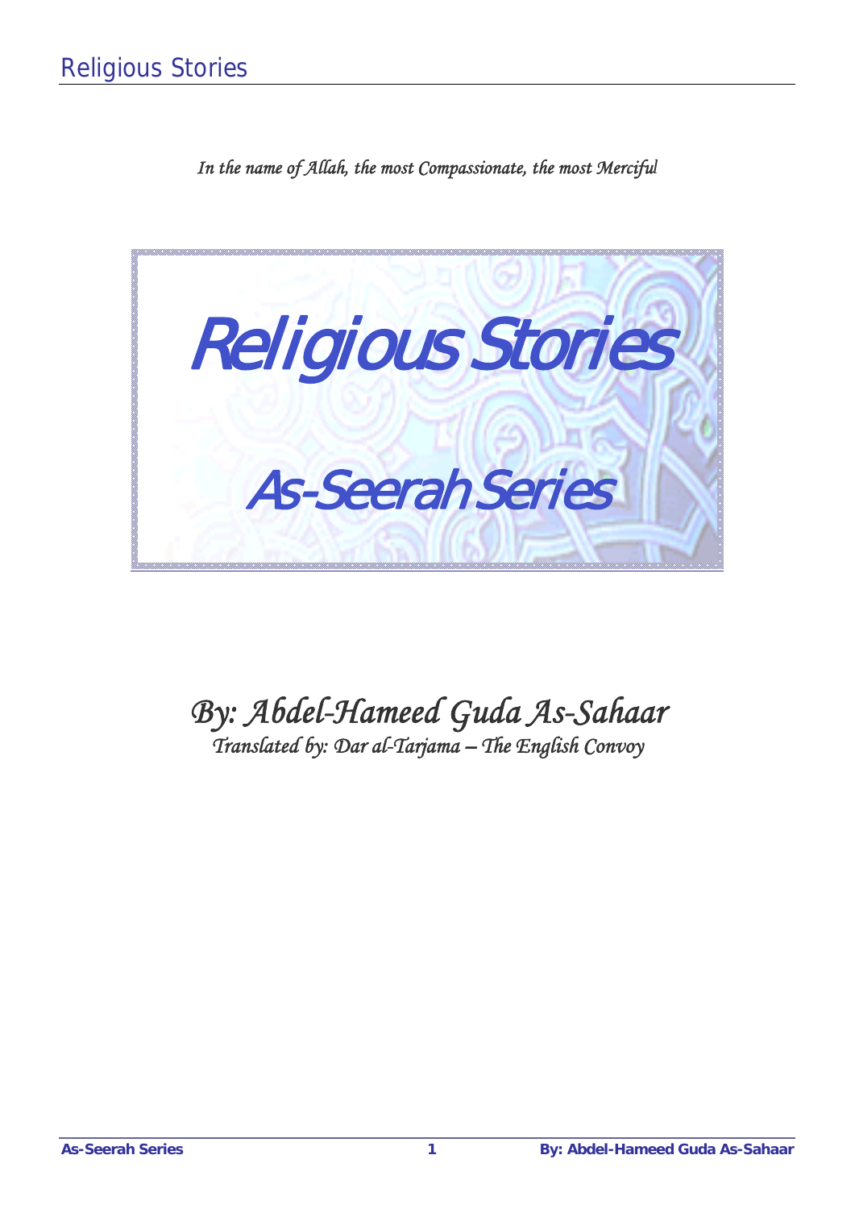*In the name of Allah, the most Compassionate, the most Merciful*

# Religious Stories

## As-Seerah Series

*By: Abdel-Hameed Guda As-Sahaar*

*Translated by: Dar al-Tarjama – The English Convoy*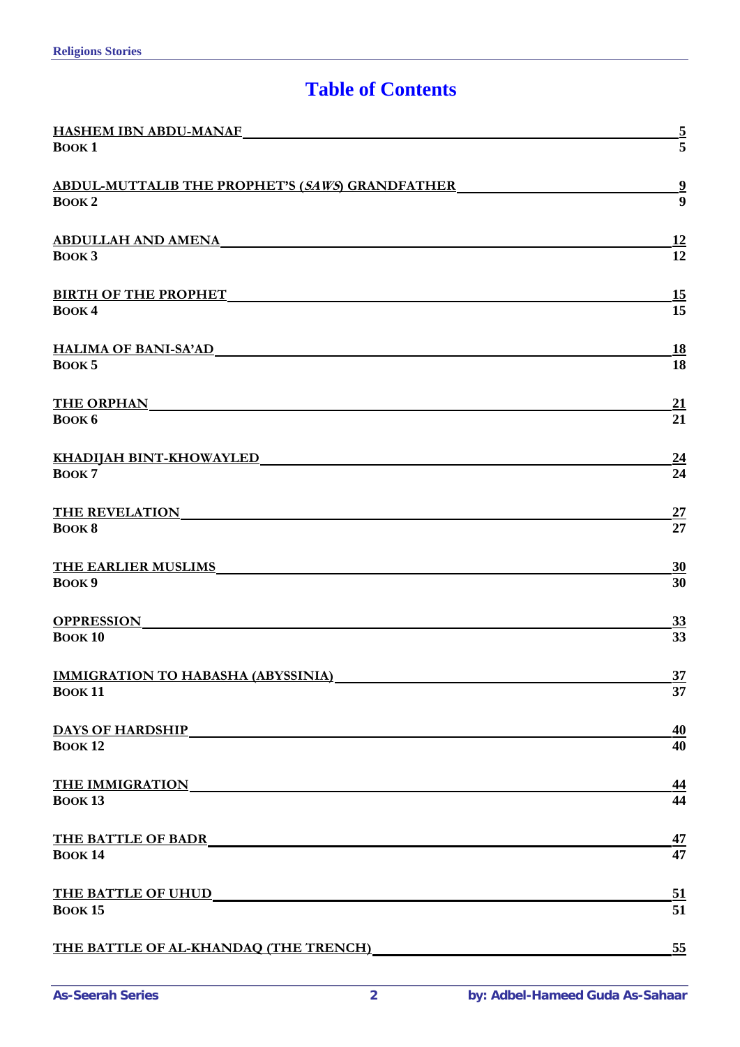# Table of Contents

**HASHEM IBN ABDU-MANAF** 5
**BOOK 1** 5

**ABDUL-MUTTALIB THE PROPHET'S (*SAWS*) GRANDFATHER** 9
**BOOK 2** 9

**ABDULLAH AND AMENA** 12
**BOOK 3** 12

**BIRTH OF THE PROPHET** 15
**BOOK 4** 15

**HALIMA OF BANI-SA'AD** 18
**BOOK 5** 18

**THE ORPHAN** 21
**BOOK 6** 21

**KHADIJAH BINT-KHOWAYLED** 24
**BOOK 7** 24

**THE REVELATION** 27
**BOOK 8** 27

**THE EARLIER MUSLIMS** 30
**BOOK 9** 30

**OPPRESSION** 33
**BOOK 10** 33

**IMMIGRATION TO HABASHA (ABYSSINIA)** 37
**BOOK 11** 37

**DAYS OF HARDSHIP** 40
**BOOK 12** 40

**THE IMMIGRATION** 44
**BOOK 13** 44

**THE BATTLE OF BADR** 47
**BOOK 14** 47

**THE BATTLE OF UHUD** 51
**BOOK 15** 51

**THE BATTLE OF AL-KHANDAQ (THE TRENCH)** 55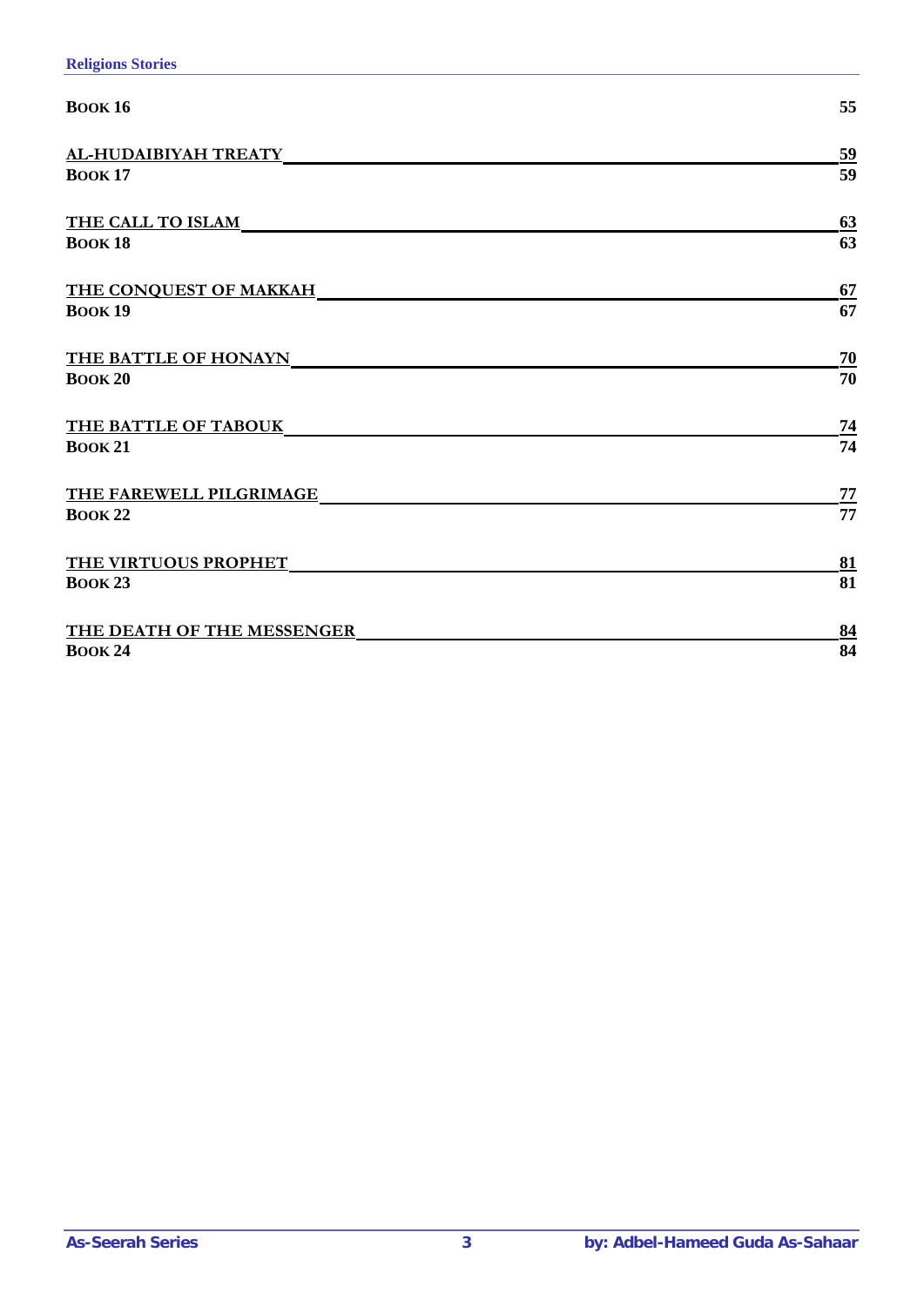**BOOK 16** 55

**AL-HUDAIBIYAH TREATY** 59
**BOOK 17** 59

**THE CALL TO ISLAM** 63
**BOOK 18** 63

**THE CONQUEST OF MAKKAH** 67
**BOOK 19** 67

**THE BATTLE OF HONAYN** 70
**BOOK 20** 70

**THE BATTLE OF TABOUK** 74
**BOOK 21** 74

**THE FAREWELL PILGRIMAGE** 77
**BOOK 22** 77

**THE VIRTUOUS PROPHET** 81
**BOOK 23** 81

**THE DEATH OF THE MESSENGER** 84
**BOOK 24** 84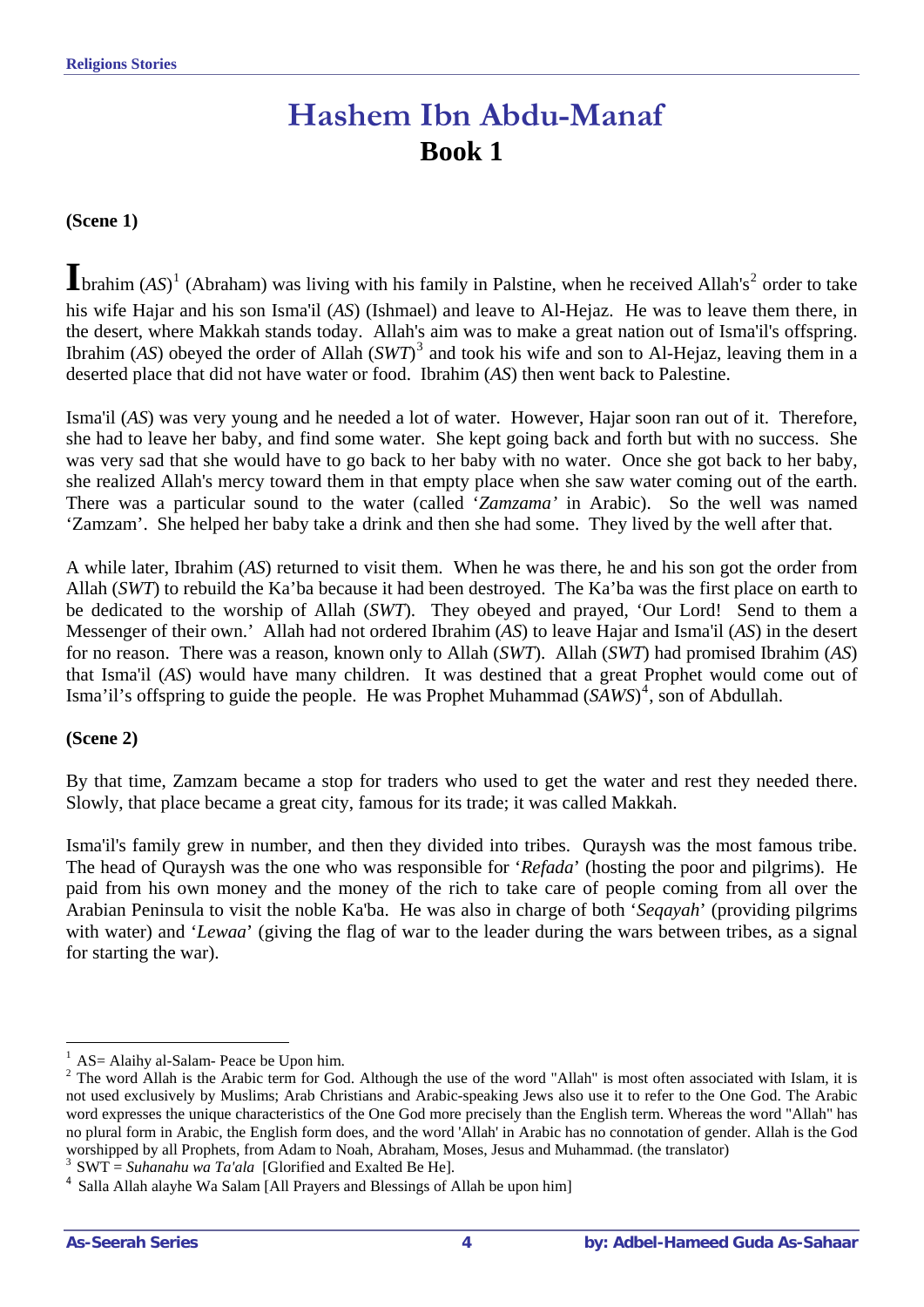# Hashem Ibn Abdu-Manaf

## Book 1

**(Scene 1)**

Ibrahim (*AS*)[1] (Abraham) was living with his family in Palstine, when he received Allah's[2] order to take his wife Hajar and his son Isma'il (*AS*) (Ishmael) and leave to Al-Hejaz. He was to leave them there, in the desert, where Makkah stands today. Allah's aim was to make a great nation out of Isma'il's offspring. Ibrahim (*AS*) obeyed the order of Allah (*SWT*)[3] and took his wife and son to Al-Hejaz, leaving them in a deserted place that did not have water or food. Ibrahim (*AS*) then went back to Palestine.

Isma'il (*AS*) was very young and he needed a lot of water. However, Hajar soon ran out of it. Therefore, she had to leave her baby, and find some water. She kept going back and forth but with no success. She was very sad that she would have to go back to her baby with no water. Once she got back to her baby, she realized Allah's mercy toward them in that empty place when she saw water coming out of the earth. There was a particular sound to the water (called '*Zamzama'* in Arabic). So the well was named 'Zamzam'. She helped her baby take a drink and then she had some. They lived by the well after that.

A while later, Ibrahim (*AS*) returned to visit them. When he was there, he and his son got the order from Allah (*SWT*) to rebuild the Ka'ba because it had been destroyed. The Ka'ba was the first place on earth to be dedicated to the worship of Allah (*SWT*). They obeyed and prayed, 'Our Lord! Send to them a Messenger of their own.' Allah had not ordered Ibrahim (*AS*) to leave Hajar and Isma'il (*AS*) in the desert for no reason. There was a reason, known only to Allah (*SWT*). Allah (*SWT*) had promised Ibrahim (*AS*) that Isma'il (*AS*) would have many children. It was destined that a great Prophet would come out of Isma'il's offspring to guide the people. He was Prophet Muhammad (*SAWS*)[4], son of Abdullah.

**(Scene 2)**

By that time, Zamzam became a stop for traders who used to get the water and rest they needed there. Slowly, that place became a great city, famous for its trade; it was called Makkah.

Isma'il's family grew in number, and then they divided into tribes. Quraysh was the most famous tribe. The head of Quraysh was the one who was responsible for '*Refada*' (hosting the poor and pilgrims). He paid from his own money and the money of the rich to take care of people coming from all over the Arabian Peninsula to visit the noble Ka'ba. He was also in charge of both '*Seqayah*' (providing pilgrims with water) and '*Lewaa*' (giving the flag of war to the leader during the wars between tribes, as a signal for starting the war).

---

[1] AS= Alaihy al-Salam- Peace be Upon him.

[2] The word Allah is the Arabic term for God. Although the use of the word "Allah" is most often associated with Islam, it is not used exclusively by Muslims; Arab Christians and Arabic-speaking Jews also use it to refer to the One God. The Arabic word expresses the unique characteristics of the One God more precisely than the English term. Whereas the word "Allah" has no plural form in Arabic, the English form does, and the word 'Allah' in Arabic has no connotation of gender. Allah is the God worshipped by all Prophets, from Adam to Noah, Abraham, Moses, Jesus and Muhammad. (the translator)

[3] SWT = *Suhanahu wa Ta'ala* [Glorified and Exalted Be He].

[4] Salla Allah alayhe Wa Salam [All Prayers and Blessings of Allah be upon him]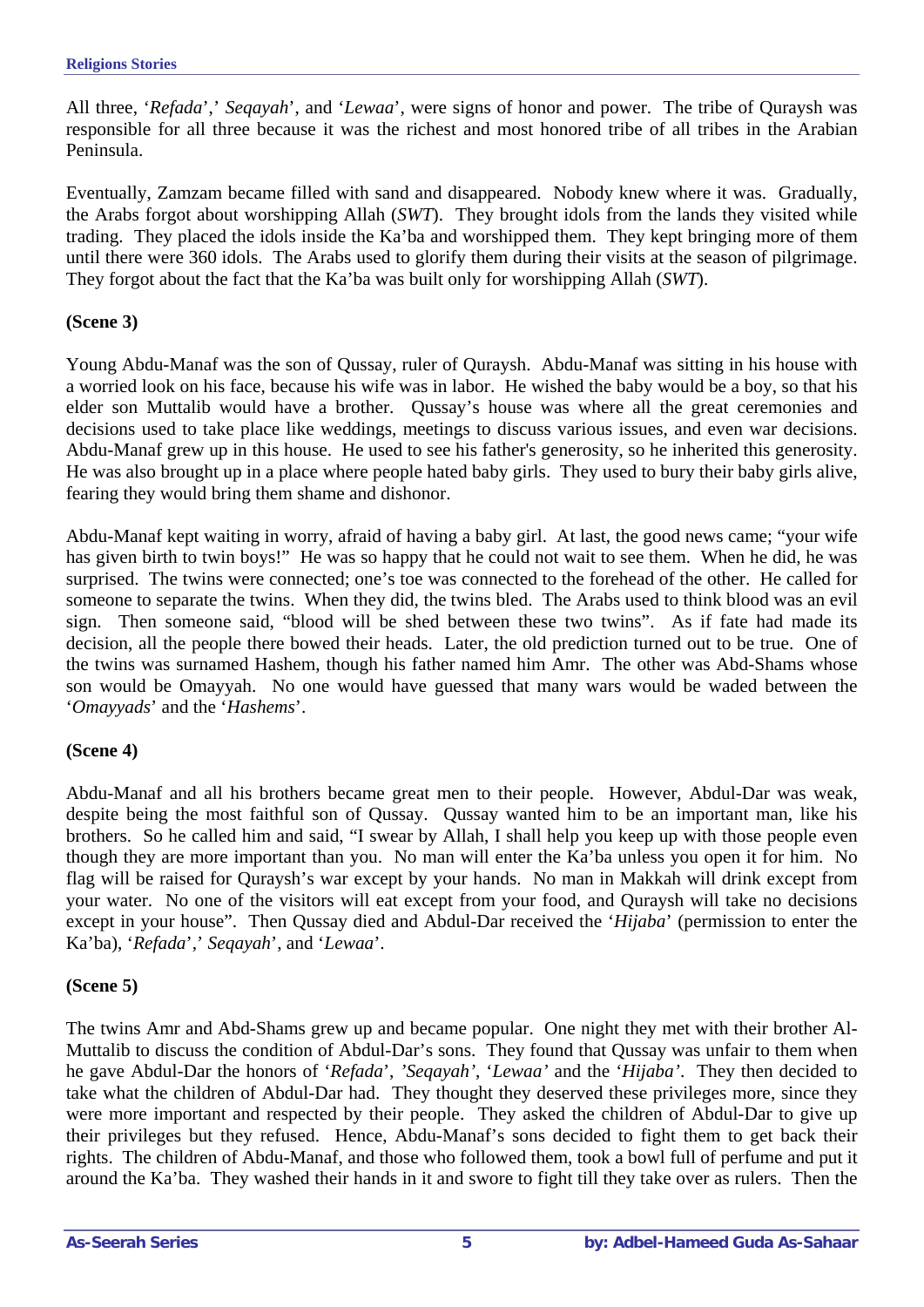All three, '*Refada*',' *Seqayah*', and '*Lewaa*', were signs of honor and power. The tribe of Quraysh was responsible for all three because it was the richest and most honored tribe of all tribes in the Arabian Peninsula.

Eventually, Zamzam became filled with sand and disappeared. Nobody knew where it was. Gradually, the Arabs forgot about worshipping Allah (*SWT*). They brought idols from the lands they visited while trading. They placed the idols inside the Ka'ba and worshipped them. They kept bringing more of them until there were 360 idols. The Arabs used to glorify them during their visits at the season of pilgrimage. They forgot about the fact that the Ka'ba was built only for worshipping Allah (*SWT*).

**(Scene 3)**

Young Abdu-Manaf was the son of Qussay, ruler of Quraysh. Abdu-Manaf was sitting in his house with a worried look on his face, because his wife was in labor. He wished the baby would be a boy, so that his elder son Muttalib would have a brother. Qussay's house was where all the great ceremonies and decisions used to take place like weddings, meetings to discuss various issues, and even war decisions. Abdu-Manaf grew up in this house. He used to see his father's generosity, so he inherited this generosity. He was also brought up in a place where people hated baby girls. They used to bury their baby girls alive, fearing they would bring them shame and dishonor.

Abdu-Manaf kept waiting in worry, afraid of having a baby girl. At last, the good news came; "your wife has given birth to twin boys!" He was so happy that he could not wait to see them. When he did, he was surprised. The twins were connected; one's toe was connected to the forehead of the other. He called for someone to separate the twins. When they did, the twins bled. The Arabs used to think blood was an evil sign. Then someone said, "blood will be shed between these two twins". As if fate had made its decision, all the people there bowed their heads. Later, the old prediction turned out to be true. One of the twins was surnamed Hashem, though his father named him Amr. The other was Abd-Shams whose son would be Omayyah. No one would have guessed that many wars would be waded between the '*Omayyads*' and the '*Hashems*'.

**(Scene 4)**

Abdu-Manaf and all his brothers became great men to their people. However, Abdul-Dar was weak, despite being the most faithful son of Qussay. Qussay wanted him to be an important man, like his brothers. So he called him and said, "I swear by Allah, I shall help you keep up with those people even though they are more important than you. No man will enter the Ka'ba unless you open it for him. No flag will be raised for Quraysh's war except by your hands. No man in Makkah will drink except from your water. No one of the visitors will eat except from your food, and Quraysh will take no decisions except in your house". Then Qussay died and Abdul-Dar received the '*Hijaba*' (permission to enter the Ka'ba), '*Refada*',' *Seqayah*', and '*Lewaa*'.

**(Scene 5)**

The twins Amr and Abd-Shams grew up and became popular. One night they met with their brother Al-Muttalib to discuss the condition of Abdul-Dar's sons. They found that Qussay was unfair to them when he gave Abdul-Dar the honors of '*Refada*', '*Seqayah*', '*Lewaa*' and the '*Hijaba*'. They then decided to take what the children of Abdul-Dar had. They thought they deserved these privileges more, since they were more important and respected by their people. They asked the children of Abdul-Dar to give up their privileges but they refused. Hence, Abdu-Manaf's sons decided to fight them to get back their rights. The children of Abdu-Manaf, and those who followed them, took a bowl full of perfume and put it around the Ka'ba. They washed their hands in it and swore to fight till they take over as rulers. Then the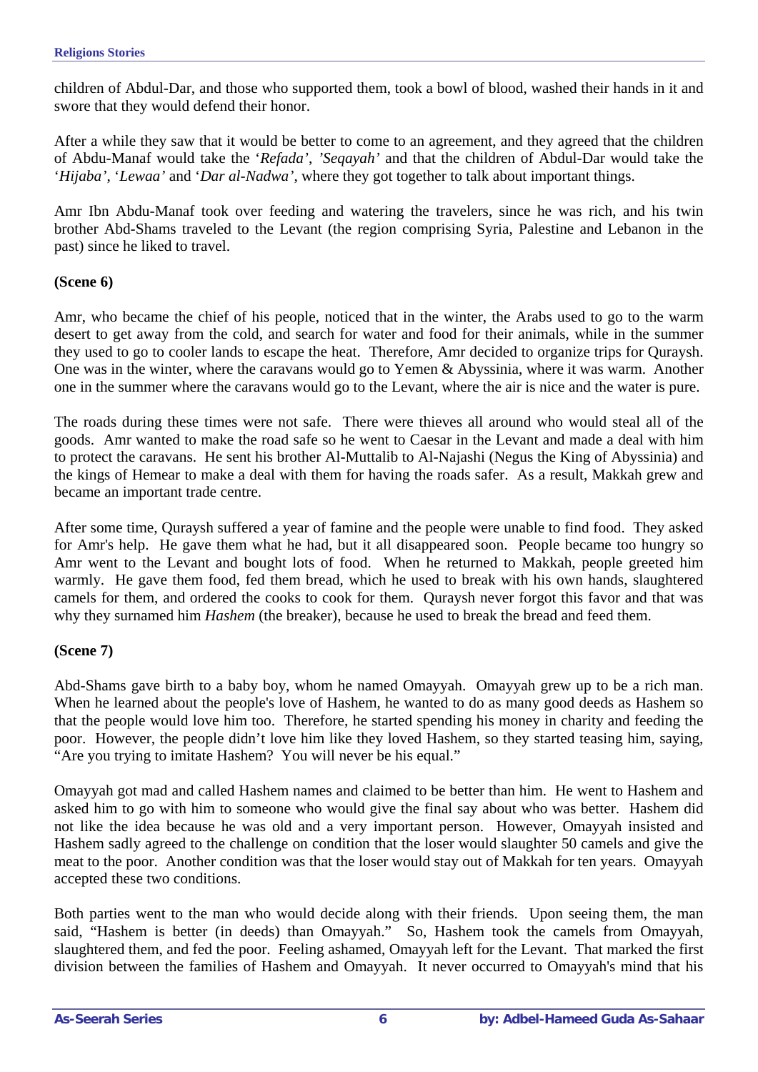children of Abdul-Dar, and those who supported them, took a bowl of blood, washed their hands in it and swore that they would defend their honor.

After a while they saw that it would be better to come to an agreement, and they agreed that the children of Abdu-Manaf would take the '*Refada'*, *'Seqayah'* and that the children of Abdul-Dar would take the '*Hijaba'*, '*Lewaa'* and '*Dar al-Nadwa'*, where they got together to talk about important things.

Amr Ibn Abdu-Manaf took over feeding and watering the travelers, since he was rich, and his twin brother Abd-Shams traveled to the Levant (the region comprising Syria, Palestine and Lebanon in the past) since he liked to travel.

**(Scene 6)**

Amr, who became the chief of his people, noticed that in the winter, the Arabs used to go to the warm desert to get away from the cold, and search for water and food for their animals, while in the summer they used to go to cooler lands to escape the heat. Therefore, Amr decided to organize trips for Quraysh. One was in the winter, where the caravans would go to Yemen & Abyssinia, where it was warm. Another one in the summer where the caravans would go to the Levant, where the air is nice and the water is pure.

The roads during these times were not safe. There were thieves all around who would steal all of the goods. Amr wanted to make the road safe so he went to Caesar in the Levant and made a deal with him to protect the caravans. He sent his brother Al-Muttalib to Al-Najashi (Negus the King of Abyssinia) and the kings of Hemear to make a deal with them for having the roads safer. As a result, Makkah grew and became an important trade centre.

After some time, Quraysh suffered a year of famine and the people were unable to find food. They asked for Amr's help. He gave them what he had, but it all disappeared soon. People became too hungry so Amr went to the Levant and bought lots of food. When he returned to Makkah, people greeted him warmly. He gave them food, fed them bread, which he used to break with his own hands, slaughtered camels for them, and ordered the cooks to cook for them. Quraysh never forgot this favor and that was why they surnamed him *Hashem* (the breaker), because he used to break the bread and feed them.

**(Scene 7)**

Abd-Shams gave birth to a baby boy, whom he named Omayyah. Omayyah grew up to be a rich man. When he learned about the people's love of Hashem, he wanted to do as many good deeds as Hashem so that the people would love him too. Therefore, he started spending his money in charity and feeding the poor. However, the people didn't love him like they loved Hashem, so they started teasing him, saying, "Are you trying to imitate Hashem? You will never be his equal."

Omayyah got mad and called Hashem names and claimed to be better than him. He went to Hashem and asked him to go with him to someone who would give the final say about who was better. Hashem did not like the idea because he was old and a very important person. However, Omayyah insisted and Hashem sadly agreed to the challenge on condition that the loser would slaughter 50 camels and give the meat to the poor. Another condition was that the loser would stay out of Makkah for ten years. Omayyah accepted these two conditions.

Both parties went to the man who would decide along with their friends. Upon seeing them, the man said, "Hashem is better (in deeds) than Omayyah." So, Hashem took the camels from Omayyah, slaughtered them, and fed the poor. Feeling ashamed, Omayyah left for the Levant. That marked the first division between the families of Hashem and Omayyah. It never occurred to Omayyah's mind that his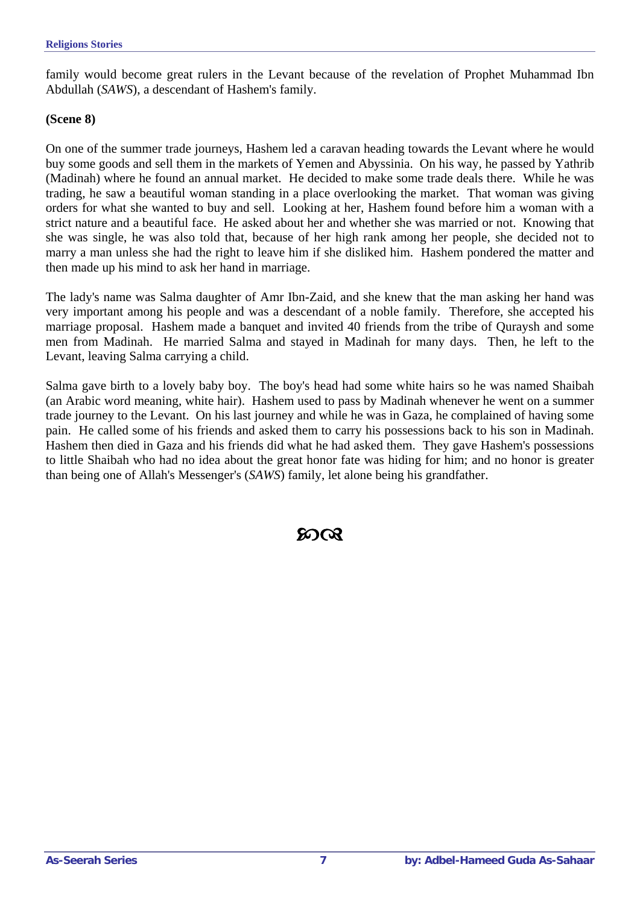family would become great rulers in the Levant because of the revelation of Prophet Muhammad Ibn Abdullah (*SAWS*), a descendant of Hashem's family.

**(Scene 8)**

On one of the summer trade journeys, Hashem led a caravan heading towards the Levant where he would buy some goods and sell them in the markets of Yemen and Abyssinia. On his way, he passed by Yathrib (Madinah) where he found an annual market. He decided to make some trade deals there. While he was trading, he saw a beautiful woman standing in a place overlooking the market. That woman was giving orders for what she wanted to buy and sell. Looking at her, Hashem found before him a woman with a strict nature and a beautiful face. He asked about her and whether she was married or not. Knowing that she was single, he was also told that, because of her high rank among her people, she decided not to marry a man unless she had the right to leave him if she disliked him. Hashem pondered the matter and then made up his mind to ask her hand in marriage.

The lady's name was Salma daughter of Amr Ibn-Zaid, and she knew that the man asking her hand was very important among his people and was a descendant of a noble family. Therefore, she accepted his marriage proposal. Hashem made a banquet and invited 40 friends from the tribe of Quraysh and some men from Madinah. He married Salma and stayed in Madinah for many days. Then, he left to the Levant, leaving Salma carrying a child.

Salma gave birth to a lovely baby boy. The boy's head had some white hairs so he was named Shaibah (an Arabic word meaning, white hair). Hashem used to pass by Madinah whenever he went on a summer trade journey to the Levant. On his last journey and while he was in Gaza, he complained of having some pain. He called some of his friends and asked them to carry his possessions back to his son in Madinah. Hashem then died in Gaza and his friends did what he had asked them. They gave Hashem's possessions to little Shaibah who had no idea about the great honor fate was hiding for him; and no honor is greater than being one of Allah's Messenger's (*SAWS*) family, let alone being his grandfather.

❧☙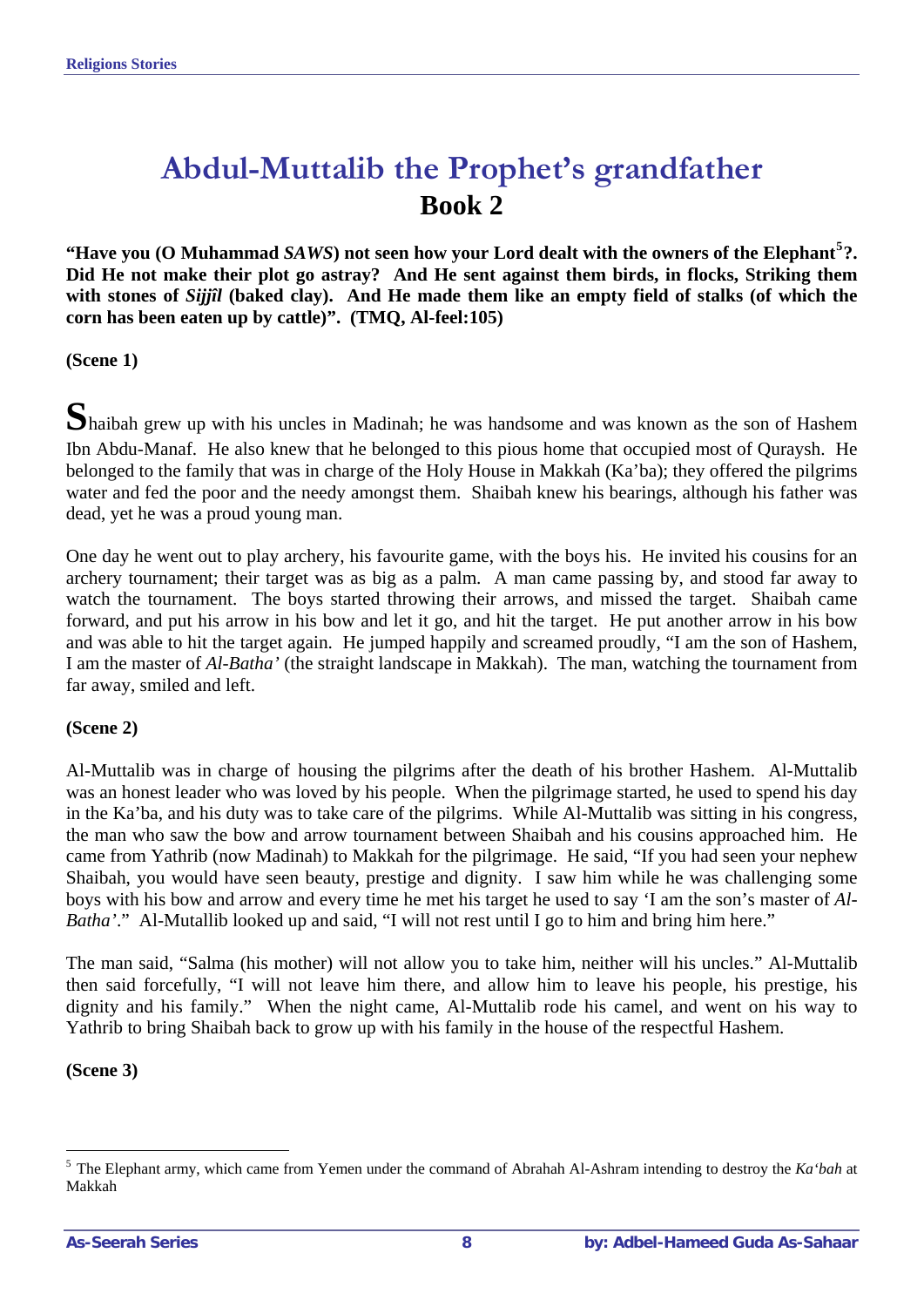# Abdul-Muttalib the Prophet's grandfather

## Book 2

**"Have you (O Muhammad *SAWS*) not seen how your Lord dealt with the owners of the Elephant[5]?. Did He not make their plot go astray? And He sent against them birds, in flocks, Striking them with stones of *Sijjîl* (baked clay). And He made them like an empty field of stalks (of which the corn has been eaten up by cattle)". (TMQ, Al-feel:105)**

**(Scene 1)**

Shaibah grew up with his uncles in Madinah; he was handsome and was known as the son of Hashem Ibn Abdu-Manaf. He also knew that he belonged to this pious home that occupied most of Quraysh. He belonged to the family that was in charge of the Holy House in Makkah (Ka'ba); they offered the pilgrims water and fed the poor and the needy amongst them. Shaibah knew his bearings, although his father was dead, yet he was a proud young man.

One day he went out to play archery, his favourite game, with the boys his. He invited his cousins for an archery tournament; their target was as big as a palm. A man came passing by, and stood far away to watch the tournament. The boys started throwing their arrows, and missed the target. Shaibah came forward, and put his arrow in his bow and let it go, and hit the target. He put another arrow in his bow and was able to hit the target again. He jumped happily and screamed proudly, "I am the son of Hashem, I am the master of *Al-Batha'* (the straight landscape in Makkah). The man, watching the tournament from far away, smiled and left.

**(Scene 2)**

Al-Muttalib was in charge of housing the pilgrims after the death of his brother Hashem. Al-Muttalib was an honest leader who was loved by his people. When the pilgrimage started, he used to spend his day in the Ka'ba, and his duty was to take care of the pilgrims. While Al-Muttalib was sitting in his congress, the man who saw the bow and arrow tournament between Shaibah and his cousins approached him. He came from Yathrib (now Madinah) to Makkah for the pilgrimage. He said, "If you had seen your nephew Shaibah, you would have seen beauty, prestige and dignity. I saw him while he was challenging some boys with his bow and arrow and every time he met his target he used to say 'I am the son's master of *Al-Batha'*'." Al-Mutallib looked up and said, "I will not rest until I go to him and bring him here."

The man said, "Salma (his mother) will not allow you to take him, neither will his uncles." Al-Muttalib then said forcefully, "I will not leave him there, and allow him to leave his people, his prestige, his dignity and his family." When the night came, Al-Muttalib rode his camel, and went on his way to Yathrib to bring Shaibah back to grow up with his family in the house of the respectful Hashem.

**(Scene 3)**

---

[5] The Elephant army, which came from Yemen under the command of Abrahah Al-Ashram intending to destroy the *Ka'bah* at Makkah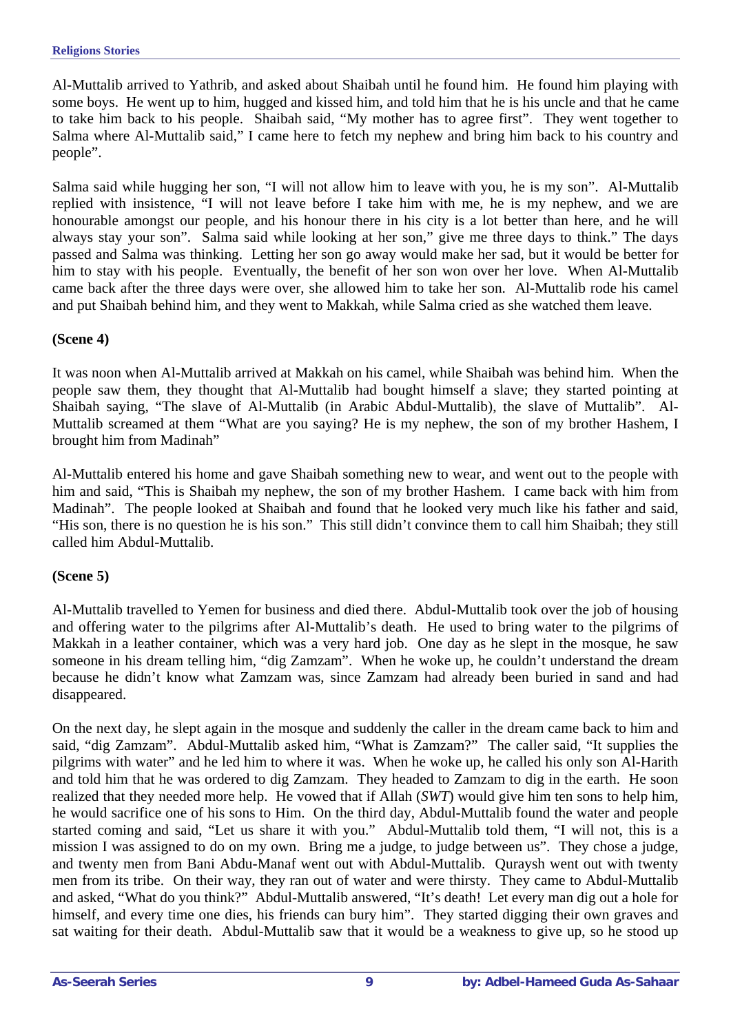Al-Muttalib arrived to Yathrib, and asked about Shaibah until he found him. He found him playing with some boys. He went up to him, hugged and kissed him, and told him that he is his uncle and that he came to take him back to his people. Shaibah said, "My mother has to agree first". They went together to Salma where Al-Muttalib said," I came here to fetch my nephew and bring him back to his country and people".

Salma said while hugging her son, "I will not allow him to leave with you, he is my son". Al-Muttalib replied with insistence, "I will not leave before I take him with me, he is my nephew, and we are honourable amongst our people, and his honour there in his city is a lot better than here, and he will always stay your son". Salma said while looking at her son," give me three days to think." The days passed and Salma was thinking. Letting her son go away would make her sad, but it would be better for him to stay with his people. Eventually, the benefit of her son won over her love. When Al-Muttalib came back after the three days were over, she allowed him to take her son. Al-Muttalib rode his camel and put Shaibah behind him, and they went to Makkah, while Salma cried as she watched them leave.

**(Scene 4)**

It was noon when Al-Muttalib arrived at Makkah on his camel, while Shaibah was behind him. When the people saw them, they thought that Al-Muttalib had bought himself a slave; they started pointing at Shaibah saying, "The slave of Al-Muttalib (in Arabic Abdul-Muttalib), the slave of Muttalib". Al-Muttalib screamed at them "What are you saying? He is my nephew, the son of my brother Hashem, I brought him from Madinah"

Al-Muttalib entered his home and gave Shaibah something new to wear, and went out to the people with him and said, "This is Shaibah my nephew, the son of my brother Hashem. I came back with him from Madinah". The people looked at Shaibah and found that he looked very much like his father and said, "His son, there is no question he is his son." This still didn't convince them to call him Shaibah; they still called him Abdul-Muttalib.

**(Scene 5)**

Al-Muttalib travelled to Yemen for business and died there. Abdul-Muttalib took over the job of housing and offering water to the pilgrims after Al-Muttalib's death. He used to bring water to the pilgrims of Makkah in a leather container, which was a very hard job. One day as he slept in the mosque, he saw someone in his dream telling him, "dig Zamzam". When he woke up, he couldn't understand the dream because he didn't know what Zamzam was, since Zamzam had already been buried in sand and had disappeared.

On the next day, he slept again in the mosque and suddenly the caller in the dream came back to him and said, "dig Zamzam". Abdul-Muttalib asked him, "What is Zamzam?" The caller said, "It supplies the pilgrims with water" and he led him to where it was. When he woke up, he called his only son Al-Harith and told him that he was ordered to dig Zamzam. They headed to Zamzam to dig in the earth. He soon realized that they needed more help. He vowed that if Allah (*SWT*) would give him ten sons to help him, he would sacrifice one of his sons to Him. On the third day, Abdul-Muttalib found the water and people started coming and said, "Let us share it with you." Abdul-Muttalib told them, "I will not, this is a mission I was assigned to do on my own. Bring me a judge, to judge between us". They chose a judge, and twenty men from Bani Abdu-Manaf went out with Abdul-Muttalib. Quraysh went out with twenty men from its tribe. On their way, they ran out of water and were thirsty. They came to Abdul-Muttalib and asked, "What do you think?" Abdul-Muttalib answered, "It's death! Let every man dig out a hole for himself, and every time one dies, his friends can bury him". They started digging their own graves and sat waiting for their death. Abdul-Muttalib saw that it would be a weakness to give up, so he stood up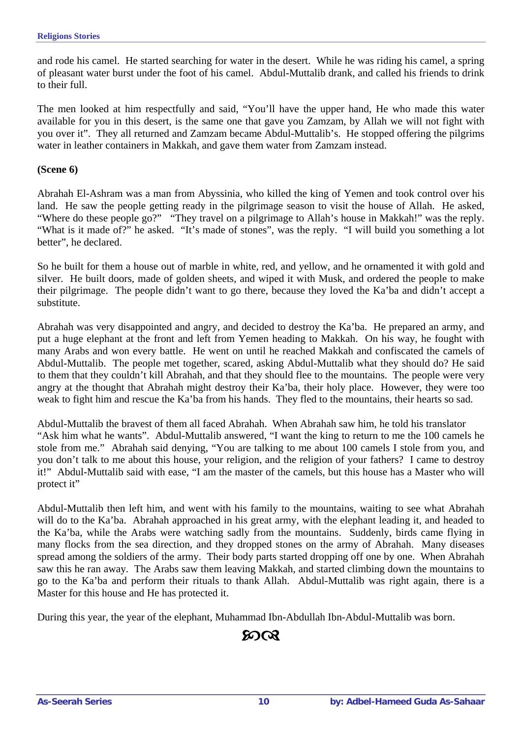and rode his camel. He started searching for water in the desert. While he was riding his camel, a spring of pleasant water burst under the foot of his camel. Abdul-Muttalib drank, and called his friends to drink to their full.

The men looked at him respectfully and said, “You’ll have the upper hand, He who made this water available for you in this desert, is the same one that gave you Zamzam, by Allah we will not fight with you over it”. They all returned and Zamzam became Abdul-Muttalib’s. He stopped offering the pilgrims water in leather containers in Makkah, and gave them water from Zamzam instead.

**(Scene 6)**

Abrahah El-Ashram was a man from Abyssinia, who killed the king of Yemen and took control over his land. He saw the people getting ready in the pilgrimage season to visit the house of Allah. He asked, “Where do these people go?” “They travel on a pilgrimage to Allah’s house in Makkah!” was the reply. “What is it made of?” he asked. “It’s made of stones”, was the reply. “I will build you something a lot better”, he declared.

So he built for them a house out of marble in white, red, and yellow, and he ornamented it with gold and silver. He built doors, made of golden sheets, and wiped it with Musk, and ordered the people to make their pilgrimage. The people didn’t want to go there, because they loved the Ka’ba and didn’t accept a substitute.

Abrahah was very disappointed and angry, and decided to destroy the Ka’ba. He prepared an army, and put a huge elephant at the front and left from Yemen heading to Makkah. On his way, he fought with many Arabs and won every battle. He went on until he reached Makkah and confiscated the camels of Abdul-Muttalib. The people met together, scared, asking Abdul-Muttalib what they should do? He said to them that they couldn’t kill Abrahah, and that they should flee to the mountains. The people were very angry at the thought that Abrahah might destroy their Ka’ba, their holy place. However, they were too weak to fight him and rescue the Ka’ba from his hands. They fled to the mountains, their hearts so sad.

Abdul-Muttalib the bravest of them all faced Abrahah. When Abrahah saw him, he told his translator “Ask him what he wants”. Abdul-Muttalib answered, “I want the king to return to me the 100 camels he stole from me.” Abrahah said denying, “You are talking to me about 100 camels I stole from you, and you don’t talk to me about this house, your religion, and the religion of your fathers? I came to destroy it!” Abdul-Muttalib said with ease, “I am the master of the camels, but this house has a Master who will protect it”

Abdul-Muttalib then left him, and went with his family to the mountains, waiting to see what Abrahah will do to the Ka’ba. Abrahah approached in his great army, with the elephant leading it, and headed to the Ka’ba, while the Arabs were watching sadly from the mountains. Suddenly, birds came flying in many flocks from the sea direction, and they dropped stones on the army of Abrahah. Many diseases spread among the soldiers of the army. Their body parts started dropping off one by one. When Abrahah saw this he ran away. The Arabs saw them leaving Makkah, and started climbing down the mountains to go to the Ka’ba and perform their rituals to thank Allah. Abdul-Muttalib was right again, there is a Master for this house and He has protected it.

During this year, the year of the elephant, Muhammad Ibn-Abdullah Ibn-Abdul-Muttalib was born.

꧁꧂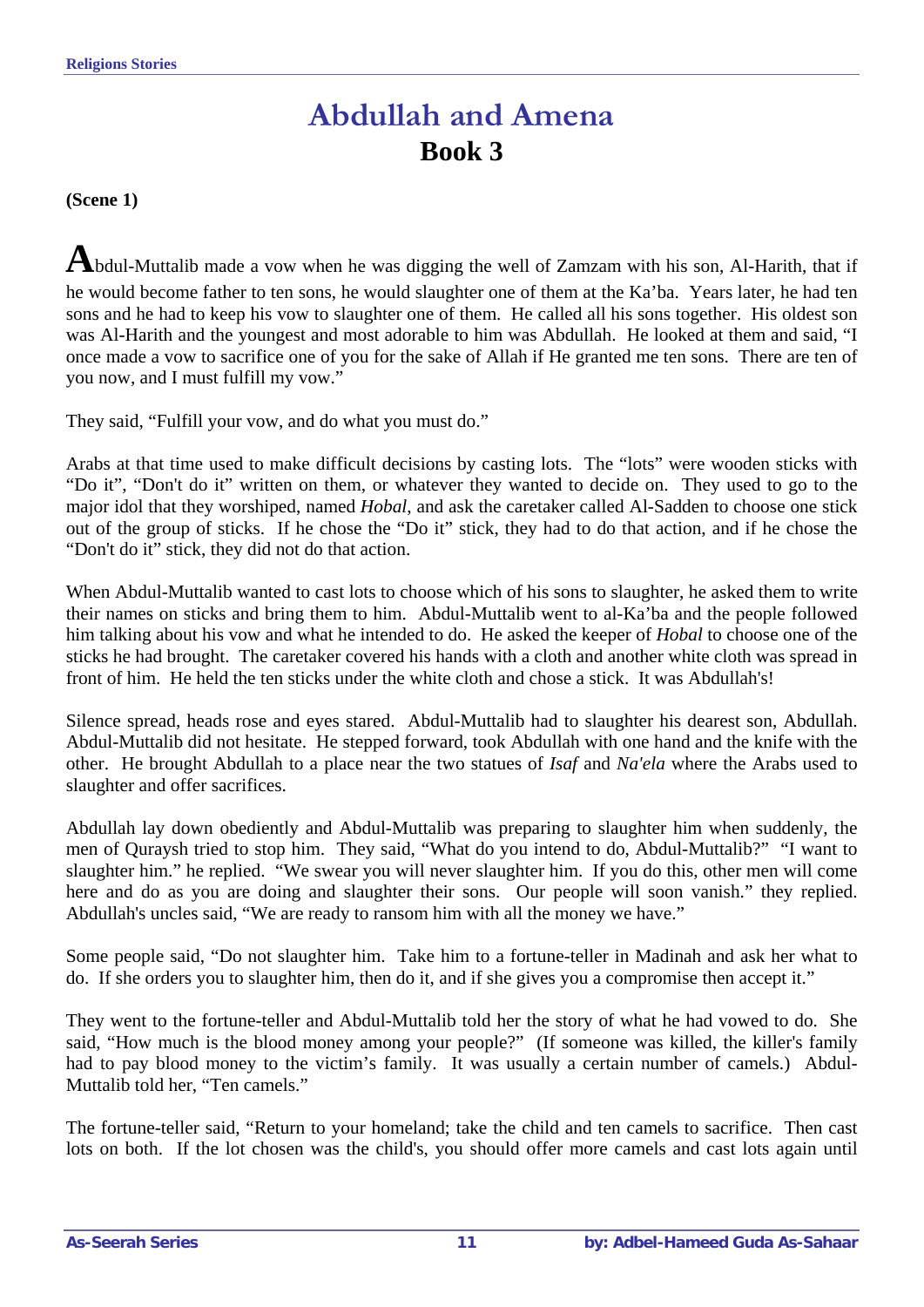# Abdullah and Amena

## Book 3

**(Scene 1)**

Abdul-Muttalib made a vow when he was digging the well of Zamzam with his son, Al-Harith, that if he would become father to ten sons, he would slaughter one of them at the Ka'ba. Years later, he had ten sons and he had to keep his vow to slaughter one of them. He called all his sons together. His oldest son was Al-Harith and the youngest and most adorable to him was Abdullah. He looked at them and said, "I once made a vow to sacrifice one of you for the sake of Allah if He granted me ten sons. There are ten of you now, and I must fulfill my vow."

They said, "Fulfill your vow, and do what you must do."

Arabs at that time used to make difficult decisions by casting lots. The "lots" were wooden sticks with "Do it", "Don't do it" written on them, or whatever they wanted to decide on. They used to go to the major idol that they worshiped, named *Hobal*, and ask the caretaker called Al-Sadden to choose one stick out of the group of sticks. If he chose the "Do it" stick, they had to do that action, and if he chose the "Don't do it" stick, they did not do that action.

When Abdul-Muttalib wanted to cast lots to choose which of his sons to slaughter, he asked them to write their names on sticks and bring them to him. Abdul-Muttalib went to al-Ka'ba and the people followed him talking about his vow and what he intended to do. He asked the keeper of *Hobal* to choose one of the sticks he had brought. The caretaker covered his hands with a cloth and another white cloth was spread in front of him. He held the ten sticks under the white cloth and chose a stick. It was Abdullah's!

Silence spread, heads rose and eyes stared. Abdul-Muttalib had to slaughter his dearest son, Abdullah. Abdul-Muttalib did not hesitate. He stepped forward, took Abdullah with one hand and the knife with the other. He brought Abdullah to a place near the two statues of *Isaf* and *Na'ela* where the Arabs used to slaughter and offer sacrifices.

Abdullah lay down obediently and Abdul-Muttalib was preparing to slaughter him when suddenly, the men of Quraysh tried to stop him. They said, "What do you intend to do, Abdul-Muttalib?" "I want to slaughter him." he replied. "We swear you will never slaughter him. If you do this, other men will come here and do as you are doing and slaughter their sons. Our people will soon vanish." they replied. Abdullah's uncles said, "We are ready to ransom him with all the money we have."

Some people said, "Do not slaughter him. Take him to a fortune-teller in Madinah and ask her what to do. If she orders you to slaughter him, then do it, and if she gives you a compromise then accept it."

They went to the fortune-teller and Abdul-Muttalib told her the story of what he had vowed to do. She said, "How much is the blood money among your people?" (If someone was killed, the killer's family had to pay blood money to the victim's family. It was usually a certain number of camels.) Abdul-Muttalib told her, "Ten camels."

The fortune-teller said, "Return to your homeland; take the child and ten camels to sacrifice. Then cast lots on both. If the lot chosen was the child's, you should offer more camels and cast lots again until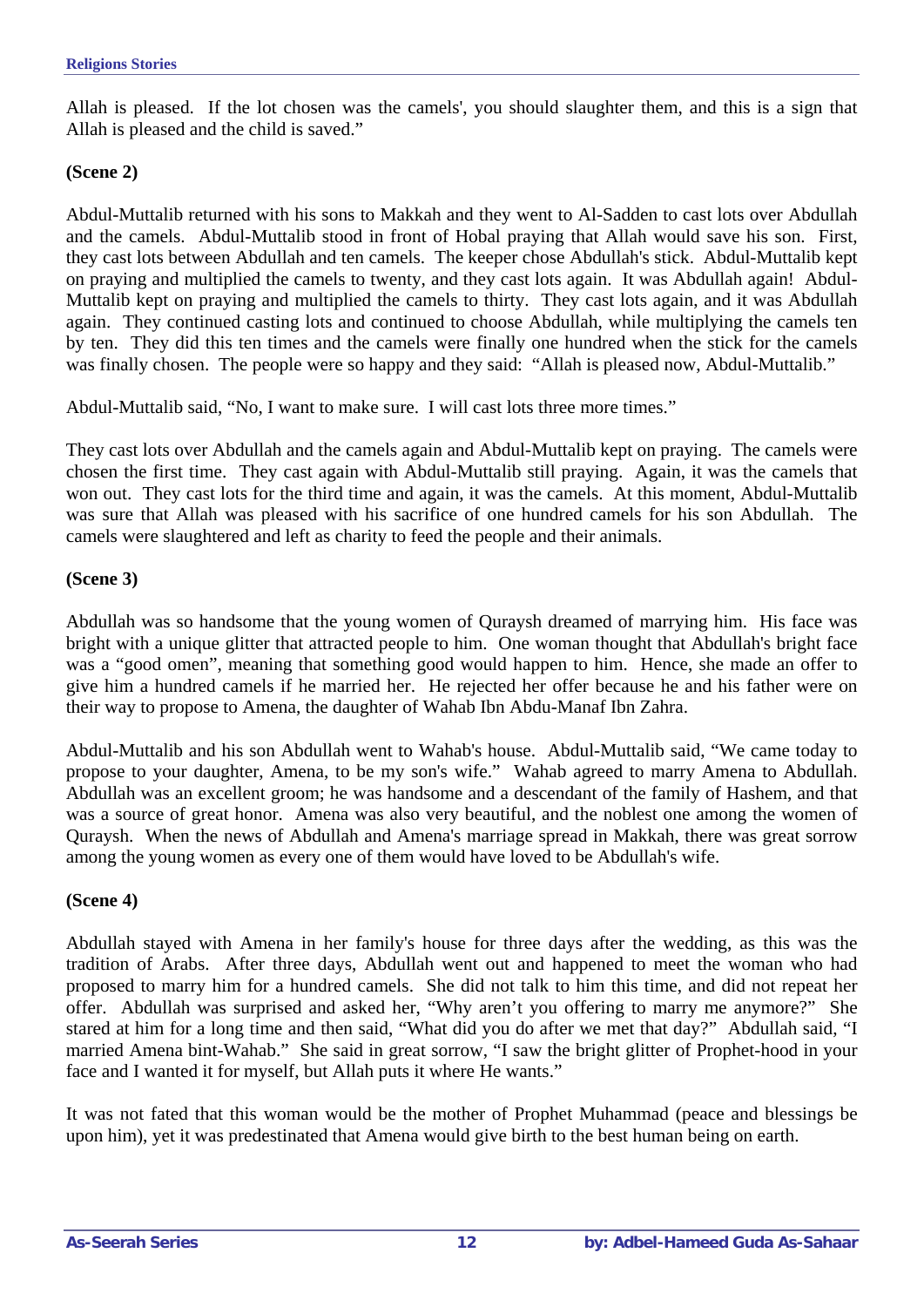Allah is pleased. If the lot chosen was the camels', you should slaughter them, and this is a sign that Allah is pleased and the child is saved."

**(Scene 2)**

Abdul-Muttalib returned with his sons to Makkah and they went to Al-Sadden to cast lots over Abdullah and the camels. Abdul-Muttalib stood in front of Hobal praying that Allah would save his son. First, they cast lots between Abdullah and ten camels. The keeper chose Abdullah's stick. Abdul-Muttalib kept on praying and multiplied the camels to twenty, and they cast lots again. It was Abdullah again! Abdul-Muttalib kept on praying and multiplied the camels to thirty. They cast lots again, and it was Abdullah again. They continued casting lots and continued to choose Abdullah, while multiplying the camels ten by ten. They did this ten times and the camels were finally one hundred when the stick for the camels was finally chosen. The people were so happy and they said: "Allah is pleased now, Abdul-Muttalib."

Abdul-Muttalib said, "No, I want to make sure. I will cast lots three more times."

They cast lots over Abdullah and the camels again and Abdul-Muttalib kept on praying. The camels were chosen the first time. They cast again with Abdul-Muttalib still praying. Again, it was the camels that won out. They cast lots for the third time and again, it was the camels. At this moment, Abdul-Muttalib was sure that Allah was pleased with his sacrifice of one hundred camels for his son Abdullah. The camels were slaughtered and left as charity to feed the people and their animals.

**(Scene 3)**

Abdullah was so handsome that the young women of Quraysh dreamed of marrying him. His face was bright with a unique glitter that attracted people to him. One woman thought that Abdullah's bright face was a "good omen", meaning that something good would happen to him. Hence, she made an offer to give him a hundred camels if he married her. He rejected her offer because he and his father were on their way to propose to Amena, the daughter of Wahab Ibn Abdu-Manaf Ibn Zahra.

Abdul-Muttalib and his son Abdullah went to Wahab's house. Abdul-Muttalib said, "We came today to propose to your daughter, Amena, to be my son's wife." Wahab agreed to marry Amena to Abdullah. Abdullah was an excellent groom; he was handsome and a descendant of the family of Hashem, and that was a source of great honor. Amena was also very beautiful, and the noblest one among the women of Quraysh. When the news of Abdullah and Amena's marriage spread in Makkah, there was great sorrow among the young women as every one of them would have loved to be Abdullah's wife.

**(Scene 4)**

Abdullah stayed with Amena in her family's house for three days after the wedding, as this was the tradition of Arabs. After three days, Abdullah went out and happened to meet the woman who had proposed to marry him for a hundred camels. She did not talk to him this time, and did not repeat her offer. Abdullah was surprised and asked her, "Why aren't you offering to marry me anymore?" She stared at him for a long time and then said, "What did you do after we met that day?" Abdullah said, "I married Amena bint-Wahab." She said in great sorrow, "I saw the bright glitter of Prophet-hood in your face and I wanted it for myself, but Allah puts it where He wants."

It was not fated that this woman would be the mother of Prophet Muhammad (peace and blessings be upon him), yet it was predestinated that Amena would give birth to the best human being on earth.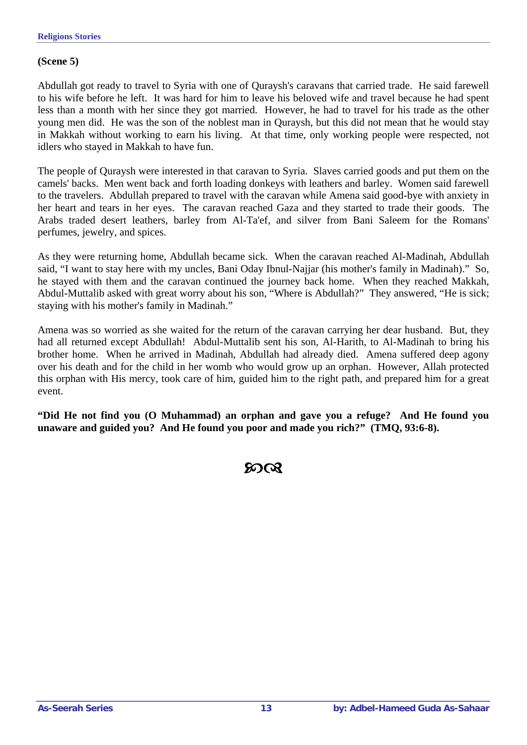**(Scene 5)**

Abdullah got ready to travel to Syria with one of Quraysh's caravans that carried trade. He said farewell to his wife before he left. It was hard for him to leave his beloved wife and travel because he had spent less than a month with her since they got married. However, he had to travel for his trade as the other young men did. He was the son of the noblest man in Quraysh, but this did not mean that he would stay in Makkah without working to earn his living. At that time, only working people were respected, not idlers who stayed in Makkah to have fun.

The people of Quraysh were interested in that caravan to Syria. Slaves carried goods and put them on the camels' backs. Men went back and forth loading donkeys with leathers and barley. Women said farewell to the travelers. Abdullah prepared to travel with the caravan while Amena said good-bye with anxiety in her heart and tears in her eyes. The caravan reached Gaza and they started to trade their goods. The Arabs traded desert leathers, barley from Al-Ta'ef, and silver from Bani Saleem for the Romans' perfumes, jewelry, and spices.

As they were returning home, Abdullah became sick. When the caravan reached Al-Madinah, Abdullah said, "I want to stay here with my uncles, Bani Oday Ibnul-Najjar (his mother's family in Madinah)." So, he stayed with them and the caravan continued the journey back home. When they reached Makkah, Abdul-Muttalib asked with great worry about his son, "Where is Abdullah?" They answered, "He is sick; staying with his mother's family in Madinah."

Amena was so worried as she waited for the return of the caravan carrying her dear husband. But, they had all returned except Abdullah! Abdul-Muttalib sent his son, Al-Harith, to Al-Madinah to bring his brother home. When he arrived in Madinah, Abdullah had already died. Amena suffered deep agony over his death and for the child in her womb who would grow up an orphan. However, Allah protected this orphan with His mercy, took care of him, guided him to the right path, and prepared him for a great event.

**"Did He not find you (O Muhammad) an orphan and gave you a refuge? And He found you unaware and guided you? And He found you poor and made you rich?" (TMQ, 93:6-8).**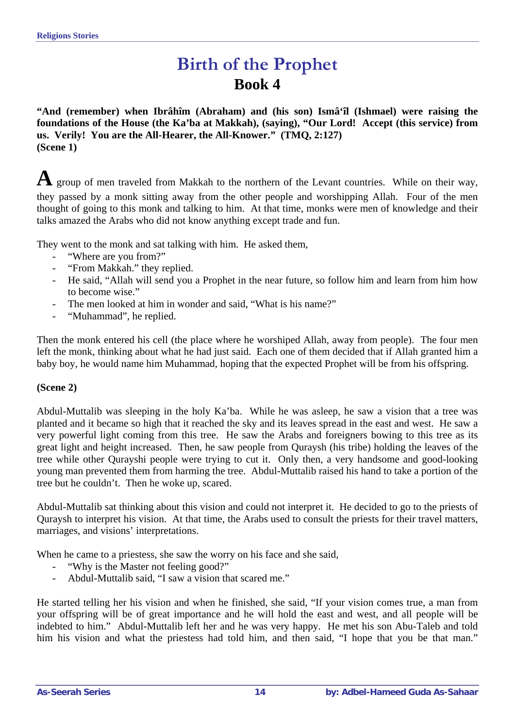# Birth of the Prophet

## Book 4

**"And (remember) when Ibrâhîm (Abraham) and (his son) Ismâ'îl (Ishmael) were raising the foundations of the House (the Ka'ba at Makkah), (saying), "Our Lord! Accept (this service) from us. Verily! You are the All-Hearer, the All-Knower." (TMQ, 2:127)**
**(Scene 1)**

A group of men traveled from Makkah to the northern of the Levant countries. While on their way, they passed by a monk sitting away from the other people and worshipping Allah. Four of the men thought of going to this monk and talking to him. At that time, monks were men of knowledge and their talks amazed the Arabs who did not know anything except trade and fun.

They went to the monk and sat talking with him. He asked them,

- "Where are you from?"
- "From Makkah." they replied.
- He said, "Allah will send you a Prophet in the near future, so follow him and learn from him how to become wise."
- The men looked at him in wonder and said, "What is his name?"
- "Muhammad", he replied.

Then the monk entered his cell (the place where he worshiped Allah, away from people). The four men left the monk, thinking about what he had just said. Each one of them decided that if Allah granted him a baby boy, he would name him Muhammad, hoping that the expected Prophet will be from his offspring.

**(Scene 2)**

Abdul-Muttalib was sleeping in the holy Ka'ba. While he was asleep, he saw a vision that a tree was planted and it became so high that it reached the sky and its leaves spread in the east and west. He saw a very powerful light coming from this tree. He saw the Arabs and foreigners bowing to this tree as its great light and height increased. Then, he saw people from Quraysh (his tribe) holding the leaves of the tree while other Qurayshi people were trying to cut it. Only then, a very handsome and good-looking young man prevented them from harming the tree. Abdul-Muttalib raised his hand to take a portion of the tree but he couldn't. Then he woke up, scared.

Abdul-Muttalib sat thinking about this vision and could not interpret it. He decided to go to the priests of Quraysh to interpret his vision. At that time, the Arabs used to consult the priests for their travel matters, marriages, and visions' interpretations.

When he came to a priestess, she saw the worry on his face and she said,

- "Why is the Master not feeling good?"
- Abdul-Muttalib said, "I saw a vision that scared me."

He started telling her his vision and when he finished, she said, "If your vision comes true, a man from your offspring will be of great importance and he will hold the east and west, and all people will be indebted to him." Abdul-Muttalib left her and he was very happy. He met his son Abu-Taleb and told him his vision and what the priestess had told him, and then said, "I hope that you be that man."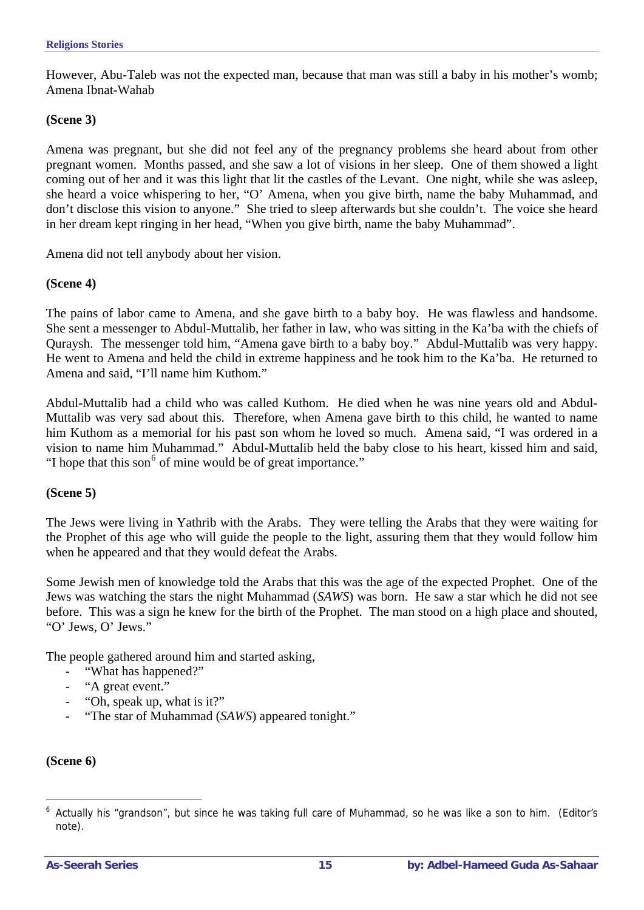However, Abu-Taleb was not the expected man, because that man was still a baby in his mother's womb; Amena Ibnat-Wahab

**(Scene 3)**

Amena was pregnant, but she did not feel any of the pregnancy problems she heard about from other pregnant women. Months passed, and she saw a lot of visions in her sleep. One of them showed a light coming out of her and it was this light that lit the castles of the Levant. One night, while she was asleep, she heard a voice whispering to her, "O' Amena, when you give birth, name the baby Muhammad, and don't disclose this vision to anyone." She tried to sleep afterwards but she couldn't. The voice she heard in her dream kept ringing in her head, "When you give birth, name the baby Muhammad".

Amena did not tell anybody about her vision.

**(Scene 4)**

The pains of labor came to Amena, and she gave birth to a baby boy. He was flawless and handsome. She sent a messenger to Abdul-Muttalib, her father in law, who was sitting in the Ka'ba with the chiefs of Quraysh. The messenger told him, "Amena gave birth to a baby boy." Abdul-Muttalib was very happy. He went to Amena and held the child in extreme happiness and he took him to the Ka'ba. He returned to Amena and said, "I'll name him Kuthom."

Abdul-Muttalib had a child who was called Kuthom. He died when he was nine years old and Abdul-Muttalib was very sad about this. Therefore, when Amena gave birth to this child, he wanted to name him Kuthom as a memorial for his past son whom he loved so much. Amena said, "I was ordered in a vision to name him Muhammad." Abdul-Muttalib held the baby close to his heart, kissed him and said, "I hope that this son[6] of mine would be of great importance."

**(Scene 5)**

The Jews were living in Yathrib with the Arabs. They were telling the Arabs that they were waiting for the Prophet of this age who will guide the people to the light, assuring them that they would follow him when he appeared and that they would defeat the Arabs.

Some Jewish men of knowledge told the Arabs that this was the age of the expected Prophet. One of the Jews was watching the stars the night Muhammad (*SAWS*) was born. He saw a star which he did not see before. This was a sign he knew for the birth of the Prophet. The man stood on a high place and shouted, "O' Jews, O' Jews."

The people gathered around him and started asking,

- "What has happened?"
- "A great event."
- "Oh, speak up, what is it?"
- "The star of Muhammad (*SAWS*) appeared tonight."

**(Scene 6)**

---

[6] Actually his "grandson", but since he was taking full care of Muhammad, so he was like a son to him. (Editor's note).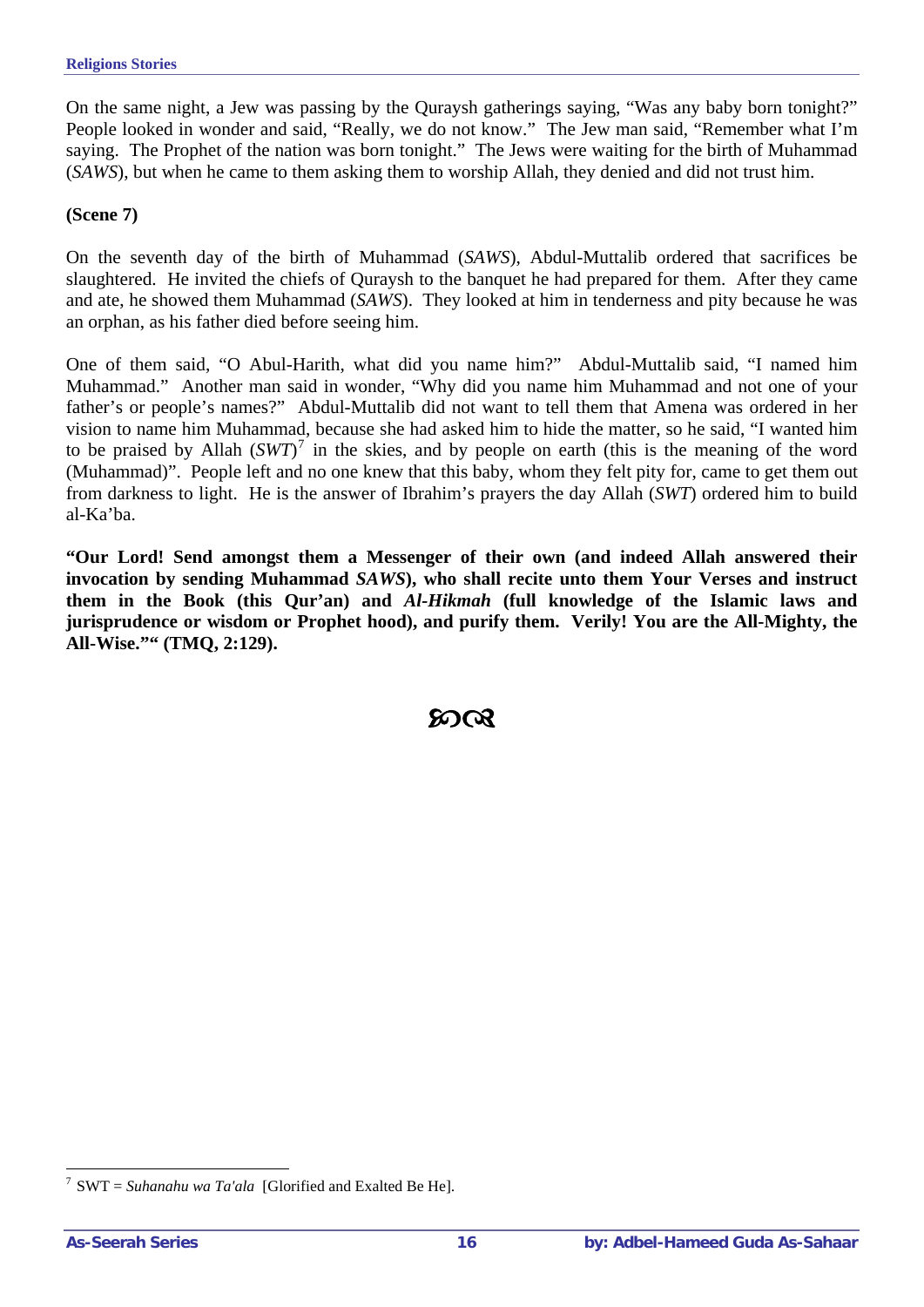On the same night, a Jew was passing by the Quraysh gatherings saying, "Was any baby born tonight?" People looked in wonder and said, "Really, we do not know." The Jew man said, "Remember what I'm saying. The Prophet of the nation was born tonight." The Jews were waiting for the birth of Muhammad (*SAWS*), but when he came to them asking them to worship Allah, they denied and did not trust him.

**(Scene 7)**

On the seventh day of the birth of Muhammad (*SAWS*), Abdul-Muttalib ordered that sacrifices be slaughtered. He invited the chiefs of Quraysh to the banquet he had prepared for them. After they came and ate, he showed them Muhammad (*SAWS*). They looked at him in tenderness and pity because he was an orphan, as his father died before seeing him.

One of them said, "O Abul-Harith, what did you name him?" Abdul-Muttalib said, "I named him Muhammad." Another man said in wonder, "Why did you name him Muhammad and not one of your father's or people's names?" Abdul-Muttalib did not want to tell them that Amena was ordered in her vision to name him Muhammad, because she had asked him to hide the matter, so he said, "I wanted him to be praised by Allah (*SWT*)[7] in the skies, and by people on earth (this is the meaning of the word (Muhammad)". People left and no one knew that this baby, whom they felt pity for, came to get them out from darkness to light. He is the answer of Ibrahim's prayers the day Allah (*SWT*) ordered him to build al-Ka'ba.

**"Our Lord! Send amongst them a Messenger of their own (and indeed Allah answered their invocation by sending Muhammad *SAWS*), who shall recite unto them Your Verses and instruct them in the Book (this Qur'an) and *Al-Hikmah* (full knowledge of the Islamic laws and jurisprudence or wisdom or Prophet hood), and purify them. Verily! You are the All-Mighty, the All-Wise."" (TMQ, 2:129).**

---

[7] SWT = *Suhanahu wa Ta'ala* [Glorified and Exalted Be He].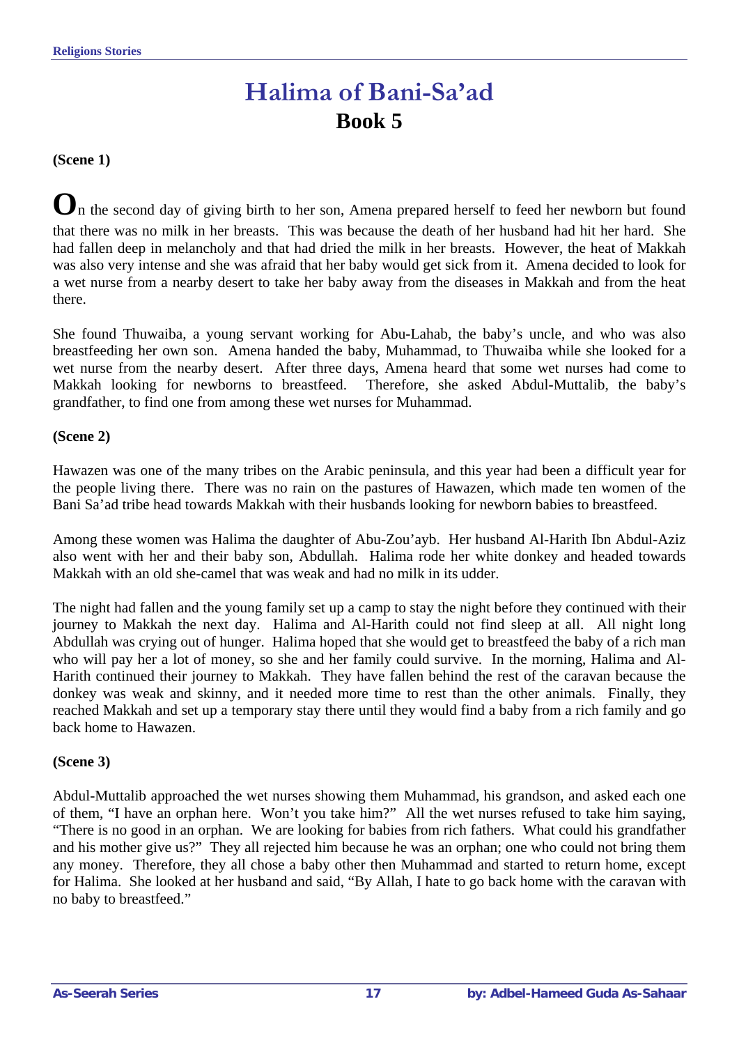# Halima of Bani-Sa'ad

## Book 5

**(Scene 1)**

On the second day of giving birth to her son, Amena prepared herself to feed her newborn but found that there was no milk in her breasts. This was because the death of her husband had hit her hard. She had fallen deep in melancholy and that had dried the milk in her breasts. However, the heat of Makkah was also very intense and she was afraid that her baby would get sick from it. Amena decided to look for a wet nurse from a nearby desert to take her baby away from the diseases in Makkah and from the heat there.

She found Thuwaiba, a young servant working for Abu-Lahab, the baby's uncle, and who was also breastfeeding her own son. Amena handed the baby, Muhammad, to Thuwaiba while she looked for a wet nurse from the nearby desert. After three days, Amena heard that some wet nurses had come to Makkah looking for newborns to breastfeed. Therefore, she asked Abdul-Muttalib, the baby's grandfather, to find one from among these wet nurses for Muhammad.

**(Scene 2)**

Hawazen was one of the many tribes on the Arabic peninsula, and this year had been a difficult year for the people living there. There was no rain on the pastures of Hawazen, which made ten women of the Bani Sa'ad tribe head towards Makkah with their husbands looking for newborn babies to breastfeed.

Among these women was Halima the daughter of Abu-Zou'ayb. Her husband Al-Harith Ibn Abdul-Aziz also went with her and their baby son, Abdullah. Halima rode her white donkey and headed towards Makkah with an old she-camel that was weak and had no milk in its udder.

The night had fallen and the young family set up a camp to stay the night before they continued with their journey to Makkah the next day. Halima and Al-Harith could not find sleep at all. All night long Abdullah was crying out of hunger. Halima hoped that she would get to breastfeed the baby of a rich man who will pay her a lot of money, so she and her family could survive. In the morning, Halima and Al-Harith continued their journey to Makkah. They have fallen behind the rest of the caravan because the donkey was weak and skinny, and it needed more time to rest than the other animals. Finally, they reached Makkah and set up a temporary stay there until they would find a baby from a rich family and go back home to Hawazen.

**(Scene 3)**

Abdul-Muttalib approached the wet nurses showing them Muhammad, his grandson, and asked each one of them, "I have an orphan here. Won't you take him?" All the wet nurses refused to take him saying, "There is no good in an orphan. We are looking for babies from rich fathers. What could his grandfather and his mother give us?" They all rejected him because he was an orphan; one who could not bring them any money. Therefore, they all chose a baby other then Muhammad and started to return home, except for Halima. She looked at her husband and said, "By Allah, I hate to go back home with the caravan with no baby to breastfeed."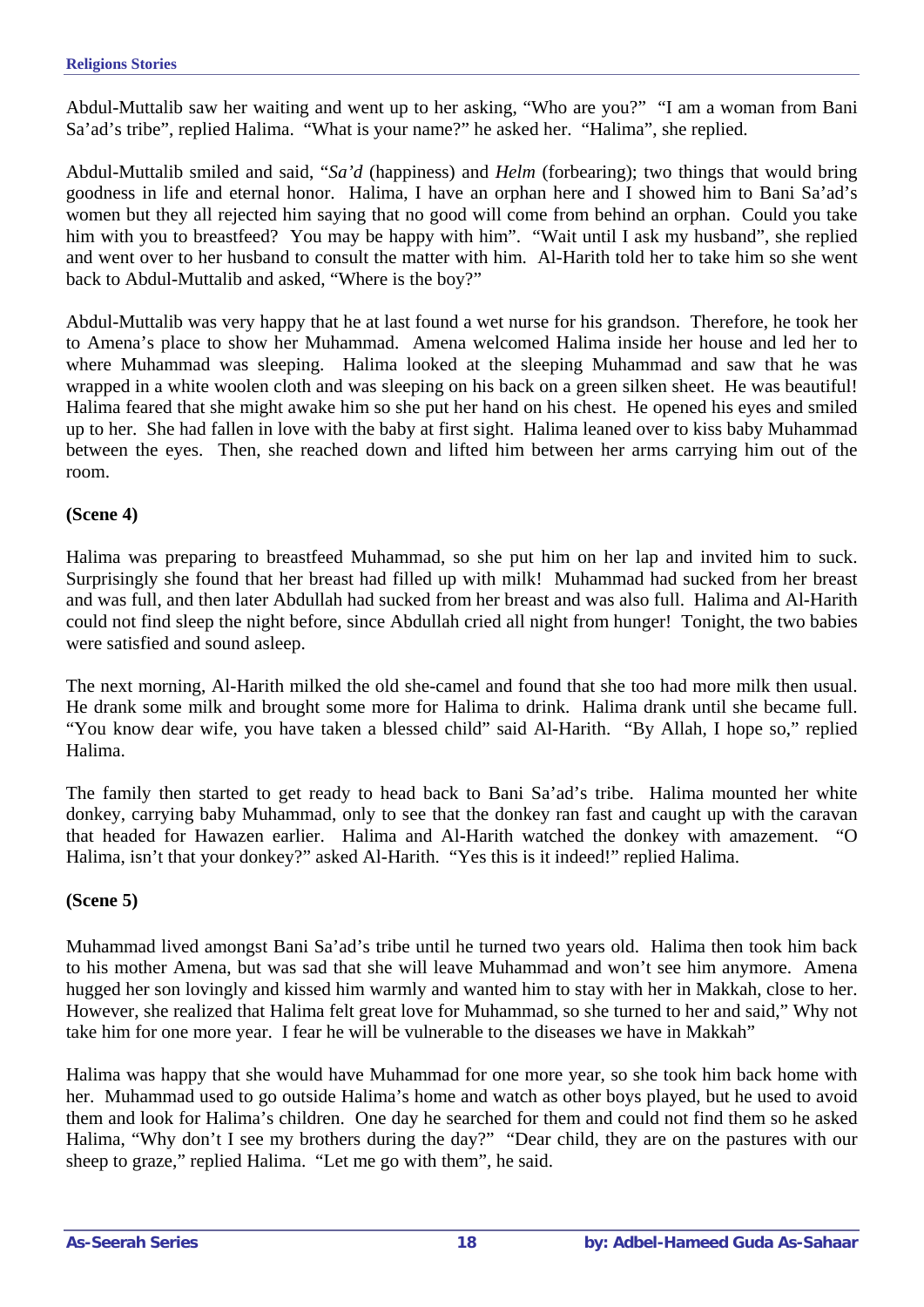Abdul-Muttalib saw her waiting and went up to her asking, "Who are you?" "I am a woman from Bani Sa'ad's tribe", replied Halima. "What is your name?" he asked her. "Halima", she replied.

Abdul-Muttalib smiled and said, "*Sa'd* (happiness) and *Helm* (forbearing); two things that would bring goodness in life and eternal honor. Halima, I have an orphan here and I showed him to Bani Sa'ad's women but they all rejected him saying that no good will come from behind an orphan. Could you take him with you to breastfeed? You may be happy with him". "Wait until I ask my husband", she replied and went over to her husband to consult the matter with him. Al-Harith told her to take him so she went back to Abdul-Muttalib and asked, "Where is the boy?"

Abdul-Muttalib was very happy that he at last found a wet nurse for his grandson. Therefore, he took her to Amena's place to show her Muhammad. Amena welcomed Halima inside her house and led her to where Muhammad was sleeping. Halima looked at the sleeping Muhammad and saw that he was wrapped in a white woolen cloth and was sleeping on his back on a green silken sheet. He was beautiful! Halima feared that she might awake him so she put her hand on his chest. He opened his eyes and smiled up to her. She had fallen in love with the baby at first sight. Halima leaned over to kiss baby Muhammad between the eyes. Then, she reached down and lifted him between her arms carrying him out of the room.

**(Scene 4)**

Halima was preparing to breastfeed Muhammad, so she put him on her lap and invited him to suck. Surprisingly she found that her breast had filled up with milk! Muhammad had sucked from her breast and was full, and then later Abdullah had sucked from her breast and was also full. Halima and Al-Harith could not find sleep the night before, since Abdullah cried all night from hunger! Tonight, the two babies were satisfied and sound asleep.

The next morning, Al-Harith milked the old she-camel and found that she too had more milk then usual. He drank some milk and brought some more for Halima to drink. Halima drank until she became full. "You know dear wife, you have taken a blessed child" said Al-Harith. "By Allah, I hope so," replied Halima.

The family then started to get ready to head back to Bani Sa'ad's tribe. Halima mounted her white donkey, carrying baby Muhammad, only to see that the donkey ran fast and caught up with the caravan that headed for Hawazen earlier. Halima and Al-Harith watched the donkey with amazement. "O Halima, isn't that your donkey?" asked Al-Harith. "Yes this is it indeed!" replied Halima.

**(Scene 5)**

Muhammad lived amongst Bani Sa'ad's tribe until he turned two years old. Halima then took him back to his mother Amena, but was sad that she will leave Muhammad and won't see him anymore. Amena hugged her son lovingly and kissed him warmly and wanted him to stay with her in Makkah, close to her. However, she realized that Halima felt great love for Muhammad, so she turned to her and said," Why not take him for one more year. I fear he will be vulnerable to the diseases we have in Makkah"

Halima was happy that she would have Muhammad for one more year, so she took him back home with her. Muhammad used to go outside Halima's home and watch as other boys played, but he used to avoid them and look for Halima's children. One day he searched for them and could not find them so he asked Halima, "Why don't I see my brothers during the day?" "Dear child, they are on the pastures with our sheep to graze," replied Halima. "Let me go with them", he said.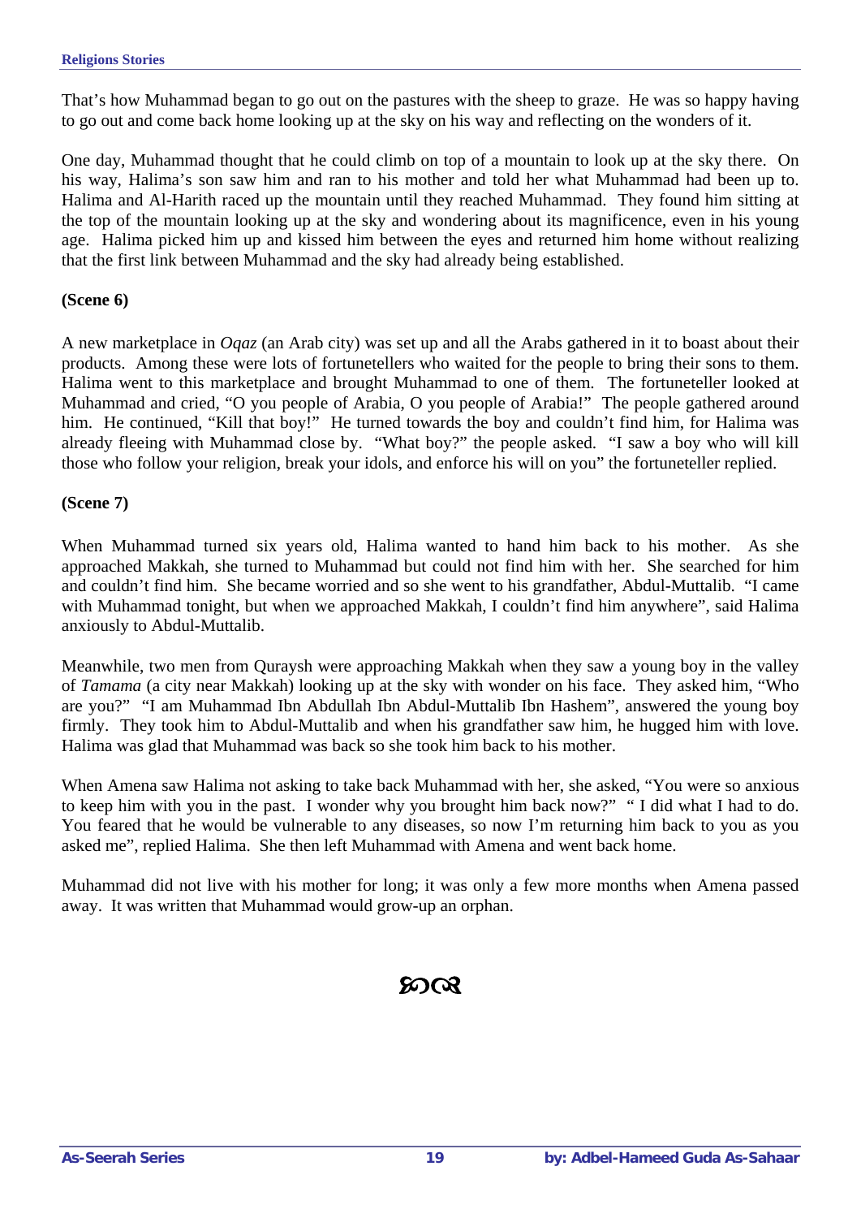That's how Muhammad began to go out on the pastures with the sheep to graze. He was so happy having to go out and come back home looking up at the sky on his way and reflecting on the wonders of it.

One day, Muhammad thought that he could climb on top of a mountain to look up at the sky there. On his way, Halima's son saw him and ran to his mother and told her what Muhammad had been up to. Halima and Al-Harith raced up the mountain until they reached Muhammad. They found him sitting at the top of the mountain looking up at the sky and wondering about its magnificence, even in his young age. Halima picked him up and kissed him between the eyes and returned him home without realizing that the first link between Muhammad and the sky had already being established.

**(Scene 6)**

A new marketplace in *Oqaz* (an Arab city) was set up and all the Arabs gathered in it to boast about their products. Among these were lots of fortunetellers who waited for the people to bring their sons to them. Halima went to this marketplace and brought Muhammad to one of them. The fortuneteller looked at Muhammad and cried, "O you people of Arabia, O you people of Arabia!" The people gathered around him. He continued, "Kill that boy!" He turned towards the boy and couldn't find him, for Halima was already fleeing with Muhammad close by. "What boy?" the people asked. "I saw a boy who will kill those who follow your religion, break your idols, and enforce his will on you" the fortuneteller replied.

**(Scene 7)**

When Muhammad turned six years old, Halima wanted to hand him back to his mother. As she approached Makkah, she turned to Muhammad but could not find him with her. She searched for him and couldn't find him. She became worried and so she went to his grandfather, Abdul-Muttalib. "I came with Muhammad tonight, but when we approached Makkah, I couldn't find him anywhere", said Halima anxiously to Abdul-Muttalib.

Meanwhile, two men from Quraysh were approaching Makkah when they saw a young boy in the valley of *Tamama* (a city near Makkah) looking up at the sky with wonder on his face. They asked him, "Who are you?" "I am Muhammad Ibn Abdullah Ibn Abdul-Muttalib Ibn Hashem", answered the young boy firmly. They took him to Abdul-Muttalib and when his grandfather saw him, he hugged him with love. Halima was glad that Muhammad was back so she took him back to his mother.

When Amena saw Halima not asking to take back Muhammad with her, she asked, "You were so anxious to keep him with you in the past. I wonder why you brought him back now?" " I did what I had to do. You feared that he would be vulnerable to any diseases, so now I'm returning him back to you as you asked me", replied Halima. She then left Muhammad with Amena and went back home.

Muhammad did not live with his mother for long; it was only a few more months when Amena passed away. It was written that Muhammad would grow-up an orphan.

ℵ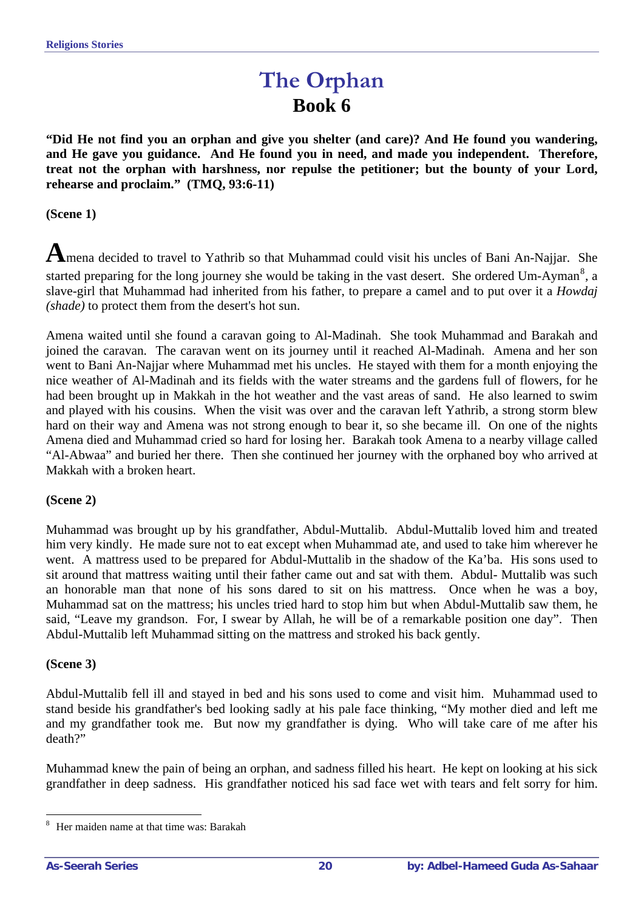# The Orphan

## Book 6

**"Did He not find you an orphan and give you shelter (and care)? And He found you wandering, and He gave you guidance. And He found you in need, and made you independent. Therefore, treat not the orphan with harshness, nor repulse the petitioner; but the bounty of your Lord, rehearse and proclaim." (TMQ, 93:6-11)**

**(Scene 1)**

Amena decided to travel to Yathrib so that Muhammad could visit his uncles of Bani An-Najjar. She started preparing for the long journey she would be taking in the vast desert. She ordered Um-Ayman[8], a slave-girl that Muhammad had inherited from his father, to prepare a camel and to put over it a *Howdaj (shade)* to protect them from the desert's hot sun.

Amena waited until she found a caravan going to Al-Madinah. She took Muhammad and Barakah and joined the caravan. The caravan went on its journey until it reached Al-Madinah. Amena and her son went to Bani An-Najjar where Muhammad met his uncles. He stayed with them for a month enjoying the nice weather of Al-Madinah and its fields with the water streams and the gardens full of flowers, for he had been brought up in Makkah in the hot weather and the vast areas of sand. He also learned to swim and played with his cousins. When the visit was over and the caravan left Yathrib, a strong storm blew hard on their way and Amena was not strong enough to bear it, so she became ill. On one of the nights Amena died and Muhammad cried so hard for losing her. Barakah took Amena to a nearby village called "Al-Abwaa" and buried her there. Then she continued her journey with the orphaned boy who arrived at Makkah with a broken heart.

**(Scene 2)**

Muhammad was brought up by his grandfather, Abdul-Muttalib. Abdul-Muttalib loved him and treated him very kindly. He made sure not to eat except when Muhammad ate, and used to take him wherever he went. A mattress used to be prepared for Abdul-Muttalib in the shadow of the Ka'ba. His sons used to sit around that mattress waiting until their father came out and sat with them. Abdul- Muttalib was such an honorable man that none of his sons dared to sit on his mattress. Once when he was a boy, Muhammad sat on the mattress; his uncles tried hard to stop him but when Abdul-Muttalib saw them, he said, "Leave my grandson. For, I swear by Allah, he will be of a remarkable position one day". Then Abdul-Muttalib left Muhammad sitting on the mattress and stroked his back gently.

**(Scene 3)**

Abdul-Muttalib fell ill and stayed in bed and his sons used to come and visit him. Muhammad used to stand beside his grandfather's bed looking sadly at his pale face thinking, "My mother died and left me and my grandfather took me. But now my grandfather is dying. Who will take care of me after his death?"

Muhammad knew the pain of being an orphan, and sadness filled his heart. He kept on looking at his sick grandfather in deep sadness. His grandfather noticed his sad face wet with tears and felt sorry for him.

---

[8] Her maiden name at that time was: Barakah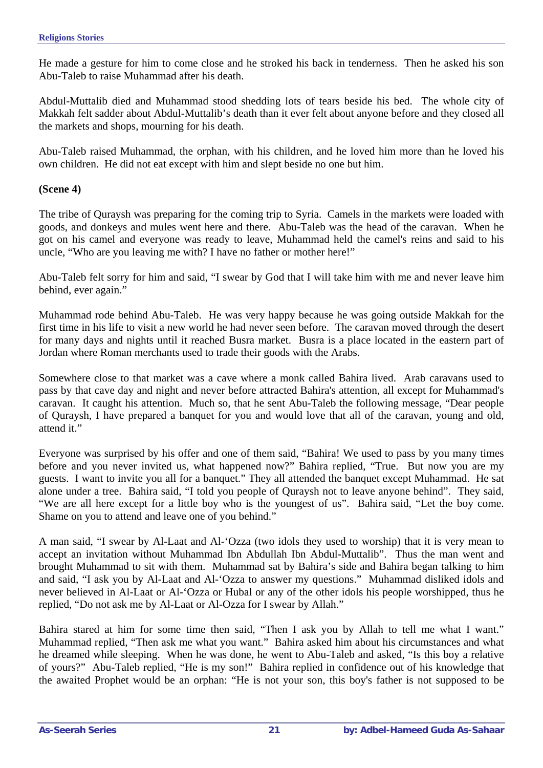He made a gesture for him to come close and he stroked his back in tenderness. Then he asked his son Abu-Taleb to raise Muhammad after his death.

Abdul-Muttalib died and Muhammad stood shedding lots of tears beside his bed. The whole city of Makkah felt sadder about Abdul-Muttalib's death than it ever felt about anyone before and they closed all the markets and shops, mourning for his death.

Abu-Taleb raised Muhammad, the orphan, with his children, and he loved him more than he loved his own children. He did not eat except with him and slept beside no one but him.

**(Scene 4)**

The tribe of Quraysh was preparing for the coming trip to Syria. Camels in the markets were loaded with goods, and donkeys and mules went here and there. Abu-Taleb was the head of the caravan. When he got on his camel and everyone was ready to leave, Muhammad held the camel's reins and said to his uncle, "Who are you leaving me with? I have no father or mother here!"

Abu-Taleb felt sorry for him and said, "I swear by God that I will take him with me and never leave him behind, ever again."

Muhammad rode behind Abu-Taleb. He was very happy because he was going outside Makkah for the first time in his life to visit a new world he had never seen before. The caravan moved through the desert for many days and nights until it reached Busra market. Busra is a place located in the eastern part of Jordan where Roman merchants used to trade their goods with the Arabs.

Somewhere close to that market was a cave where a monk called Bahira lived. Arab caravans used to pass by that cave day and night and never before attracted Bahira's attention, all except for Muhammad's caravan. It caught his attention. Much so, that he sent Abu-Taleb the following message, "Dear people of Quraysh, I have prepared a banquet for you and would love that all of the caravan, young and old, attend it."

Everyone was surprised by his offer and one of them said, "Bahira! We used to pass by you many times before and you never invited us, what happened now?" Bahira replied, "True. But now you are my guests. I want to invite you all for a banquet." They all attended the banquet except Muhammad. He sat alone under a tree. Bahira said, "I told you people of Quraysh not to leave anyone behind". They said, "We are all here except for a little boy who is the youngest of us". Bahira said, "Let the boy come. Shame on you to attend and leave one of you behind."

A man said, "I swear by Al-Laat and Al-'Ozza (two idols they used to worship) that it is very mean to accept an invitation without Muhammad Ibn Abdullah Ibn Abdul-Muttalib". Thus the man went and brought Muhammad to sit with them. Muhammad sat by Bahira's side and Bahira began talking to him and said, "I ask you by Al-Laat and Al-'Ozza to answer my questions." Muhammad disliked idols and never believed in Al-Laat or Al-'Ozza or Hubal or any of the other idols his people worshipped, thus he replied, "Do not ask me by Al-Laat or Al-Ozza for I swear by Allah."

Bahira stared at him for some time then said, "Then I ask you by Allah to tell me what I want." Muhammad replied, "Then ask me what you want." Bahira asked him about his circumstances and what he dreamed while sleeping. When he was done, he went to Abu-Taleb and asked, "Is this boy a relative of yours?" Abu-Taleb replied, "He is my son!" Bahira replied in confidence out of his knowledge that the awaited Prophet would be an orphan: "He is not your son, this boy's father is not supposed to be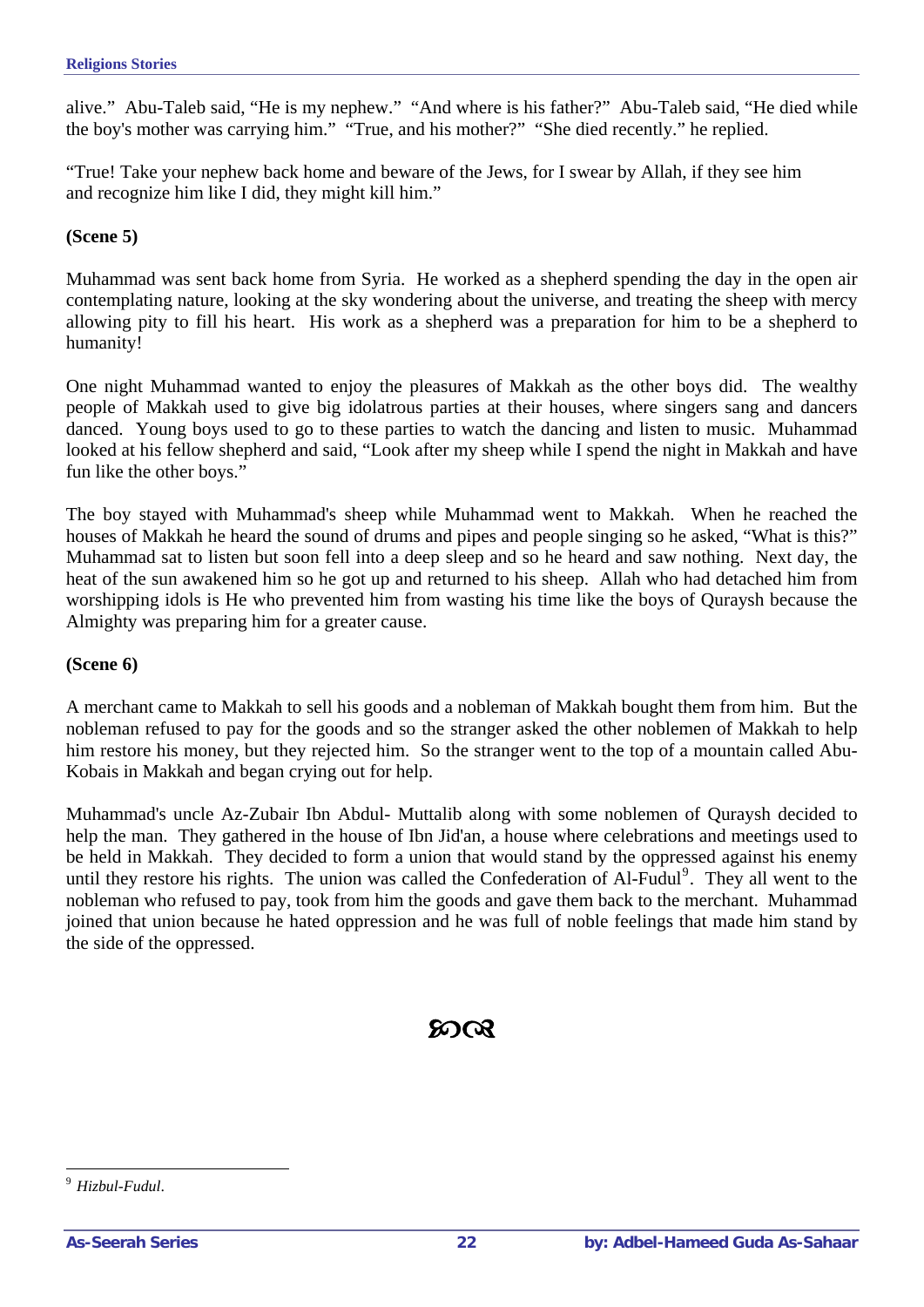alive." Abu-Taleb said, "He is my nephew." "And where is his father?" Abu-Taleb said, "He died while the boy's mother was carrying him." "True, and his mother?" "She died recently." he replied.

"True! Take your nephew back home and beware of the Jews, for I swear by Allah, if they see him and recognize him like I did, they might kill him."

**(Scene 5)**

Muhammad was sent back home from Syria. He worked as a shepherd spending the day in the open air contemplating nature, looking at the sky wondering about the universe, and treating the sheep with mercy allowing pity to fill his heart. His work as a shepherd was a preparation for him to be a shepherd to humanity!

One night Muhammad wanted to enjoy the pleasures of Makkah as the other boys did. The wealthy people of Makkah used to give big idolatrous parties at their houses, where singers sang and dancers danced. Young boys used to go to these parties to watch the dancing and listen to music. Muhammad looked at his fellow shepherd and said, "Look after my sheep while I spend the night in Makkah and have fun like the other boys."

The boy stayed with Muhammad's sheep while Muhammad went to Makkah. When he reached the houses of Makkah he heard the sound of drums and pipes and people singing so he asked, "What is this?" Muhammad sat to listen but soon fell into a deep sleep and so he heard and saw nothing. Next day, the heat of the sun awakened him so he got up and returned to his sheep. Allah who had detached him from worshipping idols is He who prevented him from wasting his time like the boys of Quraysh because the Almighty was preparing him for a greater cause.

**(Scene 6)**

A merchant came to Makkah to sell his goods and a nobleman of Makkah bought them from him. But the nobleman refused to pay for the goods and so the stranger asked the other noblemen of Makkah to help him restore his money, but they rejected him. So the stranger went to the top of a mountain called Abu-Kobais in Makkah and began crying out for help.

Muhammad's uncle Az-Zubair Ibn Abdul- Muttalib along with some noblemen of Quraysh decided to help the man. They gathered in the house of Ibn Jid'an, a house where celebrations and meetings used to be held in Makkah. They decided to form a union that would stand by the oppressed against his enemy until they restore his rights. The union was called the Confederation of Al-Fudul[9]. They all went to the nobleman who refused to pay, took from him the goods and gave them back to the merchant. Muhammad joined that union because he hated oppression and he was full of noble feelings that made him stand by the side of the oppressed.

---

[9] *Hizbul-Fudul*.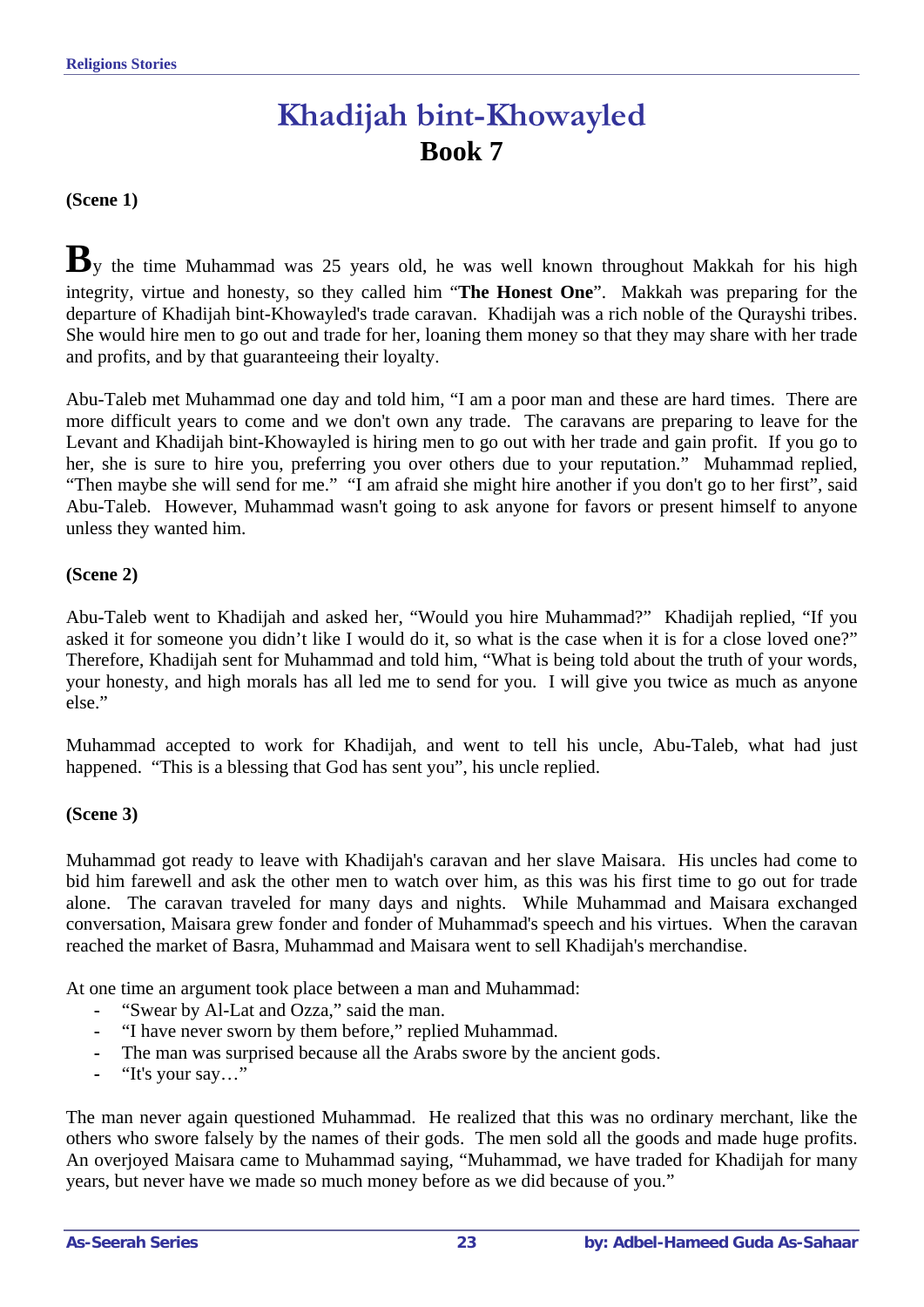# Khadijah bint-Khowayled

## Book 7

**(Scene 1)**

By the time Muhammad was 25 years old, he was well known throughout Makkah for his high integrity, virtue and honesty, so they called him "**The Honest One**". Makkah was preparing for the departure of Khadijah bint-Khowayled's trade caravan. Khadijah was a rich noble of the Qurayshi tribes. She would hire men to go out and trade for her, loaning them money so that they may share with her trade and profits, and by that guaranteeing their loyalty.

Abu-Taleb met Muhammad one day and told him, "I am a poor man and these are hard times. There are more difficult years to come and we don't own any trade. The caravans are preparing to leave for the Levant and Khadijah bint-Khowayled is hiring men to go out with her trade and gain profit. If you go to her, she is sure to hire you, preferring you over others due to your reputation." Muhammad replied, "Then maybe she will send for me." "I am afraid she might hire another if you don't go to her first", said Abu-Taleb. However, Muhammad wasn't going to ask anyone for favors or present himself to anyone unless they wanted him.

**(Scene 2)**

Abu-Taleb went to Khadijah and asked her, "Would you hire Muhammad?" Khadijah replied, "If you asked it for someone you didn't like I would do it, so what is the case when it is for a close loved one?" Therefore, Khadijah sent for Muhammad and told him, "What is being told about the truth of your words, your honesty, and high morals has all led me to send for you. I will give you twice as much as anyone else."

Muhammad accepted to work for Khadijah, and went to tell his uncle, Abu-Taleb, what had just happened. "This is a blessing that God has sent you", his uncle replied.

**(Scene 3)**

Muhammad got ready to leave with Khadijah's caravan and her slave Maisara. His uncles had come to bid him farewell and ask the other men to watch over him, as this was his first time to go out for trade alone. The caravan traveled for many days and nights. While Muhammad and Maisara exchanged conversation, Maisara grew fonder and fonder of Muhammad's speech and his virtues. When the caravan reached the market of Basra, Muhammad and Maisara went to sell Khadijah's merchandise.

At one time an argument took place between a man and Muhammad:

- "Swear by Al-Lat and Ozza," said the man.
- "I have never sworn by them before," replied Muhammad.
- The man was surprised because all the Arabs swore by the ancient gods.
- "It's your say…"

The man never again questioned Muhammad. He realized that this was no ordinary merchant, like the others who swore falsely by the names of their gods. The men sold all the goods and made huge profits. An overjoyed Maisara came to Muhammad saying, "Muhammad, we have traded for Khadijah for many years, but never have we made so much money before as we did because of you."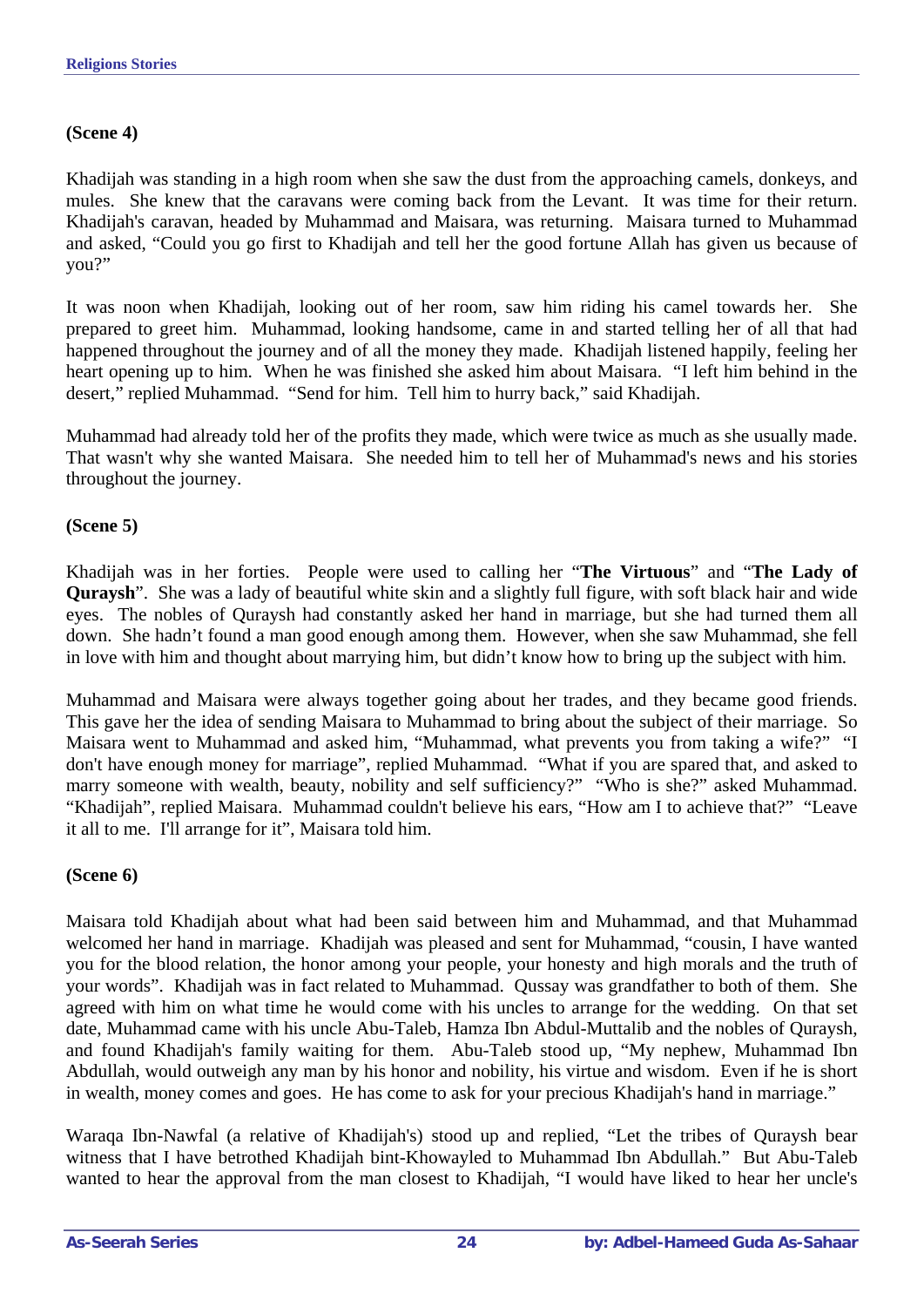**(Scene 4)**

Khadijah was standing in a high room when she saw the dust from the approaching camels, donkeys, and mules. She knew that the caravans were coming back from the Levant. It was time for their return. Khadijah's caravan, headed by Muhammad and Maisara, was returning. Maisara turned to Muhammad and asked, "Could you go first to Khadijah and tell her the good fortune Allah has given us because of you?"

It was noon when Khadijah, looking out of her room, saw him riding his camel towards her. She prepared to greet him. Muhammad, looking handsome, came in and started telling her of all that had happened throughout the journey and of all the money they made. Khadijah listened happily, feeling her heart opening up to him. When he was finished she asked him about Maisara. "I left him behind in the desert," replied Muhammad. "Send for him. Tell him to hurry back," said Khadijah.

Muhammad had already told her of the profits they made, which were twice as much as she usually made. That wasn't why she wanted Maisara. She needed him to tell her of Muhammad's news and his stories throughout the journey.

**(Scene 5)**

Khadijah was in her forties. People were used to calling her "**The Virtuous**" and "**The Lady of Quraysh**". She was a lady of beautiful white skin and a slightly full figure, with soft black hair and wide eyes. The nobles of Quraysh had constantly asked her hand in marriage, but she had turned them all down. She hadn't found a man good enough among them. However, when she saw Muhammad, she fell in love with him and thought about marrying him, but didn't know how to bring up the subject with him.

Muhammad and Maisara were always together going about her trades, and they became good friends. This gave her the idea of sending Maisara to Muhammad to bring about the subject of their marriage. So Maisara went to Muhammad and asked him, "Muhammad, what prevents you from taking a wife?" "I don't have enough money for marriage", replied Muhammad. "What if you are spared that, and asked to marry someone with wealth, beauty, nobility and self sufficiency?" "Who is she?" asked Muhammad. "Khadijah", replied Maisara. Muhammad couldn't believe his ears, "How am I to achieve that?" "Leave it all to me. I'll arrange for it", Maisara told him.

**(Scene 6)**

Maisara told Khadijah about what had been said between him and Muhammad, and that Muhammad welcomed her hand in marriage. Khadijah was pleased and sent for Muhammad, "cousin, I have wanted you for the blood relation, the honor among your people, your honesty and high morals and the truth of your words". Khadijah was in fact related to Muhammad. Qussay was grandfather to both of them. She agreed with him on what time he would come with his uncles to arrange for the wedding. On that set date, Muhammad came with his uncle Abu-Taleb, Hamza Ibn Abdul-Muttalib and the nobles of Quraysh, and found Khadijah's family waiting for them. Abu-Taleb stood up, "My nephew, Muhammad Ibn Abdullah, would outweigh any man by his honor and nobility, his virtue and wisdom. Even if he is short in wealth, money comes and goes. He has come to ask for your precious Khadijah's hand in marriage."

Waraqa Ibn-Nawfal (a relative of Khadijah's) stood up and replied, "Let the tribes of Quraysh bear witness that I have betrothed Khadijah bint-Khowayled to Muhammad Ibn Abdullah." But Abu-Taleb wanted to hear the approval from the man closest to Khadijah, "I would have liked to hear her uncle's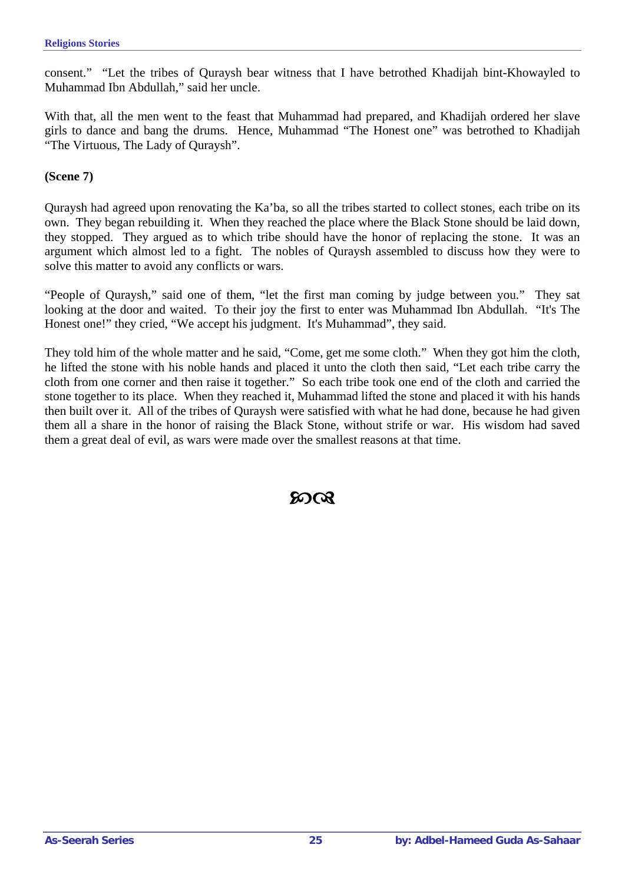consent." "Let the tribes of Quraysh bear witness that I have betrothed Khadijah bint-Khowayled to Muhammad Ibn Abdullah," said her uncle.

With that, all the men went to the feast that Muhammad had prepared, and Khadijah ordered her slave girls to dance and bang the drums. Hence, Muhammad "The Honest one" was betrothed to Khadijah "The Virtuous, The Lady of Quraysh".

**(Scene 7)**

Quraysh had agreed upon renovating the Ka'ba, so all the tribes started to collect stones, each tribe on its own. They began rebuilding it. When they reached the place where the Black Stone should be laid down, they stopped. They argued as to which tribe should have the honor of replacing the stone. It was an argument which almost led to a fight. The nobles of Quraysh assembled to discuss how they were to solve this matter to avoid any conflicts or wars.

"People of Quraysh," said one of them, "let the first man coming by judge between you." They sat looking at the door and waited. To their joy the first to enter was Muhammad Ibn Abdullah. "It's The Honest one!" they cried, "We accept his judgment. It's Muhammad", they said.

They told him of the whole matter and he said, "Come, get me some cloth." When they got him the cloth, he lifted the stone with his noble hands and placed it unto the cloth then said, "Let each tribe carry the cloth from one corner and then raise it together." So each tribe took one end of the cloth and carried the stone together to its place. When they reached it, Muhammad lifted the stone and placed it with his hands then built over it. All of the tribes of Quraysh were satisfied with what he had done, because he had given them all a share in the honor of raising the Black Stone, without strife or war. His wisdom had saved them a great deal of evil, as wars were made over the smallest reasons at that time.

ꟸꟹ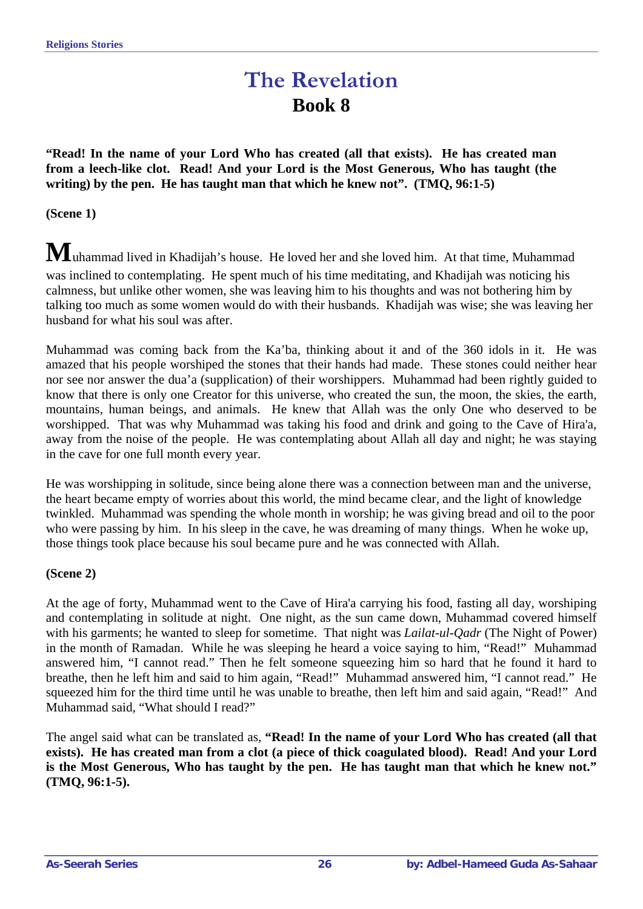# The Revelation
## Book 8

**"Read! In the name of your Lord Who has created (all that exists). He has created man from a leech-like clot. Read! And your Lord is the Most Generous, Who has taught (the writing) by the pen. He has taught man that which he knew not". (TMQ, 96:1-5)**

**(Scene 1)**

Muhammad lived in Khadijah's house. He loved her and she loved him. At that time, Muhammad was inclined to contemplating. He spent much of his time meditating, and Khadijah was noticing his calmness, but unlike other women, she was leaving him to his thoughts and was not bothering him by talking too much as some women would do with their husbands. Khadijah was wise; she was leaving her husband for what his soul was after.

Muhammad was coming back from the Ka'ba, thinking about it and of the 360 idols in it. He was amazed that his people worshiped the stones that their hands had made. These stones could neither hear nor see nor answer the dua'a (supplication) of their worshippers. Muhammad had been rightly guided to know that there is only one Creator for this universe, who created the sun, the moon, the skies, the earth, mountains, human beings, and animals. He knew that Allah was the only One who deserved to be worshipped. That was why Muhammad was taking his food and drink and going to the Cave of Hira'a, away from the noise of the people. He was contemplating about Allah all day and night; he was staying in the cave for one full month every year.

He was worshipping in solitude, since being alone there was a connection between man and the universe, the heart became empty of worries about this world, the mind became clear, and the light of knowledge twinkled. Muhammad was spending the whole month in worship; he was giving bread and oil to the poor who were passing by him. In his sleep in the cave, he was dreaming of many things. When he woke up, those things took place because his soul became pure and he was connected with Allah.

**(Scene 2)**

At the age of forty, Muhammad went to the Cave of Hira'a carrying his food, fasting all day, worshiping and contemplating in solitude at night. One night, as the sun came down, Muhammad covered himself with his garments; he wanted to sleep for sometime. That night was *Lailat-ul-Qadr* (The Night of Power) in the month of Ramadan. While he was sleeping he heard a voice saying to him, "Read!" Muhammad answered him, "I cannot read." Then he felt someone squeezing him so hard that he found it hard to breathe, then he left him and said to him again, "Read!" Muhammad answered him, "I cannot read." He squeezed him for the third time until he was unable to breathe, then left him and said again, "Read!" And Muhammad said, "What should I read?"

The angel said what can be translated as, **"Read! In the name of your Lord Who has created (all that exists). He has created man from a clot (a piece of thick coagulated blood). Read! And your Lord is the Most Generous, Who has taught by the pen. He has taught man that which he knew not." (TMQ, 96:1-5).**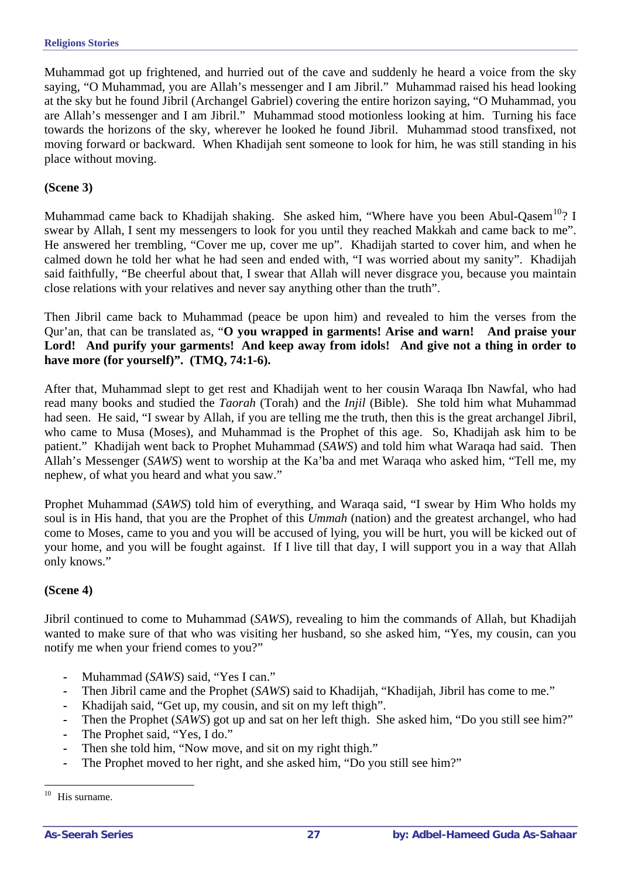Muhammad got up frightened, and hurried out of the cave and suddenly he heard a voice from the sky saying, "O Muhammad, you are Allah's messenger and I am Jibril." Muhammad raised his head looking at the sky but he found Jibril (Archangel Gabriel) covering the entire horizon saying, "O Muhammad, you are Allah's messenger and I am Jibril." Muhammad stood motionless looking at him. Turning his face towards the horizons of the sky, wherever he looked he found Jibril. Muhammad stood transfixed, not moving forward or backward. When Khadijah sent someone to look for him, he was still standing in his place without moving.

**(Scene 3)**

Muhammad came back to Khadijah shaking. She asked him, "Where have you been Abul-Qasem[10]? I swear by Allah, I sent my messengers to look for you until they reached Makkah and came back to me". He answered her trembling, "Cover me up, cover me up". Khadijah started to cover him, and when he calmed down he told her what he had seen and ended with, "I was worried about my sanity". Khadijah said faithfully, "Be cheerful about that, I swear that Allah will never disgrace you, because you maintain close relations with your relatives and never say anything other than the truth".

Then Jibril came back to Muhammad (peace be upon him) and revealed to him the verses from the Qur'an, that can be translated as, "**O you wrapped in garments! Arise and warn! And praise your Lord! And purify your garments! And keep away from idols! And give not a thing in order to have more (for yourself)". (TMQ, 74:1-6).**

After that, Muhammad slept to get rest and Khadijah went to her cousin Waraqa Ibn Nawfal, who had read many books and studied the *Taorah* (Torah) and the *Injil* (Bible). She told him what Muhammad had seen. He said, "I swear by Allah, if you are telling me the truth, then this is the great archangel Jibril, who came to Musa (Moses), and Muhammad is the Prophet of this age. So, Khadijah ask him to be patient." Khadijah went back to Prophet Muhammad (*SAWS*) and told him what Waraqa had said. Then Allah's Messenger (*SAWS*) went to worship at the Ka'ba and met Waraqa who asked him, "Tell me, my nephew, of what you heard and what you saw."

Prophet Muhammad (*SAWS*) told him of everything, and Waraqa said, "I swear by Him Who holds my soul is in His hand, that you are the Prophet of this *Ummah* (nation) and the greatest archangel, who had come to Moses, came to you and you will be accused of lying, you will be hurt, you will be kicked out of your home, and you will be fought against. If I live till that day, I will support you in a way that Allah only knows."

**(Scene 4)**

Jibril continued to come to Muhammad (*SAWS*), revealing to him the commands of Allah, but Khadijah wanted to make sure of that who was visiting her husband, so she asked him, "Yes, my cousin, can you notify me when your friend comes to you?"

- Muhammad (*SAWS*) said, "Yes I can."
- Then Jibril came and the Prophet (*SAWS*) said to Khadijah, "Khadijah, Jibril has come to me."
- Khadijah said, "Get up, my cousin, and sit on my left thigh".
- Then the Prophet (*SAWS*) got up and sat on her left thigh. She asked him, "Do you still see him?"
- The Prophet said, "Yes, I do."
- Then she told him, "Now move, and sit on my right thigh."
- The Prophet moved to her right, and she asked him, "Do you still see him?"

[10] His surname.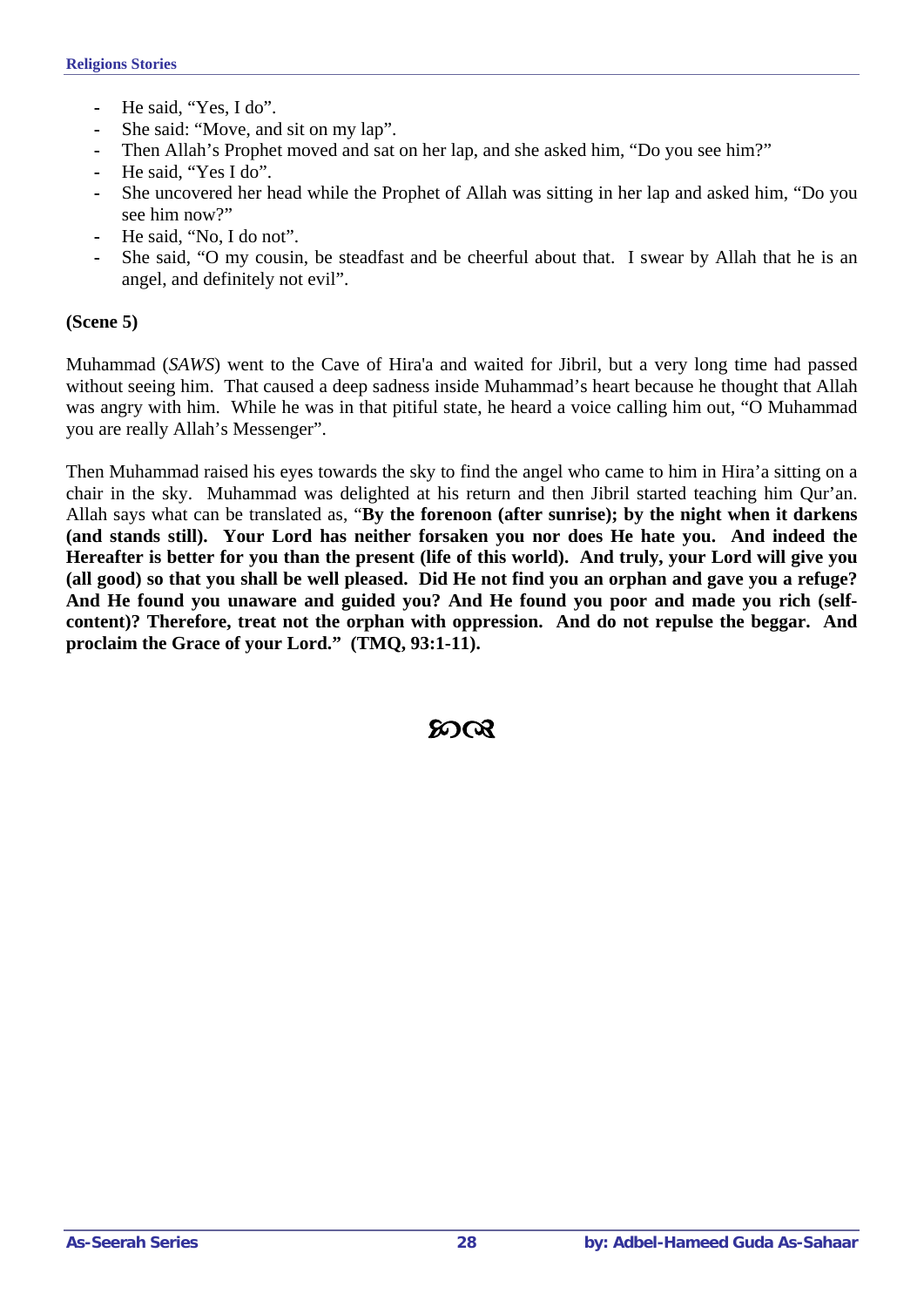- He said, “Yes, I do”.
- She said: “Move, and sit on my lap”.
- Then Allah’s Prophet moved and sat on her lap, and she asked him, “Do you see him?”
- He said, “Yes I do”.
- She uncovered her head while the Prophet of Allah was sitting in her lap and asked him, “Do you see him now?”
- He said, “No, I do not”.
- She said, “O my cousin, be steadfast and be cheerful about that. I swear by Allah that he is an angel, and definitely not evil”.

**(Scene 5)**

Muhammad (*SAWS*) went to the Cave of Hira'a and waited for Jibril, but a very long time had passed without seeing him. That caused a deep sadness inside Muhammad’s heart because he thought that Allah was angry with him. While he was in that pitiful state, he heard a voice calling him out, “O Muhammad you are really Allah’s Messenger”.

Then Muhammad raised his eyes towards the sky to find the angel who came to him in Hira’a sitting on a chair in the sky. Muhammad was delighted at his return and then Jibril started teaching him Qur’an. Allah says what can be translated as, “**By the forenoon (after sunrise); by the night when it darkens (and stands still). Your Lord has neither forsaken you nor does He hate you. And indeed the Hereafter is better for you than the present (life of this world). And truly, your Lord will give you (all good) so that you shall be well pleased. Did He not find you an orphan and gave you a refuge? And He found you unaware and guided you? And He found you poor and made you rich (self-content)? Therefore, treat not the orphan with oppression. And do not repulse the beggar. And proclaim the Grace of your Lord.” (TMQ, 93:1-11).**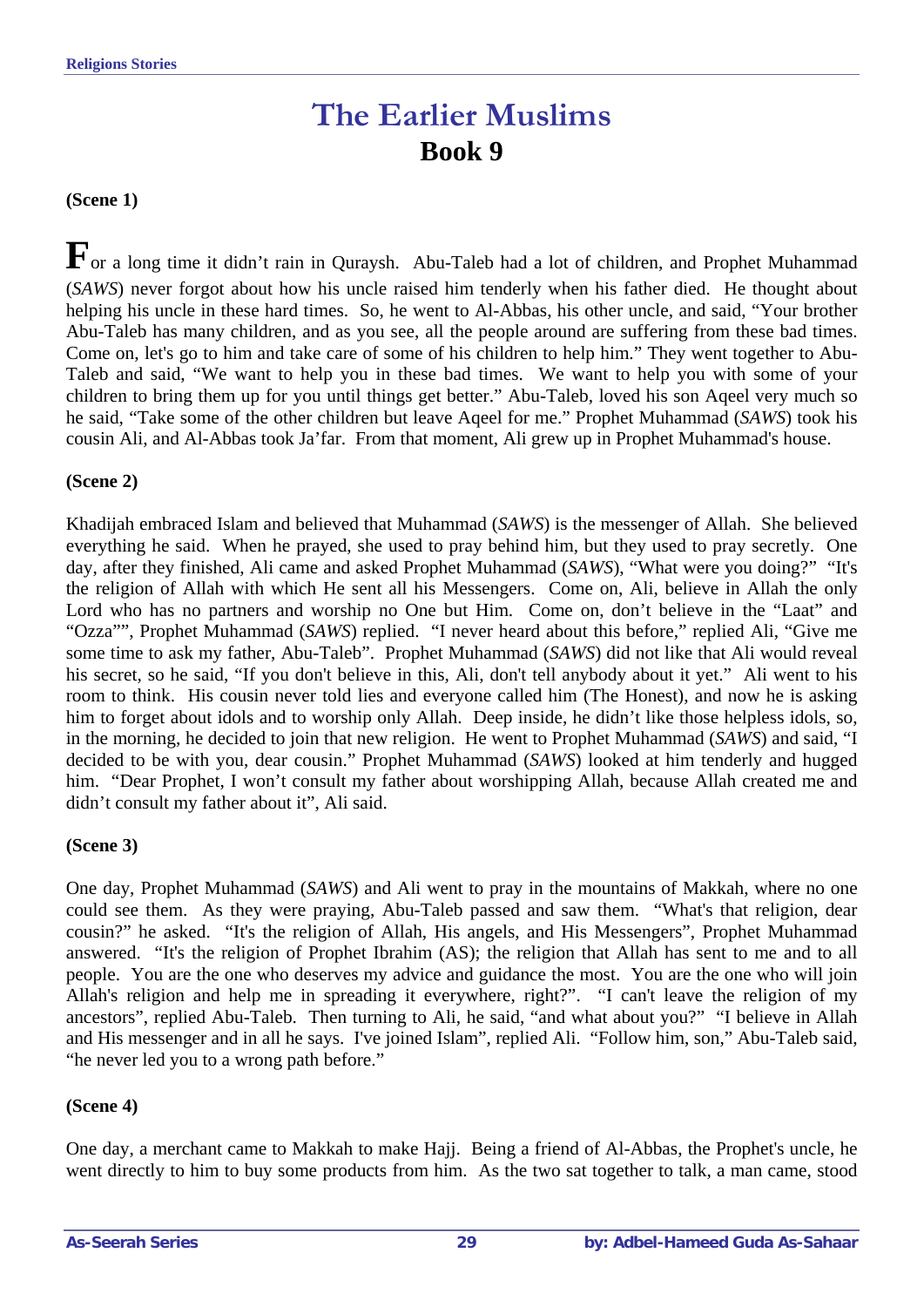# The Earlier Muslims

## Book 9

**(Scene 1)**

For a long time it didn't rain in Quraysh. Abu-Taleb had a lot of children, and Prophet Muhammad (*SAWS*) never forgot about how his uncle raised him tenderly when his father died. He thought about helping his uncle in these hard times. So, he went to Al-Abbas, his other uncle, and said, "Your brother Abu-Taleb has many children, and as you see, all the people around are suffering from these bad times. Come on, let's go to him and take care of some of his children to help him." They went together to Abu-Taleb and said, "We want to help you in these bad times. We want to help you with some of your children to bring them up for you until things get better." Abu-Taleb, loved his son Aqeel very much so he said, "Take some of the other children but leave Aqeel for me." Prophet Muhammad (*SAWS*) took his cousin Ali, and Al-Abbas took Ja'far. From that moment, Ali grew up in Prophet Muhammad's house.

**(Scene 2)**

Khadijah embraced Islam and believed that Muhammad (*SAWS*) is the messenger of Allah. She believed everything he said. When he prayed, she used to pray behind him, but they used to pray secretly. One day, after they finished, Ali came and asked Prophet Muhammad (*SAWS*), "What were you doing?" "It's the religion of Allah with which He sent all his Messengers. Come on, Ali, believe in Allah the only Lord who has no partners and worship no One but Him. Come on, don't believe in the "Laat" and "Ozza"", Prophet Muhammad (*SAWS*) replied. "I never heard about this before," replied Ali, "Give me some time to ask my father, Abu-Taleb". Prophet Muhammad (*SAWS*) did not like that Ali would reveal his secret, so he said, "If you don't believe in this, Ali, don't tell anybody about it yet." Ali went to his room to think. His cousin never told lies and everyone called him (The Honest), and now he is asking him to forget about idols and to worship only Allah. Deep inside, he didn't like those helpless idols, so, in the morning, he decided to join that new religion. He went to Prophet Muhammad (*SAWS*) and said, "I decided to be with you, dear cousin." Prophet Muhammad (*SAWS*) looked at him tenderly and huged him. "Dear Prophet, I won't consult my father about worshipping Allah, because Allah created me and didn't consult my father about it", Ali said.

**(Scene 3)**

One day, Prophet Muhammad (*SAWS*) and Ali went to pray in the mountains of Makkah, where no one could see them. As they were praying, Abu-Taleb passed and saw them. "What's that religion, dear cousin?" he asked. "It's the religion of Allah, His angels, and His Messengers", Prophet Muhammad answered. "It's the religion of Prophet Ibrahim (AS); the religion that Allah has sent to me and to all people. You are the one who deserves my advice and guidance the most. You are the one who will join Allah's religion and help me in spreading it everywhere, right?". "I can't leave the religion of my ancestors", replied Abu-Taleb. Then turning to Ali, he said, "and what about you?" "I believe in Allah and His messenger and in all he says. I've joined Islam", replied Ali. "Follow him, son," Abu-Taleb said, "he never led you to a wrong path before."

**(Scene 4)**

One day, a merchant came to Makkah to make Hajj. Being a friend of Al-Abbas, the Prophet's uncle, he went directly to him to buy some products from him. As the two sat together to talk, a man came, stood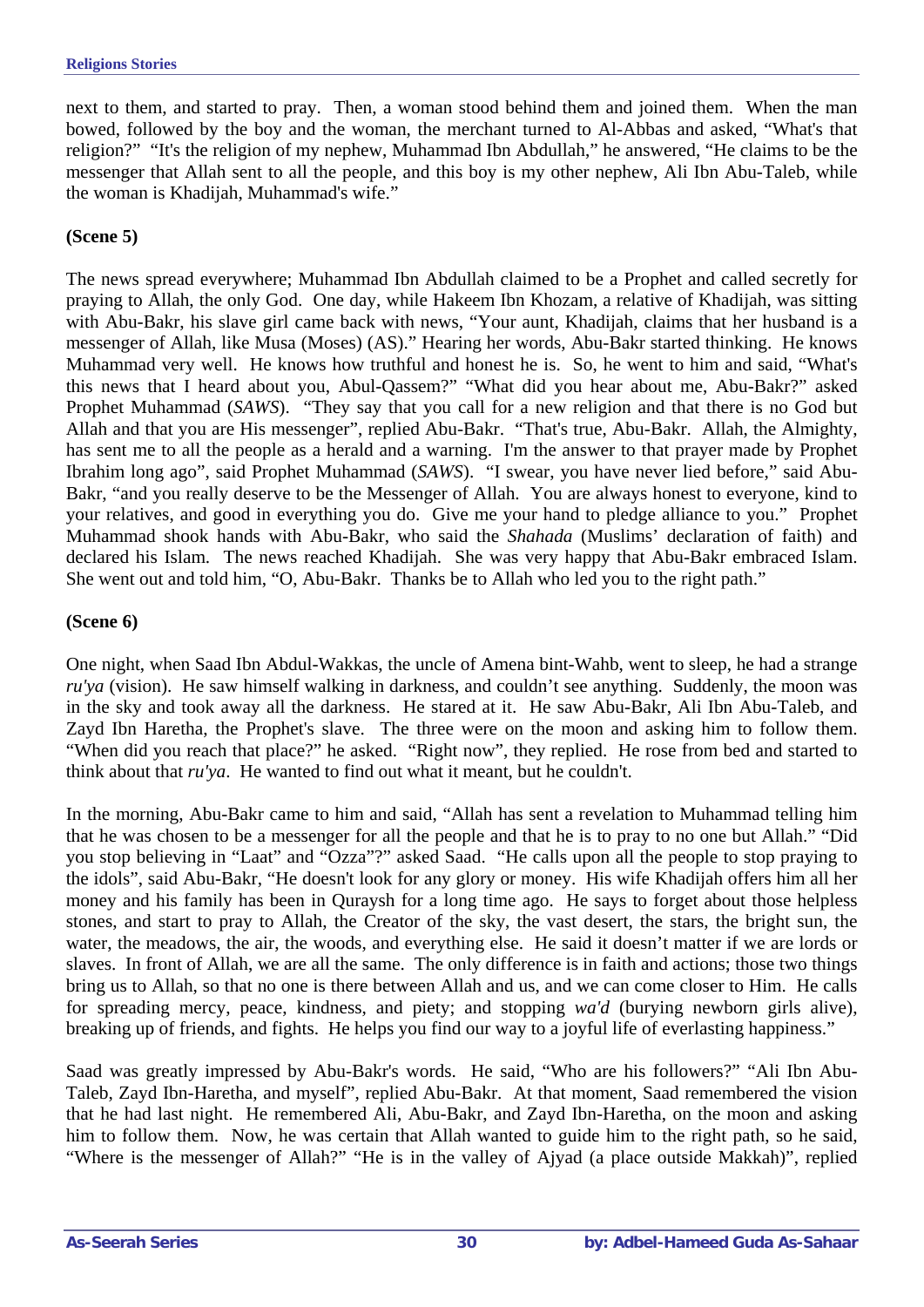next to them, and started to pray. Then, a woman stood behind them and joined them. When the man bowed, followed by the boy and the woman, the merchant turned to Al-Abbas and asked, "What's that religion?" "It's the religion of my nephew, Muhammad Ibn Abdullah," he answered, "He claims to be the messenger that Allah sent to all the people, and this boy is my other nephew, Ali Ibn Abu-Taleb, while the woman is Khadijah, Muhammad's wife."

**(Scene 5)**

The news spread everywhere; Muhammad Ibn Abdullah claimed to be a Prophet and called secretly for praying to Allah, the only God. One day, while Hakeem Ibn Khozam, a relative of Khadijah, was sitting with Abu-Bakr, his slave girl came back with news, "Your aunt, Khadijah, claims that her husband is a messenger of Allah, like Musa (Moses) (AS)." Hearing her words, Abu-Bakr started thinking. He knows Muhammad very well. He knows how truthful and honest he is. So, he went to him and said, "What's this news that I heard about you, Abul-Qassem?" "What did you hear about me, Abu-Bakr?" asked Prophet Muhammad (*SAWS*). "They say that you call for a new religion and that there is no God but Allah and that you are His messenger", replied Abu-Bakr. "That's true, Abu-Bakr. Allah, the Almighty, has sent me to all the people as a herald and a warning. I'm the answer to that prayer made by Prophet Ibrahim long ago", said Prophet Muhammad (*SAWS*). "I swear, you have never lied before," said Abu-Bakr, "and you really deserve to be the Messenger of Allah. You are always honest to everyone, kind to your relatives, and good in everything you do. Give me your hand to pledge alliance to you." Prophet Muhammad shook hands with Abu-Bakr, who said the *Shahada* (Muslims' declaration of faith) and declared his Islam. The news reached Khadijah. She was very happy that Abu-Bakr embraced Islam. She went out and told him, "O, Abu-Bakr. Thanks be to Allah who led you to the right path."

**(Scene 6)**

One night, when Saad Ibn Abdul-Wakkas, the uncle of Amena bint-Wahb, went to sleep, he had a strange *ru'ya* (vision). He saw himself walking in darkness, and couldn't see anything. Suddenly, the moon was in the sky and took away all the darkness. He stared at it. He saw Abu-Bakr, Ali Ibn Abu-Taleb, and Zayd Ibn Haretha, the Prophet's slave. The three were on the moon and asking him to follow them. "When did you reach that place?" he asked. "Right now", they replied. He rose from bed and started to think about that *ru'ya*. He wanted to find out what it meant, but he couldn't.

In the morning, Abu-Bakr came to him and said, "Allah has sent a revelation to Muhammad telling him that he was chosen to be a messenger for all the people and that he is to pray to no one but Allah." "Did you stop believing in "Laat" and "Ozza"?" asked Saad. "He calls upon all the people to stop praying to the idols", said Abu-Bakr, "He doesn't look for any glory or money. His wife Khadijah offers him all her money and his family has been in Quraysh for a long time ago. He says to forget about those helpless stones, and start to pray to Allah, the Creator of the sky, the vast desert, the stars, the bright sun, the water, the meadows, the air, the woods, and everything else. He said it doesn't matter if we are lords or slaves. In front of Allah, we are all the same. The only difference is in faith and actions; those two things bring us to Allah, so that no one is there between Allah and us, and we can come closer to Him. He calls for spreading mercy, peace, kindness, and piety; and stopping *wa'd* (burying newborn girls alive), breaking up of friends, and fights. He helps you find our way to a joyful life of everlasting happiness."

Saad was greatly impressed by Abu-Bakr's words. He said, "Who are his followers?" "Ali Ibn Abu-Taleb, Zayd Ibn-Haretha, and myself", replied Abu-Bakr. At that moment, Saad remembered the vision that he had last night. He remembered Ali, Abu-Bakr, and Zayd Ibn-Haretha, on the moon and asking him to follow them. Now, he was certain that Allah wanted to guide him to the right path, so he said, "Where is the messenger of Allah?" "He is in the valley of Ajyad (a place outside Makkah)", replied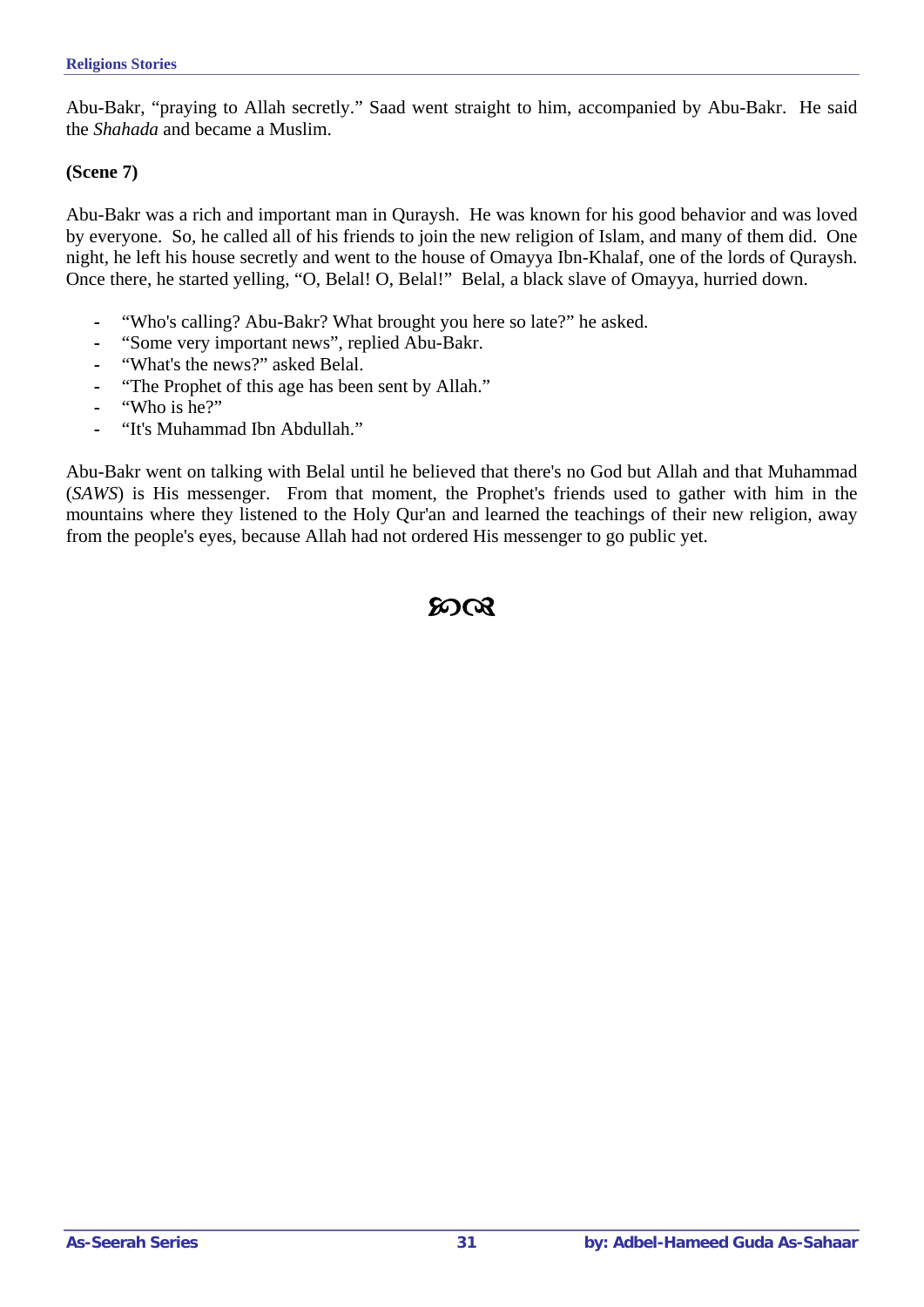Abu-Bakr, “praying to Allah secretly.” Saad went straight to him, accompanied by Abu-Bakr. He said the *Shahada* and became a Muslim.

**(Scene 7)**

Abu-Bakr was a rich and important man in Quraysh. He was known for his good behavior and was loved by everyone. So, he called all of his friends to join the new religion of Islam, and many of them did. One night, he left his house secretly and went to the house of Omayya Ibn-Khalaf, one of the lords of Quraysh. Once there, he started yelling, “O, Belal! O, Belal!” Belal, a black slave of Omayya, hurried down.

- “Who's calling? Abu-Bakr? What brought you here so late?” he asked.
- “Some very important news”, replied Abu-Bakr.
- “What's the news?” asked Belal.
- “The Prophet of this age has been sent by Allah.”
- “Who is he?”
- “It's Muhammad Ibn Abdullah.”

Abu-Bakr went on talking with Belal until he believed that there's no God but Allah and that Muhammad (*SAWS*) is His messenger. From that moment, the Prophet's friends used to gather with him in the mountains where they listened to the Holy Qur'an and learned the teachings of their new religion, away from the people's eyes, because Allah had not ordered His messenger to go public yet.

ꕥ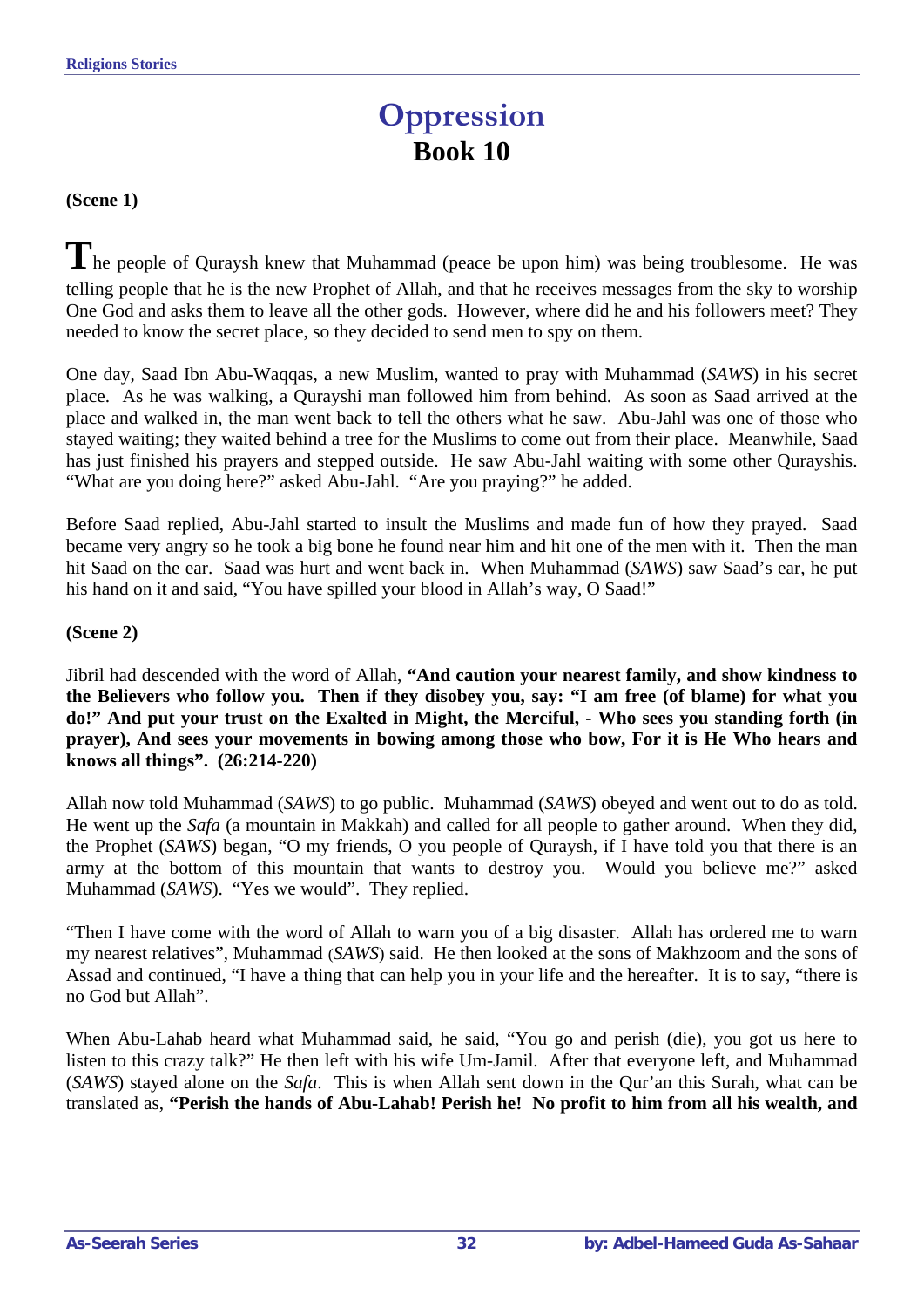# Oppression
## Book 10

**(Scene 1)**

The people of Quraysh knew that Muhammad (peace be upon him) was being troublesome. He was telling people that he is the new Prophet of Allah, and that he receives messages from the sky to worship One God and asks them to leave all the other gods. However, where did he and his followers meet? They needed to know the secret place, so they decided to send men to spy on them.

One day, Saad Ibn Abu-Waqqas, a new Muslim, wanted to pray with Muhammad (*SAWS*) in his secret place. As he was walking, a Qurayshi man followed him from behind. As soon as Saad arrived at the place and walked in, the man went back to tell the others what he saw. Abu-Jahl was one of those who stayed waiting; they waited behind a tree for the Muslims to come out from their place. Meanwhile, Saad has just finished his prayers and stepped outside. He saw Abu-Jahl waiting with some other Qurayshis. "What are you doing here?" asked Abu-Jahl. "Are you praying?" he added.

Before Saad replied, Abu-Jahl started to insult the Muslims and made fun of how they prayed. Saad became very angry so he took a big bone he found near him and hit one of the men with it. Then the man hit Saad on the ear. Saad was hurt and went back in. When Muhammad (*SAWS*) saw Saad's ear, he put his hand on it and said, "You have spilled your blood in Allah's way, O Saad!"

**(Scene 2)**

Jibril had descended with the word of Allah, **"And caution your nearest family, and show kindness to the Believers who follow you. Then if they disobey you, say: "I am free (of blame) for what you do!" And put your trust on the Exalted in Might, the Merciful, - Who sees you standing forth (in prayer), And sees your movements in bowing among those who bow, For it is He Who hears and knows all things". (26:214-220)**

Allah now told Muhammad (*SAWS*) to go public. Muhammad (*SAWS*) obeyed and went out to do as told. He went up the *Safa* (a mountain in Makkah) and called for all people to gather around. When they did, the Prophet (*SAWS*) began, "O my friends, O you people of Quraysh, if I have told you that there is an army at the bottom of this mountain that wants to destroy you. Would you believe me?" asked Muhammad (*SAWS*). "Yes we would". They replied.

"Then I have come with the word of Allah to warn you of a big disaster. Allah has ordered me to warn my nearest relatives", Muhammad (*SAWS*) said. He then looked at the sons of Makhzoom and the sons of Assad and continued, "I have a thing that can help you in your life and the hereafter. It is to say, "there is no God but Allah".

When Abu-Lahab heard what Muhammad said, he said, "You go and perish (die), you got us here to listen to this crazy talk?" He then left with his wife Um-Jamil. After that everyone left, and Muhammad (*SAWS*) stayed alone on the *Safa*. This is when Allah sent down in the Qur'an this Surah, what can be translated as, **"Perish the hands of Abu-Lahab! Perish he! No profit to him from all his wealth, and**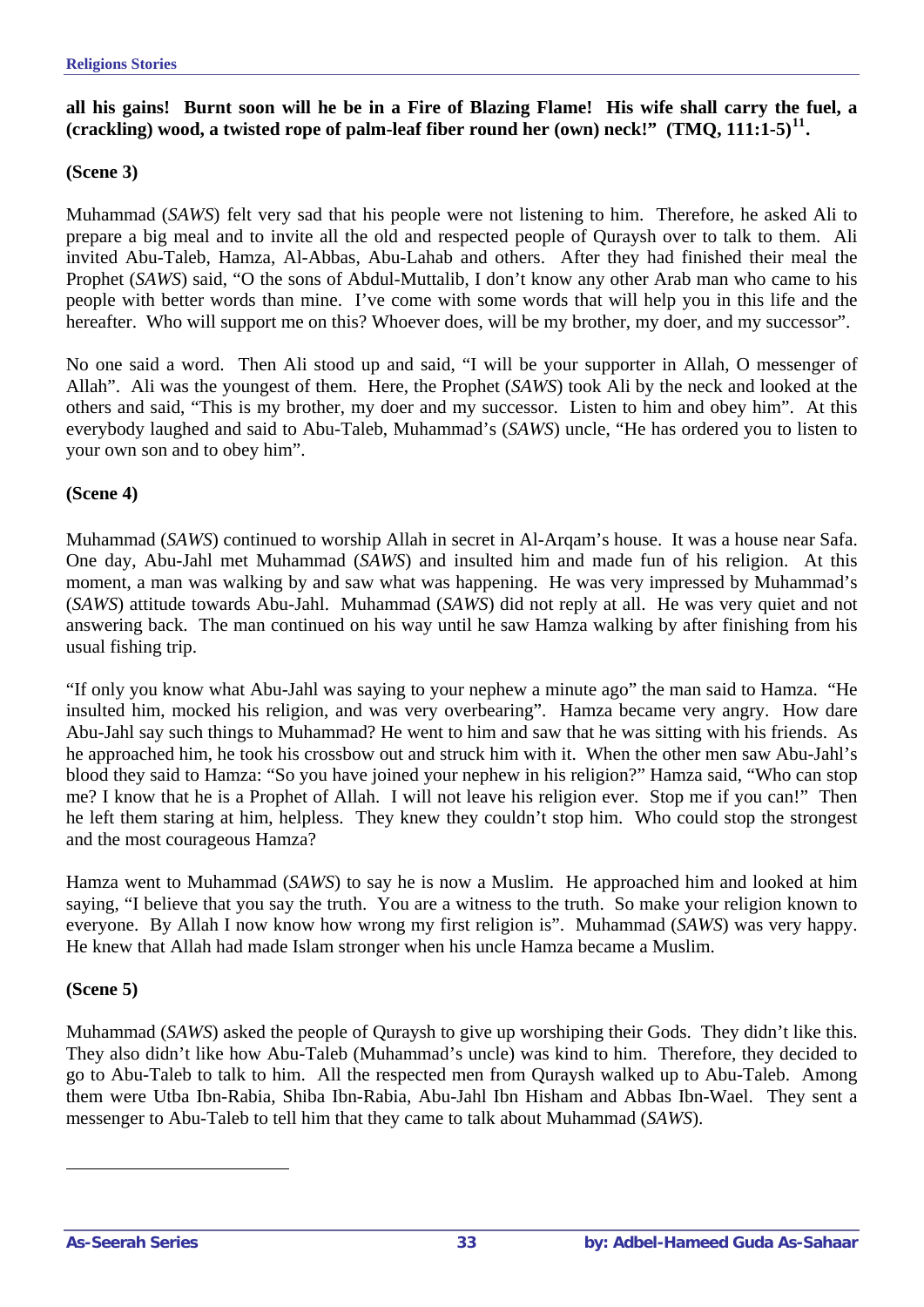**all his gains! Burnt soon will he be in a Fire of Blazing Flame! His wife shall carry the fuel, a (crackling) wood, a twisted rope of palm-leaf fiber round her (own) neck!" (TMQ, 111:1-5)[11].**

**(Scene 3)**

Muhammad (*SAWS*) felt very sad that his people were not listening to him. Therefore, he asked Ali to prepare a big meal and to invite all the old and respected people of Quraysh over to talk to them. Ali invited Abu-Taleb, Hamza, Al-Abbas, Abu-Lahab and others. After they had finished their meal the Prophet (*SAWS*) said, "O the sons of Abdul-Muttalib, I don't know any other Arab man who came to his people with better words than mine. I've come with some words that will help you in this life and the hereafter. Who will support me on this? Whoever does, will be my brother, my doer, and my successor".

No one said a word. Then Ali stood up and said, "I will be your supporter in Allah, O messenger of Allah". Ali was the youngest of them. Here, the Prophet (*SAWS*) took Ali by the neck and looked at the others and said, "This is my brother, my doer and my successor. Listen to him and obey him". At this everybody laughed and said to Abu-Taleb, Muhammad's (*SAWS*) uncle, "He has ordered you to listen to your own son and to obey him".

**(Scene 4)**

Muhammad (*SAWS*) continued to worship Allah in secret in Al-Arqam's house. It was a house near Safa. One day, Abu-Jahl met Muhammad (*SAWS*) and insulted him and made fun of his religion. At this moment, a man was walking by and saw what was happening. He was very impressed by Muhammad's (*SAWS*) attitude towards Abu-Jahl. Muhammad (*SAWS*) did not reply at all. He was very quiet and not answering back. The man continued on his way until he saw Hamza walking by after finishing from his usual fishing trip.

"If only you know what Abu-Jahl was saying to your nephew a minute ago" the man said to Hamza. "He insulted him, mocked his religion, and was very overbearing". Hamza became very angry. How dare Abu-Jahl say such things to Muhammad? He went to him and saw that he was sitting with his friends. As he approached him, he took his crossbow out and struck him with it. When the other men saw Abu-Jahl's blood they said to Hamza: "So you have joined your nephew in his religion?" Hamza said, "Who can stop me? I know that he is a Prophet of Allah. I will not leave his religion ever. Stop me if you can!" Then he left them staring at him, helpless. They knew they couldn't stop him. Who could stop the strongest and the most courageous Hamza?

Hamza went to Muhammad (*SAWS*) to say he is now a Muslim. He approached him and looked at him saying, "I believe that you say the truth. You are a witness to the truth. So make your religion known to everyone. By Allah I now know how wrong my first religion is". Muhammad (*SAWS*) was very happy. He knew that Allah had made Islam stronger when his uncle Hamza became a Muslim.

**(Scene 5)**

Muhammad (*SAWS*) asked the people of Quraysh to give up worshiping their Gods. They didn't like this. They also didn't like how Abu-Taleb (Muhammad's uncle) was kind to him. Therefore, they decided to go to Abu-Taleb to talk to him. All the respected men from Quraysh walked up to Abu-Taleb. Among them were Utba Ibn-Rabia, Shiba Ibn-Rabia, Abu-Jahl Ibn Hisham and Abbas Ibn-Wael. They sent a messenger to Abu-Taleb to tell him that they came to talk about Muhammad (*SAWS*).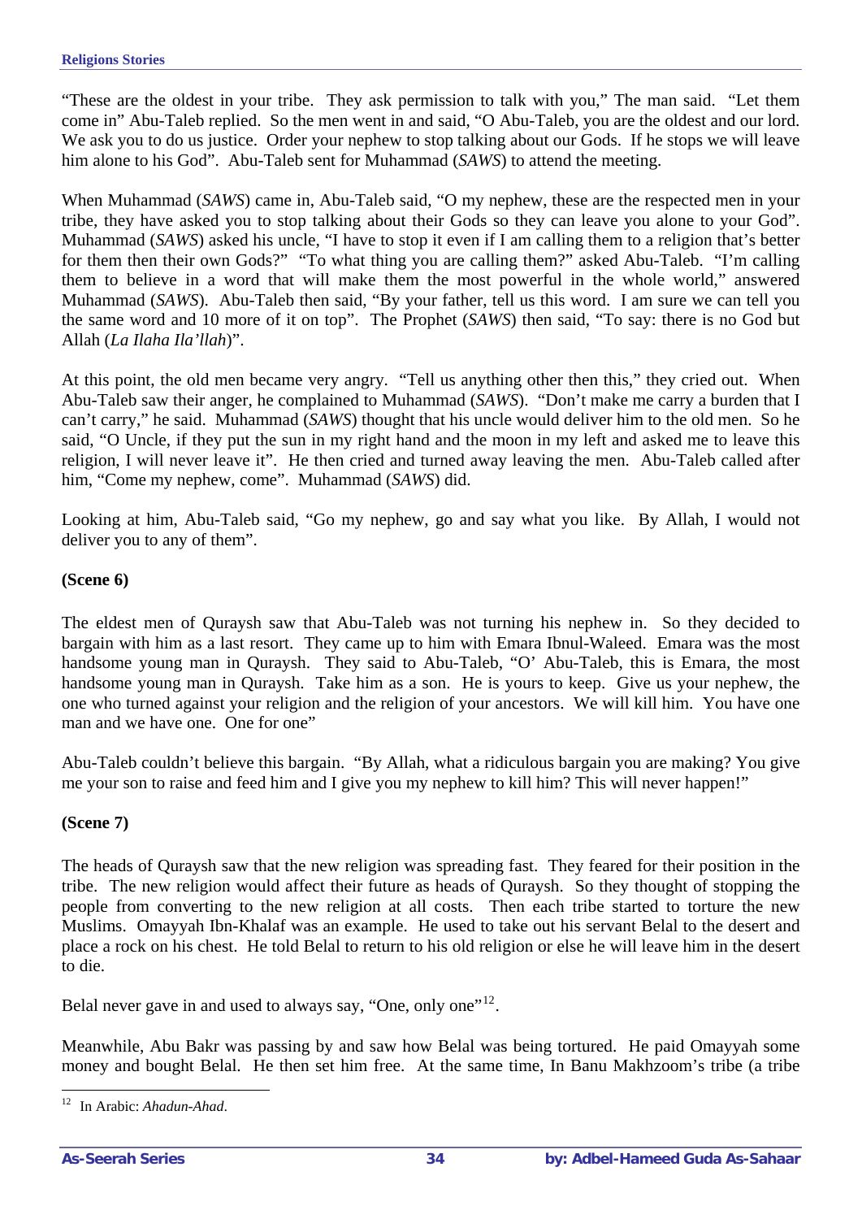"These are the oldest in your tribe. They ask permission to talk with you," The man said. "Let them come in" Abu-Taleb replied. So the men went in and said, "O Abu-Taleb, you are the oldest and our lord. We ask you to do us justice. Order your nephew to stop talking about our Gods. If he stops we will leave him alone to his God". Abu-Taleb sent for Muhammad (*SAWS*) to attend the meeting.

When Muhammad (*SAWS*) came in, Abu-Taleb said, "O my nephew, these are the respected men in your tribe, they have asked you to stop talking about their Gods so they can leave you alone to your God". Muhammad (*SAWS*) asked his uncle, "I have to stop it even if I am calling them to a religion that's better for them then their own Gods?" "To what thing you are calling them?" asked Abu-Taleb. "I'm calling them to believe in a word that will make them the most powerful in the whole world," answered Muhammad (*SAWS*). Abu-Taleb then said, "By your father, tell us this word. I am sure we can tell you the same word and 10 more of it on top". The Prophet (*SAWS*) then said, "To say: there is no God but Allah (*La Ilaha Ila'llah*)".

At this point, the old men became very angry. "Tell us anything other then this," they cried out. When Abu-Taleb saw their anger, he complained to Muhammad (*SAWS*). "Don't make me carry a burden that I can't carry," he said. Muhammad (*SAWS*) thought that his uncle would deliver him to the old men. So he said, "O Uncle, if they put the sun in my right hand and the moon in my left and asked me to leave this religion, I will never leave it". He then cried and turned away leaving the men. Abu-Taleb called after him, "Come my nephew, come". Muhammad (*SAWS*) did.

Looking at him, Abu-Taleb said, "Go my nephew, go and say what you like. By Allah, I would not deliver you to any of them".

**(Scene 6)**

The eldest men of Quraysh saw that Abu-Taleb was not turning his nephew in. So they decided to bargain with him as a last resort. They came up to him with Emara Ibnul-Waleed. Emara was the most handsome young man in Quraysh. They said to Abu-Taleb, "O' Abu-Taleb, this is Emara, the most handsome young man in Quraysh. Take him as a son. He is yours to keep. Give us your nephew, the one who turned against your religion and the religion of your ancestors. We will kill him. You have one man and we have one. One for one"

Abu-Taleb couldn't believe this bargain. "By Allah, what a ridiculous bargain you are making? You give me your son to raise and feed him and I give you my nephew to kill him? This will never happen!"

**(Scene 7)**

The heads of Quraysh saw that the new religion was spreading fast. They feared for their position in the tribe. The new religion would affect their future as heads of Quraysh. So they thought of stopping the people from converting to the new religion at all costs. Then each tribe started to torture the new Muslims. Omayyah Ibn-Khalaf was an example. He used to take out his servant Belal to the desert and place a rock on his chest. He told Belal to return to his old religion or else he will leave him in the desert to die.

Belal never gave in and used to always say, "One, only one"[12].

Meanwhile, Abu Bakr was passing by and saw how Belal was being tortured. He paid Omayyah some money and bought Belal. He then set him free. At the same time, In Banu Makhzoom's tribe (a tribe

---

[12] In Arabic: *Ahadun-Ahad*.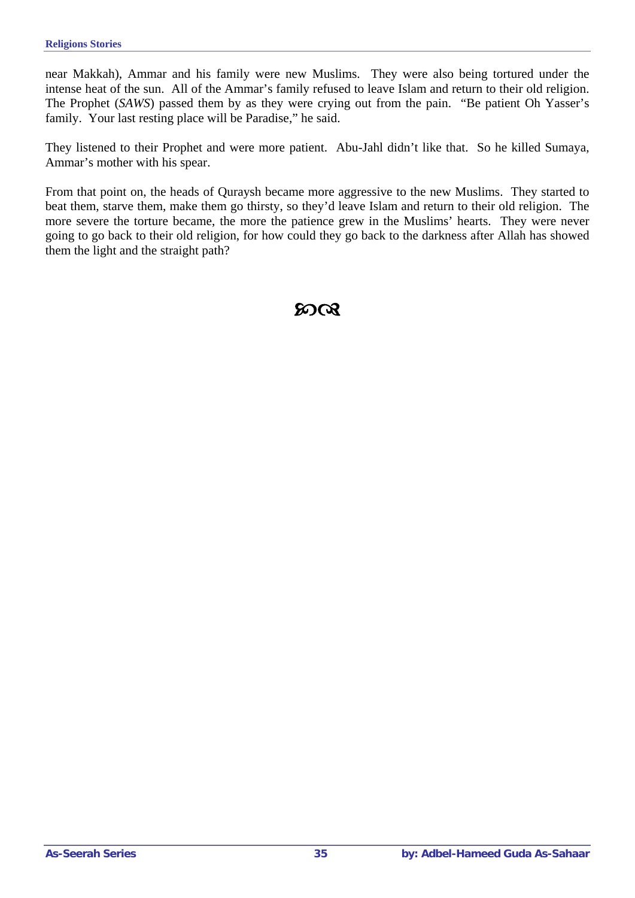near Makkah), Ammar and his family were new Muslims. They were also being tortured under the intense heat of the sun. All of the Ammar's family refused to leave Islam and return to their old religion. The Prophet (*SAWS*) passed them by as they were crying out from the pain. "Be patient Oh Yasser's family. Your last resting place will be Paradise," he said.

They listened to their Prophet and were more patient. Abu-Jahl didn't like that. So he killed Sumaya, Ammar's mother with his spear.

From that point on, the heads of Quraysh became more aggressive to the new Muslims. They started to beat them, starve them, make them go thirsty, so they'd leave Islam and return to their old religion. The more severe the torture became, the more the patience grew in the Muslims' hearts. They were never going to go back to their old religion, for how could they go back to the darkness after Allah has showed them the light and the straight path?

ꕥ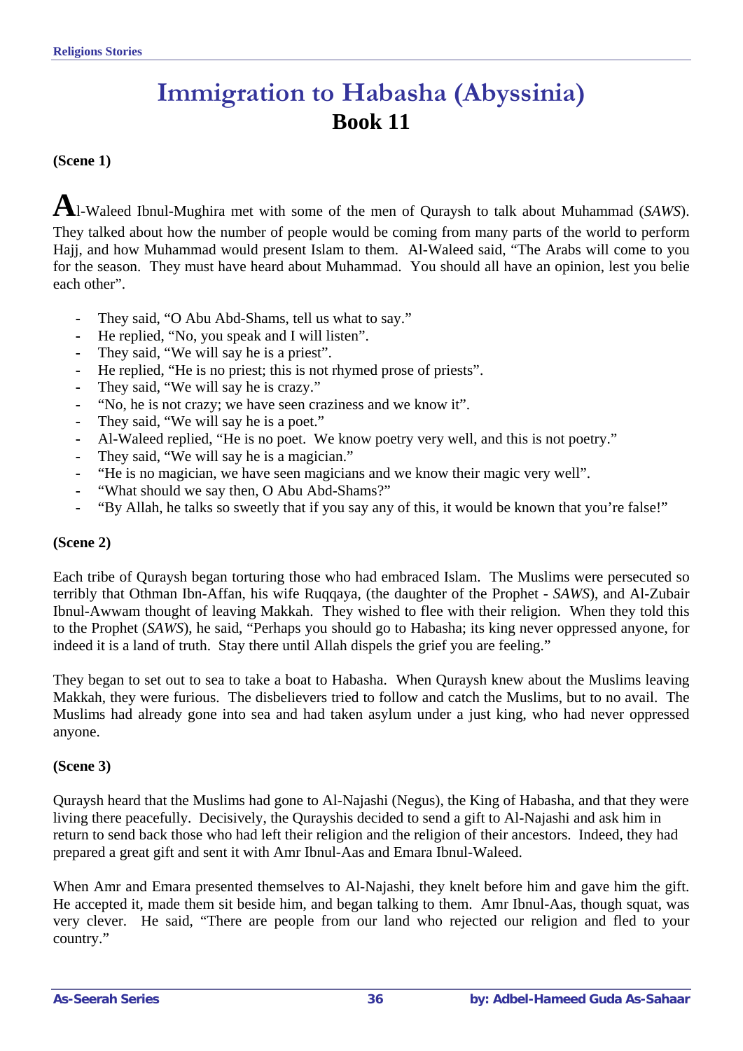# Immigration to Habasha (Abyssinia)

## Book 11

**(Scene 1)**

Al-Waleed Ibnul-Mughira met with some of the men of Quraysh to talk about Muhammad (*SAWS*). They talked about how the number of people would be coming from many parts of the world to perform Hajj, and how Muhammad would present Islam to them. Al-Waleed said, "The Arabs will come to you for the season. They must have heard about Muhammad. You should all have an opinion, lest you belie each other".

- They said, "O Abu Abd-Shams, tell us what to say."
- He replied, "No, you speak and I will listen".
- They said, "We will say he is a priest".
- He replied, "He is no priest; this is not rhymed prose of priests".
- They said, "We will say he is crazy."
- "No, he is not crazy; we have seen craziness and we know it".
- They said, "We will say he is a poet."
- Al-Waleed replied, "He is no poet. We know poetry very well, and this is not poetry."
- They said, "We will say he is a magician."
- "He is no magician, we have seen magicians and we know their magic very well".
- "What should we say then, O Abu Abd-Shams?"
- "By Allah, he talks so sweetly that if you say any of this, it would be known that you're false!"

**(Scene 2)**

Each tribe of Quraysh began torturing those who had embraced Islam. The Muslims were persecuted so terribly that Othman Ibn-Affan, his wife Ruqqaya, (the daughter of the Prophet - *SAWS*), and Al-Zubair Ibnul-Awwam thought of leaving Makkah. They wished to flee with their religion. When they told this to the Prophet (*SAWS*), he said, "Perhaps you should go to Habasha; its king never oppressed anyone, for indeed it is a land of truth. Stay there until Allah dispels the grief you are feeling."

They began to set out to sea to take a boat to Habasha. When Quraysh knew about the Muslims leaving Makkah, they were furious. The disbelievers tried to follow and catch the Muslims, but to no avail. The Muslims had already gone into sea and had taken asylum under a just king, who had never oppressed anyone.

**(Scene 3)**

Quraysh heard that the Muslims had gone to Al-Najashi (Negus), the King of Habasha, and that they were living there peacefully. Decisively, the Qurayshis decided to send a gift to Al-Najashi and ask him in return to send back those who had left their religion and the religion of their ancestors. Indeed, they had prepared a great gift and sent it with Amr Ibnul-Aas and Emara Ibnul-Waleed.

When Amr and Emara presented themselves to Al-Najashi, they knelt before him and gave him the gift. He accepted it, made them sit beside him, and began talking to them. Amr Ibnul-Aas, though squat, was very clever. He said, "There are people from our land who rejected our religion and fled to your country."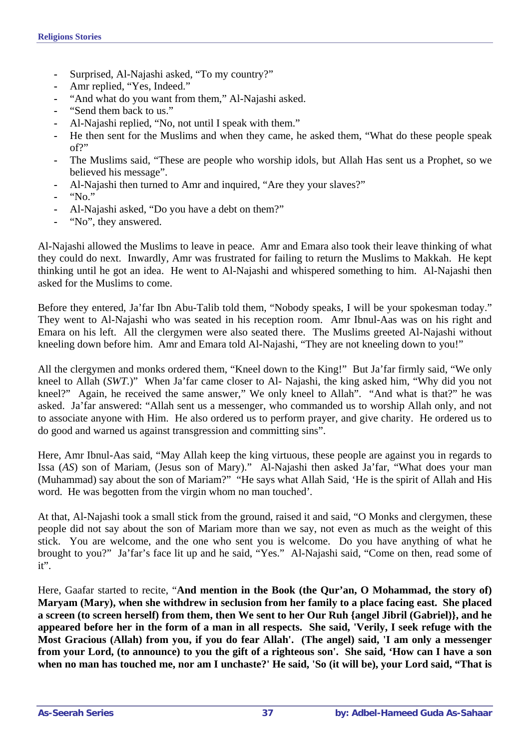- Surprised, Al-Najashi asked, "To my country?"
- Amr replied, "Yes, Indeed."
- "And what do you want from them," Al-Najashi asked.
- "Send them back to us."
- Al-Najashi replied, "No, not until I speak with them."
- He then sent for the Muslims and when they came, he asked them, "What do these people speak of?"
- The Muslims said, "These are people who worship idols, but Allah Has sent us a Prophet, so we believed his message".
- Al-Najashi then turned to Amr and inquired, "Are they your slaves?"
- "No."
- Al-Najashi asked, "Do you have a debt on them?"
- "No", they answered.

Al-Najashi allowed the Muslims to leave in peace. Amr and Emara also took their leave thinking of what they could do next. Inwardly, Amr was frustrated for failing to return the Muslims to Makkah. He kept thinking until he got an idea. He went to Al-Najashi and whispered something to him. Al-Najashi then asked for the Muslims to come.

Before they entered, Ja'far Ibn Abu-Talib told them, "Nobody speaks, I will be your spokesman today." They went to Al-Najashi who was seated in his reception room. Amr Ibnul-Aas was on his right and Emara on his left. All the clergymen were also seated there. The Muslims greeted Al-Najashi without kneeling down before him. Amr and Emara told Al-Najashi, "They are not kneeling down to you!"

All the clergymen and monks ordered them, "Kneel down to the King!" But Ja'far firmly said, "We only kneel to Allah (*SWT*.)" When Ja'far came closer to Al- Najashi, the king asked him, "Why did you not kneel?" Again, he received the same answer," We only kneel to Allah". "And what is that?" he was asked. Ja'far answered: "Allah sent us a messenger, who commanded us to worship Allah only, and not to associate anyone with Him. He also ordered us to perform prayer, and give charity. He ordered us to do good and warned us against transgression and committing sins".

Here, Amr Ibnul-Aas said, "May Allah keep the king virtuous, these people are against you in regards to Issa (*AS*) son of Mariam, (Jesus son of Mary)." Al-Najashi then asked Ja'far, "What does your man (Muhammad) say about the son of Mariam?" "He says what Allah Said, 'He is the spirit of Allah and His word. He was begotten from the virgin whom no man touched'.

At that, Al-Najashi took a small stick from the ground, raised it and said, "O Monks and clergymen, these people did not say about the son of Mariam more than we say, not even as much as the weight of this stick. You are welcome, and the one who sent you is welcome. Do you have anything of what he brought to you?" Ja'far's face lit up and he said, "Yes." Al-Najashi said, "Come on then, read some of it".

Here, Gaafar started to recite, "**And mention in the Book (the Qur'an, O Mohammad, the story of) Maryam (Mary), when she withdrew in seclusion from her family to a place facing east. She placed a screen (to screen herself) from them, then We sent to her Our Ruh {angel Jibril (Gabriel)}, and he appeared before her in the form of a man in all respects. She said, 'Verily, I seek refuge with the Most Gracious (Allah) from you, if you do fear Allah'. (The angel) said, 'I am only a messenger from your Lord, (to announce) to you the gift of a righteous son'. She said, 'How can I have a son when no man has touched me, nor am I unchaste?' He said, 'So (it will be), your Lord said, "That is**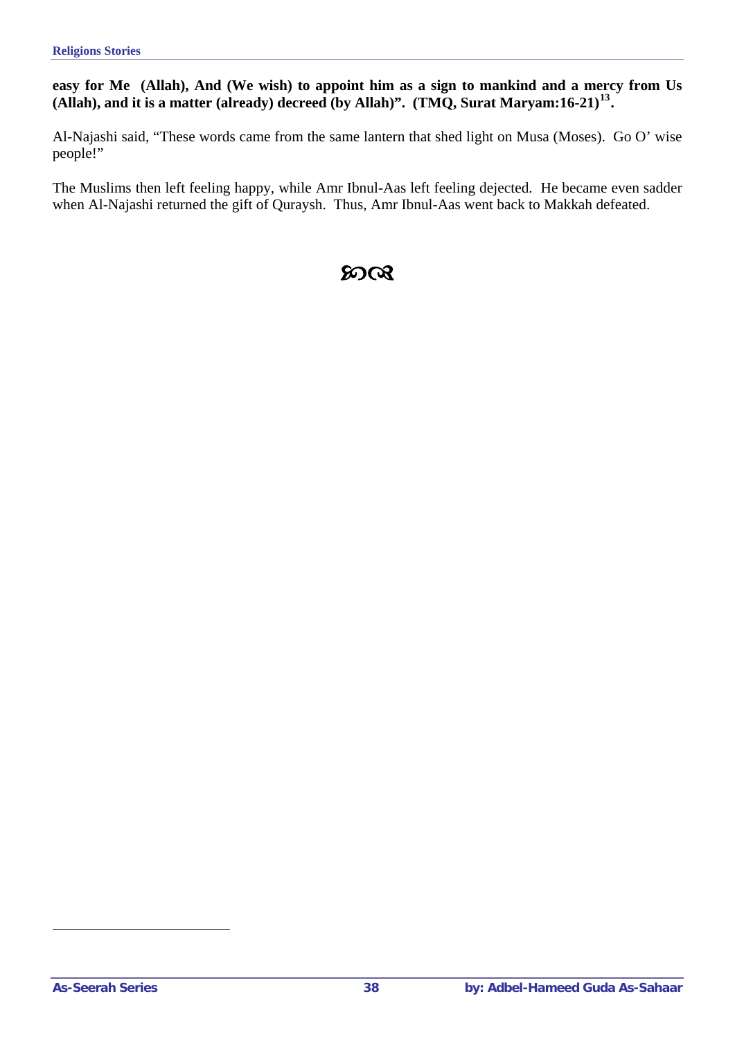**easy for Me (Allah), And (We wish) to appoint him as a sign to mankind and a mercy from Us (Allah), and it is a matter (already) decreed (by Allah)". (TMQ, Surat Maryam:16-21)[13].**

Al-Najashi said, "These words came from the same lantern that shed light on Musa (Moses). Go O' wise people!"

The Muslims then left feeling happy, while Amr Ibnul-Aas left feeling dejected. He became even sadder when Al-Najashi returned the gift of Quraysh. Thus, Amr Ibnul-Aas went back to Makkah defeated.

ꟸ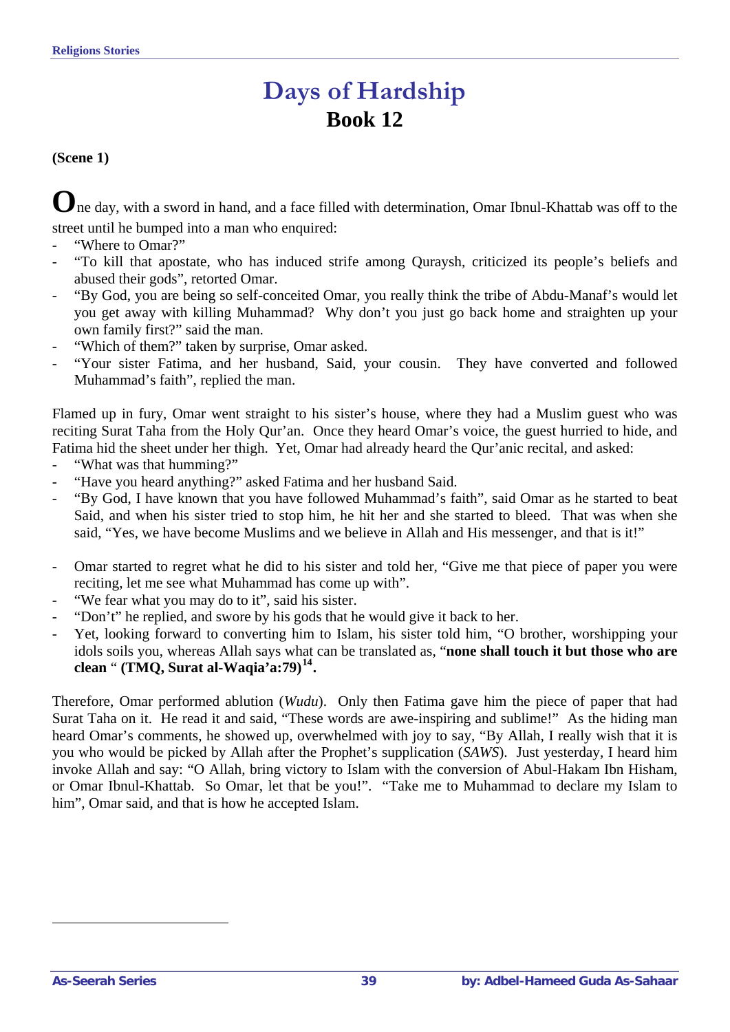# Days of Hardship

## Book 12

**(Scene 1)**

One day, with a sword in hand, and a face filled with determination, Omar Ibnul-Khattab was off to the street until he bumped into a man who enquired:

- "Where to Omar?"
- "To kill that apostate, who has induced strife among Quraysh, criticized its people's beliefs and abused their gods", retorted Omar.
- "By God, you are being so self-conceited Omar, you really think the tribe of Abdu-Manaf's would let you get away with killing Muhammad? Why don't you just go back home and straighten up your own family first?" said the man.
- "Which of them?" taken by surprise, Omar asked.
- "Your sister Fatima, and her husband, Said, your cousin. They have converted and followed Muhammad's faith", replied the man.

Flamed up in fury, Omar went straight to his sister's house, where they had a Muslim guest who was reciting Surat Taha from the Holy Qur'an. Once they heard Omar's voice, the guest hurried to hide, and Fatima hid the sheet under her thigh. Yet, Omar had already heard the Qur'anic recital, and asked:

- "What was that humming?"
- "Have you heard anything?" asked Fatima and her husband Said.
- "By God, I have known that you have followed Muhammad's faith", said Omar as he started to beat Said, and when his sister tried to stop him, he hit her and she started to bleed. That was when she said, "Yes, we have become Muslims and we believe in Allah and His messenger, and that is it!"

- Omar started to regret what he did to his sister and told her, "Give me that piece of paper you were reciting, let me see what Muhammad has come up with".
- "We fear what you may do to it", said his sister.
- "Don't" he replied, and swore by his gods that he would give it back to her.
- Yet, looking forward to converting him to Islam, his sister told him, "O brother, worshipping your idols soils you, whereas Allah says what can be translated as, "**none shall touch it but those who are clean** " **(TMQ, Surat al-Waqia'a:79)[14].**

Therefore, Omar performed ablution (*Wudu*). Only then Fatima gave him the piece of paper that had Surat Taha on it. He read it and said, "These words are awe-inspiring and sublime!" As the hiding man heard Omar's comments, he showed up, overwhelmed with joy to say, "By Allah, I really wish that it is you who would be picked by Allah after the Prophet's supplication (*SAWS*). Just yesterday, I heard him invoke Allah and say: "O Allah, bring victory to Islam with the conversion of Abul-Hakam Ibn Hisham, or Omar Ibnul-Khattab. So Omar, let that be you!". "Take me to Muhammad to declare my Islam to him", Omar said, and that is how he accepted Islam.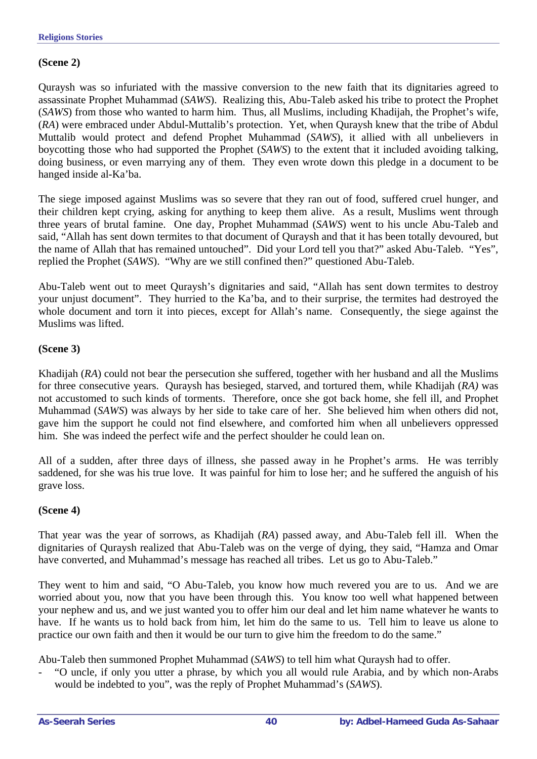**(Scene 2)**

Quraysh was so infuriated with the massive conversion to the new faith that its dignitaries agreed to assassinate Prophet Muhammad (*SAWS*). Realizing this, Abu-Taleb asked his tribe to protect the Prophet (*SAWS*) from those who wanted to harm him. Thus, all Muslims, including Khadijah, the Prophet's wife, (*RA*) were embraced under Abdul-Muttalib's protection. Yet, when Quraysh knew that the tribe of Abdul Muttalib would protect and defend Prophet Muhammad (*SAWS*), it allied with all unbelievers in boycotting those who had supported the Prophet (*SAWS*) to the extent that it included avoiding talking, doing business, or even marrying any of them. They even wrote down this pledge in a document to be hanged inside al-Ka'ba.

The siege imposed against Muslims was so severe that they ran out of food, suffered cruel hunger, and their children kept crying, asking for anything to keep them alive. As a result, Muslims went through three years of brutal famine. One day, Prophet Muhammad (*SAWS*) went to his uncle Abu-Taleb and said, "Allah has sent down termites to that document of Quraysh and that it has been totally devoured, but the name of Allah that has remained untouched". Did your Lord tell you that?" asked Abu-Taleb. "Yes", replied the Prophet (*SAWS*). "Why are we still confined then?" questioned Abu-Taleb.

Abu-Taleb went out to meet Quraysh's dignitaries and said, "Allah has sent down termites to destroy your unjust document". They hurried to the Ka'ba, and to their surprise, the termites had destroyed the whole document and torn it into pieces, except for Allah's name. Consequently, the siege against the Muslims was lifted.

**(Scene 3)**

Khadijah (*RA*) could not bear the persecution she suffered, together with her husband and all the Muslims for three consecutive years. Quraysh has besieged, starved, and tortured them, while Khadijah (*RA)* was not accustomed to such kinds of torments. Therefore, once she got back home, she fell ill, and Prophet Muhammad (*SAWS*) was always by her side to take care of her. She believed him when others did not, gave him the support he could not find elsewhere, and comforted him when all unbelievers oppressed him. She was indeed the perfect wife and the perfect shoulder he could lean on.

All of a sudden, after three days of illness, she passed away in he Prophet's arms. He was terribly saddened, for she was his true love. It was painful for him to lose her; and he suffered the anguish of his grave loss.

**(Scene 4)**

That year was the year of sorrows, as Khadijah (*RA*) passed away, and Abu-Taleb fell ill. When the dignitaries of Quraysh realized that Abu-Taleb was on the verge of dying, they said, "Hamza and Omar have converted, and Muhammad's message has reached all tribes. Let us go to Abu-Taleb."

They went to him and said, "O Abu-Taleb, you know how much revered you are to us. And we are worried about you, now that you have been through this. You know too well what happened between your nephew and us, and we just wanted you to offer him our deal and let him name whatever he wants to have. If he wants us to hold back from him, let him do the same to us. Tell him to leave us alone to practice our own faith and then it would be our turn to give him the freedom to do the same."

Abu-Taleb then summoned Prophet Muhammad (*SAWS*) to tell him what Quraysh had to offer.

- "O uncle, if only you utter a phrase, by which you all would rule Arabia, and by which non-Arabs would be indebted to you", was the reply of Prophet Muhammad's (*SAWS*).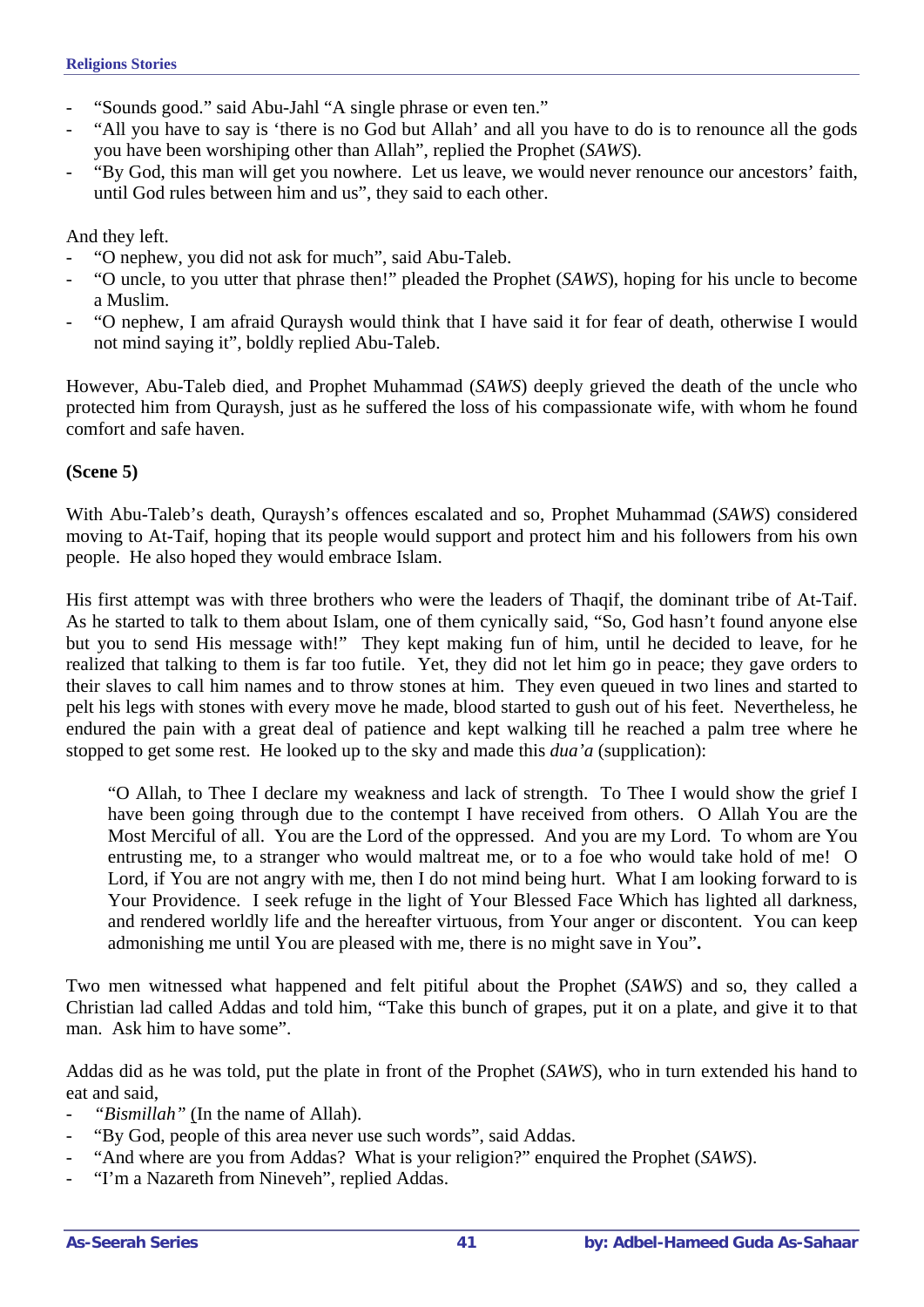- "Sounds good." said Abu-Jahl "A single phrase or even ten."
- "All you have to say is 'there is no God but Allah' and all you have to do is to renounce all the gods you have been worshiping other than Allah", replied the Prophet (*SAWS*).
- "By God, this man will get you nowhere. Let us leave, we would never renounce our ancestors' faith, until God rules between him and us", they said to each other.

And they left.

- "O nephew, you did not ask for much", said Abu-Taleb.
- "O uncle, to you utter that phrase then!" pleaded the Prophet (*SAWS*), hoping for his uncle to become a Muslim.
- "O nephew, I am afraid Quraysh would think that I have said it for fear of death, otherwise I would not mind saying it", boldly replied Abu-Taleb.

However, Abu-Taleb died, and Prophet Muhammad (*SAWS*) deeply grieved the death of the uncle who protected him from Quraysh, just as he suffered the loss of his compassionate wife, with whom he found comfort and safe haven.

**(Scene 5)**

With Abu-Taleb's death, Quraysh's offences escalated and so, Prophet Muhammad (*SAWS*) considered moving to At-Taif, hoping that its people would support and protect him and his followers from his own people. He also hoped they would embrace Islam.

His first attempt was with three brothers who were the leaders of Thaqif, the dominant tribe of At-Taif. As he started to talk to them about Islam, one of them cynically said, "So, God hasn't found anyone else but you to send His message with!" They kept making fun of him, until he decided to leave, for he realized that talking to them is far too futile. Yet, they did not let him go in peace; they gave orders to their slaves to call him names and to throw stones at him. They even queued in two lines and started to pelt his legs with stones with every move he made, blood started to gush out of his feet. Nevertheless, he endured the pain with a great deal of patience and kept walking till he reached a palm tree where he stopped to get some rest. He looked up to the sky and made this *dua'a* (supplication):

> "O Allah, to Thee I declare my weakness and lack of strength. To Thee I would show the grief I have been going through due to the contempt I have received from others. O Allah You are the Most Merciful of all. You are the Lord of the oppressed. And you are my Lord. To whom are You entrusting me, to a stranger who would maltreat me, or to a foe who would take hold of me! O Lord, if You are not angry with me, then I do not mind being hurt. What I am looking forward to is Your Providence. I seek refuge in the light of Your Blessed Face Which has lighted all darkness, and rendered worldly life and the hereafter virtuous, from Your anger or discontent. You can keep admonishing me until You are pleased with me, there is no might save in You"**.**

Two men witnessed what happened and felt pitiful about the Prophet (*SAWS*) and so, they called a Christian lad called Addas and told him, "Take this bunch of grapes, put it on a plate, and give it to that man. Ask him to have some".

Addas did as he was told, put the plate in front of the Prophet (*SAWS*), who in turn extended his hand to eat and said,

- *"Bismillah"* (In the name of Allah).
- "By God, people of this area never use such words", said Addas.
- "And where are you from Addas? What is your religion?" enquired the Prophet (*SAWS*).
- "I'm a Nazareth from Nineveh", replied Addas.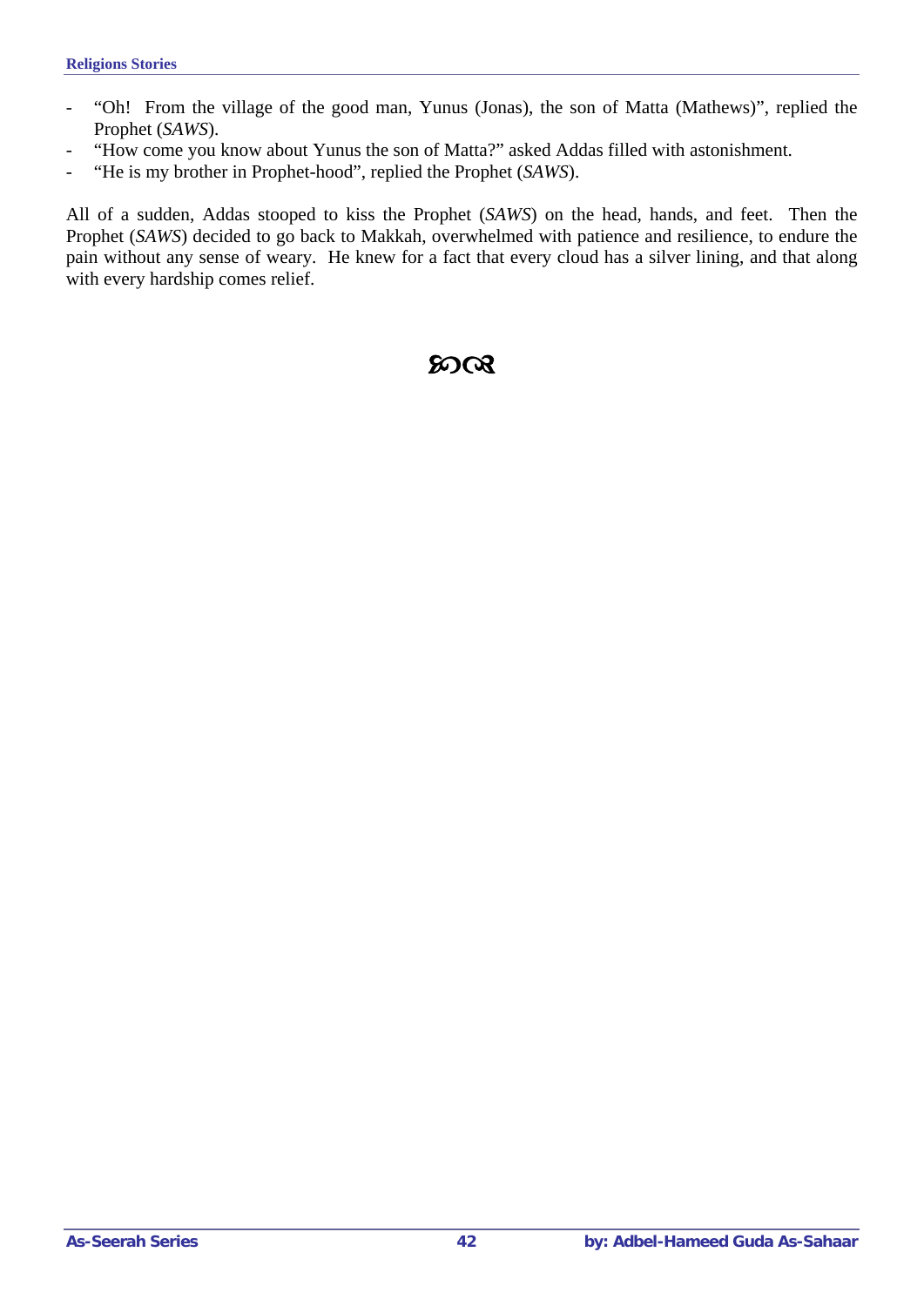- "Oh!  From the village of the good man, Yunus (Jonas), the son of Matta (Mathews)", replied the Prophet (*SAWS*).
- "How come you know about Yunus the son of Matta?" asked Addas filled with astonishment.
- "He is my brother in Prophet-hood", replied the Prophet (*SAWS*).

All of a sudden, Addas stooped to kiss the Prophet (*SAWS*) on the head, hands, and feet.  Then the Prophet (*SAWS*) decided to go back to Makkah, overwhelmed with patience and resilience, to endure the pain without any sense of weary.  He knew for a fact that every cloud has a silver lining, and that along with every hardship comes relief.

ജ്ഞ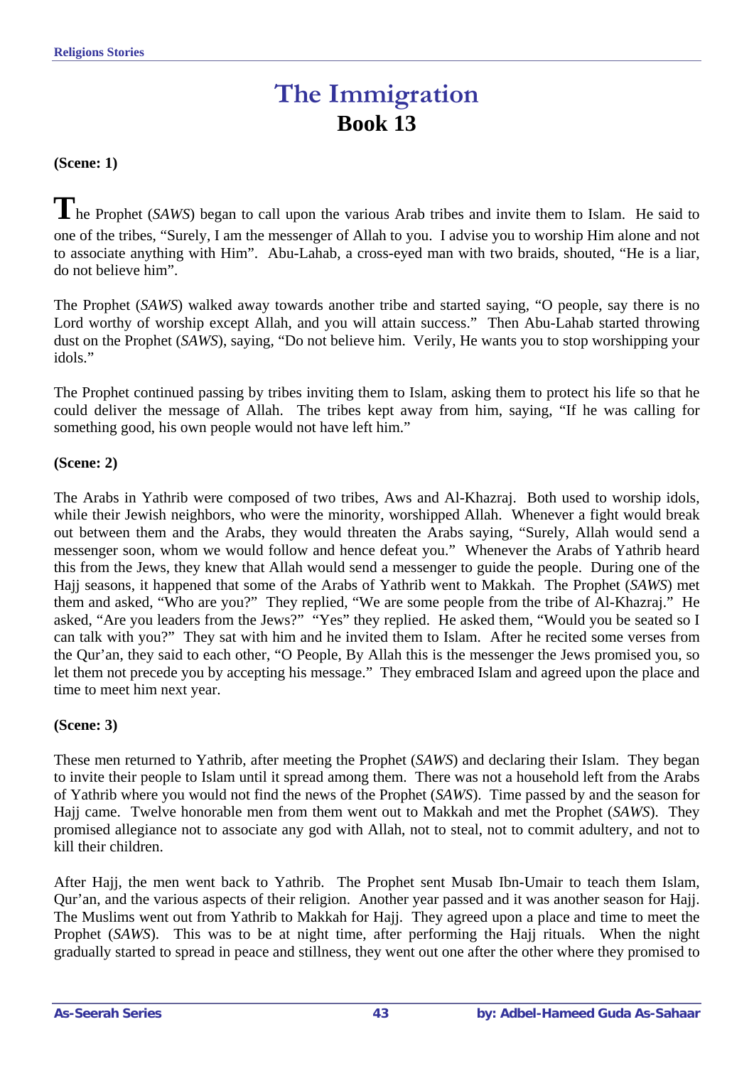# The Immigration
## Book 13

**(Scene: 1)**

The Prophet (*SAWS*) began to call upon the various Arab tribes and invite them to Islam. He said to one of the tribes, "Surely, I am the messenger of Allah to you. I advise you to worship Him alone and not to associate anything with Him". Abu-Lahab, a cross-eyed man with two braids, shouted, "He is a liar, do not believe him".

The Prophet (*SAWS*) walked away towards another tribe and started saying, "O people, say there is no Lord worthy of worship except Allah, and you will attain success." Then Abu-Lahab started throwing dust on the Prophet (*SAWS*), saying, "Do not believe him. Verily, He wants you to stop worshipping your idols."

The Prophet continued passing by tribes inviting them to Islam, asking them to protect his life so that he could deliver the message of Allah. The tribes kept away from him, saying, "If he was calling for something good, his own people would not have left him."

**(Scene: 2)**

The Arabs in Yathrib were composed of two tribes, Aws and Al-Khazraj. Both used to worship idols, while their Jewish neighbors, who were the minority, worshipped Allah. Whenever a fight would break out between them and the Arabs, they would threaten the Arabs saying, "Surely, Allah would send a messenger soon, whom we would follow and hence defeat you." Whenever the Arabs of Yathrib heard this from the Jews, they knew that Allah would send a messenger to guide the people. During one of the Hajj seasons, it happened that some of the Arabs of Yathrib went to Makkah. The Prophet (*SAWS*) met them and asked, "Who are you?" They replied, "We are some people from the tribe of Al-Khazraj." He asked, "Are you leaders from the Jews?" "Yes" they replied. He asked them, "Would you be seated so I can talk with you?" They sat with him and he invited them to Islam. After he recited some verses from the Qur'an, they said to each other, "O People, By Allah this is the messenger the Jews promised you, so let them not precede you by accepting his message." They embraced Islam and agreed upon the place and time to meet him next year.

**(Scene: 3)**

These men returned to Yathrib, after meeting the Prophet (*SAWS*) and declaring their Islam. They began to invite their people to Islam until it spread among them. There was not a household left from the Arabs of Yathrib where you would not find the news of the Prophet (*SAWS*). Time passed by and the season for Hajj came. Twelve honorable men from them went out to Makkah and met the Prophet (*SAWS*). They promised allegiance not to associate any god with Allah, not to steal, not to commit adultery, and not to kill their children.

After Hajj, the men went back to Yathrib. The Prophet sent Musab Ibn-Umair to teach them Islam, Qur'an, and the various aspects of their religion. Another year passed and it was another season for Hajj. The Muslims went out from Yathrib to Makkah for Hajj. They agreed upon a place and time to meet the Prophet (*SAWS*). This was to be at night time, after performing the Hajj rituals. When the night gradually started to spread in peace and stillness, they went out one after the other where they promised to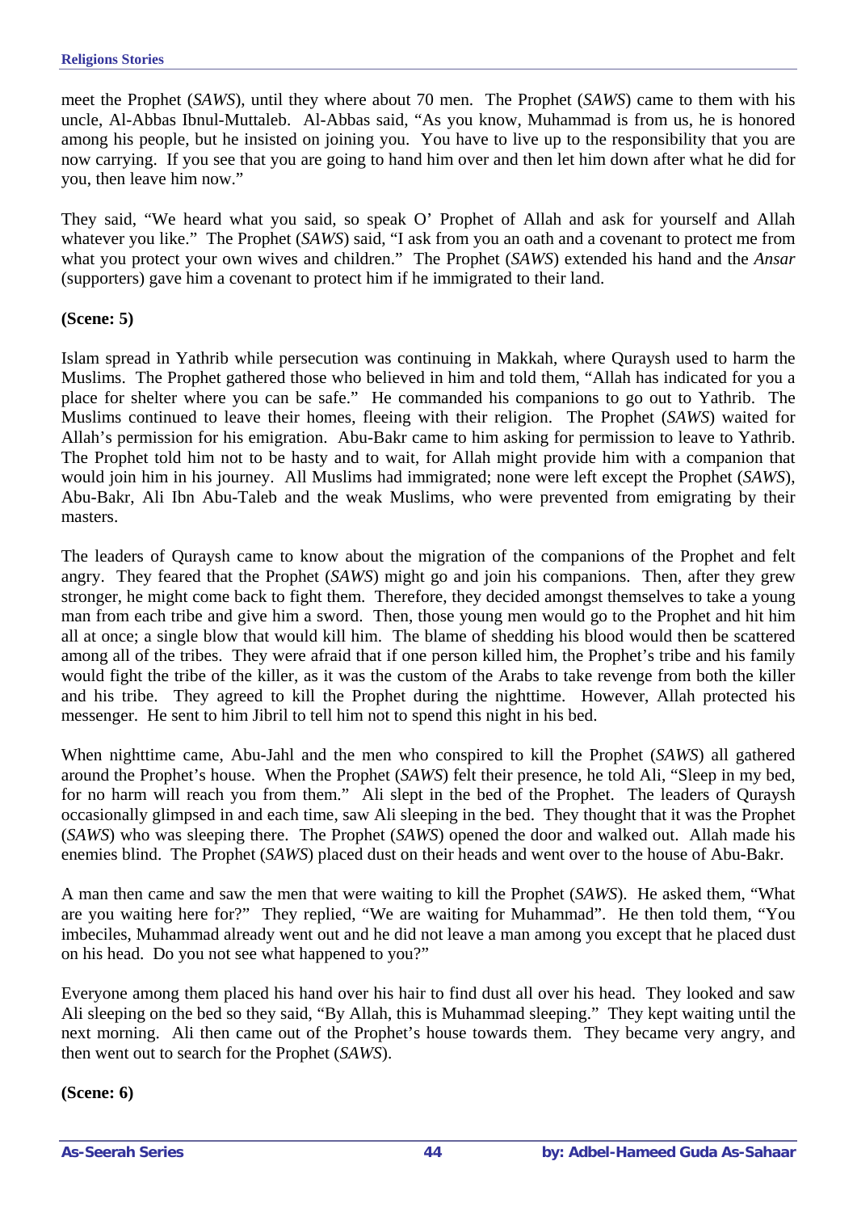meet the Prophet (*SAWS*), until they where about 70 men. The Prophet (*SAWS*) came to them with his uncle, Al-Abbas Ibnul-Muttaleb. Al-Abbas said, “As you know, Muhammad is from us, he is honored among his people, but he insisted on joining you. You have to live up to the responsibility that you are now carrying. If you see that you are going to hand him over and then let him down after what he did for you, then leave him now.”

They said, “We heard what you said, so speak O’ Prophet of Allah and ask for yourself and Allah whatever you like.” The Prophet (*SAWS*) said, “I ask from you an oath and a covenant to protect me from what you protect your own wives and children.” The Prophet (*SAWS*) extended his hand and the *Ansar* (supporters) gave him a covenant to protect him if he immigrated to their land.

**(Scene: 5)**

Islam spread in Yathrib while persecution was continuing in Makkah, where Quraysh used to harm the Muslims. The Prophet gathered those who believed in him and told them, “Allah has indicated for you a place for shelter where you can be safe.” He commanded his companions to go out to Yathrib. The Muslims continued to leave their homes, fleeing with their religion. The Prophet (*SAWS*) waited for Allah’s permission for his emigration. Abu-Bakr came to him asking for permission to leave to Yathrib. The Prophet told him not to be hasty and to wait, for Allah might provide him with a companion that would join him in his journey. All Muslims had immigrated; none were left except the Prophet (*SAWS*), Abu-Bakr, Ali Ibn Abu-Taleb and the weak Muslims, who were prevented from emigrating by their masters.

The leaders of Quraysh came to know about the migration of the companions of the Prophet and felt angry. They feared that the Prophet (*SAWS*) might go and join his companions. Then, after they grew stronger, he might come back to fight them. Therefore, they decided amongst themselves to take a young man from each tribe and give him a sword. Then, those young men would go to the Prophet and hit him all at once; a single blow that would kill him. The blame of shedding his blood would then be scattered among all of the tribes. They were afraid that if one person killed him, the Prophet’s tribe and his family would fight the tribe of the killer, as it was the custom of the Arabs to take revenge from both the killer and his tribe. They agreed to kill the Prophet during the nighttime. However, Allah protected his messenger. He sent to him Jibril to tell him not to spend this night in his bed.

When nighttime came, Abu-Jahl and the men who conspired to kill the Prophet (*SAWS*) all gathered around the Prophet’s house. When the Prophet (*SAWS*) felt their presence, he told Ali, “Sleep in my bed, for no harm will reach you from them.” Ali slept in the bed of the Prophet. The leaders of Quraysh occasionally glimpsed in and each time, saw Ali sleeping in the bed. They thought that it was the Prophet (*SAWS*) who was sleeping there. The Prophet (*SAWS*) opened the door and walked out. Allah made his enemies blind. The Prophet (*SAWS*) placed dust on their heads and went over to the house of Abu-Bakr.

A man then came and saw the men that were waiting to kill the Prophet (*SAWS*). He asked them, “What are you waiting here for?” They replied, “We are waiting for Muhammad”. He then told them, “You imbeciles, Muhammad already went out and he did not leave a man among you except that he placed dust on his head. Do you not see what happened to you?”

Everyone among them placed his hand over his hair to find dust all over his head. They looked and saw Ali sleeping on the bed so they said, “By Allah, this is Muhammad sleeping.” They kept waiting until the next morning. Ali then came out of the Prophet’s house towards them. They became very angry, and then went out to search for the Prophet (*SAWS*).

**(Scene: 6)**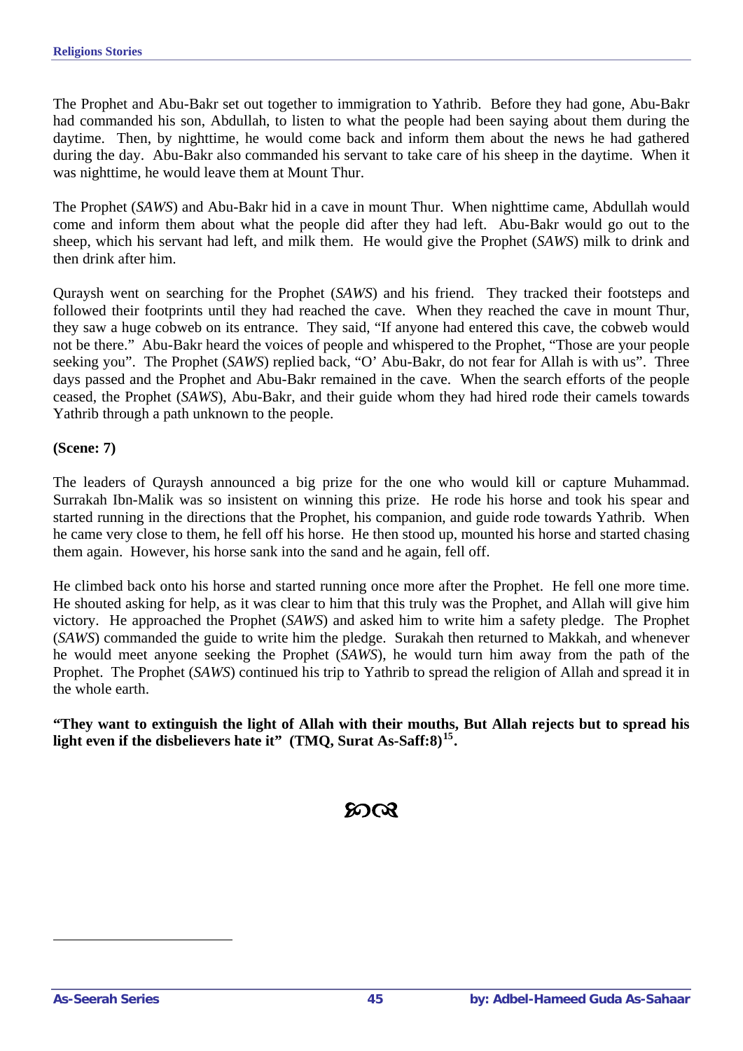The Prophet and Abu-Bakr set out together to immigration to Yathrib. Before they had gone, Abu-Bakr had commanded his son, Abdullah, to listen to what the people had been saying about them during the daytime. Then, by nighttime, he would come back and inform them about the news he had gathered during the day. Abu-Bakr also commanded his servant to take care of his sheep in the daytime. When it was nighttime, he would leave them at Mount Thur.

The Prophet (*SAWS*) and Abu-Bakr hid in a cave in mount Thur. When nighttime came, Abdullah would come and inform them about what the people did after they had left. Abu-Bakr would go out to the sheep, which his servant had left, and milk them. He would give the Prophet (*SAWS*) milk to drink and then drink after him.

Quraysh went on searching for the Prophet (*SAWS*) and his friend. They tracked their footsteps and followed their footprints until they had reached the cave. When they reached the cave in mount Thur, they saw a huge cobweb on its entrance. They said, "If anyone had entered this cave, the cobweb would not be there." Abu-Bakr heard the voices of people and whispered to the Prophet, "Those are your people seeking you". The Prophet (*SAWS*) replied back, "O' Abu-Bakr, do not fear for Allah is with us". Three days passed and the Prophet and Abu-Bakr remained in the cave. When the search efforts of the people ceased, the Prophet (*SAWS*), Abu-Bakr, and their guide whom they had hired rode their camels towards Yathrib through a path unknown to the people.

**(Scene: 7)**

The leaders of Quraysh announced a big prize for the one who would kill or capture Muhammad. Surrakah Ibn-Malik was so insistent on winning this prize. He rode his horse and took his spear and started running in the directions that the Prophet, his companion, and guide rode towards Yathrib. When he came very close to them, he fell off his horse. He then stood up, mounted his horse and started chasing them again. However, his horse sank into the sand and he again, fell off.

He climbed back onto his horse and started running once more after the Prophet. He fell one more time. He shouted asking for help, as it was clear to him that this truly was the Prophet, and Allah will give him victory. He approached the Prophet (*SAWS*) and asked him to write him a safety pledge. The Prophet (*SAWS*) commanded the guide to write him the pledge. Surakah then returned to Makkah, and whenever he would meet anyone seeking the Prophet (*SAWS*), he would turn him away from the path of the Prophet. The Prophet (*SAWS*) continued his trip to Yathrib to spread the religion of Allah and spread it in the whole earth.

**"They want to extinguish the light of Allah with their mouths, But Allah rejects but to spread his light even if the disbelievers hate it" (TMQ, Surat As-Saff:8)[15].**

ꕥ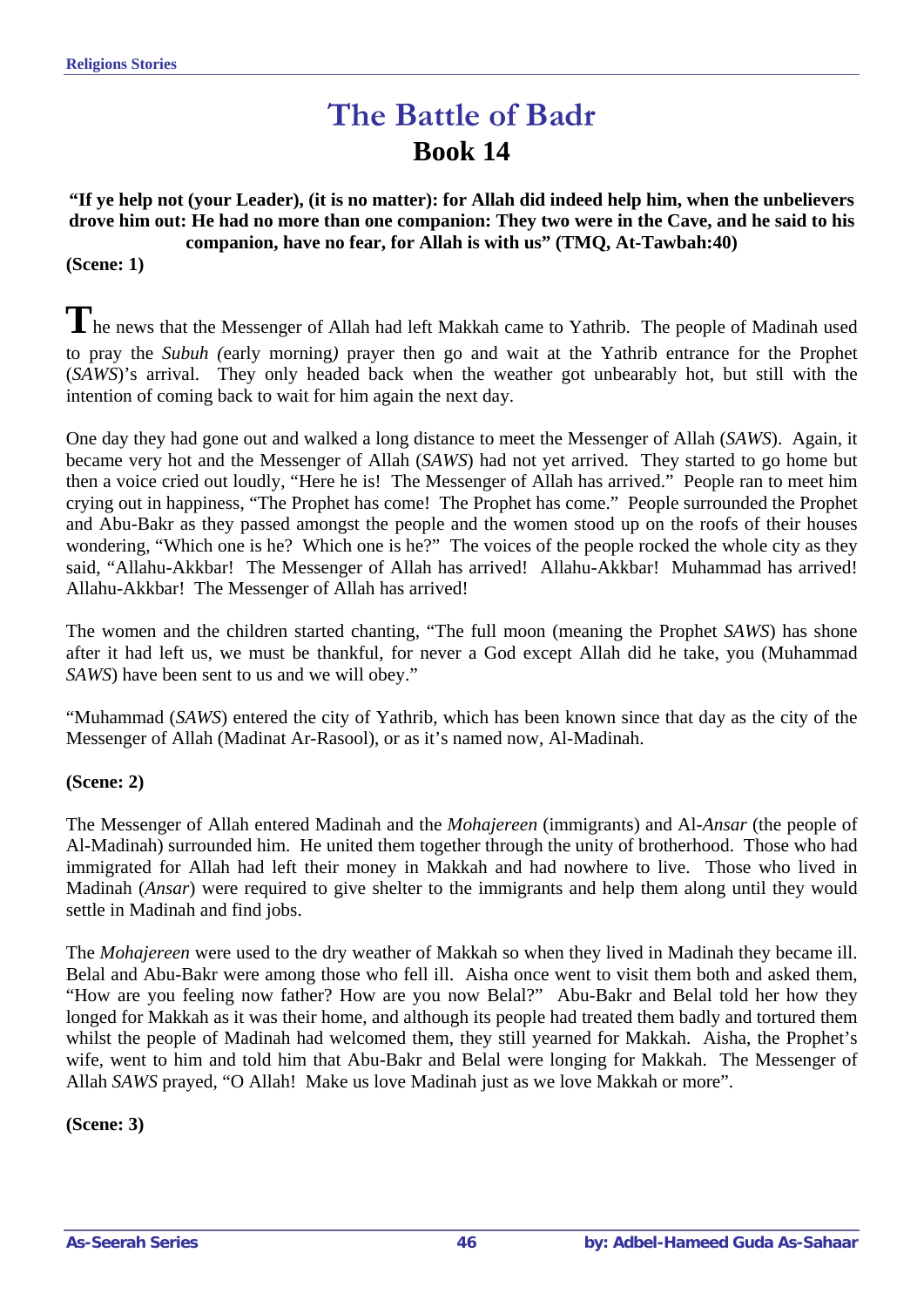# The Battle of Badr

## Book 14

**"If ye help not (your Leader), (it is no matter): for Allah did indeed help him, when the unbelievers drove him out: He had no more than one companion: They two were in the Cave, and he said to his companion, have no fear, for Allah is with us" (TMQ, At-Tawbah:40)**

**(Scene: 1)**

The news that the Messenger of Allah had left Makkah came to Yathrib. The people of Madinah used to pray the *Subuh (*early morning*)* prayer then go and wait at the Yathrib entrance for the Prophet (*SAWS*)'s arrival. They only headed back when the weather got unbearably hot, but still with the intention of coming back to wait for him again the next day.

One day they had gone out and walked a long distance to meet the Messenger of Allah (*SAWS*). Again, it became very hot and the Messenger of Allah (*SAWS*) had not yet arrived. They started to go home but then a voice cried out loudly, "Here he is! The Messenger of Allah has arrived." People ran to meet him crying out in happiness, "The Prophet has come! The Prophet has come." People surrounded the Prophet and Abu-Bakr as they passed amongst the people and the women stood up on the roofs of their houses wondering, "Which one is he? Which one is he?" The voices of the people rocked the whole city as they said, "Allahu-Akkbar! The Messenger of Allah has arrived! Allahu-Akkbar! Muhammad has arrived! Allahu-Akkbar! The Messenger of Allah has arrived!

The women and the children started chanting, "The full moon (meaning the Prophet *SAWS*) has shone after it had left us, we must be thankful, for never a God except Allah did he take, you (Muhammad *SAWS*) have been sent to us and we will obey."

"Muhammad (*SAWS*) entered the city of Yathrib, which has been known since that day as the city of the Messenger of Allah (Madinat Ar-Rasool), or as it's named now, Al-Madinah.

**(Scene: 2)**

The Messenger of Allah entered Madinah and the *Mohajereen* (immigrants) and Al-*Ansar* (the people of Al-Madinah) surrounded him. He united them together through the unity of brotherhood. Those who had immigrated for Allah had left their money in Makkah and had nowhere to live. Those who lived in Madinah (*Ansar*) were required to give shelter to the immigrants and help them along until they would settle in Madinah and find jobs.

The *Mohajereen* were used to the dry weather of Makkah so when they lived in Madinah they became ill. Belal and Abu-Bakr were among those who fell ill. Aisha once went to visit them both and asked them, "How are you feeling now father? How are you now Belal?" Abu-Bakr and Belal told her how they longed for Makkah as it was their home, and although its people had treated them badly and tortured them whilst the people of Madinah had welcomed them, they still yearned for Makkah. Aisha, the Prophet's wife, went to him and told him that Abu-Bakr and Belal were longing for Makkah. The Messenger of Allah *SAWS* prayed, "O Allah! Make us love Madinah just as we love Makkah or more".

**(Scene: 3)**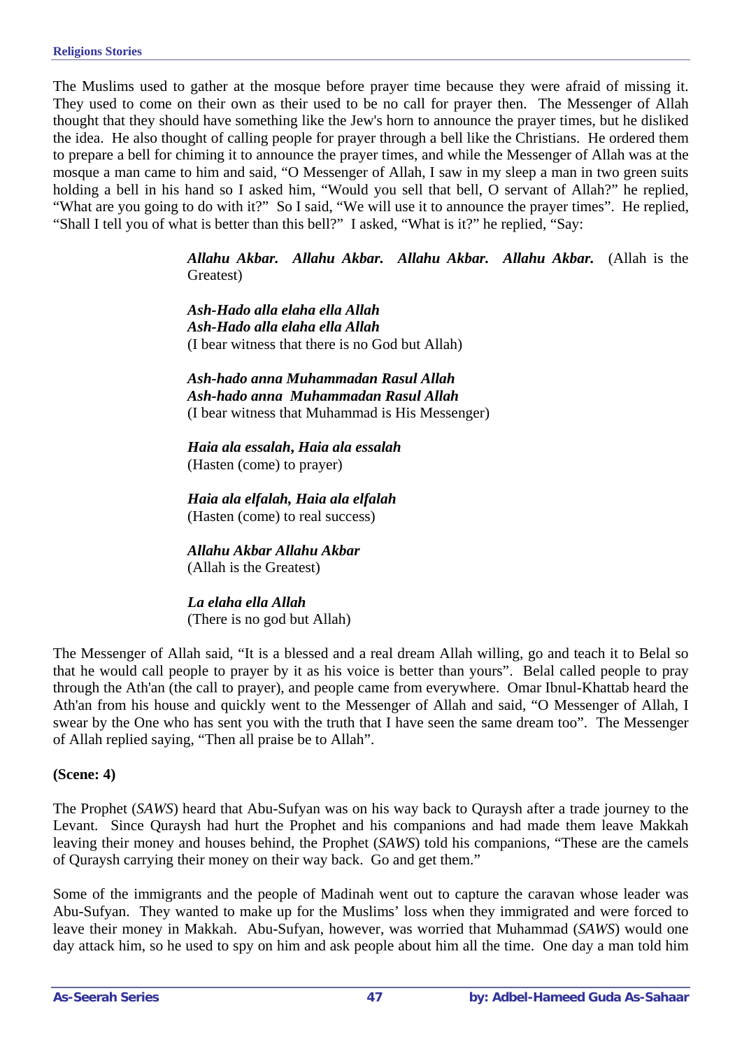The Muslims used to gather at the mosque before prayer time because they were afraid of missing it. They used to come on their own as their used to be no call for prayer then. The Messenger of Allah thought that they should have something like the Jew's horn to announce the prayer times, but he disliked the idea. He also thought of calling people for prayer through a bell like the Christians. He ordered them to prepare a bell for chiming it to announce the prayer times, and while the Messenger of Allah was at the mosque a man came to him and said, "O Messenger of Allah, I saw in my sleep a man in two green suits holding a bell in his hand so I asked him, "Would you sell that bell, O servant of Allah?" he replied, "What are you going to do with it?" So I said, "We will use it to announce the prayer times". He replied, "Shall I tell you of what is better than this bell?" I asked, "What is it?" he replied, "Say:

> ***Allahu Akbar. Allahu Akbar. Allahu Akbar. Allahu Akbar.*** (Allah is the Greatest)
>
> ***Ash-Hado alla elaha ella Allah***
> ***Ash-Hado alla elaha ella Allah***
> (I bear witness that there is no God but Allah)
>
> ***Ash-hado anna Muhammadan Rasul Allah***
> ***Ash-hado anna Muhammadan Rasul Allah***
> (I bear witness that Muhammad is His Messenger)
>
> ***Haia ala essalah, Haia ala essalah***
> (Hasten (come) to prayer)
>
> ***Haia ala elfalah, Haia ala elfalah***
> (Hasten (come) to real success)
>
> ***Allahu Akbar Allahu Akbar***
> (Allah is the Greatest)
>
> ***La elaha ella Allah***
> (There is no god but Allah)

The Messenger of Allah said, "It is a blessed and a real dream Allah willing, go and teach it to Belal so that he would call people to prayer by it as his voice is better than yours". Belal called people to pray through the Ath'an (the call to prayer), and people came from everywhere. Omar Ibnul-Khattab heard the Ath'an from his house and quickly went to the Messenger of Allah and said, "O Messenger of Allah, I swear by the One who has sent you with the truth that I have seen the same dream too". The Messenger of Allah replied saying, "Then all praise be to Allah".

**(Scene: 4)**

The Prophet (*SAWS*) heard that Abu-Sufyan was on his way back to Quraysh after a trade journey to the Levant. Since Quraysh had hurt the Prophet and his companions and had made them leave Makkah leaving their money and houses behind, the Prophet (*SAWS*) told his companions, "These are the camels of Quraysh carrying their money on their way back. Go and get them."

Some of the immigrants and the people of Madinah went out to capture the caravan whose leader was Abu-Sufyan. They wanted to make up for the Muslims' loss when they immigrated and were forced to leave their money in Makkah. Abu-Sufyan, however, was worried that Muhammad (*SAWS*) would one day attack him, so he used to spy on him and ask people about him all the time. One day a man told him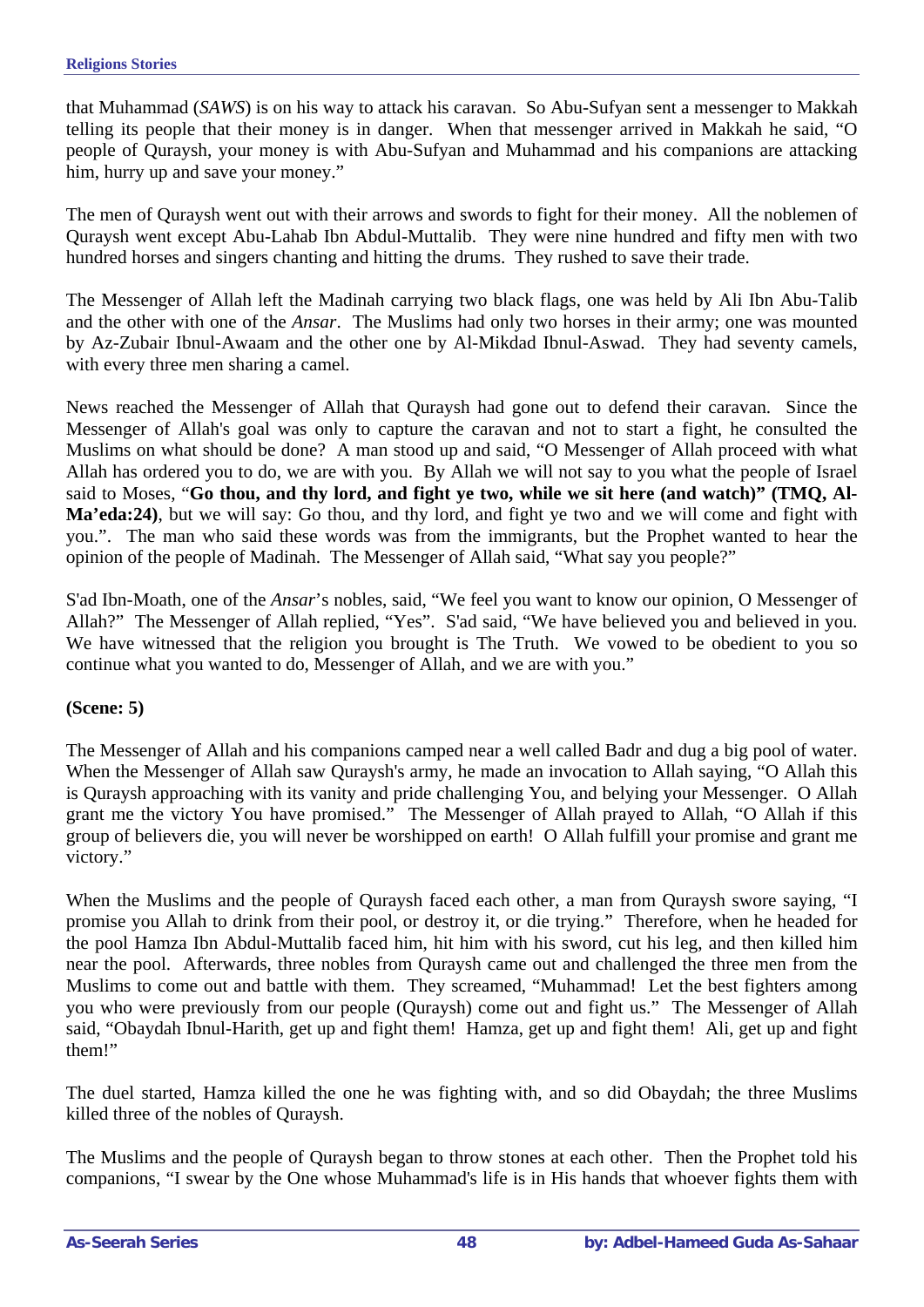that Muhammad (*SAWS*) is on his way to attack his caravan. So Abu-Sufyan sent a messenger to Makkah telling its people that their money is in danger. When that messenger arrived in Makkah he said, "O people of Quraysh, your money is with Abu-Sufyan and Muhammad and his companions are attacking him, hurry up and save your money."

The men of Quraysh went out with their arrows and swords to fight for their money. All the noblemen of Quraysh went except Abu-Lahab Ibn Abdul-Muttalib. They were nine hundred and fifty men with two hundred horses and singers chanting and hitting the drums. They rushed to save their trade.

The Messenger of Allah left the Madinah carrying two black flags, one was held by Ali Ibn Abu-Talib and the other with one of the *Ansar*. The Muslims had only two horses in their army; one was mounted by Az-Zubair Ibnul-Awaam and the other one by Al-Mikdad Ibnul-Aswad. They had seventy camels, with every three men sharing a camel.

News reached the Messenger of Allah that Quraysh had gone out to defend their caravan. Since the Messenger of Allah's goal was only to capture the caravan and not to start a fight, he consulted the Muslims on what should be done? A man stood up and said, "O Messenger of Allah proceed with what Allah has ordered you to do, we are with you. By Allah we will not say to you what the people of Israel said to Moses, "**Go thou, and thy lord, and fight ye two, while we sit here (and watch)" (TMQ, Al-Ma'eda:24)**, but we will say: Go thou, and thy lord, and fight ye two and we will come and fight with you.". The man who said these words was from the immigrants, but the Prophet wanted to hear the opinion of the people of Madinah. The Messenger of Allah said, "What say you people?"

S'ad Ibn-Moath, one of the *Ansar*'s nobles, said, "We feel you want to know our opinion, O Messenger of Allah?" The Messenger of Allah replied, "Yes". S'ad said, "We have believed you and believed in you. We have witnessed that the religion you brought is The Truth. We vowed to be obedient to you so continue what you wanted to do, Messenger of Allah, and we are with you."

**(Scene: 5)**

The Messenger of Allah and his companions camped near a well called Badr and dug a big pool of water. When the Messenger of Allah saw Quraysh's army, he made an invocation to Allah saying, "O Allah this is Quraysh approaching with its vanity and pride challenging You, and belying your Messenger. O Allah grant me the victory You have promised." The Messenger of Allah prayed to Allah, "O Allah if this group of believers die, you will never be worshipped on earth! O Allah fulfill your promise and grant me victory."

When the Muslims and the people of Quraysh faced each other, a man from Quraysh swore saying, "I promise you Allah to drink from their pool, or destroy it, or die trying." Therefore, when he headed for the pool Hamza Ibn Abdul-Muttalib faced him, hit him with his sword, cut his leg, and then killed him near the pool. Afterwards, three nobles from Quraysh came out and challenged the three men from the Muslims to come out and battle with them. They screamed, "Muhammad! Let the best fighters among you who were previously from our people (Quraysh) come out and fight us." The Messenger of Allah said, "Obaydah Ibnul-Harith, get up and fight them! Hamza, get up and fight them! Ali, get up and fight them!"

The duel started, Hamza killed the one he was fighting with, and so did Obaydah; the three Muslims killed three of the nobles of Quraysh.

The Muslims and the people of Quraysh began to throw stones at each other. Then the Prophet told his companions, "I swear by the One whose Muhammad's life is in His hands that whoever fights them with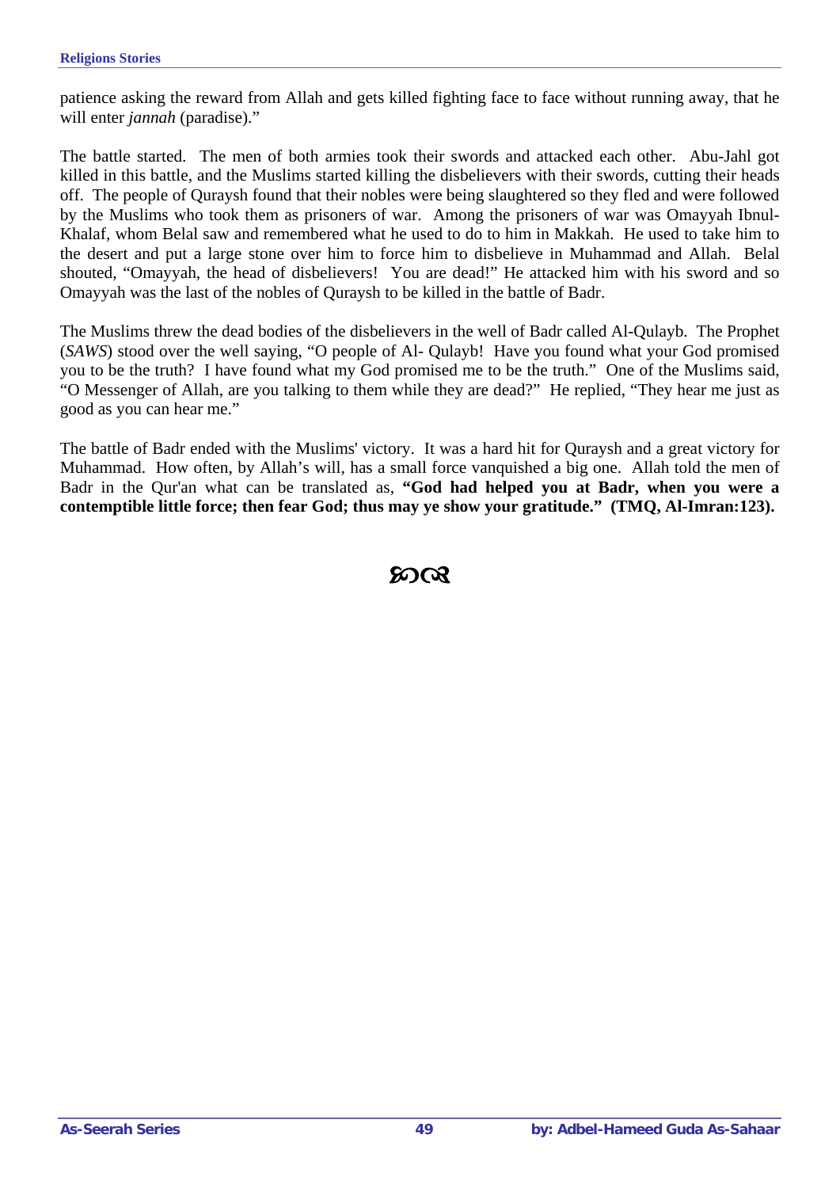patience asking the reward from Allah and gets killed fighting face to face without running away, that he will enter *jannah* (paradise)."

The battle started. The men of both armies took their swords and attacked each other. Abu-Jahl got killed in this battle, and the Muslims started killing the disbelievers with their swords, cutting their heads off. The people of Quraysh found that their nobles were being slaughtered so they fled and were followed by the Muslims who took them as prisoners of war. Among the prisoners of war was Omayyah Ibnul-Khalaf, whom Belal saw and remembered what he used to do to him in Makkah. He used to take him to the desert and put a large stone over him to force him to disbelieve in Muhammad and Allah. Belal shouted, "Omayyah, the head of disbelievers! You are dead!" He attacked him with his sword and so Omayyah was the last of the nobles of Quraysh to be killed in the battle of Badr.

The Muslims threw the dead bodies of the disbelievers in the well of Badr called Al-Qulayb. The Prophet (*SAWS*) stood over the well saying, "O people of Al- Qulayb! Have you found what your God promised you to be the truth? I have found what my God promised me to be the truth." One of the Muslims said, "O Messenger of Allah, are you talking to them while they are dead?" He replied, "They hear me just as good as you can hear me."

The battle of Badr ended with the Muslims' victory. It was a hard hit for Quraysh and a great victory for Muhammad. How often, by Allah's will, has a small force vanquished a big one. Allah told the men of Badr in the Qur'an what can be translated as, **"God had helped you at Badr, when you were a contemptible little force; then fear God; thus may ye show your gratitude." (TMQ, Al-Imran:123).**

꧁꧂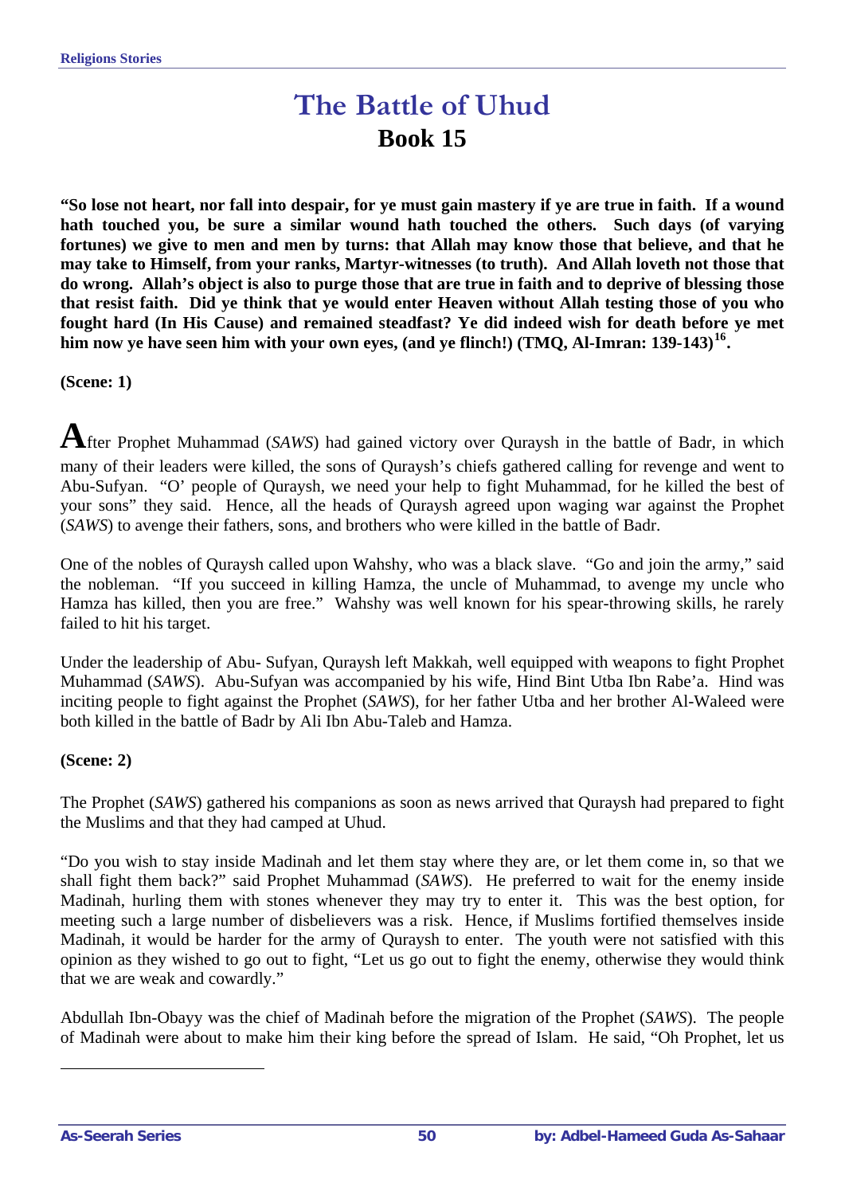# The Battle of Uhud

## Book 15

**"So lose not heart, nor fall into despair, for ye must gain mastery if ye are true in faith. If a wound hath touched you, be sure a similar wound hath touched the others. Such days (of varying fortunes) we give to men and men by turns: that Allah may know those that believe, and that he may take to Himself, from your ranks, Martyr-witnesses (to truth). And Allah loveth not those that do wrong. Allah's object is also to purge those that are true in faith and to deprive of blessing those that resist faith. Did ye think that ye would enter Heaven without Allah testing those of you who fought hard (In His Cause) and remained steadfast? Ye did indeed wish for death before ye met him now ye have seen him with your own eyes, (and ye flinch!) (TMQ, Al-Imran: 139-143)[16].**

**(Scene: 1)**

After Prophet Muhammad (*SAWS*) had gained victory over Quraysh in the battle of Badr, in which many of their leaders were killed, the sons of Quraysh's chiefs gathered calling for revenge and went to Abu-Sufyan. "O' people of Quraysh, we need your help to fight Muhammad, for he killed the best of your sons" they said. Hence, all the heads of Quraysh agreed upon waging war against the Prophet (*SAWS*) to avenge their fathers, sons, and brothers who were killed in the battle of Badr.

One of the nobles of Quraysh called upon Wahshy, who was a black slave. "Go and join the army," said the nobleman. "If you succeed in killing Hamza, the uncle of Muhammad, to avenge my uncle who Hamza has killed, then you are free." Wahshy was well known for his spear-throwing skills, he rarely failed to hit his target.

Under the leadership of Abu- Sufyan, Quraysh left Makkah, well equipped with weapons to fight Prophet Muhammad (*SAWS*). Abu-Sufyan was accompanied by his wife, Hind Bint Utba Ibn Rabe'a. Hind was inciting people to fight against the Prophet (*SAWS*), for her father Utba and her brother Al-Waleed were both killed in the battle of Badr by Ali Ibn Abu-Taleb and Hamza.

**(Scene: 2)**

The Prophet (*SAWS*) gathered his companions as soon as news arrived that Quraysh had prepared to fight the Muslims and that they had camped at Uhud.

"Do you wish to stay inside Madinah and let them stay where they are, or let them come in, so that we shall fight them back?" said Prophet Muhammad (*SAWS*). He preferred to wait for the enemy inside Madinah, hurling them with stones whenever they may try to enter it. This was the best option, for meeting such a large number of disbelievers was a risk. Hence, if Muslims fortified themselves inside Madinah, it would be harder for the army of Quraysh to enter. The youth were not satisfied with this opinion as they wished to go out to fight, "Let us go out to fight the enemy, otherwise they would think that we are weak and cowardly."

Abdullah Ibn-Obayy was the chief of Madinah before the migration of the Prophet (*SAWS*). The people of Madinah were about to make him their king before the spread of Islam. He said, "Oh Prophet, let us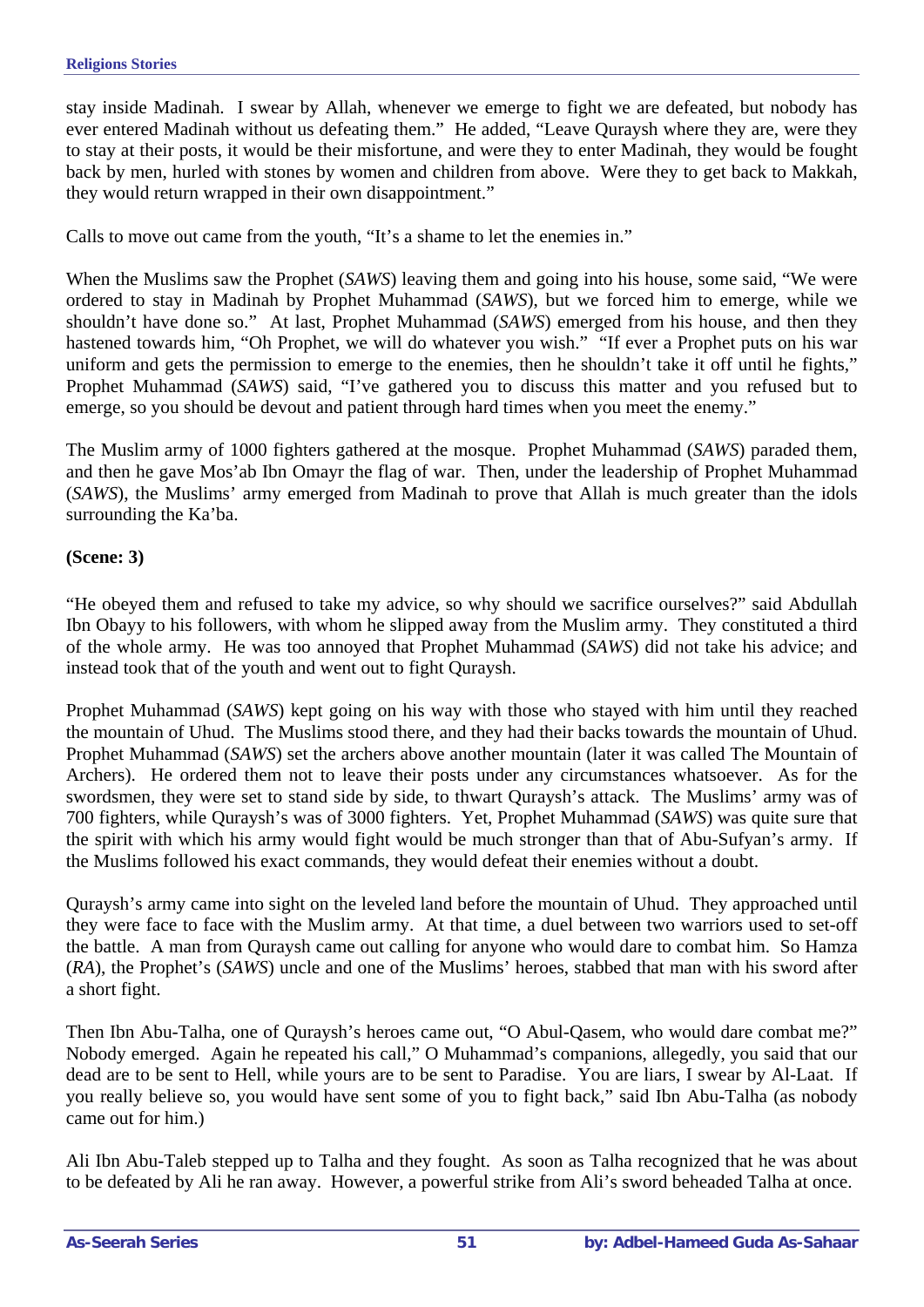stay inside Madinah. I swear by Allah, whenever we emerge to fight we are defeated, but nobody has ever entered Madinah without us defeating them." He added, "Leave Quraysh where they are, were they to stay at their posts, it would be their misfortune, and were they to enter Madinah, they would be fought back by men, hurled with stones by women and children from above. Were they to get back to Makkah, they would return wrapped in their own disappointment."

Calls to move out came from the youth, "It's a shame to let the enemies in."

When the Muslims saw the Prophet (*SAWS*) leaving them and going into his house, some said, "We were ordered to stay in Madinah by Prophet Muhammad (*SAWS*), but we forced him to emerge, while we shouldn't have done so." At last, Prophet Muhammad (*SAWS*) emerged from his house, and then they hastened towards him, "Oh Prophet, we will do whatever you wish." "If ever a Prophet puts on his war uniform and gets the permission to emerge to the enemies, then he shouldn't take it off until he fights," Prophet Muhammad (*SAWS*) said, "I've gathered you to discuss this matter and you refused but to emerge, so you should be devout and patient through hard times when you meet the enemy."

The Muslim army of 1000 fighters gathered at the mosque. Prophet Muhammad (*SAWS*) paraded them, and then he gave Mos'ab Ibn Omayr the flag of war. Then, under the leadership of Prophet Muhammad (*SAWS*), the Muslims' army emerged from Madinah to prove that Allah is much greater than the idols surrounding the Ka'ba.

**(Scene: 3)**

"He obeyed them and refused to take my advice, so why should we sacrifice ourselves?" said Abdullah Ibn Obayy to his followers, with whom he slipped away from the Muslim army. They constituted a third of the whole army. He was too annoyed that Prophet Muhammad (*SAWS*) did not take his advice; and instead took that of the youth and went out to fight Quraysh.

Prophet Muhammad (*SAWS*) kept going on his way with those who stayed with him until they reached the mountain of Uhud. The Muslims stood there, and they had their backs towards the mountain of Uhud. Prophet Muhammad (*SAWS*) set the archers above another mountain (later it was called The Mountain of Archers). He ordered them not to leave their posts under any circumstances whatsoever. As for the swordsmen, they were set to stand side by side, to thwart Quraysh's attack. The Muslims' army was of 700 fighters, while Quraysh's was of 3000 fighters. Yet, Prophet Muhammad (*SAWS*) was quite sure that the spirit with which his army would fight would be much stronger than that of Abu-Sufyan's army. If the Muslims followed his exact commands, they would defeat their enemies without a doubt.

Quraysh's army came into sight on the leveled land before the mountain of Uhud. They approached until they were face to face with the Muslim army. At that time, a duel between two warriors used to set-off the battle. A man from Quraysh came out calling for anyone who would dare to combat him. So Hamza (*RA*), the Prophet's (*SAWS*) uncle and one of the Muslims' heroes, stabbed that man with his sword after a short fight.

Then Ibn Abu-Talha, one of Quraysh's heroes came out, "O Abul-Qasem, who would dare combat me?" Nobody emerged. Again he repeated his call," O Muhammad's companions, allegedly, you said that our dead are to be sent to Hell, while yours are to be sent to Paradise. You are liars, I swear by Al-Laat. If you really believe so, you would have sent some of you to fight back," said Ibn Abu-Talha (as nobody came out for him.)

Ali Ibn Abu-Taleb stepped up to Talha and they fought. As soon as Talha recognized that he was about to be defeated by Ali he ran away. However, a powerful strike from Ali's sword beheaded Talha at once.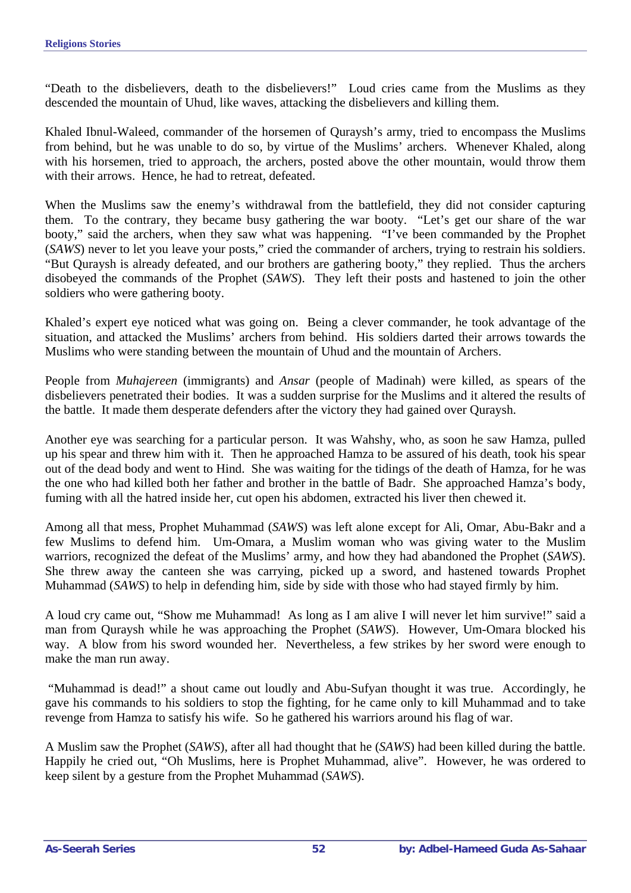“Death to the disbelievers, death to the disbelievers!” Loud cries came from the Muslims as they descended the mountain of Uhud, like waves, attacking the disbelievers and killing them.

Khaled Ibnul-Waleed, commander of the horsemen of Quraysh’s army, tried to encompass the Muslims from behind, but he was unable to do so, by virtue of the Muslims’ archers. Whenever Khaled, along with his horsemen, tried to approach, the archers, posted above the other mountain, would throw them with their arrows. Hence, he had to retreat, defeated.

When the Muslims saw the enemy’s withdrawal from the battlefield, they did not consider capturing them. To the contrary, they became busy gathering the war booty. “Let’s get our share of the war booty,” said the archers, when they saw what was happening. “I’ve been commanded by the Prophet (*SAWS*) never to let you leave your posts,” cried the commander of archers, trying to restrain his soldiers. “But Quraysh is already defeated, and our brothers are gathering booty,” they replied. Thus the archers disobeyed the commands of the Prophet (*SAWS*). They left their posts and hastened to join the other soldiers who were gathering booty.

Khaled’s expert eye noticed what was going on. Being a clever commander, he took advantage of the situation, and attacked the Muslims’ archers from behind. His soldiers darted their arrows towards the Muslims who were standing between the mountain of Uhud and the mountain of Archers.

People from *Muhajereen* (immigrants) and *Ansar* (people of Madinah) were killed, as spears of the disbelievers penetrated their bodies. It was a sudden surprise for the Muslims and it altered the results of the battle. It made them desperate defenders after the victory they had gained over Quraysh.

Another eye was searching for a particular person. It was Wahshy, who, as soon he saw Hamza, pulled up his spear and threw him with it. Then he approached Hamza to be assured of his death, took his spear out of the dead body and went to Hind. She was waiting for the tidings of the death of Hamza, for he was the one who had killed both her father and brother in the battle of Badr. She approached Hamza’s body, fuming with all the hatred inside her, cut open his abdomen, extracted his liver then chewed it.

Among all that mess, Prophet Muhammad (*SAWS*) was left alone except for Ali, Omar, Abu-Bakr and a few Muslims to defend him. Um-Omara, a Muslim woman who was giving water to the Muslim warriors, recognized the defeat of the Muslims’ army, and how they had abandoned the Prophet (*SAWS*). She threw away the canteen she was carrying, picked up a sword, and hastened towards Prophet Muhammad (*SAWS*) to help in defending him, side by side with those who had stayed firmly by him.

A loud cry came out, “Show me Muhammad! As long as I am alive I will never let him survive!” said a man from Quraysh while he was approaching the Prophet (*SAWS*). However, Um-Omara blocked his way. A blow from his sword wounded her. Nevertheless, a few strikes by her sword were enough to make the man run away.

“Muhammad is dead!” a shout came out loudly and Abu-Sufyan thought it was true. Accordingly, he gave his commands to his soldiers to stop the fighting, for he came only to kill Muhammad and to take revenge from Hamza to satisfy his wife. So he gathered his warriors around his flag of war.

A Muslim saw the Prophet (*SAWS*), after all had thought that he (*SAWS*) had been killed during the battle. Happily he cried out, “Oh Muslims, here is Prophet Muhammad, alive”. However, he was ordered to keep silent by a gesture from the Prophet Muhammad (*SAWS*).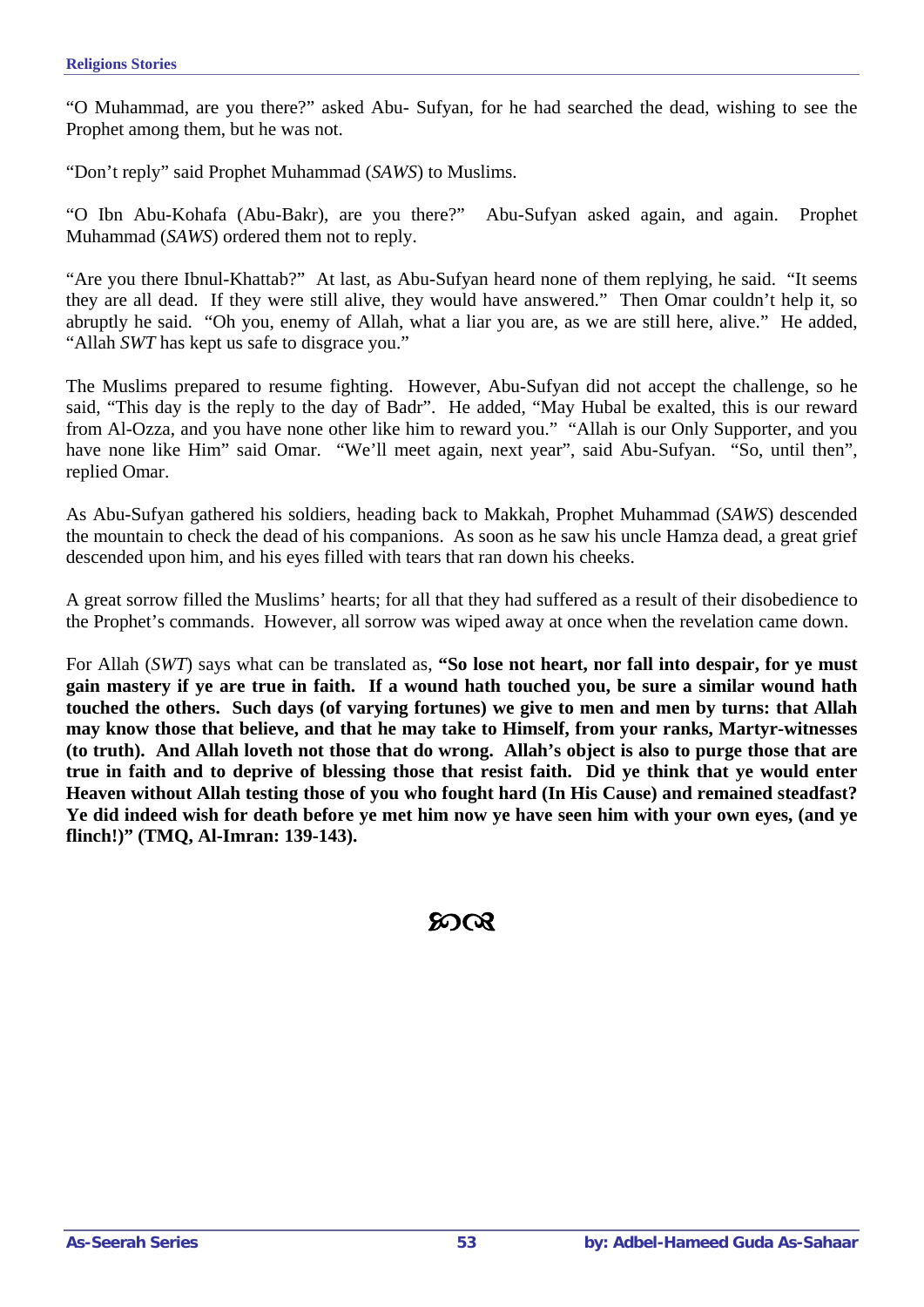"O Muhammad, are you there?" asked Abu- Sufyan, for he had searched the dead, wishing to see the Prophet among them, but he was not.

"Don't reply" said Prophet Muhammad (*SAWS*) to Muslims.

"O Ibn Abu-Kohafa (Abu-Bakr), are you there?" Abu-Sufyan asked again, and again. Prophet Muhammad (*SAWS*) ordered them not to reply.

"Are you there Ibnul-Khattab?" At last, as Abu-Sufyan heard none of them replying, he said. "It seems they are all dead. If they were still alive, they would have answered." Then Omar couldn't help it, so abruptly he said. "Oh you, enemy of Allah, what a liar you are, as we are still here, alive." He added, "Allah *SWT* has kept us safe to disgrace you."

The Muslims prepared to resume fighting. However, Abu-Sufyan did not accept the challenge, so he said, "This day is the reply to the day of Badr". He added, "May Hubal be exalted, this is our reward from Al-Ozza, and you have none other like him to reward you." "Allah is our Only Supporter, and you have none like Him" said Omar. "We'll meet again, next year", said Abu-Sufyan. "So, until then", replied Omar.

As Abu-Sufyan gathered his soldiers, heading back to Makkah, Prophet Muhammad (*SAWS*) descended the mountain to check the dead of his companions. As soon as he saw his uncle Hamza dead, a great grief descended upon him, and his eyes filled with tears that ran down his cheeks.

A great sorrow filled the Muslims' hearts; for all that they had suffered as a result of their disobedience to the Prophet's commands. However, all sorrow was wiped away at once when the revelation came down.

For Allah (*SWT*) says what can be translated as, **"So lose not heart, nor fall into despair, for ye must gain mastery if ye are true in faith. If a wound hath touched you, be sure a similar wound hath touched the others. Such days (of varying fortunes) we give to men and men by turns: that Allah may know those that believe, and that he may take to Himself, from your ranks, Martyr-witnesses (to truth). And Allah loveth not those that do wrong. Allah's object is also to purge those that are true in faith and to deprive of blessing those that resist faith. Did ye think that ye would enter Heaven without Allah testing those of you who fought hard (In His Cause) and remained steadfast? Ye did indeed wish for death before ye met him now ye have seen him with your own eyes, (and ye flinch!)" (TMQ, Al-Imran: 139-143).**

ꟾ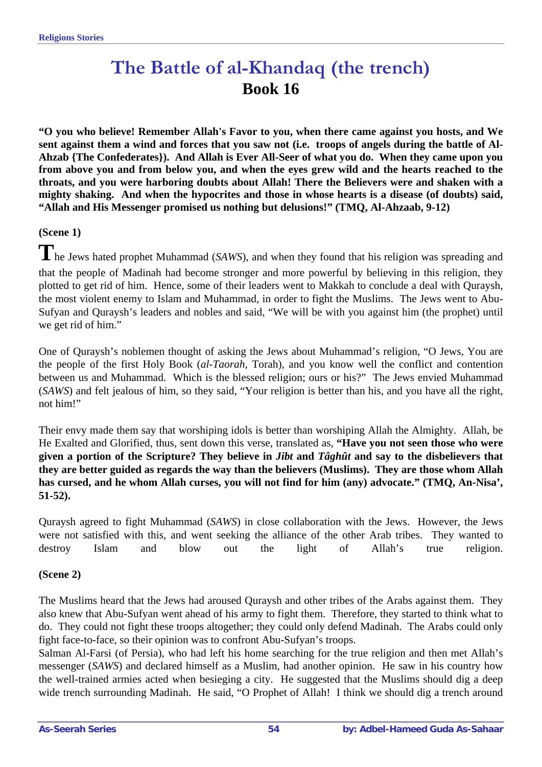# The Battle of al-Khandaq (the trench)
## Book 16

**"O you who believe! Remember Allah's Favor to you, when there came against you hosts, and We sent against them a wind and forces that you saw not (i.e. troops of angels during the battle of Al-Ahzab {The Confederates}). And Allah is Ever All-Seer of what you do. When they came upon you from above you and from below you, and when the eyes grew wild and the hearts reached to the throats, and you were harboring doubts about Allah! There the Believers were and shaken with a mighty shaking. And when the hypocrites and those in whose hearts is a disease (of doubts) said, "Allah and His Messenger promised us nothing but delusions!" (TMQ, Al-Ahzaab, 9-12)**

**(Scene 1)**

The Jews hated prophet Muhammad (*SAWS*), and when they found that his religion was spreading and that the people of Madinah had become stronger and more powerful by believing in this religion, they plotted to get rid of him. Hence, some of their leaders went to Makkah to conclude a deal with Quraysh, the most violent enemy to Islam and Muhammad, in order to fight the Muslims. The Jews went to Abu-Sufyan and Quraysh's leaders and nobles and said, "We will be with you against him (the prophet) until we get rid of him."

One of Quraysh's noblemen thought of asking the Jews about Muhammad's religion, "O Jews, You are the people of the first Holy Book (*al-Taorah*, Torah), and you know well the conflict and contention between us and Muhammad. Which is the blessed religion; ours or his?" The Jews envied Muhammad (*SAWS*) and felt jealous of him, so they said, "Your religion is better than his, and you have all the right, not him!"

Their envy made them say that worshiping idols is better than worshiping Allah the Almighty. Allah, be He Exalted and Glorified, thus, sent down this verse, translated as, **"Have you not seen those who were given a portion of the Scripture? They believe in *Jibt* and *Tâghût* and say to the disbelievers that they are better guided as regards the way than the believers (Muslims). They are those whom Allah has cursed, and he whom Allah curses, you will not find for him (any) advocate." (TMQ, An-Nisa', 51-52).**

Quraysh agreed to fight Muhammad (*SAWS*) in close collaboration with the Jews. However, the Jews were not satisfied with this, and went seeking the alliance of the other Arab tribes. They wanted to destroy Islam and blow out the light of Allah's true religion.

**(Scene 2)**

The Muslims heard that the Jews had aroused Quraysh and other tribes of the Arabs against them. They also knew that Abu-Sufyan went ahead of his army to fight them. Therefore, they started to think what to do. They could not fight these troops altogether; they could only defend Madinah. The Arabs could only fight face-to-face, so their opinion was to confront Abu-Sufyan's troops.

Salman Al-Farsi (of Persia), who had left his home searching for the true religion and then met Allah's messenger (*SAWS*) and declared himself as a Muslim, had another opinion. He saw in his country how the well-trained armies acted when besieging a city. He suggested that the Muslims should dig a deep wide trench surrounding Madinah. He said, "O Prophet of Allah! I think we should dig a trench around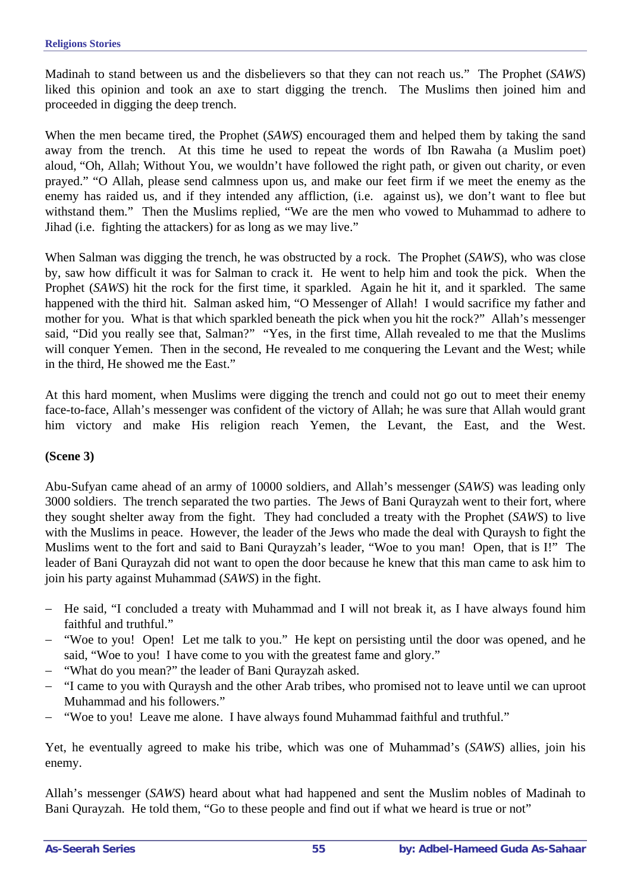Madinah to stand between us and the disbelievers so that they can not reach us." The Prophet (*SAWS*) liked this opinion and took an axe to start digging the trench. The Muslims then joined him and proceeded in digging the deep trench.

When the men became tired, the Prophet (*SAWS*) encouraged them and helped them by taking the sand away from the trench. At this time he used to repeat the words of Ibn Rawaha (a Muslim poet) aloud, "Oh, Allah; Without You, we wouldn't have followed the right path, or given out charity, or even prayed." "O Allah, please send calmness upon us, and make our feet firm if we meet the enemy as the enemy has raided us, and if they intended any affliction, (i.e. against us), we don't want to flee but withstand them." Then the Muslims replied, "We are the men who vowed to Muhammad to adhere to Jihad (i.e. fighting the attackers) for as long as we may live."

When Salman was digging the trench, he was obstructed by a rock. The Prophet (*SAWS*), who was close by, saw how difficult it was for Salman to crack it. He went to help him and took the pick. When the Prophet (*SAWS*) hit the rock for the first time, it sparkled. Again he hit it, and it sparkled. The same happened with the third hit. Salman asked him, "O Messenger of Allah! I would sacrifice my father and mother for you. What is that which sparkled beneath the pick when you hit the rock?" Allah's messenger said, "Did you really see that, Salman?" "Yes, in the first time, Allah revealed to me that the Muslims will conquer Yemen. Then in the second, He revealed to me conquering the Levant and the West; while in the third, He showed me the East."

At this hard moment, when Muslims were digging the trench and could not go out to meet their enemy face-to-face, Allah's messenger was confident of the victory of Allah; he was sure that Allah would grant him victory and make His religion reach Yemen, the Levant, the East, and the West.

**(Scene 3)**

Abu-Sufyan came ahead of an army of 10000 soldiers, and Allah's messenger (*SAWS*) was leading only 3000 soldiers. The trench separated the two parties. The Jews of Bani Qurayzah went to their fort, where they sought shelter away from the fight. They had concluded a treaty with the Prophet (*SAWS*) to live with the Muslims in peace. However, the leader of the Jews who made the deal with Quraysh to fight the Muslims went to the fort and said to Bani Qurayzah's leader, "Woe to you man! Open, that is I!" The leader of Bani Qurayzah did not want to open the door because he knew that this man came to ask him to join his party against Muhammad (*SAWS*) in the fight.

- He said, "I concluded a treaty with Muhammad and I will not break it, as I have always found him faithful and truthful."
- "Woe to you! Open! Let me talk to you." He kept on persisting until the door was opened, and he said, "Woe to you! I have come to you with the greatest fame and glory."
- "What do you mean?" the leader of Bani Qurayzah asked.
- "I came to you with Quraysh and the other Arab tribes, who promised not to leave until we can uproot Muhammad and his followers."
- "Woe to you! Leave me alone. I have always found Muhammad faithful and truthful."

Yet, he eventually agreed to make his tribe, which was one of Muhammad's (*SAWS*) allies, join his enemy.

Allah's messenger (*SAWS*) heard about what had happened and sent the Muslim nobles of Madinah to Bani Qurayzah. He told them, "Go to these people and find out if what we heard is true or not"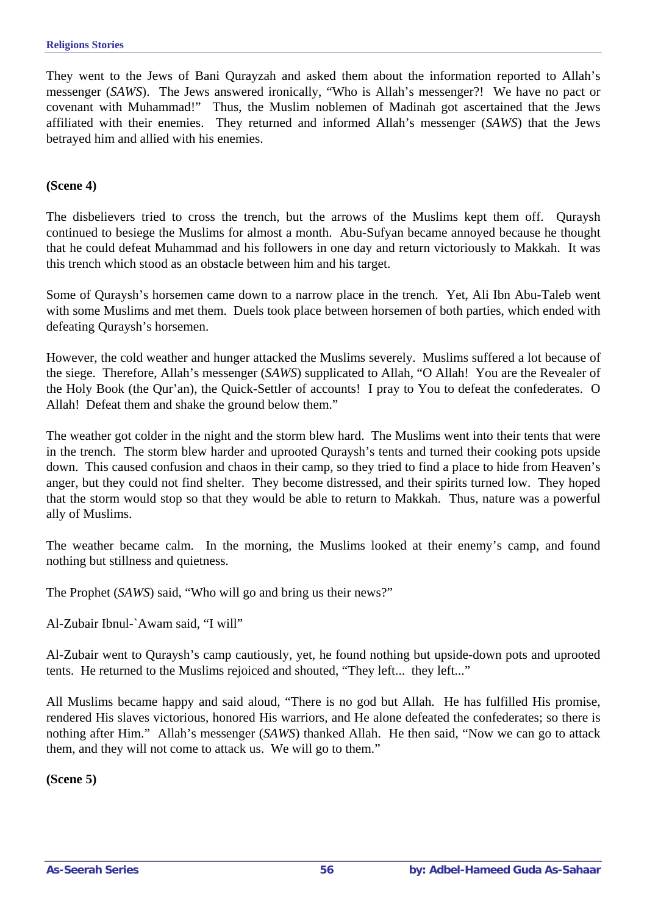They went to the Jews of Bani Qurayzah and asked them about the information reported to Allah's messenger (*SAWS*). The Jews answered ironically, "Who is Allah's messenger?! We have no pact or covenant with Muhammad!" Thus, the Muslim noblemen of Madinah got ascertained that the Jews affiliated with their enemies. They returned and informed Allah's messenger (*SAWS*) that the Jews betrayed him and allied with his enemies.

**(Scene 4)**

The disbelievers tried to cross the trench, but the arrows of the Muslims kept them off. Quraysh continued to besiege the Muslims for almost a month. Abu-Sufyan became annoyed because he thought that he could defeat Muhammad and his followers in one day and return victoriously to Makkah. It was this trench which stood as an obstacle between him and his target.

Some of Quraysh's horsemen came down to a narrow place in the trench. Yet, Ali Ibn Abu-Taleb went with some Muslims and met them. Duels took place between horsemen of both parties, which ended with defeating Quraysh's horsemen.

However, the cold weather and hunger attacked the Muslims severely. Muslims suffered a lot because of the siege. Therefore, Allah's messenger (*SAWS*) supplicated to Allah, "O Allah! You are the Revealer of the Holy Book (the Qur'an), the Quick-Settler of accounts! I pray to You to defeat the confederates. O Allah! Defeat them and shake the ground below them."

The weather got colder in the night and the storm blew hard. The Muslims went into their tents that were in the trench. The storm blew harder and uprooted Quraysh's tents and turned their cooking pots upside down. This caused confusion and chaos in their camp, so they tried to find a place to hide from Heaven's anger, but they could not find shelter. They become distressed, and their spirits turned low. They hoped that the storm would stop so that they would be able to return to Makkah. Thus, nature was a powerful ally of Muslims.

The weather became calm. In the morning, the Muslims looked at their enemy's camp, and found nothing but stillness and quietness.

The Prophet (*SAWS*) said, "Who will go and bring us their news?"

Al-Zubair Ibnul-`Awam said, "I will"

Al-Zubair went to Quraysh's camp cautiously, yet, he found nothing but upside-down pots and uprooted tents. He returned to the Muslims rejoiced and shouted, "They left... they left..."

All Muslims became happy and said aloud, "There is no god but Allah. He has fulfilled His promise, rendered His slaves victorious, honored His warriors, and He alone defeated the confederates; so there is nothing after Him." Allah's messenger (*SAWS*) thanked Allah. He then said, "Now we can go to attack them, and they will not come to attack us. We will go to them."

**(Scene 5)**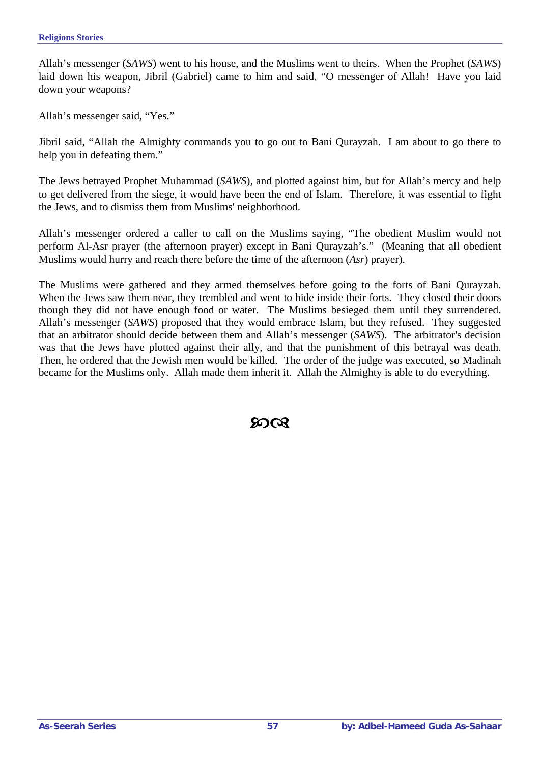Allah's messenger (*SAWS*) went to his house, and the Muslims went to theirs. When the Prophet (*SAWS*) laid down his weapon, Jibril (Gabriel) came to him and said, "O messenger of Allah! Have you laid down your weapons?

Allah's messenger said, "Yes."

Jibril said, "Allah the Almighty commands you to go out to Bani Qurayzah. I am about to go there to help you in defeating them."

The Jews betrayed Prophet Muhammad (*SAWS*), and plotted against him, but for Allah's mercy and help to get delivered from the siege, it would have been the end of Islam. Therefore, it was essential to fight the Jews, and to dismiss them from Muslims' neighborhood.

Allah's messenger ordered a caller to call on the Muslims saying, "The obedient Muslim would not perform Al-Asr prayer (the afternoon prayer) except in Bani Qurayzah's." (Meaning that all obedient Muslims would hurry and reach there before the time of the afternoon (*Asr*) prayer).

The Muslims were gathered and they armed themselves before going to the forts of Bani Qurayzah. When the Jews saw them near, they trembled and went to hide inside their forts. They closed their doors though they did not have enough food or water. The Muslims besieged them until they surrendered. Allah's messenger (*SAWS*) proposed that they would embrace Islam, but they refused. They suggested that an arbitrator should decide between them and Allah's messenger (*SAWS*). The arbitrator's decision was that the Jews have plotted against their ally, and that the punishment of this betrayal was death. Then, he ordered that the Jewish men would be killed. The order of the judge was executed, so Madinah became for the Muslims only. Allah made them inherit it. Allah the Almighty is able to do everything.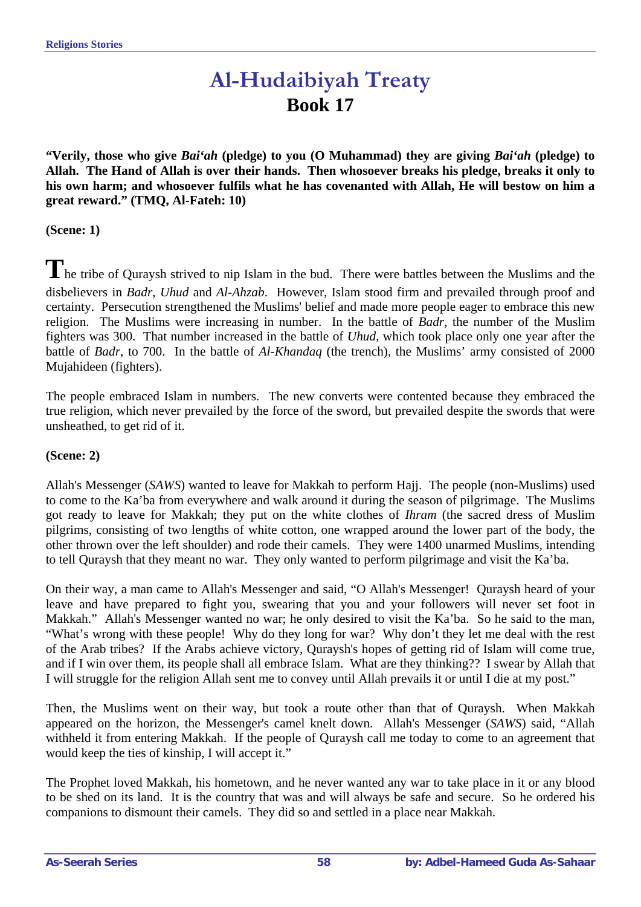# Al-Hudaibiyah Treaty
## Book 17

**"Verily, those who give *Bai'ah* (pledge) to you (O Muhammad) they are giving *Bai'ah* (pledge) to Allah. The Hand of Allah is over their hands. Then whosoever breaks his pledge, breaks it only to his own harm; and whosoever fulfils what he has covenanted with Allah, He will bestow on him a great reward." (TMQ, Al-Fateh: 10)**

**(Scene: 1)**

The tribe of Quraysh strived to nip Islam in the bud. There were battles between the Muslims and the disbelievers in *Badr*, *Uhud* and *Al-Ahzab*. However, Islam stood firm and prevailed through proof and certainty. Persecution strengthened the Muslims' belief and made more people eager to embrace this new religion. The Muslims were increasing in number. In the battle of *Badr*, the number of the Muslim fighters was 300. That number increased in the battle of *Uhud*, which took place only one year after the battle of *Badr*, to 700. In the battle of *Al-Khandaq* (the trench), the Muslims' army consisted of 2000 Mujahideen (fighters).

The people embraced Islam in numbers. The new converts were contented because they embraced the true religion, which never prevailed by the force of the sword, but prevailed despite the swords that were unsheathed, to get rid of it.

**(Scene: 2)**

Allah's Messenger (*SAWS*) wanted to leave for Makkah to perform Hajj. The people (non-Muslims) used to come to the Ka'ba from everywhere and walk around it during the season of pilgrimage. The Muslims got ready to leave for Makkah; they put on the white clothes of *Ihram* (the sacred dress of Muslim pilgrims, consisting of two lengths of white cotton, one wrapped around the lower part of the body, the other thrown over the left shoulder) and rode their camels. They were 1400 unarmed Muslims, intending to tell Quraysh that they meant no war. They only wanted to perform pilgrimage and visit the Ka'ba.

On their way, a man came to Allah's Messenger and said, "O Allah's Messenger! Quraysh heard of your leave and have prepared to fight you, swearing that you and your followers will never set foot in Makkah." Allah's Messenger wanted no war; he only desired to visit the Ka'ba. So he said to the man, "What's wrong with these people! Why do they long for war? Why don't they let me deal with the rest of the Arab tribes? If the Arabs achieve victory, Quraysh's hopes of getting rid of Islam will come true, and if I win over them, its people shall all embrace Islam. What are they thinking?? I swear by Allah that I will struggle for the religion Allah sent me to convey until Allah prevails it or until I die at my post."

Then, the Muslims went on their way, but took a route other than that of Quraysh. When Makkah appeared on the horizon, the Messenger's camel knelt down. Allah's Messenger (*SAWS*) said, "Allah withheld it from entering Makkah. If the people of Quraysh call me today to come to an agreement that would keep the ties of kinship, I will accept it."

The Prophet loved Makkah, his hometown, and he never wanted any war to take place in it or any blood to be shed on its land. It is the country that was and will always be safe and secure. So he ordered his companions to dismount their camels. They did so and settled in a place near Makkah.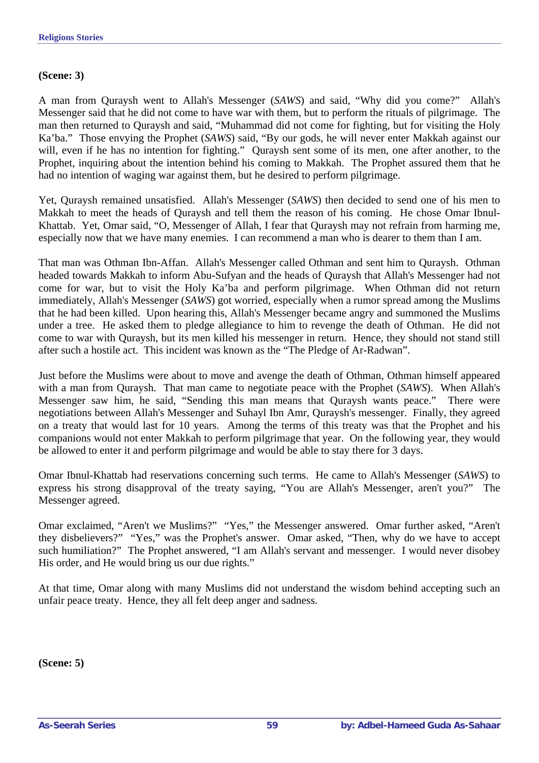**(Scene: 3)**

A man from Quraysh went to Allah's Messenger (*SAWS*) and said, "Why did you come?" Allah's Messenger said that he did not come to have war with them, but to perform the rituals of pilgrimage. The man then returned to Quraysh and said, "Muhammad did not come for fighting, but for visiting the Holy Ka'ba." Those envying the Prophet (*SAWS*) said, "By our gods, he will never enter Makkah against our will, even if he has no intention for fighting." Quraysh sent some of its men, one after another, to the Prophet, inquiring about the intention behind his coming to Makkah. The Prophet assured them that he had no intention of waging war against them, but he desired to perform pilgrimage.

Yet, Quraysh remained unsatisfied. Allah's Messenger (*SAWS*) then decided to send one of his men to Makkah to meet the heads of Quraysh and tell them the reason of his coming. He chose Omar Ibnul-Khattab. Yet, Omar said, "O, Messenger of Allah, I fear that Quraysh may not refrain from harming me, especially now that we have many enemies. I can recommend a man who is dearer to them than I am.

That man was Othman Ibn-Affan. Allah's Messenger called Othman and sent him to Quraysh. Othman headed towards Makkah to inform Abu-Sufyan and the heads of Quraysh that Allah's Messenger had not come for war, but to visit the Holy Ka'ba and perform pilgrimage. When Othman did not return immediately, Allah's Messenger (*SAWS*) got worried, especially when a rumor spread among the Muslims that he had been killed. Upon hearing this, Allah's Messenger became angry and summoned the Muslims under a tree. He asked them to pledge allegiance to him to revenge the death of Othman. He did not come to war with Quraysh, but its men killed his messenger in return. Hence, they should not stand still after such a hostile act. This incident was known as the "The Pledge of Ar-Radwan".

Just before the Muslims were about to move and avenge the death of Othman, Othman himself appeared with a man from Quraysh. That man came to negotiate peace with the Prophet (*SAWS*). When Allah's Messenger saw him, he said, "Sending this man means that Quraysh wants peace." There were negotiations between Allah's Messenger and Suhayl Ibn Amr, Quraysh's messenger. Finally, they agreed on a treaty that would last for 10 years. Among the terms of this treaty was that the Prophet and his companions would not enter Makkah to perform pilgrimage that year. On the following year, they would be allowed to enter it and perform pilgrimage and would be able to stay there for 3 days.

Omar Ibnul-Khattab had reservations concerning such terms. He came to Allah's Messenger (*SAWS*) to express his strong disapproval of the treaty saying, "You are Allah's Messenger, aren't you?" The Messenger agreed.

Omar exclaimed, "Aren't we Muslims?" "Yes," the Messenger answered. Omar further asked, "Aren't they disbelievers?" "Yes," was the Prophet's answer. Omar asked, "Then, why do we have to accept such humiliation?" The Prophet answered, "I am Allah's servant and messenger. I would never disobey His order, and He would bring us our due rights."

At that time, Omar along with many Muslims did not understand the wisdom behind accepting such an unfair peace treaty. Hence, they all felt deep anger and sadness.

**(Scene: 5)**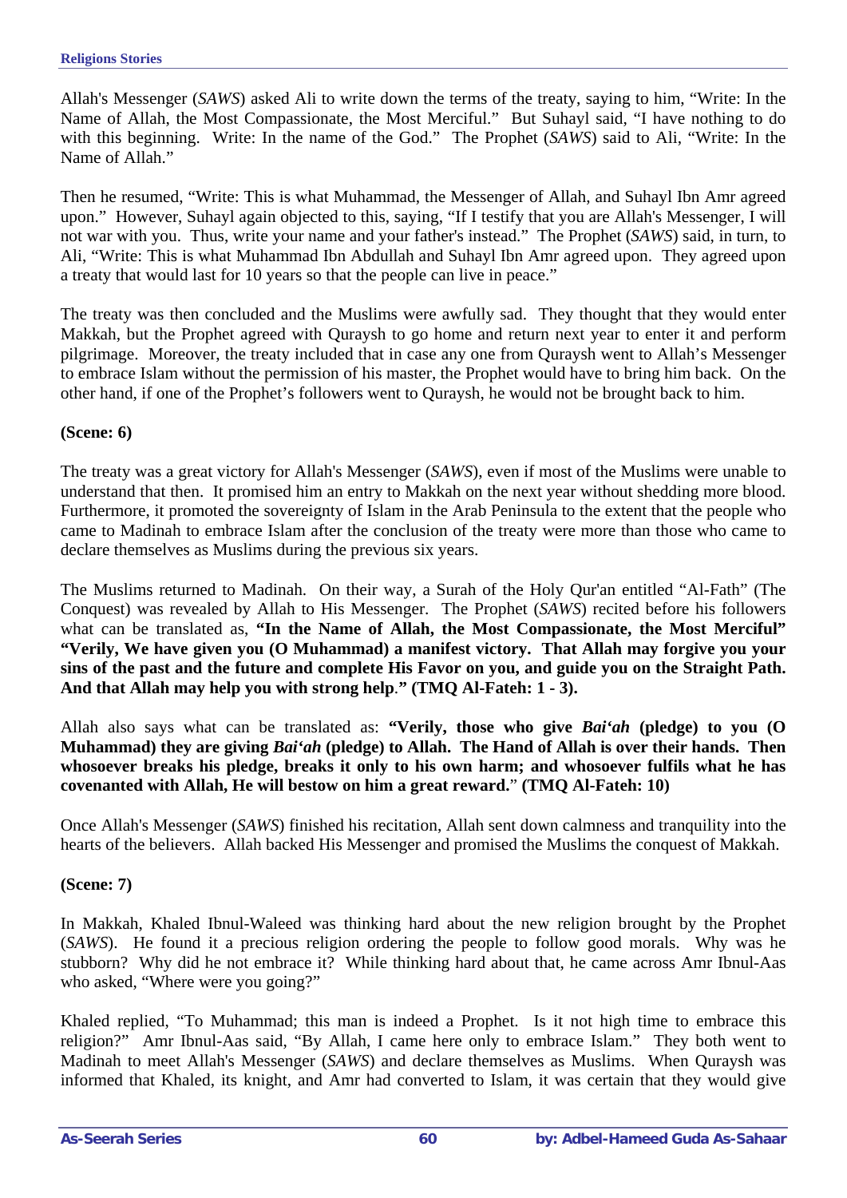Allah's Messenger (*SAWS*) asked Ali to write down the terms of the treaty, saying to him, "Write: In the Name of Allah, the Most Compassionate, the Most Merciful." But Suhayl said, "I have nothing to do with this beginning. Write: In the name of the God." The Prophet (*SAWS*) said to Ali, "Write: In the Name of Allah."

Then he resumed, "Write: This is what Muhammad, the Messenger of Allah, and Suhayl Ibn Amr agreed upon." However, Suhayl again objected to this, saying, "If I testify that you are Allah's Messenger, I will not war with you. Thus, write your name and your father's instead." The Prophet (*SAWS*) said, in turn, to Ali, "Write: This is what Muhammad Ibn Abdullah and Suhayl Ibn Amr agreed upon. They agreed upon a treaty that would last for 10 years so that the people can live in peace."

The treaty was then concluded and the Muslims were awfully sad. They thought that they would enter Makkah, but the Prophet agreed with Quraysh to go home and return next year to enter it and perform pilgrimage. Moreover, the treaty included that in case any one from Quraysh went to Allah's Messenger to embrace Islam without the permission of his master, the Prophet would have to bring him back. On the other hand, if one of the Prophet's followers went to Quraysh, he would not be brought back to him.

**(Scene: 6)**

The treaty was a great victory for Allah's Messenger (*SAWS*), even if most of the Muslims were unable to understand that then. It promised him an entry to Makkah on the next year without shedding more blood. Furthermore, it promoted the sovereignty of Islam in the Arab Peninsula to the extent that the people who came to Madinah to embrace Islam after the conclusion of the treaty were more than those who came to declare themselves as Muslims during the previous six years.

The Muslims returned to Madinah. On their way, a Surah of the Holy Qur'an entitled "Al-Fath" (The Conquest) was revealed by Allah to His Messenger. The Prophet (*SAWS*) recited before his followers what can be translated as, **"In the Name of Allah, the Most Compassionate, the Most Merciful" "Verily, We have given you (O Muhammad) a manifest victory. That Allah may forgive you your sins of the past and the future and complete His Favor on you, and guide you on the Straight Path. And that Allah may help you with strong help." (TMQ Al-Fateh: 1 - 3).**

Allah also says what can be translated as: **"Verily, those who give *Bai'ah* (pledge) to you (O Muhammad) they are giving *Bai'ah* (pledge) to Allah. The Hand of Allah is over their hands. Then whosoever breaks his pledge, breaks it only to his own harm; and whosoever fulfils what he has covenanted with Allah, He will bestow on him a great reward." (TMQ Al-Fateh: 10)**

Once Allah's Messenger (*SAWS*) finished his recitation, Allah sent down calmness and tranquility into the hearts of the believers. Allah backed His Messenger and promised the Muslims the conquest of Makkah.

**(Scene: 7)**

In Makkah, Khaled Ibnul-Waleed was thinking hard about the new religion brought by the Prophet (*SAWS*). He found it a precious religion ordering the people to follow good morals. Why was he stubborn? Why did he not embrace it? While thinking hard about that, he came across Amr Ibnul-Aas who asked, "Where were you going?"

Khaled replied, "To Muhammad; this man is indeed a Prophet. Is it not high time to embrace this religion?" Amr Ibnul-Aas said, "By Allah, I came here only to embrace Islam." They both went to Madinah to meet Allah's Messenger (*SAWS*) and declare themselves as Muslims. When Quraysh was informed that Khaled, its knight, and Amr had converted to Islam, it was certain that they would give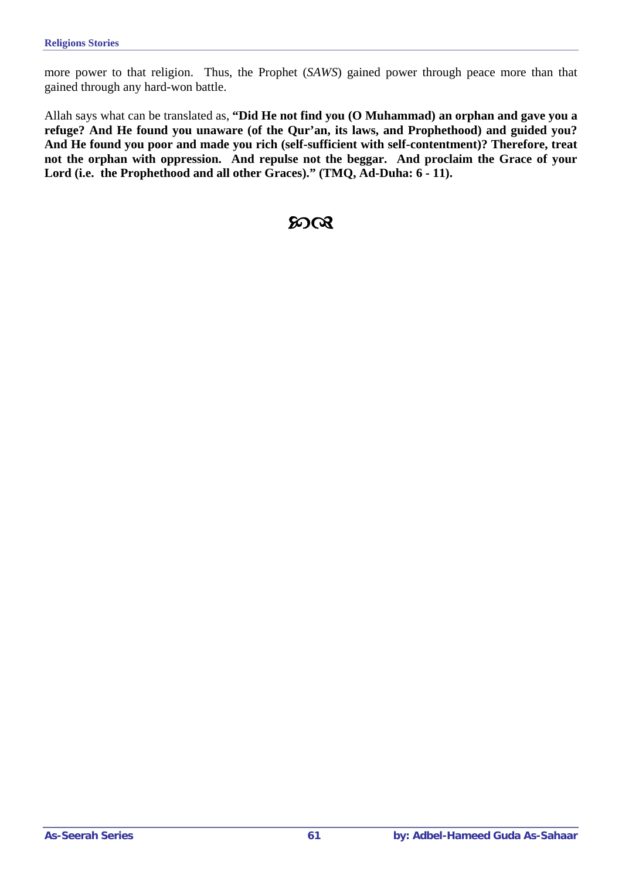more power to that religion. Thus, the Prophet (*SAWS*) gained power through peace more than that gained through any hard-won battle.

Allah says what can be translated as, **"Did He not find you (O Muhammad) an orphan and gave you a refuge? And He found you unaware (of the Qur'an, its laws, and Prophethood) and guided you? And He found you poor and made you rich (self-sufficient with self-contentment)? Therefore, treat not the orphan with oppression. And repulse not the beggar. And proclaim the Grace of your Lord (i.e. the Prophethood and all other Graces)." (TMQ, Ad-Duha: 6 - 11).**

☙❧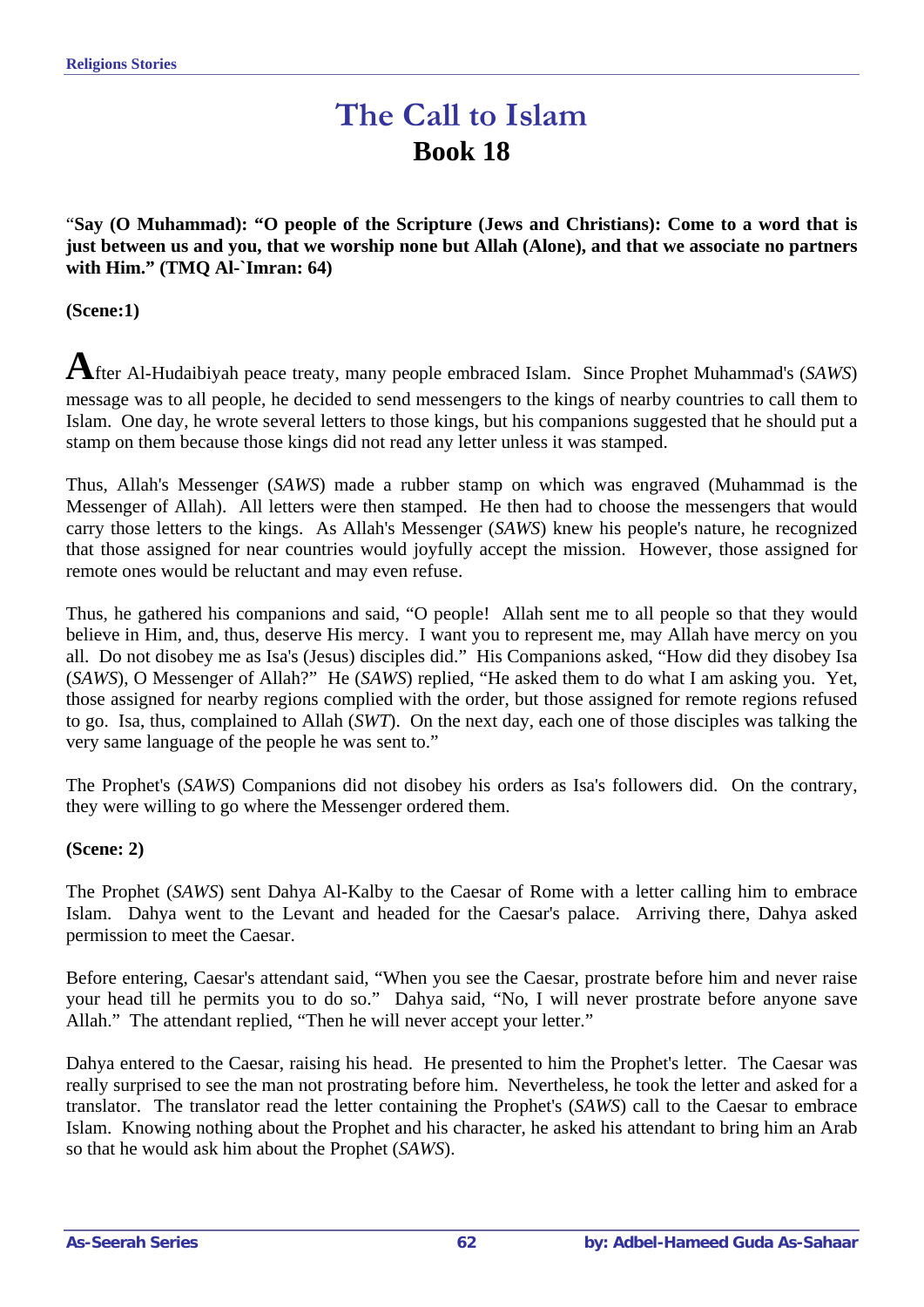# The Call to Islam
## Book 18

"**Say (O Muhammad): "O people of the Scripture (Jews and Christians): Come to a word that is just between us and you, that we worship none but Allah (Alone), and that we associate no partners with Him." (TMQ Al-`Imran: 64)**

**(Scene:1)**

After Al-Hudaibiyah peace treaty, many people embraced Islam. Since Prophet Muhammad's (*SAWS*) message was to all people, he decided to send messengers to the kings of nearby countries to call them to Islam. One day, he wrote several letters to those kings, but his companions suggested that he should put a stamp on them because those kings did not read any letter unless it was stamped.

Thus, Allah's Messenger (*SAWS*) made a rubber stamp on which was engraved (Muhammad is the Messenger of Allah). All letters were then stamped. He then had to choose the messengers that would carry those letters to the kings. As Allah's Messenger (*SAWS*) knew his people's nature, he recognized that those assigned for near countries would joyfully accept the mission. However, those assigned for remote ones would be reluctant and may even refuse.

Thus, he gathered his companions and said, "O people! Allah sent me to all people so that they would believe in Him, and, thus, deserve His mercy. I want you to represent me, may Allah have mercy on you all. Do not disobey me as Isa's (Jesus) disciples did." His Companions asked, "How did they disobey Isa (*SAWS*), O Messenger of Allah?" He (*SAWS*) replied, "He asked them to do what I am asking you. Yet, those assigned for nearby regions complied with the order, but those assigned for remote regions refused to go. Isa, thus, complained to Allah (*SWT*). On the next day, each one of those disciples was talking the very same language of the people he was sent to."

The Prophet's (*SAWS*) Companions did not disobey his orders as Isa's followers did. On the contrary, they were willing to go where the Messenger ordered them.

**(Scene: 2)**

The Prophet (*SAWS*) sent Dahya Al-Kalby to the Caesar of Rome with a letter calling him to embrace Islam. Dahya went to the Levant and headed for the Caesar's palace. Arriving there, Dahya asked permission to meet the Caesar.

Before entering, Caesar's attendant said, "When you see the Caesar, prostrate before him and never raise your head till he permits you to do so." Dahya said, "No, I will never prostrate before anyone save Allah." The attendant replied, "Then he will never accept your letter."

Dahya entered to the Caesar, raising his head. He presented to him the Prophet's letter. The Caesar was really surprised to see the man not prostrating before him. Nevertheless, he took the letter and asked for a translator. The translator read the letter containing the Prophet's (*SAWS*) call to the Caesar to embrace Islam. Knowing nothing about the Prophet and his character, he asked his attendant to bring him an Arab so that he would ask him about the Prophet (*SAWS*).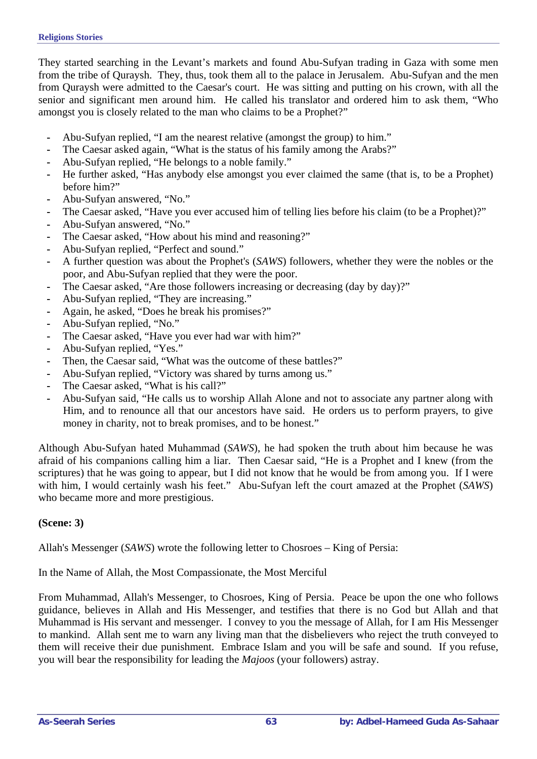They started searching in the Levant's markets and found Abu-Sufyan trading in Gaza with some men from the tribe of Quraysh. They, thus, took them all to the palace in Jerusalem. Abu-Sufyan and the men from Quraysh were admitted to the Caesar's court. He was sitting and putting on his crown, with all the senior and significant men around him. He called his translator and ordered him to ask them, "Who amongst you is closely related to the man who claims to be a Prophet?"

- Abu-Sufyan replied, "I am the nearest relative (amongst the group) to him."
- The Caesar asked again, "What is the status of his family among the Arabs?"
- Abu-Sufyan replied, "He belongs to a noble family."
- He further asked, "Has anybody else amongst you ever claimed the same (that is, to be a Prophet) before him?"
- Abu-Sufyan answered, "No."
- The Caesar asked, "Have you ever accused him of telling lies before his claim (to be a Prophet)?"
- Abu-Sufyan answered, "No."
- The Caesar asked, "How about his mind and reasoning?"
- Abu-Sufyan replied, "Perfect and sound."
- A further question was about the Prophet's (*SAWS*) followers, whether they were the nobles or the poor, and Abu-Sufyan replied that they were the poor.
- The Caesar asked, "Are those followers increasing or decreasing (day by day)?"
- Abu-Sufyan replied, "They are increasing."
- Again, he asked, "Does he break his promises?"
- Abu-Sufyan replied, "No."
- The Caesar asked, "Have you ever had war with him?"
- Abu-Sufyan replied, "Yes."
- Then, the Caesar said, "What was the outcome of these battles?"
- Abu-Sufyan replied, "Victory was shared by turns among us."
- The Caesar asked, "What is his call?"
- Abu-Sufyan said, "He calls us to worship Allah Alone and not to associate any partner along with Him, and to renounce all that our ancestors have said. He orders us to perform prayers, to give money in charity, not to break promises, and to be honest."

Although Abu-Sufyan hated Muhammad (*SAWS*), he had spoken the truth about him because he was afraid of his companions calling him a liar. Then Caesar said, "He is a Prophet and I knew (from the scriptures) that he was going to appear, but I did not know that he would be from among you. If I were with him, I would certainly wash his feet." Abu-Sufyan left the court amazed at the Prophet (*SAWS*) who became more and more prestigious.

**(Scene: 3)**

Allah's Messenger (*SAWS*) wrote the following letter to Chosroes – King of Persia:

In the Name of Allah, the Most Compassionate, the Most Merciful

From Muhammad, Allah's Messenger, to Chosroes, King of Persia. Peace be upon the one who follows guidance, believes in Allah and His Messenger, and testifies that there is no God but Allah and that Muhammad is His servant and messenger. I convey to you the message of Allah, for I am His Messenger to mankind. Allah sent me to warn any living man that the disbelievers who reject the truth conveyed to them will receive their due punishment. Embrace Islam and you will be safe and sound. If you refuse, you will bear the responsibility for leading the *Majoos* (your followers) astray.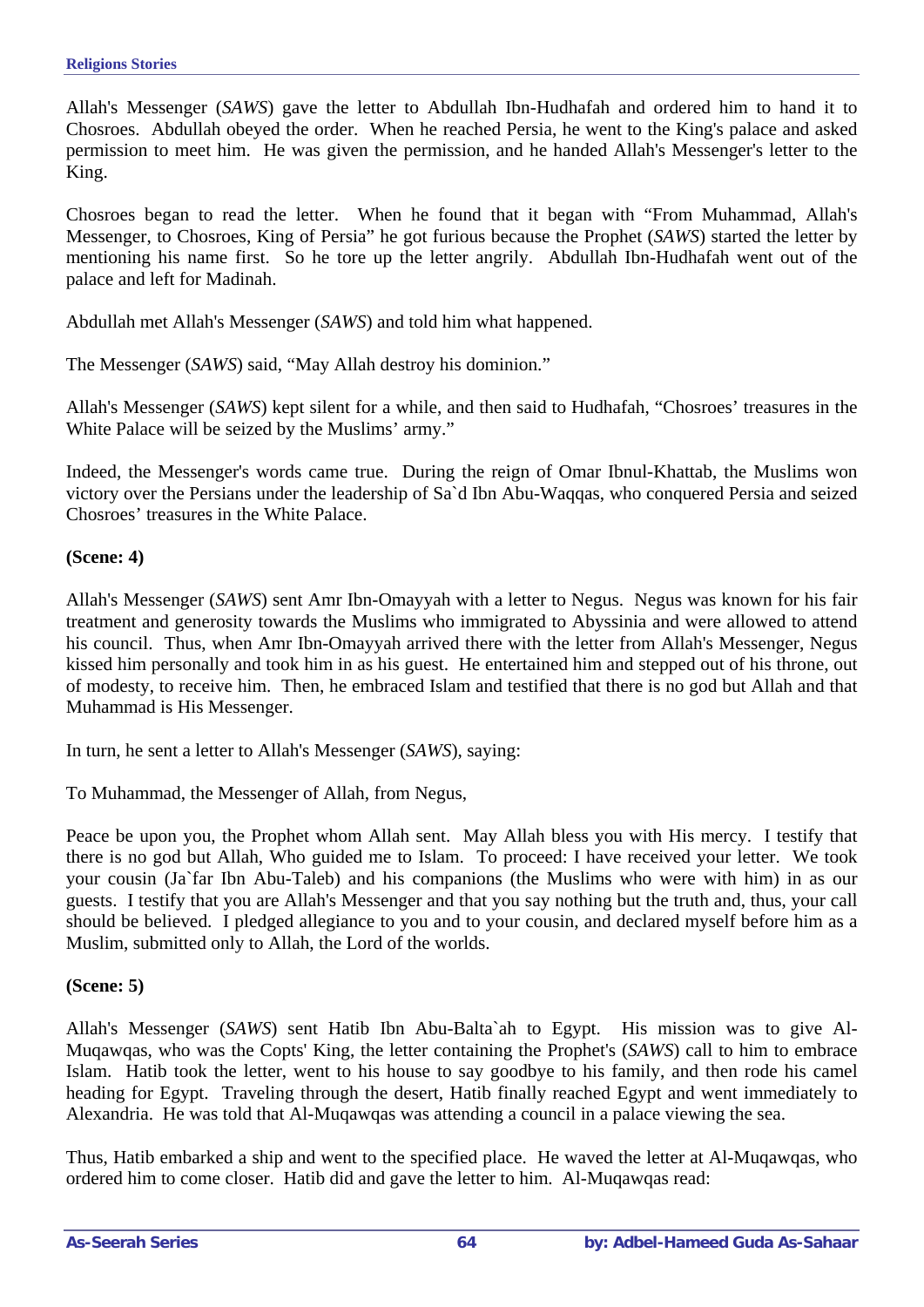Allah's Messenger (*SAWS*) gave the letter to Abdullah Ibn-Hudhafah and ordered him to hand it to Chosroes. Abdullah obeyed the order. When he reached Persia, he went to the King's palace and asked permission to meet him. He was given the permission, and he handed Allah's Messenger's letter to the King.

Chosroes began to read the letter. When he found that it began with "From Muhammad, Allah's Messenger, to Chosroes, King of Persia" he got furious because the Prophet (*SAWS*) started the letter by mentioning his name first. So he tore up the letter angrily. Abdullah Ibn-Hudhafah went out of the palace and left for Madinah.

Abdullah met Allah's Messenger (*SAWS*) and told him what happened.

The Messenger (*SAWS*) said, "May Allah destroy his dominion."

Allah's Messenger (*SAWS*) kept silent for a while, and then said to Hudhafah, "Chosroes' treasures in the White Palace will be seized by the Muslims' army."

Indeed, the Messenger's words came true. During the reign of Omar Ibnul-Khattab, the Muslims won victory over the Persians under the leadership of Sa`d Ibn Abu-Waqqas, who conquered Persia and seized Chosroes' treasures in the White Palace.

**(Scene: 4)**

Allah's Messenger (*SAWS*) sent Amr Ibn-Omayyah with a letter to Negus. Negus was known for his fair treatment and generosity towards the Muslims who immigrated to Abyssinia and were allowed to attend his council. Thus, when Amr Ibn-Omayyah arrived there with the letter from Allah's Messenger, Negus kissed him personally and took him in as his guest. He entertained him and stepped out of his throne, out of modesty, to receive him. Then, he embraced Islam and testified that there is no god but Allah and that Muhammad is His Messenger.

In turn, he sent a letter to Allah's Messenger (*SAWS*), saying:

To Muhammad, the Messenger of Allah, from Negus,

Peace be upon you, the Prophet whom Allah sent. May Allah bless you with His mercy. I testify that there is no god but Allah, Who guided me to Islam. To proceed: I have received your letter. We took your cousin (Ja`far Ibn Abu-Taleb) and his companions (the Muslims who were with him) in as our guests. I testify that you are Allah's Messenger and that you say nothing but the truth and, thus, your call should be believed. I pledged allegiance to you and to your cousin, and declared myself before him as a Muslim, submitted only to Allah, the Lord of the worlds.

**(Scene: 5)**

Allah's Messenger (*SAWS*) sent Hatib Ibn Abu-Balta`ah to Egypt. His mission was to give Al-Muqawqas, who was the Copts' King, the letter containing the Prophet's (*SAWS*) call to him to embrace Islam. Hatib took the letter, went to his house to say goodbye to his family, and then rode his camel heading for Egypt. Traveling through the desert, Hatib finally reached Egypt and went immediately to Alexandria. He was told that Al-Muqawqas was attending a council in a palace viewing the sea.

Thus, Hatib embarked a ship and went to the specified place. He waved the letter at Al-Muqawqas, who ordered him to come closer. Hatib did and gave the letter to him. Al-Muqawqas read: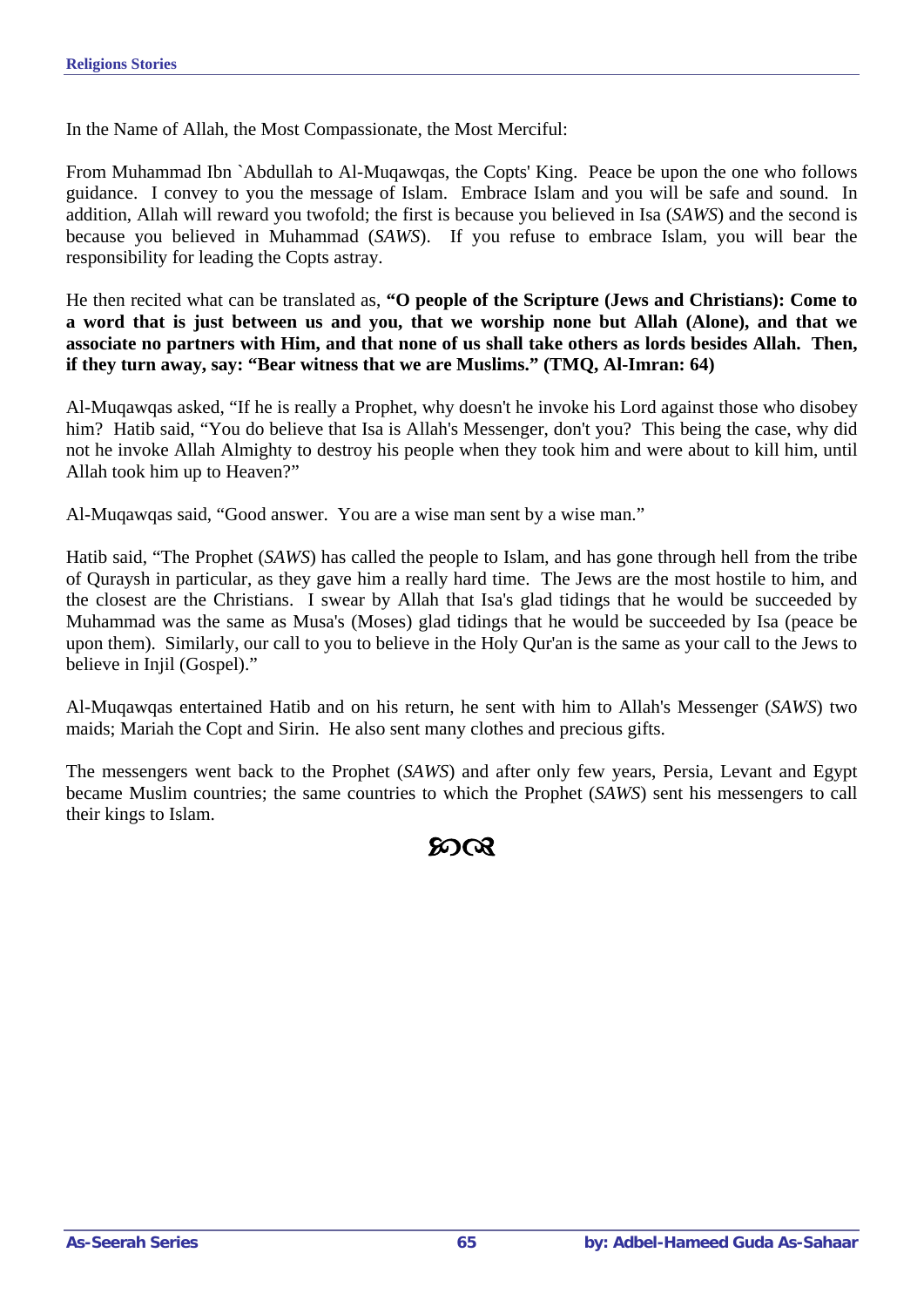In the Name of Allah, the Most Compassionate, the Most Merciful:

From Muhammad Ibn `Abdullah to Al-Muqawqas, the Copts' King. Peace be upon the one who follows guidance. I convey to you the message of Islam. Embrace Islam and you will be safe and sound. In addition, Allah will reward you twofold; the first is because you believed in Isa (*SAWS*) and the second is because you believed in Muhammad (*SAWS*). If you refuse to embrace Islam, you will bear the responsibility for leading the Copts astray.

He then recited what can be translated as, **"O people of the Scripture (Jews and Christians): Come to a word that is just between us and you, that we worship none but Allah (Alone), and that we associate no partners with Him, and that none of us shall take others as lords besides Allah. Then, if they turn away, say: "Bear witness that we are Muslims." (TMQ, Al-Imran: 64)**

Al-Muqawqas asked, "If he is really a Prophet, why doesn't he invoke his Lord against those who disobey him? Hatib said, "You do believe that Isa is Allah's Messenger, don't you? This being the case, why did not he invoke Allah Almighty to destroy his people when they took him and were about to kill him, until Allah took him up to Heaven?"

Al-Muqawqas said, "Good answer. You are a wise man sent by a wise man."

Hatib said, "The Prophet (*SAWS*) has called the people to Islam, and has gone through hell from the tribe of Quraysh in particular, as they gave him a really hard time. The Jews are the most hostile to him, and the closest are the Christians. I swear by Allah that Isa's glad tidings that he would be succeeded by Muhammad was the same as Musa's (Moses) glad tidings that he would be succeeded by Isa (peace be upon them). Similarly, our call to you to believe in the Holy Qur'an is the same as your call to the Jews to believe in Injil (Gospel)."

Al-Muqawqas entertained Hatib and on his return, he sent with him to Allah's Messenger (*SAWS*) two maids; Mariah the Copt and Sirin. He also sent many clothes and precious gifts.

The messengers went back to the Prophet (*SAWS*) and after only few years, Persia, Levant and Egypt became Muslim countries; the same countries to which the Prophet (*SAWS*) sent his messengers to call their kings to Islam.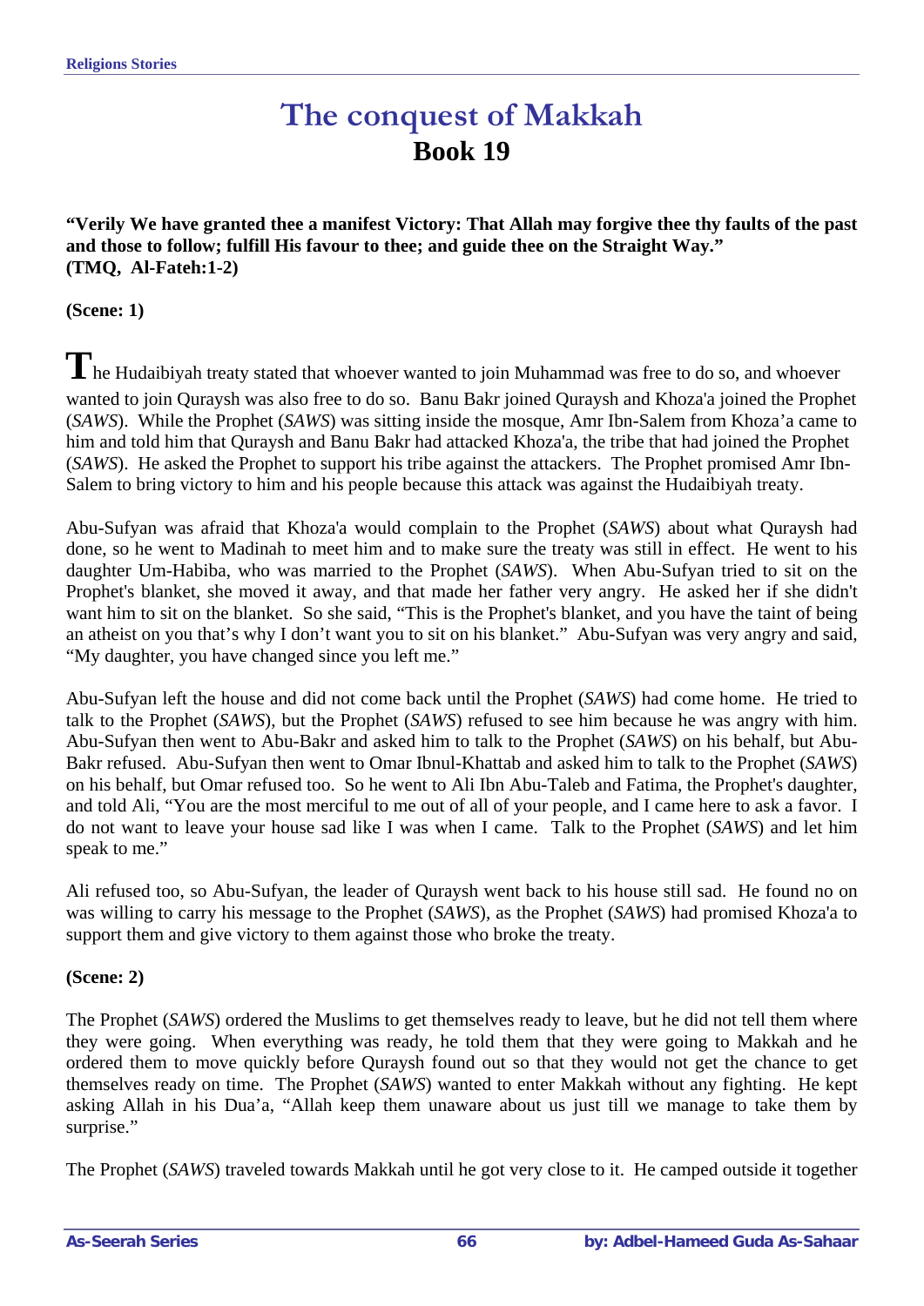# The conquest of Makkah

## Book 19

**"Verily We have granted thee a manifest Victory: That Allah may forgive thee thy faults of the past and those to follow; fulfill His favour to thee; and guide thee on the Straight Way." (TMQ, Al-Fateh:1-2)**

**(Scene: 1)**

The Hudaibiyah treaty stated that whoever wanted to join Muhammad was free to do so, and whoever wanted to join Quraysh was also free to do so. Banu Bakr joined Quraysh and Khoza'a joined the Prophet (*SAWS*). While the Prophet (*SAWS*) was sitting inside the mosque, Amr Ibn-Salem from Khoza'a came to him and told him that Quraysh and Banu Bakr had attacked Khoza'a, the tribe that had joined the Prophet (*SAWS*). He asked the Prophet to support his tribe against the attackers. The Prophet promised Amr Ibn-Salem to bring victory to him and his people because this attack was against the Hudaibiyah treaty.

Abu-Sufyan was afraid that Khoza'a would complain to the Prophet (*SAWS*) about what Quraysh had done, so he went to Madinah to meet him and to make sure the treaty was still in effect. He went to his daughter Um-Habiba, who was married to the Prophet (*SAWS*). When Abu-Sufyan tried to sit on the Prophet's blanket, she moved it away, and that made her father very angry. He asked her if she didn't want him to sit on the blanket. So she said, "This is the Prophet's blanket, and you have the taint of being an atheist on you that's why I don't want you to sit on his blanket." Abu-Sufyan was very angry and said, "My daughter, you have changed since you left me."

Abu-Sufyan left the house and did not come back until the Prophet (*SAWS*) had come home. He tried to talk to the Prophet (*SAWS*), but the Prophet (*SAWS*) refused to see him because he was angry with him. Abu-Sufyan then went to Abu-Bakr and asked him to talk to the Prophet (*SAWS*) on his behalf, but Abu-Bakr refused. Abu-Sufyan then went to Omar Ibnul-Khattab and asked him to talk to the Prophet (*SAWS*) on his behalf, but Omar refused too. So he went to Ali Ibn Abu-Taleb and Fatima, the Prophet's daughter, and told Ali, "You are the most merciful to me out of all of your people, and I came here to ask a favor. I do not want to leave your house sad like I was when I came. Talk to the Prophet (*SAWS*) and let him speak to me."

Ali refused too, so Abu-Sufyan, the leader of Quraysh went back to his house still sad. He found no on was willing to carry his message to the Prophet (*SAWS*), as the Prophet (*SAWS*) had promised Khoza'a to support them and give victory to them against those who broke the treaty.

**(Scene: 2)**

The Prophet (*SAWS*) ordered the Muslims to get themselves ready to leave, but he did not tell them where they were going. When everything was ready, he told them that they were going to Makkah and he ordered them to move quickly before Quraysh found out so that they would not get the chance to get themselves ready on time. The Prophet (*SAWS*) wanted to enter Makkah without any fighting. He kept asking Allah in his Dua'a, "Allah keep them unaware about us just till we manage to take them by surprise."

The Prophet (*SAWS*) traveled towards Makkah until he got very close to it. He camped outside it together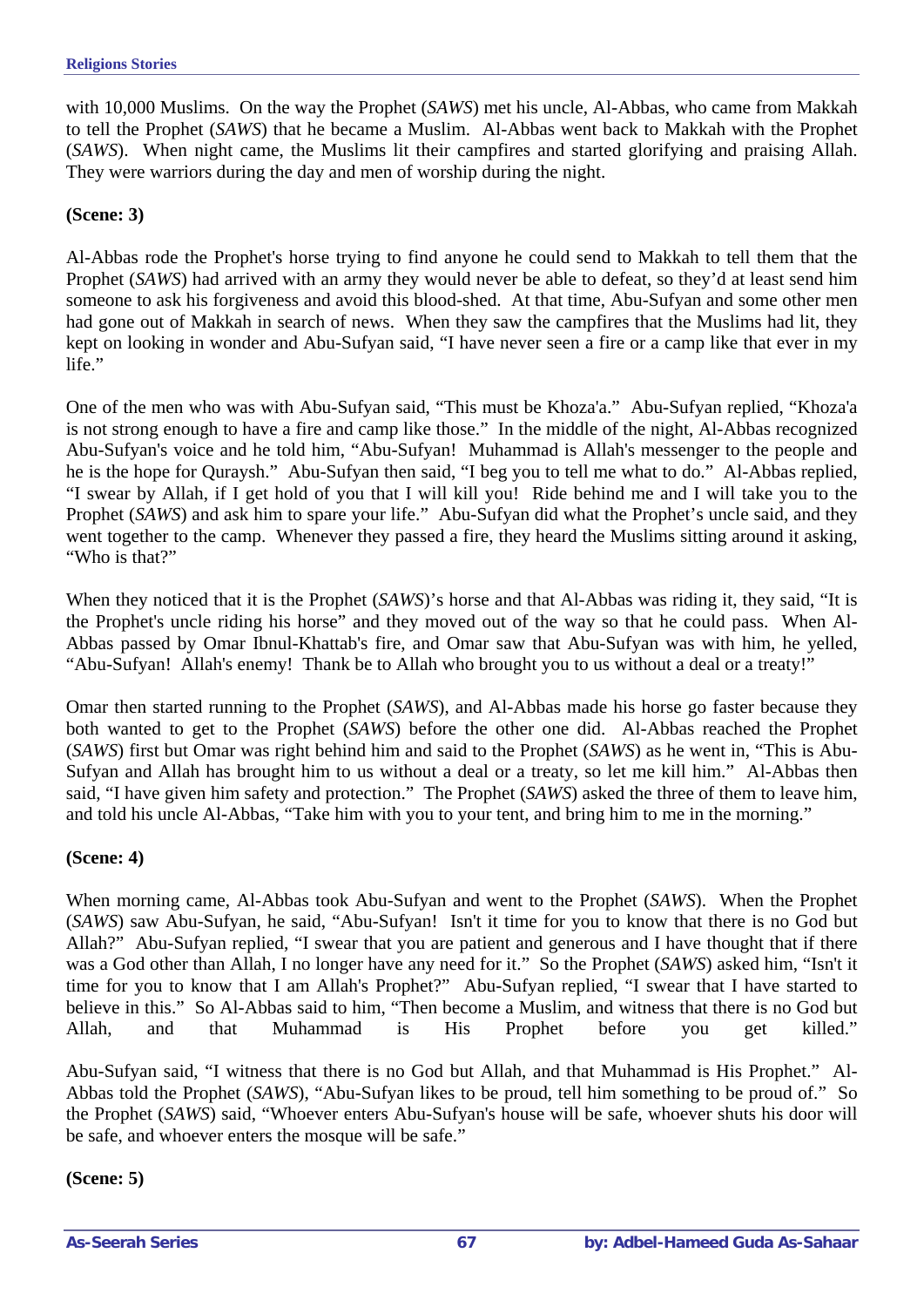with 10,000 Muslims. On the way the Prophet (*SAWS*) met his uncle, Al-Abbas, who came from Makkah to tell the Prophet (*SAWS*) that he became a Muslim. Al-Abbas went back to Makkah with the Prophet (*SAWS*). When night came, the Muslims lit their campfires and started glorifying and praising Allah. They were warriors during the day and men of worship during the night.

**(Scene: 3)**

Al-Abbas rode the Prophet's horse trying to find anyone he could send to Makkah to tell them that the Prophet (*SAWS*) had arrived with an army they would never be able to defeat, so they'd at least send him someone to ask his forgiveness and avoid this blood-shed. At that time, Abu-Sufyan and some other men had gone out of Makkah in search of news. When they saw the campfires that the Muslims had lit, they kept on looking in wonder and Abu-Sufyan said, "I have never seen a fire or a camp like that ever in my life."

One of the men who was with Abu-Sufyan said, "This must be Khoza'a." Abu-Sufyan replied, "Khoza'a is not strong enough to have a fire and camp like those." In the middle of the night, Al-Abbas recognized Abu-Sufyan's voice and he told him, "Abu-Sufyan! Muhammad is Allah's messenger to the people and he is the hope for Quraysh." Abu-Sufyan then said, "I beg you to tell me what to do." Al-Abbas replied, "I swear by Allah, if I get hold of you that I will kill you! Ride behind me and I will take you to the Prophet (*SAWS*) and ask him to spare your life." Abu-Sufyan did what the Prophet's uncle said, and they went together to the camp. Whenever they passed a fire, they heard the Muslims sitting around it asking, "Who is that?"

When they noticed that it is the Prophet (*SAWS*)'s horse and that Al-Abbas was riding it, they said, "It is the Prophet's uncle riding his horse" and they moved out of the way so that he could pass. When Al-Abbas passed by Omar Ibnul-Khattab's fire, and Omar saw that Abu-Sufyan was with him, he yelled, "Abu-Sufyan! Allah's enemy! Thank be to Allah who brought you to us without a deal or a treaty!"

Omar then started running to the Prophet (*SAWS*), and Al-Abbas made his horse go faster because they both wanted to get to the Prophet (*SAWS*) before the other one did. Al-Abbas reached the Prophet (*SAWS*) first but Omar was right behind him and said to the Prophet (*SAWS*) as he went in, "This is Abu-Sufyan and Allah has brought him to us without a deal or a treaty, so let me kill him." Al-Abbas then said, "I have given him safety and protection." The Prophet (*SAWS*) asked the three of them to leave him, and told his uncle Al-Abbas, "Take him with you to your tent, and bring him to me in the morning."

**(Scene: 4)**

When morning came, Al-Abbas took Abu-Sufyan and went to the Prophet (*SAWS*). When the Prophet (*SAWS*) saw Abu-Sufyan, he said, "Abu-Sufyan! Isn't it time for you to know that there is no God but Allah?" Abu-Sufyan replied, "I swear that you are patient and generous and I have thought that if there was a God other than Allah, I no longer have any need for it." So the Prophet (*SAWS*) asked him, "Isn't it time for you to know that I am Allah's Prophet?" Abu-Sufyan replied, "I swear that I have started to believe in this." So Al-Abbas said to him, "Then become a Muslim, and witness that there is no God but Allah, and that Muhammad is His Prophet before you get killed."

Abu-Sufyan said, "I witness that there is no God but Allah, and that Muhammad is His Prophet." Al-Abbas told the Prophet (*SAWS*), "Abu-Sufyan likes to be proud, tell him something to be proud of." So the Prophet (*SAWS*) said, "Whoever enters Abu-Sufyan's house will be safe, whoever shuts his door will be safe, and whoever enters the mosque will be safe."

**(Scene: 5)**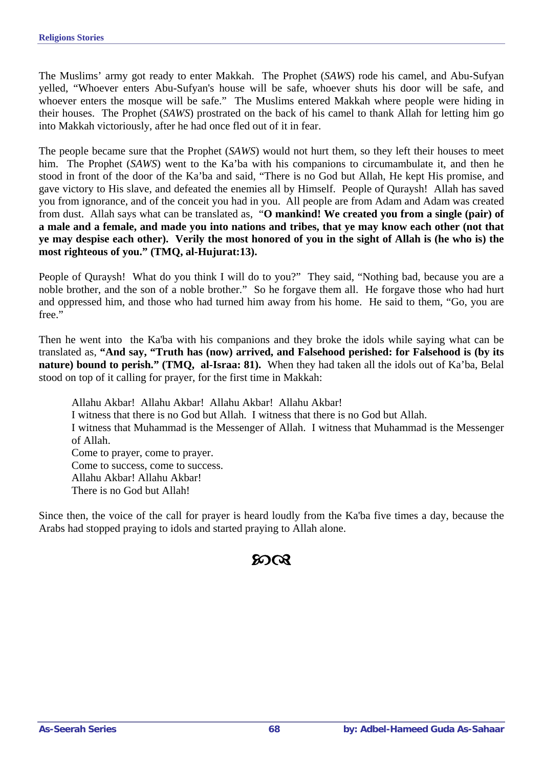The Muslims' army got ready to enter Makkah. The Prophet (*SAWS*) rode his camel, and Abu-Sufyan yelled, "Whoever enters Abu-Sufyan's house will be safe, whoever shuts his door will be safe, and whoever enters the mosque will be safe." The Muslims entered Makkah where people were hiding in their houses. The Prophet (*SAWS*) prostrated on the back of his camel to thank Allah for letting him go into Makkah victoriously, after he had once fled out of it in fear.

The people became sure that the Prophet (*SAWS*) would not hurt them, so they left their houses to meet him. The Prophet (*SAWS*) went to the Ka'ba with his companions to circumambulate it, and then he stood in front of the door of the Ka'ba and said, "There is no God but Allah, He kept His promise, and gave victory to His slave, and defeated the enemies all by Himself. People of Quraysh! Allah has saved you from ignorance, and of the conceit you had in you. All people are from Adam and Adam was created from dust. Allah says what can be translated as, "**O mankind! We created you from a single (pair) of a male and a female, and made you into nations and tribes, that ye may know each other (not that ye may despise each other). Verily the most honored of you in the sight of Allah is (he who is) the most righteous of you." (TMQ, al-Hujurat:13).**

People of Quraysh! What do you think I will do to you?" They said, "Nothing bad, because you are a noble brother, and the son of a noble brother." So he forgave them all. He forgave those who had hurt and oppressed him, and those who had turned him away from his home. He said to them, "Go, you are free."

Then he went into the Ka'ba with his companions and they broke the idols while saying what can be translated as, **"And say, "Truth has (now) arrived, and Falsehood perished: for Falsehood is (by its nature) bound to perish." (TMQ, al-Israa: 81).** When they had taken all the idols out of Ka'ba, Belal stood on top of it calling for prayer, for the first time in Makkah:

> Allahu Akbar! Allahu Akbar! Allahu Akbar! Allahu Akbar!
> I witness that there is no God but Allah. I witness that there is no God but Allah.
> I witness that Muhammad is the Messenger of Allah. I witness that Muhammad is the Messenger of Allah.
> Come to prayer, come to prayer.
> Come to success, come to success.
> Allahu Akbar! Allahu Akbar!
> There is no God but Allah!

Since then, the voice of the call for prayer is heard loudly from the Ka'ba five times a day, because the Arabs had stopped praying to idols and started praying to Allah alone.

*ꕤ*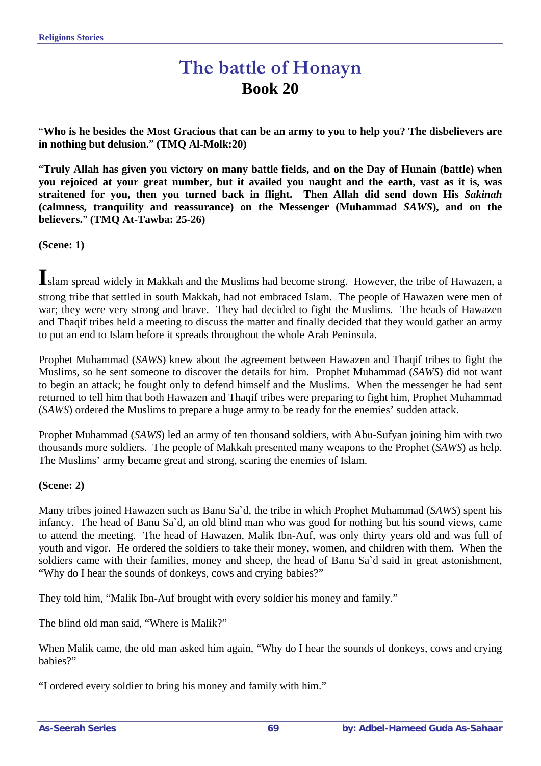# The battle of Honayn

## Book 20

"**Who is he besides the Most Gracious that can be an army to you to help you? The disbelievers are in nothing but delusion.**" **(TMQ Al-Molk:20)**

"**Truly Allah has given you victory on many battle fields, and on the Day of Hunain (battle) when you rejoiced at your great number, but it availed you naught and the earth, vast as it is, was straitened for you, then you turned back in flight. Then Allah did send down His *Sakinah* (calmness, tranquility and reassurance) on the Messenger (Muhammad *SAWS*), and on the believers.**" **(TMQ At-Tawba: 25-26)**

**(Scene: 1)**

**I**slam spread widely in Makkah and the Muslims had become strong. However, the tribe of Hawazen, a strong tribe that settled in south Makkah, had not embraced Islam. The people of Hawazen were men of war; they were very strong and brave. They had decided to fight the Muslims. The heads of Hawazen and Thaqif tribes held a meeting to discuss the matter and finally decided that they would gather an army to put an end to Islam before it spreads throughout the whole Arab Peninsula.

Prophet Muhammad (*SAWS*) knew about the agreement between Hawazen and Thaqif tribes to fight the Muslims, so he sent someone to discover the details for him. Prophet Muhammad (*SAWS*) did not want to begin an attack; he fought only to defend himself and the Muslims. When the messenger he had sent returned to tell him that both Hawazen and Thaqif tribes were preparing to fight him, Prophet Muhammad (*SAWS*) ordered the Muslims to prepare a huge army to be ready for the enemies' sudden attack.

Prophet Muhammad (*SAWS*) led an army of ten thousand soldiers, with Abu-Sufyan joining him with two thousands more soldiers. The people of Makkah presented many weapons to the Prophet (*SAWS*) as help. The Muslims' army became great and strong, scaring the enemies of Islam.

**(Scene: 2)**

Many tribes joined Hawazen such as Banu Sa`d, the tribe in which Prophet Muhammad (*SAWS*) spent his infancy. The head of Banu Sa`d, an old blind man who was good for nothing but his sound views, came to attend the meeting. The head of Hawazen, Malik Ibn-Auf, was only thirty years old and was full of youth and vigor. He ordered the soldiers to take their money, women, and children with them. When the soldiers came with their families, money and sheep, the head of Banu Sa`d said in great astonishment, "Why do I hear the sounds of donkeys, cows and crying babies?"

They told him, "Malik Ibn-Auf brought with every soldier his money and family."

The blind old man said, "Where is Malik?"

When Malik came, the old man asked him again, "Why do I hear the sounds of donkeys, cows and crying babies?"

"I ordered every soldier to bring his money and family with him."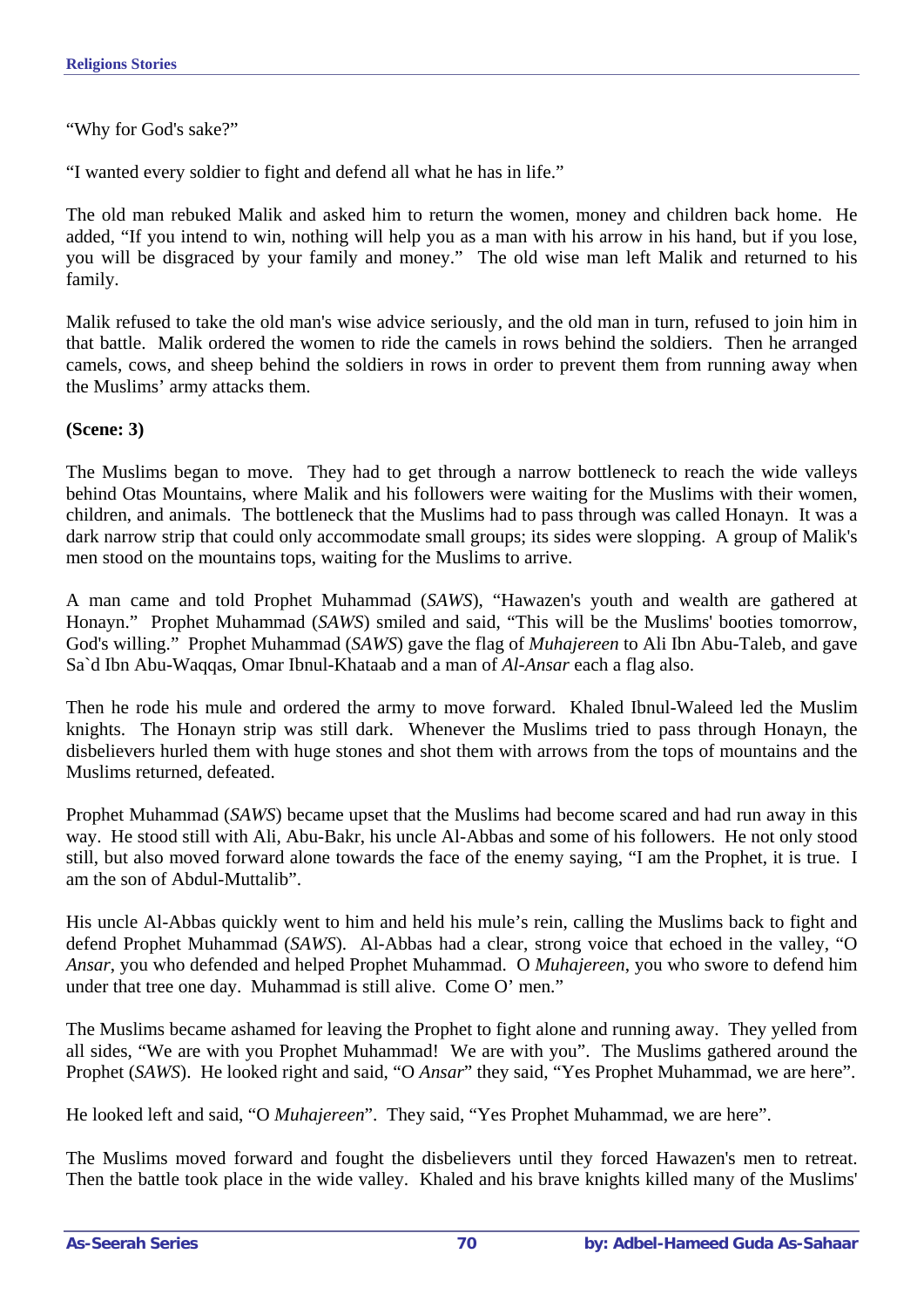"Why for God's sake?"

"I wanted every soldier to fight and defend all what he has in life."

The old man rebuked Malik and asked him to return the women, money and children back home. He added, "If you intend to win, nothing will help you as a man with his arrow in his hand, but if you lose, you will be disgraced by your family and money." The old wise man left Malik and returned to his family.

Malik refused to take the old man's wise advice seriously, and the old man in turn, refused to join him in that battle. Malik ordered the women to ride the camels in rows behind the soldiers. Then he arranged camels, cows, and sheep behind the soldiers in rows in order to prevent them from running away when the Muslims' army attacks them.

**(Scene: 3)**

The Muslims began to move. They had to get through a narrow bottleneck to reach the wide valleys behind Otas Mountains, where Malik and his followers were waiting for the Muslims with their women, children, and animals. The bottleneck that the Muslims had to pass through was called Honayn. It was a dark narrow strip that could only accommodate small groups; its sides were slopping. A group of Malik's men stood on the mountains tops, waiting for the Muslims to arrive.

A man came and told Prophet Muhammad (*SAWS*), "Hawazen's youth and wealth are gathered at Honayn." Prophet Muhammad (*SAWS*) smiled and said, "This will be the Muslims' booties tomorrow, God's willing." Prophet Muhammad (*SAWS*) gave the flag of *Muhajereen* to Ali Ibn Abu-Taleb, and gave Sa`d Ibn Abu-Waqqas, Omar Ibnul-Khataab and a man of *Al-Ansar* each a flag also.

Then he rode his mule and ordered the army to move forward. Khaled Ibnul-Waleed led the Muslim knights. The Honayn strip was still dark. Whenever the Muslims tried to pass through Honayn, the disbelievers hurled them with huge stones and shot them with arrows from the tops of mountains and the Muslims returned, defeated.

Prophet Muhammad (*SAWS*) became upset that the Muslims had become scared and had run away in this way. He stood still with Ali, Abu-Bakr, his uncle Al-Abbas and some of his followers. He not only stood still, but also moved forward alone towards the face of the enemy saying, "I am the Prophet, it is true. I am the son of Abdul-Muttalib".

His uncle Al-Abbas quickly went to him and held his mule's rein, calling the Muslims back to fight and defend Prophet Muhammad (*SAWS*). Al-Abbas had a clear, strong voice that echoed in the valley, "O *Ansar*, you who defended and helped Prophet Muhammad. O *Muhajereen*, you who swore to defend him under that tree one day. Muhammad is still alive. Come O' men."

The Muslims became ashamed for leaving the Prophet to fight alone and running away. They yelled from all sides, "We are with you Prophet Muhammad! We are with you". The Muslims gathered around the Prophet (*SAWS*). He looked right and said, "O *Ansar*" they said, "Yes Prophet Muhammad, we are here".

He looked left and said, "O *Muhajereen*". They said, "Yes Prophet Muhammad, we are here".

The Muslims moved forward and fought the disbelievers until they forced Hawazen's men to retreat. Then the battle took place in the wide valley. Khaled and his brave knights killed many of the Muslims'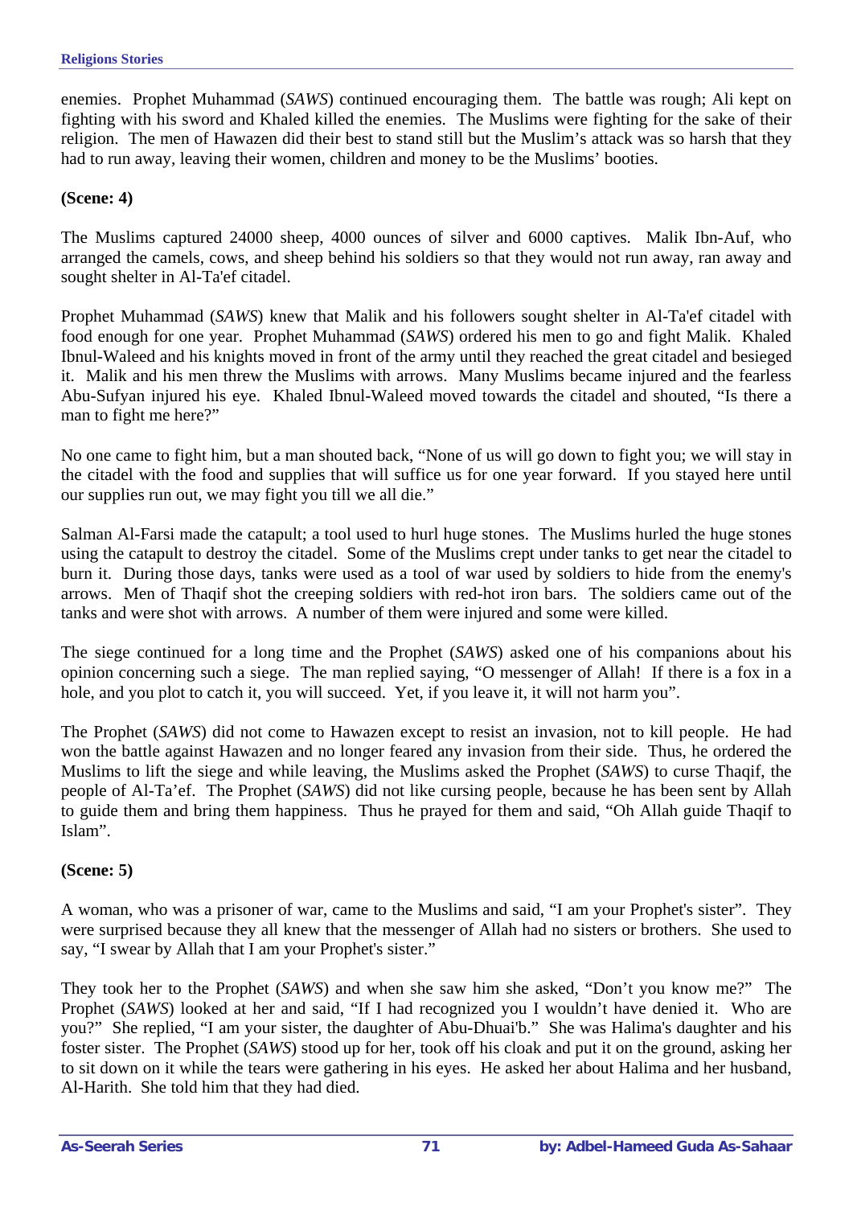enemies. Prophet Muhammad (*SAWS*) continued encouraging them. The battle was rough; Ali kept on fighting with his sword and Khaled killed the enemies. The Muslims were fighting for the sake of their religion. The men of Hawazen did their best to stand still but the Muslim's attack was so harsh that they had to run away, leaving their women, children and money to be the Muslims' booties.

**(Scene: 4)**

The Muslims captured 24000 sheep, 4000 ounces of silver and 6000 captives. Malik Ibn-Auf, who arranged the camels, cows, and sheep behind his soldiers so that they would not run away, ran away and sought shelter in Al-Ta'ef citadel.

Prophet Muhammad (*SAWS*) knew that Malik and his followers sought shelter in Al-Ta'ef citadel with food enough for one year. Prophet Muhammad (*SAWS*) ordered his men to go and fight Malik. Khaled Ibnul-Waleed and his knights moved in front of the army until they reached the great citadel and besieged it. Malik and his men threw the Muslims with arrows. Many Muslims became injured and the fearless Abu-Sufyan injured his eye. Khaled Ibnul-Waleed moved towards the citadel and shouted, "Is there a man to fight me here?"

No one came to fight him, but a man shouted back, "None of us will go down to fight you; we will stay in the citadel with the food and supplies that will suffice us for one year forward. If you stayed here until our supplies run out, we may fight you till we all die."

Salman Al-Farsi made the catapult; a tool used to hurl huge stones. The Muslims hurled the huge stones using the catapult to destroy the citadel. Some of the Muslims crept under tanks to get near the citadel to burn it. During those days, tanks were used as a tool of war used by soldiers to hide from the enemy's arrows. Men of Thaqif shot the creeping soldiers with red-hot iron bars. The soldiers came out of the tanks and were shot with arrows. A number of them were injured and some were killed.

The siege continued for a long time and the Prophet (*SAWS*) asked one of his companions about his opinion concerning such a siege. The man replied saying, "O messenger of Allah! If there is a fox in a hole, and you plot to catch it, you will succeed. Yet, if you leave it, it will not harm you".

The Prophet (*SAWS*) did not come to Hawazen except to resist an invasion, not to kill people. He had won the battle against Hawazen and no longer feared any invasion from their side. Thus, he ordered the Muslims to lift the siege and while leaving, the Muslims asked the Prophet (*SAWS*) to curse Thaqif, the people of Al-Ta'ef. The Prophet (*SAWS*) did not like cursing people, because he has been sent by Allah to guide them and bring them happiness. Thus he prayed for them and said, "Oh Allah guide Thaqif to Islam".

**(Scene: 5)**

A woman, who was a prisoner of war, came to the Muslims and said, "I am your Prophet's sister". They were surprised because they all knew that the messenger of Allah had no sisters or brothers. She used to say, "I swear by Allah that I am your Prophet's sister."

They took her to the Prophet (*SAWS*) and when she saw him she asked, "Don't you know me?" The Prophet (*SAWS*) looked at her and said, "If I had recognized you I wouldn't have denied it. Who are you?" She replied, "I am your sister, the daughter of Abu-Dhuai'b." She was Halima's daughter and his foster sister. The Prophet (*SAWS*) stood up for her, took off his cloak and put it on the ground, asking her to sit down on it while the tears were gathering in his eyes. He asked her about Halima and her husband, Al-Harith. She told him that they had died.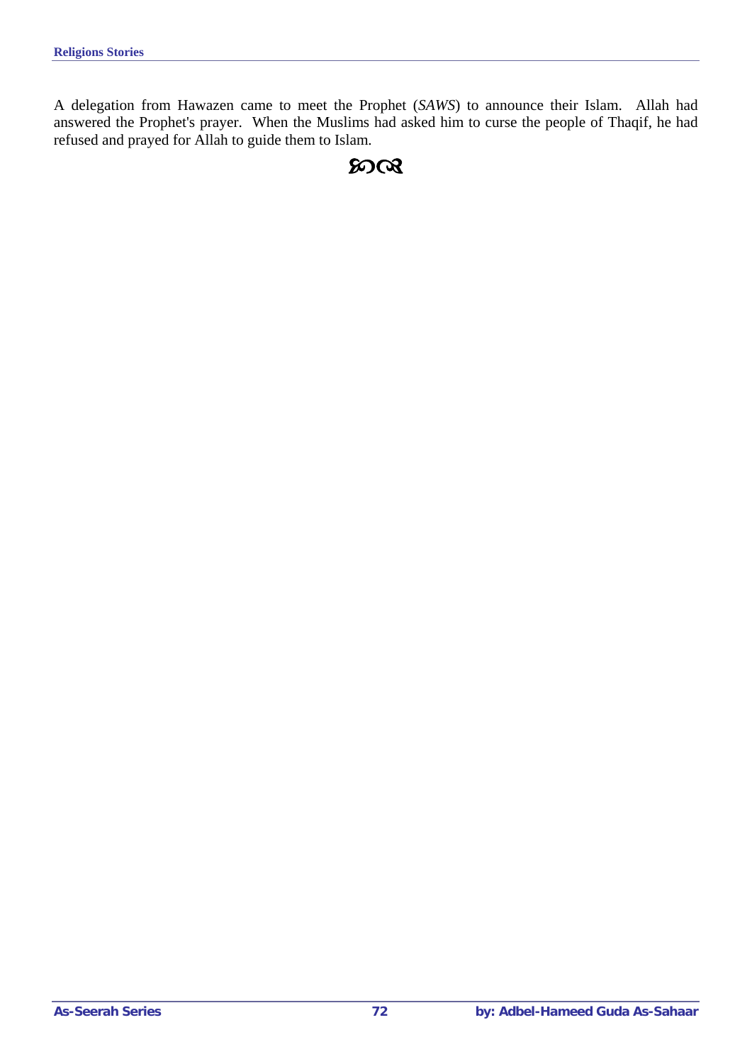A delegation from Hawazen came to meet the Prophet (*SAWS*) to announce their Islam. Allah had answered the Prophet's prayer. When the Muslims had asked him to curse the people of Thaqif, he had refused and prayed for Allah to guide them to Islam.

ഇ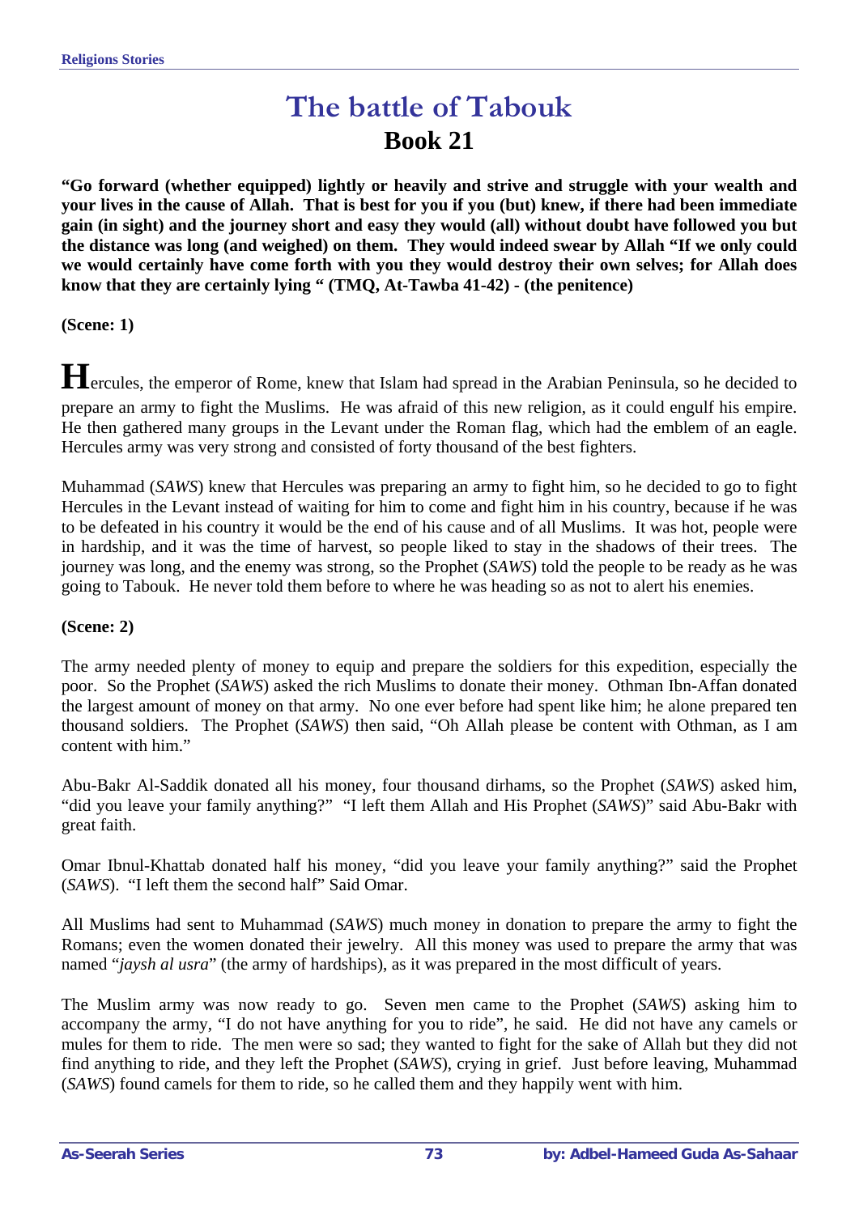# The battle of Tabouk

## Book 21

**"Go forward (whether equipped) lightly or heavily and strive and struggle with your wealth and your lives in the cause of Allah. That is best for you if you (but) knew, if there had been immediate gain (in sight) and the journey short and easy they would (all) without doubt have followed you but the distance was long (and weighed) on them. They would indeed swear by Allah "If we only could we would certainly have come forth with you they would destroy their own selves; for Allah does know that they are certainly lying " (TMQ, At-Tawba 41-42) - (the penitence)**

**(Scene: 1)**

Hercules, the emperor of Rome, knew that Islam had spread in the Arabian Peninsula, so he decided to prepare an army to fight the Muslims. He was afraid of this new religion, as it could engulf his empire. He then gathered many groups in the Levant under the Roman flag, which had the emblem of an eagle. Hercules army was very strong and consisted of forty thousand of the best fighters.

Muhammad (*SAWS*) knew that Hercules was preparing an army to fight him, so he decided to go to fight Hercules in the Levant instead of waiting for him to come and fight him in his country, because if he was to be defeated in his country it would be the end of his cause and of all Muslims. It was hot, people were in hardship, and it was the time of harvest, so people liked to stay in the shadows of their trees. The journey was long, and the enemy was strong, so the Prophet (*SAWS*) told the people to be ready as he was going to Tabouk. He never told them before to where he was heading so as not to alert his enemies.

**(Scene: 2)**

The army needed plenty of money to equip and prepare the soldiers for this expedition, especially the poor. So the Prophet (*SAWS*) asked the rich Muslims to donate their money. Othman Ibn-Affan donated the largest amount of money on that army. No one ever before had spent like him; he alone prepared ten thousand soldiers. The Prophet (*SAWS*) then said, "Oh Allah please be content with Othman, as I am content with him."

Abu-Bakr Al-Saddik donated all his money, four thousand dirhams, so the Prophet (*SAWS*) asked him, "did you leave your family anything?" "I left them Allah and His Prophet (*SAWS*)" said Abu-Bakr with great faith.

Omar Ibnul-Khattab donated half his money, "did you leave your family anything?" said the Prophet (*SAWS*). "I left them the second half" Said Omar.

All Muslims had sent to Muhammad (*SAWS*) much money in donation to prepare the army to fight the Romans; even the women donated their jewelry. All this money was used to prepare the army that was named "*jaysh al usra*" (the army of hardships), as it was prepared in the most difficult of years.

The Muslim army was now ready to go. Seven men came to the Prophet (*SAWS*) asking him to accompany the army, "I do not have anything for you to ride", he said. He did not have any camels or mules for them to ride. The men were so sad; they wanted to fight for the sake of Allah but they did not find anything to ride, and they left the Prophet (*SAWS*), crying in grief. Just before leaving, Muhammad (*SAWS*) found camels for them to ride, so he called them and they happily went with him.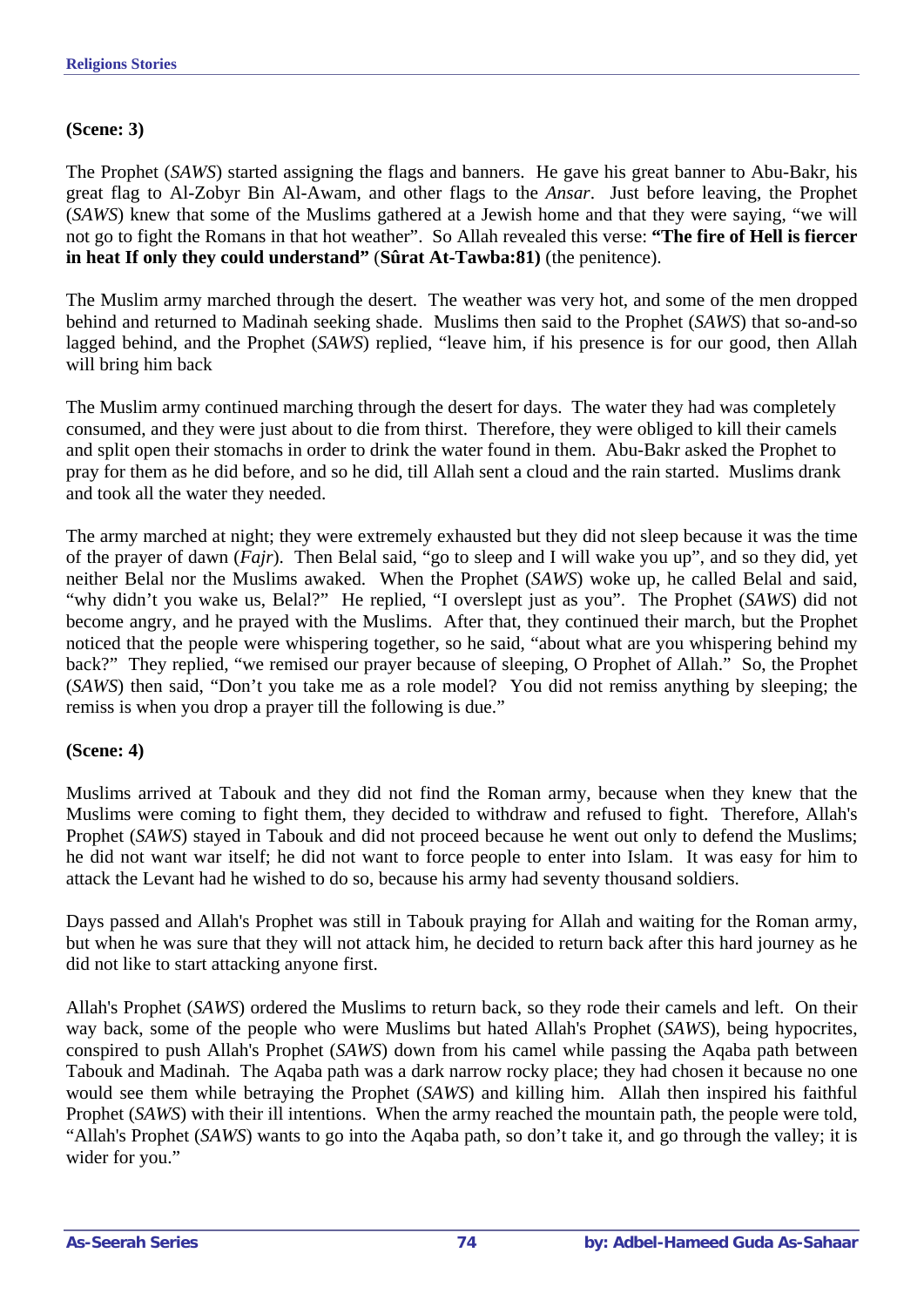**(Scene: 3)**

The Prophet (*SAWS*) started assigning the flags and banners. He gave his great banner to Abu-Bakr, his great flag to Al-Zobyr Bin Al-Awam, and other flags to the *Ansar*. Just before leaving, the Prophet (*SAWS*) knew that some of the Muslims gathered at a Jewish home and that they were saying, "we will not go to fight the Romans in that hot weather". So Allah revealed this verse: **"The fire of Hell is fiercer in heat If only they could understand"** (**Sûrat At-Tawba:81)** (the penitence).

The Muslim army marched through the desert. The weather was very hot, and some of the men dropped behind and returned to Madinah seeking shade. Muslims then said to the Prophet (*SAWS*) that so-and-so lagged behind, and the Prophet (*SAWS*) replied, "leave him, if his presence is for our good, then Allah will bring him back

The Muslim army continued marching through the desert for days. The water they had was completely consumed, and they were just about to die from thirst. Therefore, they were obliged to kill their camels and split open their stomachs in order to drink the water found in them. Abu-Bakr asked the Prophet to pray for them as he did before, and so he did, till Allah sent a cloud and the rain started. Muslims drank and took all the water they needed.

The army marched at night; they were extremely exhausted but they did not sleep because it was the time of the prayer of dawn (*Fajr*). Then Belal said, "go to sleep and I will wake you up", and so they did, yet neither Belal nor the Muslims awaked. When the Prophet (*SAWS*) woke up, he called Belal and said, "why didn't you wake us, Belal?" He replied, "I overslept just as you". The Prophet (*SAWS*) did not become angry, and he prayed with the Muslims. After that, they continued their march, but the Prophet noticed that the people were whispering together, so he said, "about what are you whispering behind my back?" They replied, "we remised our prayer because of sleeping, O Prophet of Allah." So, the Prophet (*SAWS*) then said, "Don't you take me as a role model? You did not remiss anything by sleeping; the remiss is when you drop a prayer till the following is due."

**(Scene: 4)**

Muslims arrived at Tabouk and they did not find the Roman army, because when they knew that the Muslims were coming to fight them, they decided to withdraw and refused to fight. Therefore, Allah's Prophet (*SAWS*) stayed in Tabouk and did not proceed because he went out only to defend the Muslims; he did not want war itself; he did not want to force people to enter into Islam. It was easy for him to attack the Levant had he wished to do so, because his army had seventy thousand soldiers.

Days passed and Allah's Prophet was still in Tabouk praying for Allah and waiting for the Roman army, but when he was sure that they will not attack him, he decided to return back after this hard journey as he did not like to start attacking anyone first.

Allah's Prophet (*SAWS*) ordered the Muslims to return back, so they rode their camels and left. On their way back, some of the people who were Muslims but hated Allah's Prophet (*SAWS*), being hypocrites, conspired to push Allah's Prophet (*SAWS*) down from his camel while passing the Aqaba path between Tabouk and Madinah. The Aqaba path was a dark narrow rocky place; they had chosen it because no one would see them while betraying the Prophet (*SAWS*) and killing him. Allah then inspired his faithful Prophet (*SAWS*) with their ill intentions. When the army reached the mountain path, the people were told, "Allah's Prophet (*SAWS*) wants to go into the Aqaba path, so don't take it, and go through the valley; it is wider for you."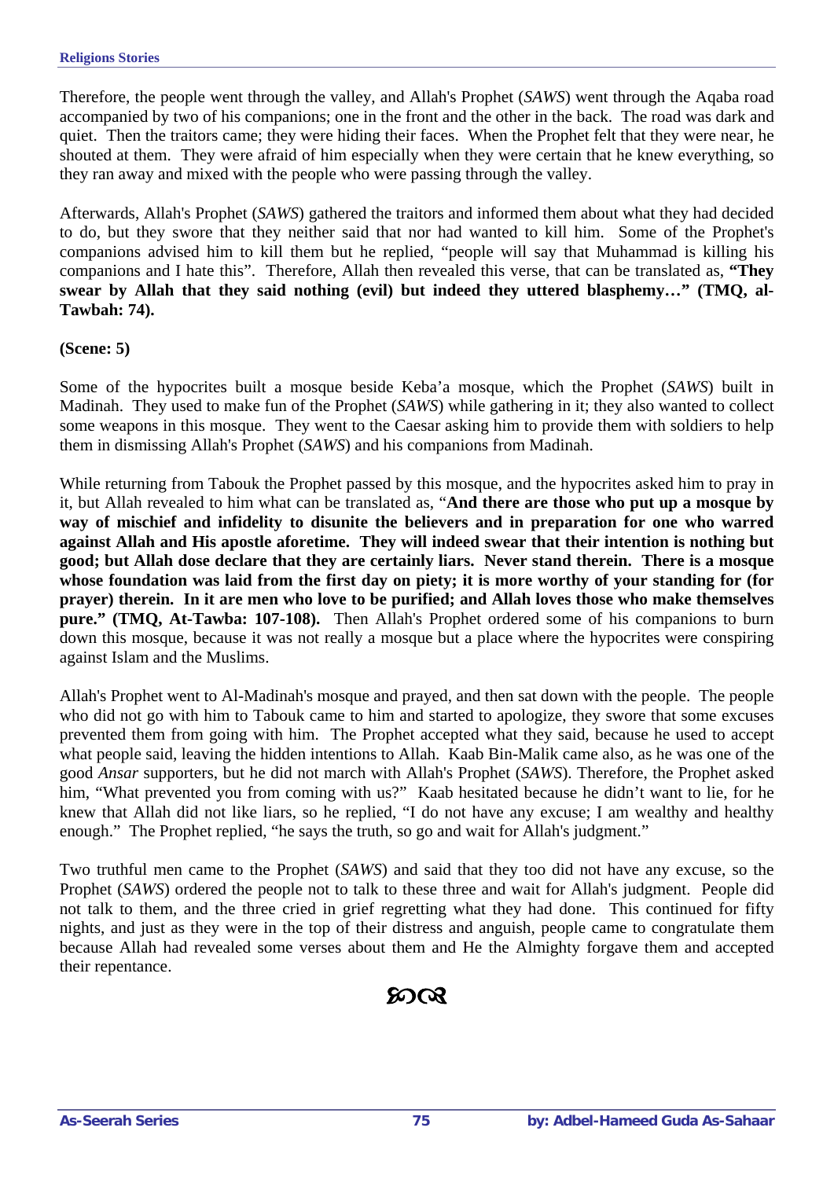Therefore, the people went through the valley, and Allah's Prophet (*SAWS*) went through the Aqaba road accompanied by two of his companions; one in the front and the other in the back. The road was dark and quiet. Then the traitors came; they were hiding their faces. When the Prophet felt that they were near, he shouted at them. They were afraid of him especially when they were certain that he knew everything, so they ran away and mixed with the people who were passing through the valley.

Afterwards, Allah's Prophet (*SAWS*) gathered the traitors and informed them about what they had decided to do, but they swore that they neither said that nor had wanted to kill him. Some of the Prophet's companions advised him to kill them but he replied, "people will say that Muhammad is killing his companions and I hate this". Therefore, Allah then revealed this verse, that can be translated as, **"They swear by Allah that they said nothing (evil) but indeed they uttered blasphemy…" (TMQ, al-Tawbah: 74).**

**(Scene: 5)**

Some of the hypocrites built a mosque beside Keba'a mosque, which the Prophet (*SAWS*) built in Madinah. They used to make fun of the Prophet (*SAWS*) while gathering in it; they also wanted to collect some weapons in this mosque. They went to the Caesar asking him to provide them with soldiers to help them in dismissing Allah's Prophet (*SAWS*) and his companions from Madinah.

While returning from Tabouk the Prophet passed by this mosque, and the hypocrites asked him to pray in it, but Allah revealed to him what can be translated as, "**And there are those who put up a mosque by way of mischief and infidelity to disunite the believers and in preparation for one who warred against Allah and His apostle aforetime. They will indeed swear that their intention is nothing but good; but Allah dose declare that they are certainly liars. Never stand therein. There is a mosque whose foundation was laid from the first day on piety; it is more worthy of your standing for (for prayer) therein. In it are men who love to be purified; and Allah loves those who make themselves pure." (TMQ, At-Tawba: 107-108).** Then Allah's Prophet ordered some of his companions to burn down this mosque, because it was not really a mosque but a place where the hypocrites were conspiring against Islam and the Muslims.

Allah's Prophet went to Al-Madinah's mosque and prayed, and then sat down with the people. The people who did not go with him to Tabouk came to him and started to apologize, they swore that some excuses prevented them from going with him. The Prophet accepted what they said, because he used to accept what people said, leaving the hidden intentions to Allah. Kaab Bin-Malik came also, as he was one of the good *Ansar* supporters, but he did not march with Allah's Prophet (*SAWS*). Therefore, the Prophet asked him, "What prevented you from coming with us?" Kaab hesitated because he didn't want to lie, for he knew that Allah did not like liars, so he replied, "I do not have any excuse; I am wealthy and healthy enough." The Prophet replied, "he says the truth, so go and wait for Allah's judgment."

Two truthful men came to the Prophet (*SAWS*) and said that they too did not have any excuse, so the Prophet (*SAWS*) ordered the people not to talk to these three and wait for Allah's judgment. People did not talk to them, and the three cried in grief regretting what they had done. This continued for fifty nights, and just as they were in the top of their distress and anguish, people came to congratulate them because Allah had revealed some verses about them and He the Almighty forgave them and accepted their repentance.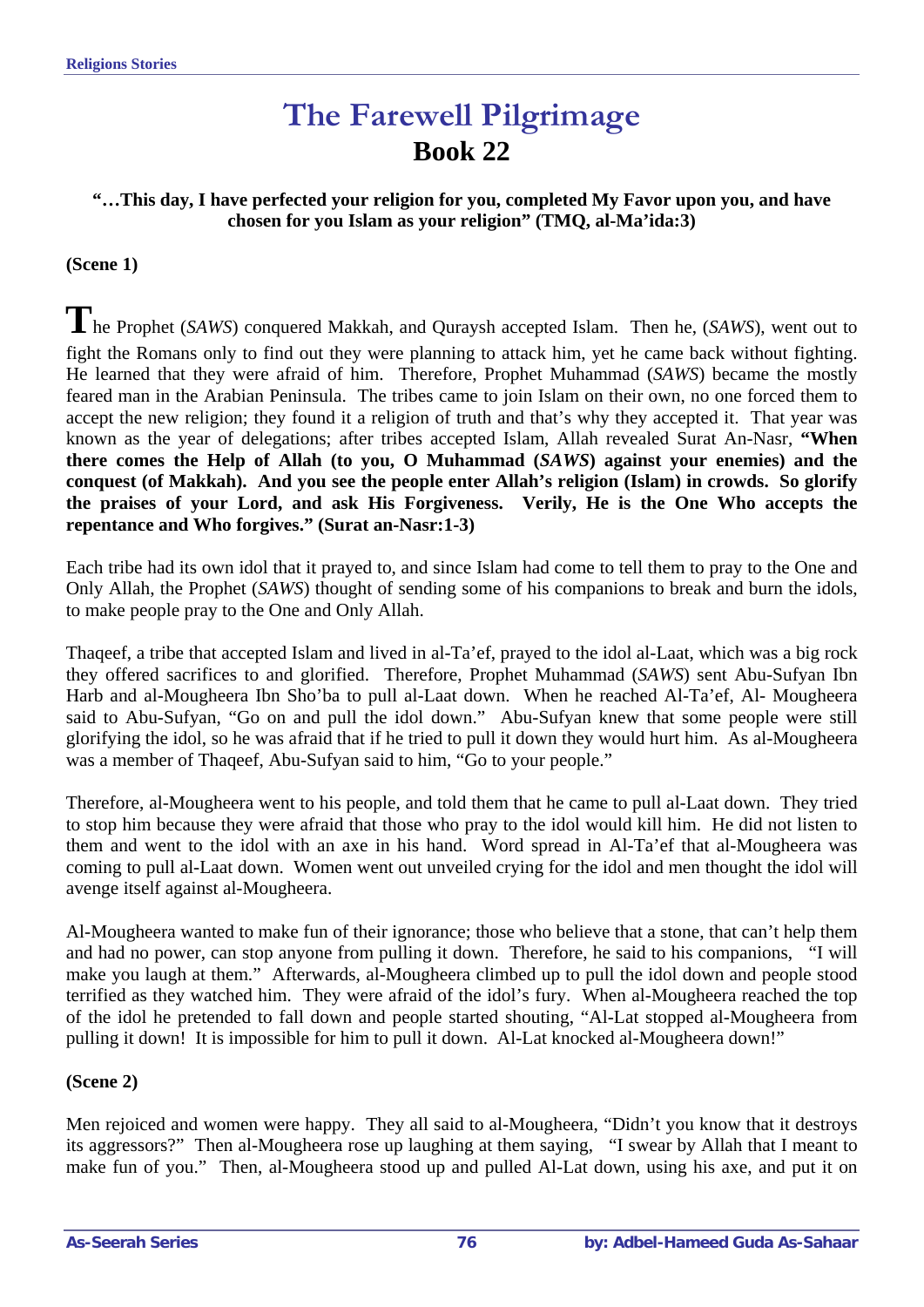# The Farewell Pilgrimage

## Book 22

**"…This day, I have perfected your religion for you, completed My Favor upon you, and have chosen for you Islam as your religion" (TMQ, al-Ma'ida:3)**

**(Scene 1)**

The Prophet (*SAWS*) conquered Makkah, and Quraysh accepted Islam. Then he, (*SAWS*), went out to fight the Romans only to find out they were planning to attack him, yet he came back without fighting. He learned that they were afraid of him. Therefore, Prophet Muhammad (*SAWS*) became the mostly feared man in the Arabian Peninsula. The tribes came to join Islam on their own, no one forced them to accept the new religion; they found it a religion of truth and that's why they accepted it. That year was known as the year of delegations; after tribes accepted Islam, Allah revealed Surat An-Nasr, **"When there comes the Help of Allah (to you, O Muhammad (*SAWS*) against your enemies) and the conquest (of Makkah). And you see the people enter Allah's religion (Islam) in crowds. So glorify the praises of your Lord, and ask His Forgiveness. Verily, He is the One Who accepts the repentance and Who forgives." (Surat an-Nasr:1-3)**

Each tribe had its own idol that it prayed to, and since Islam had come to tell them to pray to the One and Only Allah, the Prophet (*SAWS*) thought of sending some of his companions to break and burn the idols, to make people pray to the One and Only Allah.

Thaqeef, a tribe that accepted Islam and lived in al-Ta'ef, prayed to the idol al-Laat, which was a big rock they offered sacrifices to and glorified. Therefore, Prophet Muhammad (*SAWS*) sent Abu-Sufyan Ibn Harb and al-Mougheera Ibn Sho'ba to pull al-Laat down. When he reached Al-Ta'ef, Al- Mougheera said to Abu-Sufyan, "Go on and pull the idol down." Abu-Sufyan knew that some people were still glorifying the idol, so he was afraid that if he tried to pull it down they would hurt him. As al-Mougheera was a member of Thaqeef, Abu-Sufyan said to him, "Go to your people."

Therefore, al-Mougheera went to his people, and told them that he came to pull al-Laat down. They tried to stop him because they were afraid that those who pray to the idol would kill him. He did not listen to them and went to the idol with an axe in his hand. Word spread in Al-Ta'ef that al-Mougheera was coming to pull al-Laat down. Women went out unveiled crying for the idol and men thought the idol will avenge itself against al-Mougheera.

Al-Mougheera wanted to make fun of their ignorance; those who believe that a stone, that can't help them and had no power, can stop anyone from pulling it down. Therefore, he said to his companions, "I will make you laugh at them." Afterwards, al-Mougheera climbed up to pull the idol down and people stood terrified as they watched him. They were afraid of the idol's fury. When al-Mougheera reached the top of the idol he pretended to fall down and people started shouting, "Al-Lat stopped al-Mougheera from pulling it down! It is impossible for him to pull it down. Al-Lat knocked al-Mougheera down!"

**(Scene 2)**

Men rejoiced and women were happy. They all said to al-Mougheera, "Didn't you know that it destroys its aggressors?" Then al-Mougheera rose up laughing at them saying, "I swear by Allah that I meant to make fun of you." Then, al-Mougheera stood up and pulled Al-Lat down, using his axe, and put it on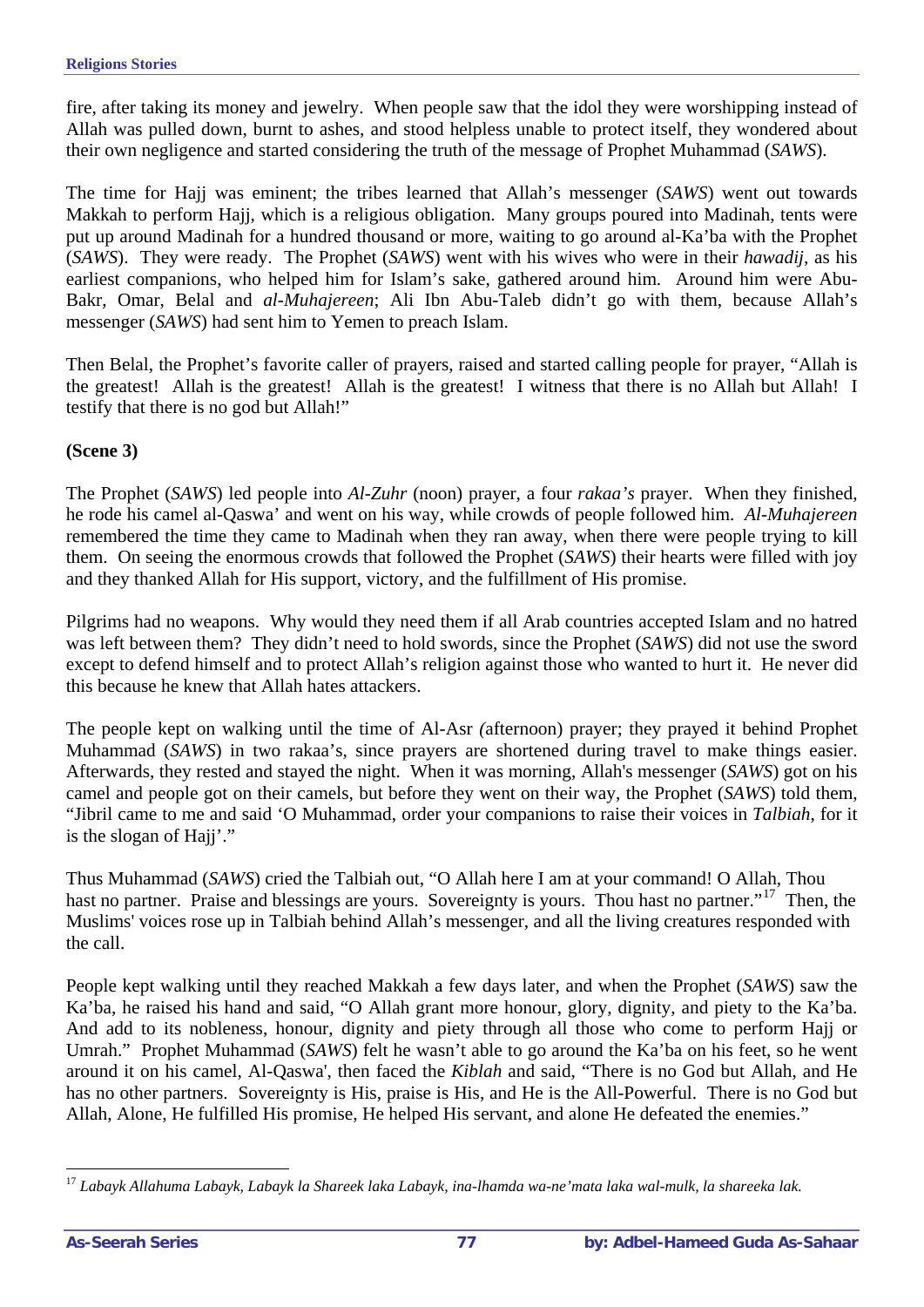fire, after taking its money and jewelry. When people saw that the idol they were worshipping instead of Allah was pulled down, burnt to ashes, and stood helpless unable to protect itself, they wondered about their own negligence and started considering the truth of the message of Prophet Muhammad (*SAWS*).

The time for Hajj was eminent; the tribes learned that Allah's messenger (*SAWS*) went out towards Makkah to perform Hajj, which is a religious obligation. Many groups poured into Madinah, tents were put up around Madinah for a hundred thousand or more, waiting to go around al-Ka'ba with the Prophet (*SAWS*). They were ready. The Prophet (*SAWS*) went with his wives who were in their *hawadij*, as his earliest companions, who helped him for Islam's sake, gathered around him. Around him were Abu-Bakr, Omar, Belal and *al-Muhajereen*; Ali Ibn Abu-Taleb didn't go with them, because Allah's messenger (*SAWS*) had sent him to Yemen to preach Islam.

Then Belal, the Prophet's favorite caller of prayers, raised and started calling people for prayer, "Allah is the greatest! Allah is the greatest! Allah is the greatest! I witness that there is no Allah but Allah! I testify that there is no god but Allah!"

**(Scene 3)**

The Prophet (*SAWS*) led people into *Al-Zuhr* (noon) prayer, a four *rakaa's* prayer. When they finished, he rode his camel al-Qaswa' and went on his way, while crowds of people followed him. *Al-Muhajereen* remembered the time they came to Madinah when they ran away, when there were people trying to kill them. On seeing the enormous crowds that followed the Prophet (*SAWS*) their hearts were filled with joy and they thanked Allah for His support, victory, and the fulfillment of His promise.

Pilgrims had no weapons. Why would they need them if all Arab countries accepted Islam and no hatred was left between them? They didn't need to hold swords, since the Prophet (*SAWS*) did not use the sword except to defend himself and to protect Allah's religion against those who wanted to hurt it. He never did this because he knew that Allah hates attackers.

The people kept on walking until the time of Al-Asr *(*afternoon) prayer; they prayed it behind Prophet Muhammad (*SAWS*) in two rakaa's, since prayers are shortened during travel to make things easier. Afterwards, they rested and stayed the night. When it was morning, Allah's messenger (*SAWS*) got on his camel and people got on their camels, but before they went on their way, the Prophet (*SAWS*) told them, "Jibril came to me and said 'O Muhammad, order your companions to raise their voices in *Talbiah*, for it is the slogan of Hajj'."

Thus Muhammad (*SAWS*) cried the Talbiah out, "O Allah here I am at your command! O Allah, Thou hast no partner. Praise and blessings are yours. Sovereignty is yours. Thou hast no partner."[17] Then, the Muslims' voices rose up in Talbiah behind Allah's messenger, and all the living creatures responded with the call.

People kept walking until they reached Makkah a few days later, and when the Prophet (*SAWS*) saw the Ka'ba, he raised his hand and said, "O Allah grant more honour, glory, dignity, and piety to the Ka'ba. And add to its nobleness, honour, dignity and piety through all those who come to perform Hajj or Umrah." Prophet Muhammad (*SAWS*) felt he wasn't able to go around the Ka'ba on his feet, so he went around it on his camel, Al-Qaswa', then faced the *Kiblah* and said, "There is no God but Allah, and He has no other partners. Sovereignty is His, praise is His, and He is the All-Powerful. There is no God but Allah, Alone, He fulfilled His promise, He helped His servant, and alone He defeated the enemies."

---

[17] *Labayk Allahuma Labayk, Labayk la Shareek laka Labayk, ina-lhamda wa-ne'mata laka wal-mulk, la shareeka lak.*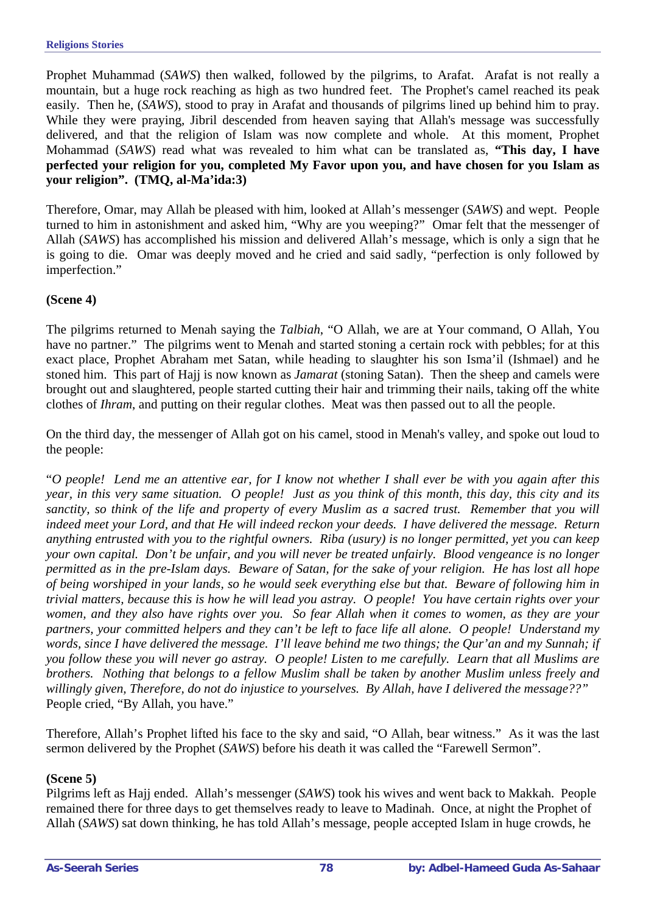Prophet Muhammad (*SAWS*) then walked, followed by the pilgrims, to Arafat. Arafat is not really a mountain, but a huge rock reaching as high as two hundred feet. The Prophet's camel reached its peak easily. Then he, (*SAWS*), stood to pray in Arafat and thousands of pilgrims lined up behind him to pray. While they were praying, Jibril descended from heaven saying that Allah's message was successfully delivered, and that the religion of Islam was now complete and whole. At this moment, Prophet Mohammad (*SAWS*) read what was revealed to him what can be translated as, **"This day, I have perfected your religion for you, completed My Favor upon you, and have chosen for you Islam as your religion". (TMQ, al-Ma'ida:3)**

Therefore, Omar, may Allah be pleased with him, looked at Allah's messenger (*SAWS*) and wept. People turned to him in astonishment and asked him, "Why are you weeping?" Omar felt that the messenger of Allah (*SAWS*) has accomplished his mission and delivered Allah's message, which is only a sign that he is going to die. Omar was deeply moved and he cried and said sadly, "perfection is only followed by imperfection."

**(Scene 4)**

The pilgrims returned to Menah saying the *Talbiah*, "O Allah, we are at Your command, O Allah, You have no partner." The pilgrims went to Menah and started stoning a certain rock with pebbles; for at this exact place, Prophet Abraham met Satan, while heading to slaughter his son Isma'il (Ishmael) and he stoned him. This part of Hajj is now known as *Jamarat* (stoning Satan). Then the sheep and camels were brought out and slaughtered, people started cutting their hair and trimming their nails, taking off the white clothes of *Ihram*, and putting on their regular clothes. Meat was then passed out to all the people.

On the third day, the messenger of Allah got on his camel, stood in Menah's valley, and spoke out loud to the people:

"*O people! Lend me an attentive ear, for I know not whether I shall ever be with you again after this year, in this very same situation. O people! Just as you think of this month, this day, this city and its sanctity, so think of the life and property of every Muslim as a sacred trust. Remember that you will indeed meet your Lord, and that He will indeed reckon your deeds. I have delivered the message. Return anything entrusted with you to the rightful owners. Riba (usury) is no longer permitted, yet you can keep your own capital. Don't be unfair, and you will never be treated unfairly. Blood vengeance is no longer permitted as in the pre-Islam days. Beware of Satan, for the sake of your religion. He has lost all hope of being worshiped in your lands, so he would seek everything else but that. Beware of following him in trivial matters, because this is how he will lead you astray. O people! You have certain rights over your women, and they also have rights over you. So fear Allah when it comes to women, as they are your partners, your committed helpers and they can't be left to face life all alone. O people! Understand my words, since I have delivered the message. I'll leave behind me two things; the Qur'an and my Sunnah; if you follow these you will never go astray. O people! Listen to me carefully. Learn that all Muslims are brothers. Nothing that belongs to a fellow Muslim shall be taken by another Muslim unless freely and willingly given, Therefore, do not do injustice to yourselves. By Allah, have I delivered the message??*" People cried, "By Allah, you have."

Therefore, Allah's Prophet lifted his face to the sky and said, "O Allah, bear witness." As it was the last sermon delivered by the Prophet (*SAWS*) before his death it was called the "Farewell Sermon".

**(Scene 5)**

Pilgrims left as Hajj ended. Allah's messenger (*SAWS*) took his wives and went back to Makkah. People remained there for three days to get themselves ready to leave to Madinah. Once, at night the Prophet of Allah (*SAWS*) sat down thinking, he has told Allah's message, people accepted Islam in huge crowds, he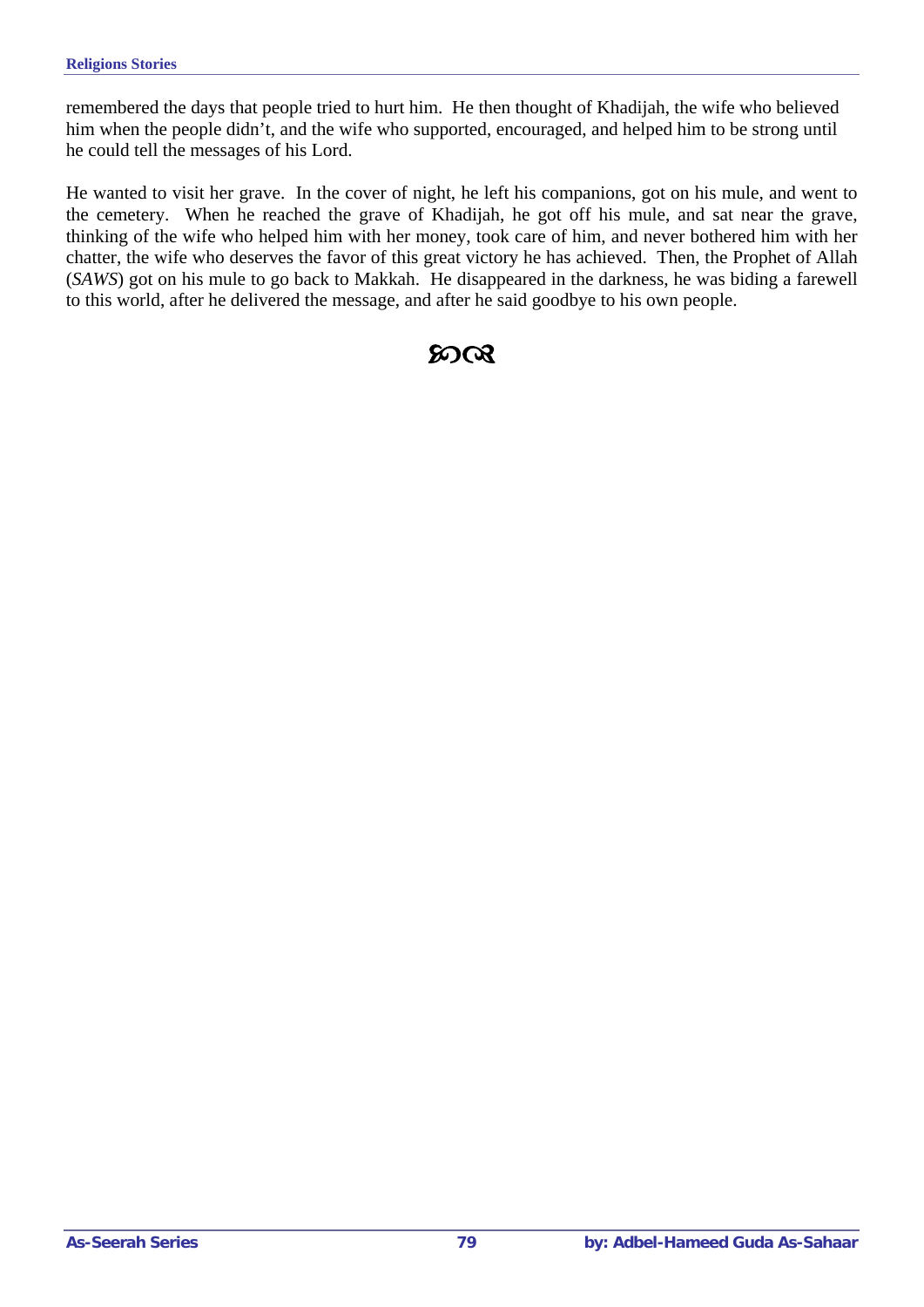remembered the days that people tried to hurt him. He then thought of Khadijah, the wife who believed him when the people didn't, and the wife who supported, encouraged, and helped him to be strong until he could tell the messages of his Lord.

He wanted to visit her grave. In the cover of night, he left his companions, got on his mule, and went to the cemetery. When he reached the grave of Khadijah, he got off his mule, and sat near the grave, thinking of the wife who helped him with her money, took care of him, and never bothered him with her chatter, the wife who deserves the favor of this great victory he has achieved. Then, the Prophet of Allah (*SAWS*) got on his mule to go back to Makkah. He disappeared in the darkness, he was biding a farewell to this world, after he delivered the message, and after he said goodbye to his own people.

ᘓᘐ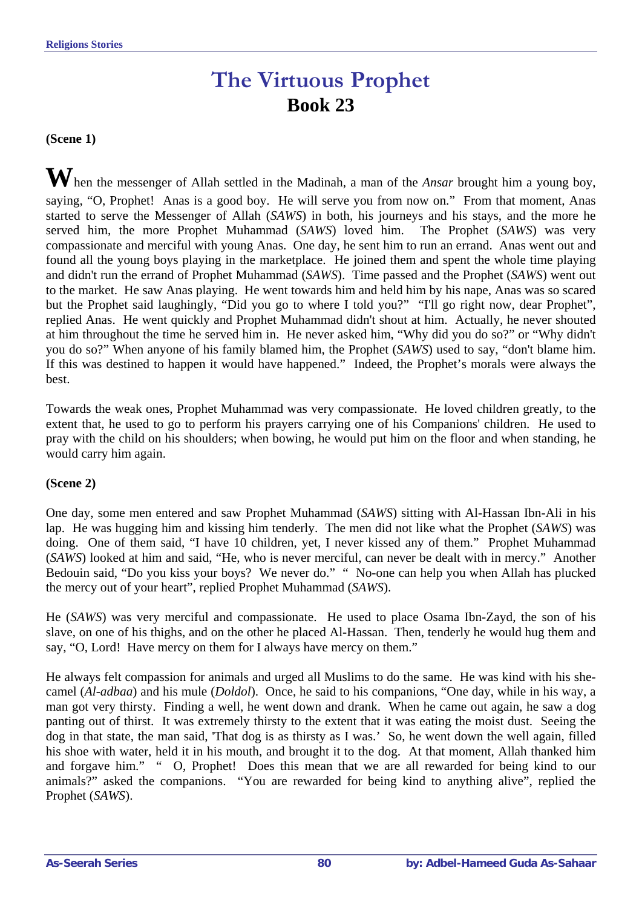# The Virtuous Prophet
## Book 23

**(Scene 1)**

When the messenger of Allah settled in the Madinah, a man of the *Ansar* brought him a young boy, saying, "O, Prophet! Anas is a good boy. He will serve you from now on." From that moment, Anas started to serve the Messenger of Allah (*SAWS*) in both, his journeys and his stays, and the more he served him, the more Prophet Muhammad (*SAWS*) loved him. The Prophet (*SAWS*) was very compassionate and merciful with young Anas. One day, he sent him to run an errand. Anas went out and found all the young boys playing in the marketplace. He joined them and spent the whole time playing and didn't run the errand of Prophet Muhammad (*SAWS*). Time passed and the Prophet (*SAWS*) went out to the market. He saw Anas playing. He went towards him and held him by his nape, Anas was so scared but the Prophet said laughingly, "Did you go to where I told you?" "I'll go right now, dear Prophet", replied Anas. He went quickly and Prophet Muhammad didn't shout at him. Actually, he never shouted at him throughout the time he served him in. He never asked him, "Why did you do so?" or "Why didn't you do so?" When anyone of his family blamed him, the Prophet (*SAWS*) used to say, "don't blame him. If this was destined to happen it would have happened." Indeed, the Prophet's morals were always the best.

Towards the weak ones, Prophet Muhammad was very compassionate. He loved children greatly, to the extent that, he used to go to perform his prayers carrying one of his Companions' children. He used to pray with the child on his shoulders; when bowing, he would put him on the floor and when standing, he would carry him again.

**(Scene 2)**

One day, some men entered and saw Prophet Muhammad (*SAWS*) sitting with Al-Hassan Ibn-Ali in his lap. He was hugging him and kissing him tenderly. The men did not like what the Prophet (*SAWS*) was doing. One of them said, "I have 10 children, yet, I never kissed any of them." Prophet Muhammad (*SAWS*) looked at him and said, "He, who is never merciful, can never be dealt with in mercy." Another Bedouin said, "Do you kiss your boys? We never do." " No-one can help you when Allah has plucked the mercy out of your heart", replied Prophet Muhammad (*SAWS*).

He (*SAWS*) was very merciful and compassionate. He used to place Osama Ibn-Zayd, the son of his slave, on one of his thighs, and on the other he placed Al-Hassan. Then, tenderly he would hug them and say, "O, Lord! Have mercy on them for I always have mercy on them."

He always felt compassion for animals and urged all Muslims to do the same. He was kind with his she-camel (*Al-adbaa*) and his mule (*Doldol*). Once, he said to his companions, "One day, while in his way, a man got very thirsty. Finding a well, he went down and drank. When he came out again, he saw a dog panting out of thirst. It was extremely thirsty to the extent that it was eating the moist dust. Seeing the dog in that state, the man said, 'That dog is as thirsty as I was.' So, he went down the well again, filled his shoe with water, held it in his mouth, and brought it to the dog. At that moment, Allah thanked him and forgave him." " O, Prophet! Does this mean that we are all rewarded for being kind to our animals?" asked the companions. "You are rewarded for being kind to anything alive", replied the Prophet (*SAWS*).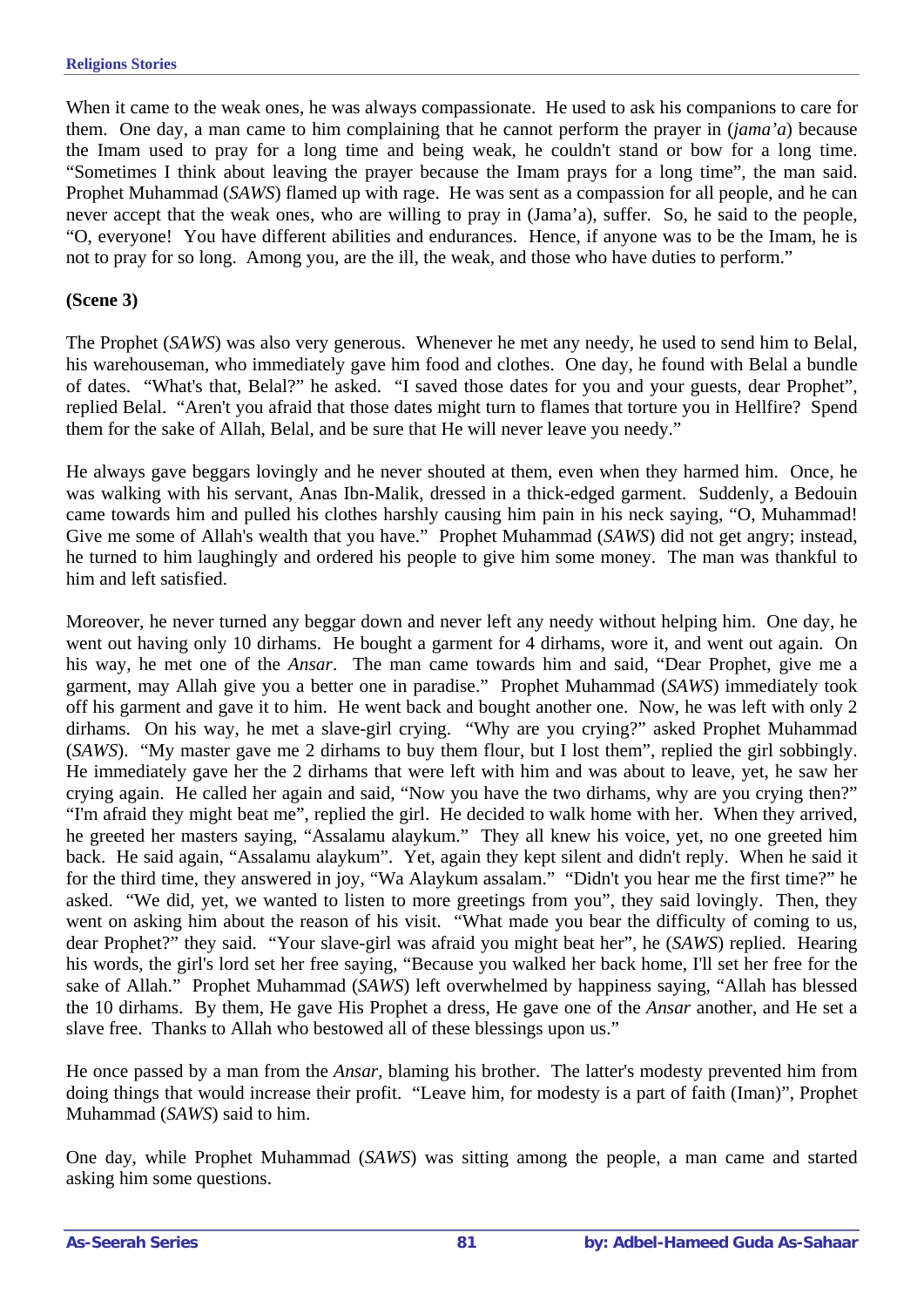When it came to the weak ones, he was always compassionate. He used to ask his companions to care for them. One day, a man came to him complaining that he cannot perform the prayer in (*jama'a*) because the Imam used to pray for a long time and being weak, he couldn't stand or bow for a long time. "Sometimes I think about leaving the prayer because the Imam prays for a long time", the man said. Prophet Muhammad (*SAWS*) flamed up with rage. He was sent as a compassion for all people, and he can never accept that the weak ones, who are willing to pray in (Jama'a), suffer. So, he said to the people, "O, everyone! You have different abilities and endurances. Hence, if anyone was to be the Imam, he is not to pray for so long. Among you, are the ill, the weak, and those who have duties to perform."

**(Scene 3)**

The Prophet (*SAWS*) was also very generous. Whenever he met any needy, he used to send him to Belal, his warehouseman, who immediately gave him food and clothes. One day, he found with Belal a bundle of dates. "What's that, Belal?" he asked. "I saved those dates for you and your guests, dear Prophet", replied Belal. "Aren't you afraid that those dates might turn to flames that torture you in Hellfire? Spend them for the sake of Allah, Belal, and be sure that He will never leave you needy."

He always gave beggars lovingly and he never shouted at them, even when they harmed him. Once, he was walking with his servant, Anas Ibn-Malik, dressed in a thick-edged garment. Suddenly, a Bedouin came towards him and pulled his clothes harshly causing him pain in his neck saying, "O, Muhammad! Give me some of Allah's wealth that you have." Prophet Muhammad (*SAWS*) did not get angry; instead, he turned to him laughingly and ordered his people to give him some money. The man was thankful to him and left satisfied.

Moreover, he never turned any beggar down and never left any needy without helping him. One day, he went out having only 10 dirhams. He bought a garment for 4 dirhams, wore it, and went out again. On his way, he met one of the *Ansar*. The man came towards him and said, "Dear Prophet, give me a garment, may Allah give you a better one in paradise." Prophet Muhammad (*SAWS*) immediately took off his garment and gave it to him. He went back and bought another one. Now, he was left with only 2 dirhams. On his way, he met a slave-girl crying. "Why are you crying?" asked Prophet Muhammad (*SAWS*). "My master gave me 2 dirhams to buy them flour, but I lost them", replied the girl sobbingly. He immediately gave her the 2 dirhams that were left with him and was about to leave, yet, he saw her crying again. He called her again and said, "Now you have the two dirhams, why are you crying then?" "I'm afraid they might beat me", replied the girl. He decided to walk home with her. When they arrived, he greeted her masters saying, "Assalamu alaykum." They all knew his voice, yet, no one greeted him back. He said again, "Assalamu alaykum". Yet, again they kept silent and didn't reply. When he said it for the third time, they answered in joy, "Wa Alaykum assalam." "Didn't you hear me the first time?" he asked. "We did, yet, we wanted to listen to more greetings from you", they said lovingly. Then, they went on asking him about the reason of his visit. "What made you bear the difficulty of coming to us, dear Prophet?" they said. "Your slave-girl was afraid you might beat her", he (*SAWS*) replied. Hearing his words, the girl's lord set her free saying, "Because you walked her back home, I'll set her free for the sake of Allah." Prophet Muhammad (*SAWS*) left overwhelmed by happiness saying, "Allah has blessed the 10 dirhams. By them, He gave His Prophet a dress, He gave one of the *Ansar* another, and He set a slave free. Thanks to Allah who bestowed all of these blessings upon us."

He once passed by a man from the *Ansar*, blaming his brother. The latter's modesty prevented him from doing things that would increase their profit. "Leave him, for modesty is a part of faith (Iman)", Prophet Muhammad (*SAWS*) said to him.

One day, while Prophet Muhammad (*SAWS*) was sitting among the people, a man came and started asking him some questions.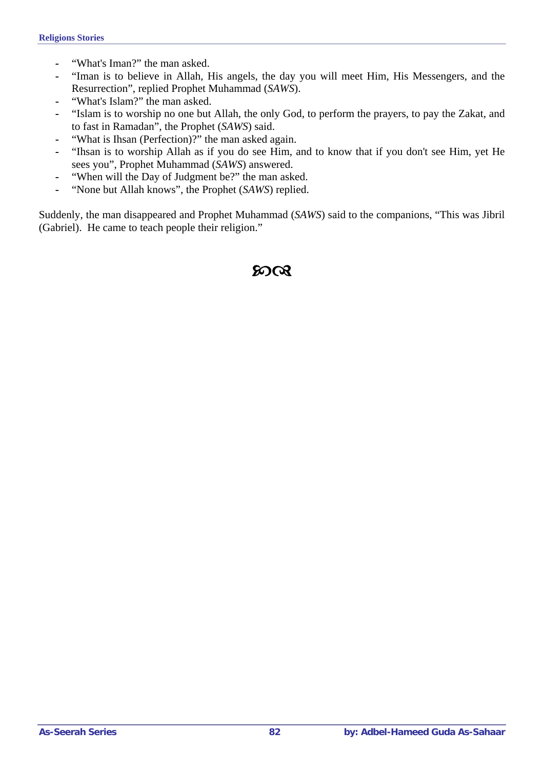- “What's Iman?” the man asked.
- “Iman is to believe in Allah, His angels, the day you will meet Him, His Messengers, and the Resurrection”, replied Prophet Muhammad (*SAWS*).
- “What's Islam?” the man asked.
- “Islam is to worship no one but Allah, the only God, to perform the prayers, to pay the Zakat, and to fast in Ramadan”, the Prophet (*SAWS*) said.
- “What is Ihsan (Perfection)?” the man asked again.
- “Ihsan is to worship Allah as if you do see Him, and to know that if you don't see Him, yet He sees you”, Prophet Muhammad (*SAWS*) answered.
- “When will the Day of Judgment be?” the man asked.
- “None but Allah knows”, the Prophet (*SAWS*) replied.

Suddenly, the man disappeared and Prophet Muhammad (*SAWS*) said to the companions, “This was Jibril (Gabriel). He came to teach people their religion.”

ጀጋ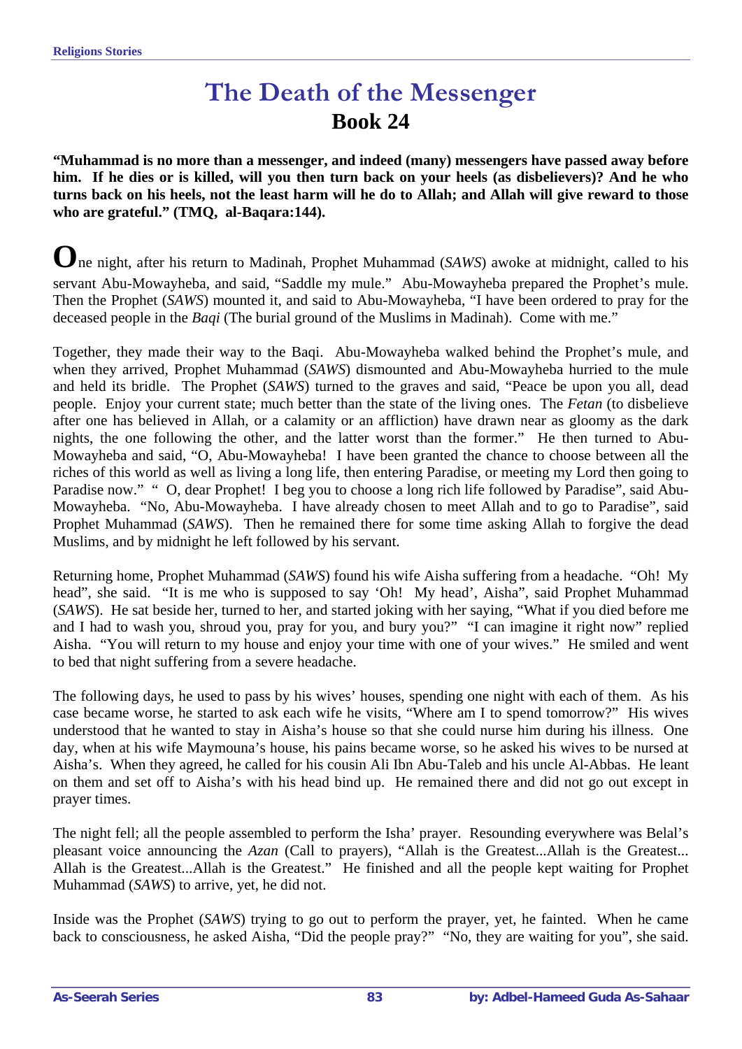# The Death of the Messenger

## Book 24

**"Muhammad is no more than a messenger, and indeed (many) messengers have passed away before him. If he dies or is killed, will you then turn back on your heels (as disbelievers)? And he who turns back on his heels, not the least harm will he do to Allah; and Allah will give reward to those who are grateful." (TMQ, al-Baqara:144).**

**O**ne night, after his return to Madinah, Prophet Muhammad (*SAWS*) awoke at midnight, called to his servant Abu-Mowayheba, and said, "Saddle my mule." Abu-Mowayheba prepared the Prophet's mule. Then the Prophet (*SAWS*) mounted it, and said to Abu-Mowayheba, "I have been ordered to pray for the deceased people in the *Baqi* (The burial ground of the Muslims in Madinah). Come with me."

Together, they made their way to the Baqi. Abu-Mowayheba walked behind the Prophet's mule, and when they arrived, Prophet Muhammad (*SAWS*) dismounted and Abu-Mowayheba hurried to the mule and held its bridle. The Prophet (*SAWS*) turned to the graves and said, "Peace be upon you all, dead people. Enjoy your current state; much better than the state of the living ones. The *Fetan* (to disbelieve after one has believed in Allah, or a calamity or an affliction) have drawn near as gloomy as the dark nights, the one following the other, and the latter worst than the former." He then turned to Abu-Mowayheba and said, "O, Abu-Mowayheba! I have been granted the chance to choose between all the riches of this world as well as living a long life, then entering Paradise, or meeting my Lord then going to Paradise now." " O, dear Prophet! I beg you to choose a long rich life followed by Paradise", said Abu-Mowayheba. "No, Abu-Mowayheba. I have already chosen to meet Allah and to go to Paradise", said Prophet Muhammad (*SAWS*). Then he remained there for some time asking Allah to forgive the dead Muslims, and by midnight he left followed by his servant.

Returning home, Prophet Muhammad (*SAWS*) found his wife Aisha suffering from a headache. "Oh! My head", she said. "It is me who is supposed to say 'Oh! My head', Aisha", said Prophet Muhammad (*SAWS*). He sat beside her, turned to her, and started joking with her saying, "What if you died before me and I had to wash you, shroud you, pray for you, and bury you?" "I can imagine it right now" replied Aisha. "You will return to my house and enjoy your time with one of your wives." He smiled and went to bed that night suffering from a severe headache.

The following days, he used to pass by his wives' houses, spending one night with each of them. As his case became worse, he started to ask each wife he visits, "Where am I to spend tomorrow?" His wives understood that he wanted to stay in Aisha's house so that she could nurse him during his illness. One day, when at his wife Maymouna's house, his pains became worse, so he asked his wives to be nursed at Aisha's. When they agreed, he called for his cousin Ali Ibn Abu-Taleb and his uncle Al-Abbas. He leant on them and set off to Aisha's with his head bind up. He remained there and did not go out except in prayer times.

The night fell; all the people assembled to perform the Isha' prayer. Resounding everywhere was Belal's pleasant voice announcing the *Azan* (Call to prayers), "Allah is the Greatest...Allah is the Greatest... Allah is the Greatest...Allah is the Greatest." He finished and all the people kept waiting for Prophet Muhammad (*SAWS*) to arrive, yet, he did not.

Inside was the Prophet (*SAWS*) trying to go out to perform the prayer, yet, he fainted. When he came back to consciousness, he asked Aisha, "Did the people pray?" "No, they are waiting for you", she said.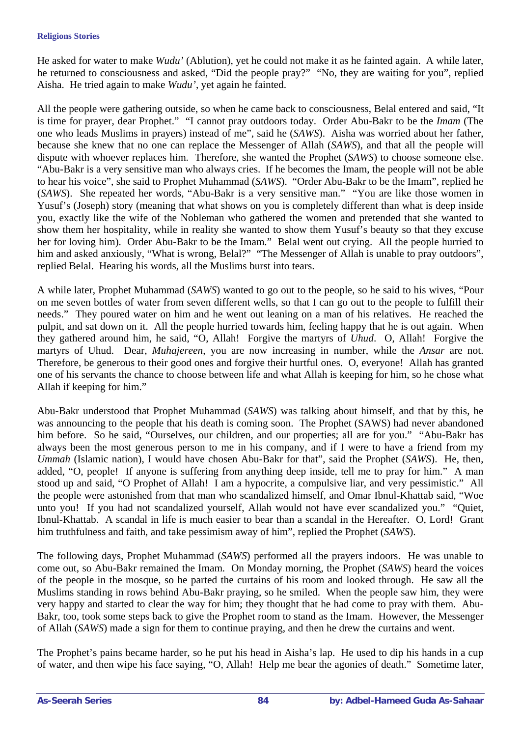He asked for water to make *Wudu'* (Ablution), yet he could not make it as he fainted again. A while later, he returned to consciousness and asked, "Did the people pray?" "No, they are waiting for you", replied Aisha. He tried again to make *Wudu'*, yet again he fainted.

All the people were gathering outside, so when he came back to consciousness, Belal entered and said, "It is time for prayer, dear Prophet." "I cannot pray outdoors today. Order Abu-Bakr to be the *Imam* (The one who leads Muslims in prayers) instead of me", said he (*SAWS*). Aisha was worried about her father, because she knew that no one can replace the Messenger of Allah (*SAWS*), and that all the people will dispute with whoever replaces him. Therefore, she wanted the Prophet (*SAWS*) to choose someone else. "Abu-Bakr is a very sensitive man who always cries. If he becomes the Imam, the people will not be able to hear his voice", she said to Prophet Muhammad (*SAWS*). "Order Abu-Bakr to be the Imam", replied he (*SAWS*). She repeated her words, "Abu-Bakr is a very sensitive man." "You are like those women in Yusuf's (Joseph) story (meaning that what shows on you is completely different than what is deep inside you, exactly like the wife of the Nobleman who gathered the women and pretended that she wanted to show them her hospitality, while in reality she wanted to show them Yusuf's beauty so that they excuse her for loving him). Order Abu-Bakr to be the Imam." Belal went out crying. All the people hurried to him and asked anxiously, "What is wrong, Belal?" "The Messenger of Allah is unable to pray outdoors", replied Belal. Hearing his words, all the Muslims burst into tears.

A while later, Prophet Muhammad (*SAWS*) wanted to go out to the people, so he said to his wives, "Pour on me seven bottles of water from seven different wells, so that I can go out to the people to fulfill their needs." They poured water on him and he went out leaning on a man of his relatives. He reached the pulpit, and sat down on it. All the people hurried towards him, feeling happy that he is out again. When they gathered around him, he said, "O, Allah! Forgive the martyrs of *Uhud*. O, Allah! Forgive the martyrs of Uhud. Dear, *Muhajereen*, you are now increasing in number, while the *Ansar* are not. Therefore, be generous to their good ones and forgive their hurtful ones. O, everyone! Allah has granted one of his servants the chance to choose between life and what Allah is keeping for him, so he chose what Allah if keeping for him."

Abu-Bakr understood that Prophet Muhammad (*SAWS*) was talking about himself, and that by this, he was announcing to the people that his death is coming soon. The Prophet (SAWS) had never abandoned him before. So he said, "Ourselves, our children, and our properties; all are for you." "Abu-Bakr has always been the most generous person to me in his company, and if I were to have a friend from my *Ummah* (Islamic nation), I would have chosen Abu-Bakr for that", said the Prophet (*SAWS*). He, then, added, "O, people! If anyone is suffering from anything deep inside, tell me to pray for him." A man stood up and said, "O Prophet of Allah! I am a hypocrite, a compulsive liar, and very pessimistic." All the people were astonished from that man who scandalized himself, and Omar Ibnul-Khattab said, "Woe unto you! If you had not scandalized yourself, Allah would not have ever scandalized you." "Quiet, Ibnul-Khattab. A scandal in life is much easier to bear than a scandal in the Hereafter. O, Lord! Grant him truthfulness and faith, and take pessimism away of him", replied the Prophet (*SAWS*).

The following days, Prophet Muhammad (*SAWS*) performed all the prayers indoors. He was unable to come out, so Abu-Bakr remained the Imam. On Monday morning, the Prophet (*SAWS*) heard the voices of the people in the mosque, so he parted the curtains of his room and looked through. He saw all the Muslims standing in rows behind Abu-Bakr praying, so he smiled. When the people saw him, they were very happy and started to clear the way for him; they thought that he had come to pray with them. Abu-Bakr, too, took some steps back to give the Prophet room to stand as the Imam. However, the Messenger of Allah (*SAWS*) made a sign for them to continue praying, and then he drew the curtains and went.

The Prophet's pains became harder, so he put his head in Aisha's lap. He used to dip his hands in a cup of water, and then wipe his face saying, "O, Allah! Help me bear the agonies of death." Sometime later,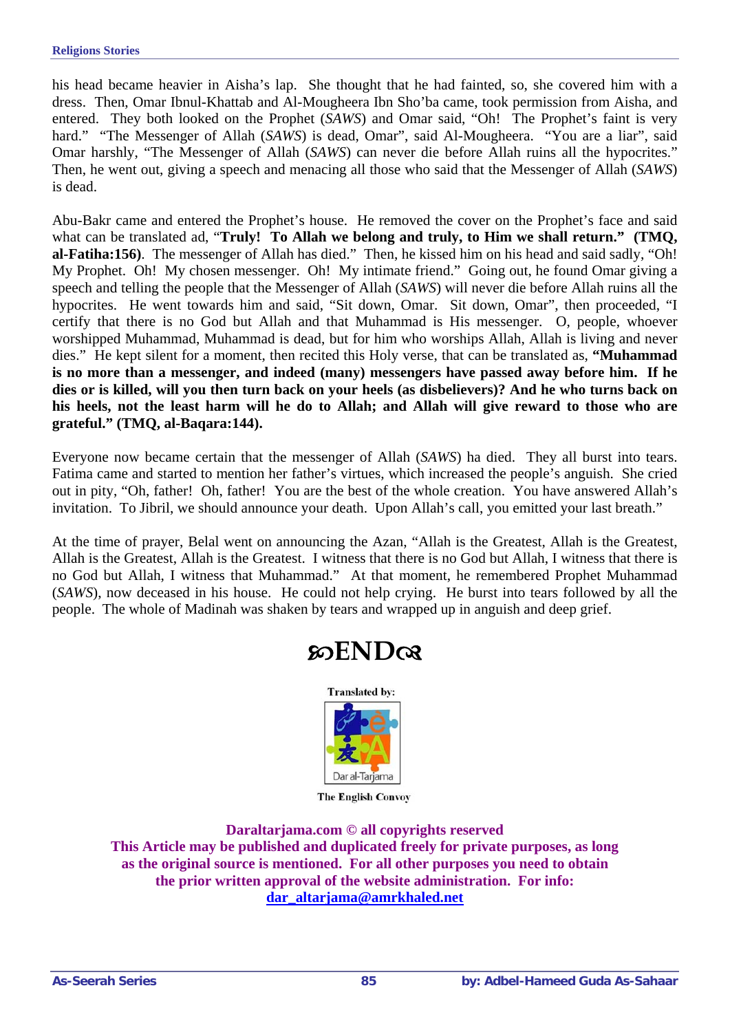his head became heavier in Aisha's lap. She thought that he had fainted, so, she covered him with a dress. Then, Omar Ibnul-Khattab and Al-Mougheera Ibn Sho'ba came, took permission from Aisha, and entered. They both looked on the Prophet (*SAWS*) and Omar said, "Oh! The Prophet's faint is very hard." "The Messenger of Allah (*SAWS*) is dead, Omar", said Al-Mougheera. "You are a liar", said Omar harshly, "The Messenger of Allah (*SAWS*) can never die before Allah ruins all the hypocrites." Then, he went out, giving a speech and menacing all those who said that the Messenger of Allah (*SAWS*) is dead.

Abu-Bakr came and entered the Prophet's house. He removed the cover on the Prophet's face and said what can be translated ad, "**Truly! To Allah we belong and truly, to Him we shall return." (TMQ, al-Fatiha:156)**. The messenger of Allah has died." Then, he kissed him on his head and said sadly, "Oh! My Prophet. Oh! My chosen messenger. Oh! My intimate friend." Going out, he found Omar giving a speech and telling the people that the Messenger of Allah (*SAWS*) will never die before Allah ruins all the hypocrites. He went towards him and said, "Sit down, Omar. Sit down, Omar", then proceeded, "I certify that there is no God but Allah and that Muhammad is His messenger. O, people, whoever worshipped Muhammad, Muhammad is dead, but for him who worships Allah, Allah is living and never dies." He kept silent for a moment, then recited this Holy verse, that can be translated as, **"Muhammad is no more than a messenger, and indeed (many) messengers have passed away before him. If he dies or is killed, will you then turn back on your heels (as disbelievers)? And he who turns back on his heels, not the least harm will he do to Allah; and Allah will give reward to those who are grateful." (TMQ, al-Baqara:144).**

Everyone now became certain that the messenger of Allah (*SAWS*) ha died. They all burst into tears. Fatima came and started to mention her father's virtues, which increased the people's anguish. She cried out in pity, "Oh, father! Oh, father! You are the best of the whole creation. You have answered Allah's invitation. To Jibril, we should announce your death. Upon Allah's call, you emitted your last breath."

At the time of prayer, Belal went on announcing the Azan, "Allah is the Greatest, Allah is the Greatest, Allah is the Greatest, Allah is the Greatest. I witness that there is no God but Allah, I witness that there is no God but Allah, I witness that Muhammad." At that moment, he remembered Prophet Muhammad (*SAWS*), now deceased in his house. He could not help crying. He burst into tears followed by all the people. The whole of Madinah was shaken by tears and wrapped up in anguish and deep grief.

**END**

Translated by:

Dar al-Tarjama

The English Convoy

**Daraltarjama.com © all copyrights reserved**
**This Article may be published and duplicated freely for private purposes, as long as the original source is mentioned. For all other purposes you need to obtain the prior written approval of the website administration. For info:**
**dar_altarjama@amrkhaled.net**